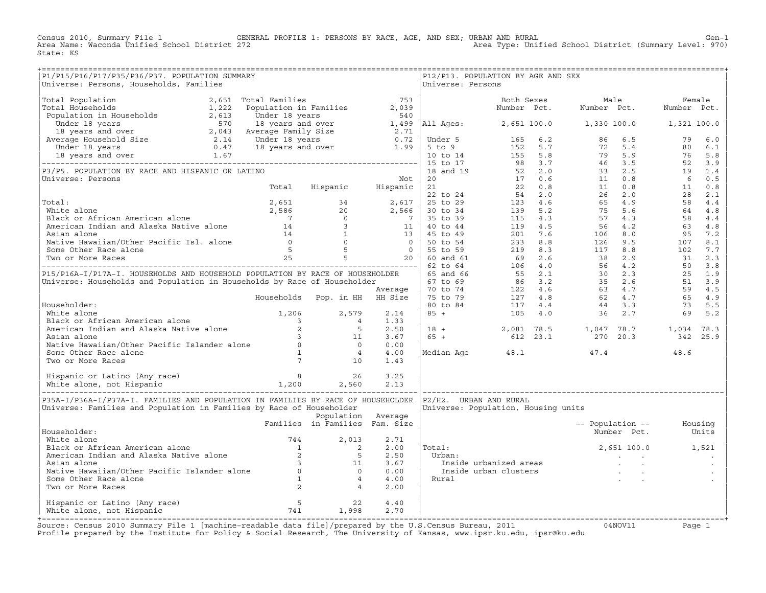Census 2010, Summary File 1 — GENERAL PROFILE 1: PERSONS BY RACE, AGE, AND SEX; URBAN AND RURAL — Gen-1

Area Name: Waconda Unified School District 272 — Area Type: Unified School District (Summary Level: 970)

State: KS

## P1/P15/P16/P17/P35/P36/P37. POPULATION SUMMARY

Universe: Persons, Households, Families

| | | | |
|---|---|---|---|
| Total Population | 2,651 | Total Families | 753 |
| Total Households | 1,222 | Population in Families | 2,039 |
| Population in Households | 2,613 | Under 18 years | 540 |
| Under 18 years | 570 | 18 years and over | 1,499 |
| 18 years and over | 2,043 | Average Family Size | 2.71 |
| Average Household Size | 2.14 | Under 18 years | 0.72 |
| Under 18 years | 0.47 | 18 years and over | 1.99 |
| 18 years and over | 1.67 | | |

## P3/P5. POPULATION BY RACE AND HISPANIC OR LATINO

Universe: Persons

| | Total | Hispanic | Not Hispanic |
|---|---|---|---|
| Total: | 2,651 | 34 | 2,617 |
| White alone | 2,586 | 20 | 2,566 |
| Black or African American alone | 7 | 0 | 7 |
| American Indian and Alaska Native alone | 14 | 3 | 11 |
| Asian alone | 14 | 1 | 13 |
| Native Hawaiian/Other Pacific Isl. alone | 0 | 0 | 0 |
| Some Other Race alone | 5 | 5 | 0 |
| Two or More Races | 25 | 5 | 20 |

## P15/P16A-I/P17A-I. HOUSEHOLDS AND HOUSEHOLD POPULATION BY RACE OF HOUSEHOLDER

Universe: Households and Population in Households by Race of Householder

| Householder: | Households | Pop. in HH | Average HH Size |
|---|---|---|---|
| White alone | 1,206 | 2,579 | 2.14 |
| Black or African American alone | 3 | 4 | 1.33 |
| American Indian and Alaska Native alone | 2 | 5 | 2.50 |
| Asian alone | 3 | 11 | 3.67 |
| Native Hawaiian/Other Pacific Islander alone | 0 | 0 | 0.00 |
| Some Other Race alone | 1 | 4 | 4.00 |
| Two or More Races | 7 | 10 | 1.43 |
| Hispanic or Latino (Any race) | 8 | 26 | 3.25 |
| White alone, not Hispanic | 1,200 | 2,560 | 2.13 |

## P35A-I/P36A-I/P37A-I. FAMILIES AND POPULATION IN FAMILIES BY RACE OF HOUSEHOLDER

Universe: Families and Population in Families by Race of Householder

| Householder: | Families | Population in Families | Average Fam. Size |
|---|---|---|---|
| White alone | 744 | 2,013 | 2.71 |
| Black or African American alone | 1 | 2 | 2.00 |
| American Indian and Alaska Native alone | 2 | 5 | 2.50 |
| Asian alone | 3 | 11 | 3.67 |
| Native Hawaiian/Other Pacific Islander alone | 0 | 0 | 0.00 |
| Some Other Race alone | 1 | 4 | 4.00 |
| Two or More Races | 2 | 4 | 2.00 |
| Hispanic or Latino (Any race) | 5 | 22 | 4.40 |
| White alone, not Hispanic | 741 | 1,998 | 2.70 |

## P12/P13. POPULATION BY AGE AND SEX

Universe: Persons

| | Both Sexes Number | Pct. | Male Number | Pct. | Female Number | Pct. |
|---|---|---|---|---|---|---|
| All Ages: | 2,651 | 100.0 | 1,330 | 100.0 | 1,321 | 100.0 |
| Under 5 | 165 | 6.2 | 86 | 6.5 | 79 | 6.0 |
| 5 to 9 | 152 | 5.7 | 72 | 5.4 | 80 | 6.1 |
| 10 to 14 | 155 | 5.8 | 79 | 5.9 | 76 | 5.8 |
| 15 to 17 | 98 | 3.7 | 46 | 3.5 | 52 | 3.9 |
| 18 and 19 | 52 | 2.0 | 33 | 2.5 | 19 | 1.4 |
| 20 | 17 | 0.6 | 11 | 0.8 | 6 | 0.5 |
| 21 | 22 | 0.8 | 11 | 0.8 | 11 | 0.8 |
| 22 to 24 | 54 | 2.0 | 26 | 2.0 | 28 | 2.1 |
| 25 to 29 | 123 | 4.6 | 65 | 4.9 | 58 | 4.4 |
| 30 to 34 | 139 | 5.2 | 75 | 5.6 | 64 | 4.8 |
| 35 to 39 | 115 | 4.3 | 57 | 4.3 | 58 | 4.4 |
| 40 to 44 | 119 | 4.5 | 56 | 4.2 | 63 | 4.8 |
| 45 to 49 | 201 | 7.6 | 106 | 8.0 | 95 | 7.2 |
| 50 to 54 | 233 | 8.8 | 126 | 9.5 | 107 | 8.1 |
| 55 to 59 | 219 | 8.3 | 117 | 8.8 | 102 | 7.7 |
| 60 and 61 | 69 | 2.6 | 38 | 2.9 | 31 | 2.3 |
| 62 to 64 | 106 | 4.0 | 56 | 4.2 | 50 | 3.8 |
| 65 and 66 | 55 | 2.1 | 30 | 2.3 | 25 | 1.9 |
| 67 to 69 | 86 | 3.2 | 35 | 2.6 | 51 | 3.9 |
| 70 to 74 | 122 | 4.6 | 63 | 4.7 | 59 | 4.5 |
| 75 to 79 | 127 | 4.8 | 62 | 4.7 | 65 | 4.9 |
| 80 to 84 | 117 | 4.4 | 44 | 3.3 | 73 | 5.5 |
| 85 + | 105 | 4.0 | 36 | 2.7 | 69 | 5.2 |
| 18 + | 2,081 | 78.5 | 1,047 | 78.7 | 1,034 | 78.3 |
| 65 + | 612 | 23.1 | 270 | 20.3 | 342 | 25.9 |
| Median Age | 48.1 | | 47.4 | | 48.6 | |

## P2/H2. URBAN AND RURAL

Universe: Population, Housing units

| | Population Number | Pct. | Housing Units |
|---|---|---|---|
| Total: | 2,651 | 100.0 | 1,521 |
| Urban: | . | . | . |
| Inside urbanized areas | . | . | . |
| Inside urban clusters | . | . | . |
| Rural | . | . | . |

Source: Census 2010 Summary File 1 [machine-readable data file]/prepared by the U.S.Census Bureau, 2011 — 04NOV11

Profile prepared by the Institute for Policy & Social Research, The University of Kansas, www.ipsr.ku.edu, ipsr@ku.edu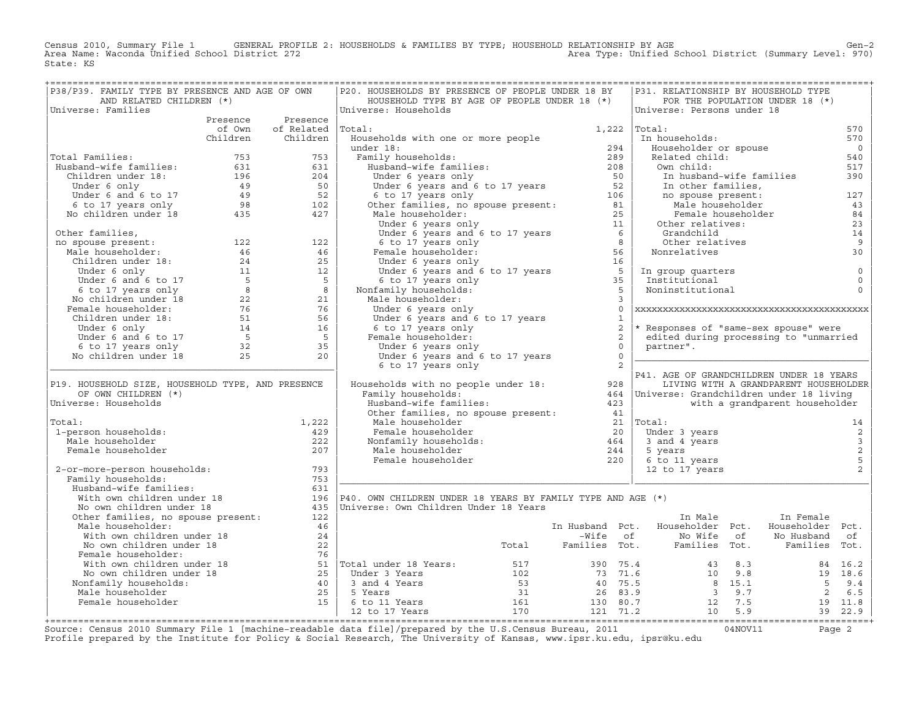Census 2010, Summary File 1 GENERAL PROFILE 2: HOUSEHOLDS & FAMILIES BY TYPE; HOUSEHOLD RELATIONSHIP BY AGE Gen-2
Area Name: Waconda Unified School District 272 Area Type: Unified School District (Summary Level: 970)
State: KS

## P38/P39. FAMILY TYPE BY PRESENCE AND AGE OF OWN AND RELATED CHILDREN (*)

Universe: Families

| | Presence of Own Children | Presence of Related Children |
|---|---|---|
| Total Families: | 753 | 753 |
| Husband-wife families: | 631 | 631 |
| Children under 18: | 196 | 204 |
| Under 6 only | 49 | 50 |
| Under 6 and 6 to 17 | 49 | 52 |
| 6 to 17 years only | 98 | 102 |
| No children under 18 | 435 | 427 |
| Other families, no spouse present: | 122 | 122 |
| Male householder: | 46 | 46 |
| Children under 18: | 24 | 25 |
| Under 6 only | 11 | 12 |
| Under 6 and 6 to 17 | 5 | 5 |
| 6 to 17 years only | 8 | 8 |
| No children under 18 | 22 | 21 |
| Female householder: | 76 | 76 |
| Children under 18: | 51 | 56 |
| Under 6 only | 14 | 16 |
| Under 6 and 6 to 17 | 5 | 5 |
| 6 to 17 years only | 32 | 35 |
| No children under 18 | 25 | 20 |

## P19. HOUSEHOLD SIZE, HOUSEHOLD TYPE, AND PRESENCE OF OWN CHILDREN (*)

Universe: Households

| | |
|---|---|
| Total: | 1,222 |
| 1-person households: | 429 |
| Male householder | 222 |
| Female householder | 207 |
| 2-or-more-person households: | 793 |
| Family households: | 753 |
| Husband-wife families: | 631 |
| With own children under 18 | 196 |
| No own children under 18 | 435 |
| Other families, no spouse present: | 122 |
| Male householder: | 46 |
| With own children under 18 | 24 |
| No own children under 18 | 22 |
| Female householder: | 76 |
| With own children under 18 | 51 |
| No own children under 18 | 25 |
| Nonfamily households: | 40 |
| Male householder | 25 |
| Female householder | 15 |

## P20. HOUSEHOLDS BY PRESENCE OF PEOPLE UNDER 18 BY HOUSEHOLD TYPE BY AGE OF PEOPLE UNDER 18 (*)

Universe: Households

| | |
|---|---|
| Total: | 1,222 |
| Households with one or more people under 18: | 294 |
| Family households: | 289 |
| Husband-wife families: | 208 |
| Under 6 years only | 50 |
| Under 6 years and 6 to 17 years | 52 |
| 6 to 17 years only | 106 |
| Other families, no spouse present: | 81 |
| Male householder: | 25 |
| Under 6 years only | 11 |
| Under 6 years and 6 to 17 years | 6 |
| 6 to 17 years only | 8 |
| Female householder: | 56 |
| Under 6 years only | 16 |
| Under 6 years and 6 to 17 years | 5 |
| 6 to 17 years only | 35 |
| Nonfamily households: | 5 |
| Male householder: | 3 |
| Under 6 years only | 0 |
| Under 6 years and 6 to 17 years | 1 |
| 6 to 17 years only | 2 |
| Female householder: | 2 |
| Under 6 years only | 0 |
| Under 6 years and 6 to 17 years | 0 |
| 6 to 17 years only | 2 |
| Households with no people under 18: | 928 |
| Family households: | 464 |
| Husband-wife families: | 423 |
| Other families, no spouse present: | 41 |
| Male householder | 21 |
| Female householder | 20 |
| Nonfamily households: | 464 |
| Male householder | 244 |
| Female householder | 220 |

## P40. OWN CHILDREN UNDER 18 YEARS BY FAMILY TYPE AND AGE (*)

Universe: Own Children Under 18 Years

| | Total | In Husband-Wife Families | Pct. of Tot. | In Male Householder No Wife Families | Pct. of Tot. | In Female Householder No Husband Families | Pct. of Tot. |
|---|---|---|---|---|---|---|---|
| Total under 18 Years: | 517 | 390 | 75.4 | 43 | 8.3 | 84 | 16.2 |
| Under 3 Years | 102 | 73 | 71.6 | 10 | 9.8 | 19 | 18.6 |
| 3 and 4 Years | 53 | 40 | 75.5 | 8 | 15.1 | 5 | 9.4 |
| 5 Years | 31 | 26 | 83.9 | 3 | 9.7 | 2 | 6.5 |
| 6 to 11 Years | 161 | 130 | 80.7 | 12 | 7.5 | 19 | 11.8 |
| 12 to 17 Years | 170 | 121 | 71.2 | 10 | 5.9 | 39 | 22.9 |

## P31. RELATIONSHIP BY HOUSEHOLD TYPE FOR THE POPULATION UNDER 18 (*)

Universe: Persons under 18

| | |
|---|---|
| Total: | 570 |
| In households: | 570 |
| Householder or spouse | 0 |
| Related child: | 540 |
| Own child: | 517 |
| In husband-wife families | 390 |
| In other families, no spouse present: | 127 |
| Male householder | 43 |
| Female householder | 84 |
| Other relatives: | 23 |
| Grandchild | 14 |
| Other relatives | 9 |
| Nonrelatives | 30 |
| In group quarters | 0 |
| Institutional | 0 |
| Noninstitutional | 0 |

\* Responses of "same-sex spouse" were edited during processing to "unmarried partner".

## P41. AGE OF GRANDCHILDREN UNDER 18 YEARS LIVING WITH A GRANDPARENT HOUSEHOLDER

Universe: Grandchildren under 18 living with a grandparent householder

| | |
|---|---|
| Total: | 14 |
| Under 3 years | 2 |
| 3 and 4 years | 3 |
| 5 years | 2 |
| 6 to 11 years | 5 |
| 12 to 17 years | 2 |

Source: Census 2010 Summary File 1 [machine-readable data file]/prepared by the U.S.Census Bureau, 2011 04NOV11
Profile prepared by the Institute for Policy & Social Research, The University of Kansas, www.ipsr.ku.edu, ipsr@ku.edu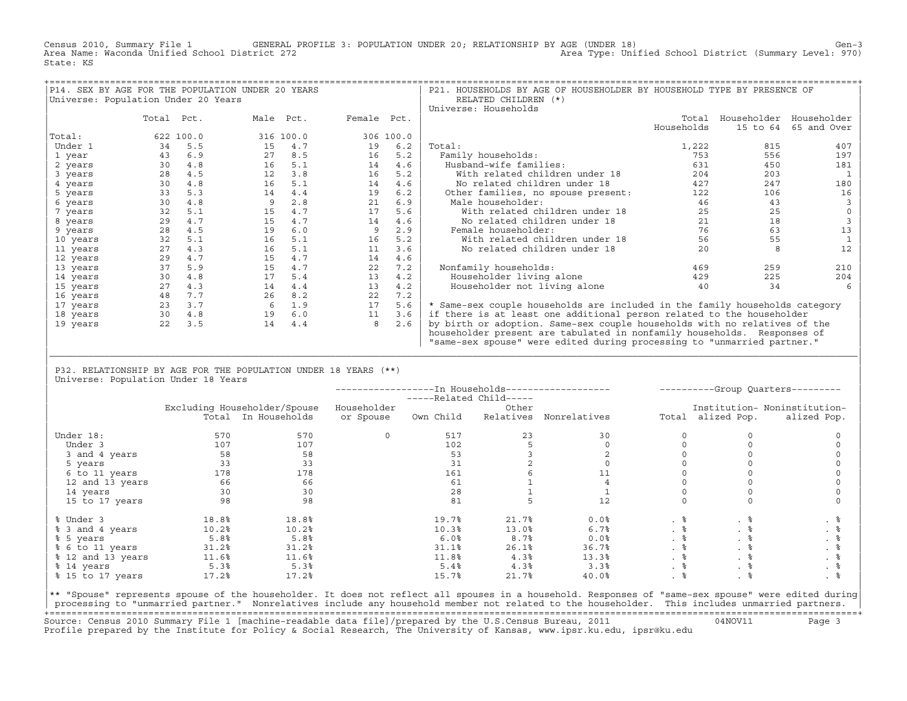Census 2010, Summary File 1 GENERAL PROFILE 3: POPULATION UNDER 20; RELATIONSHIP BY AGE (UNDER 18) Gen-3
Area Name: Waconda Unified School District 272 Area Type: Unified School District (Summary Level: 970)
State: KS

## P14. SEX BY AGE FOR THE POPULATION UNDER 20 YEARS
Universe: Population Under 20 Years

| | Total | Pct. | Male | Pct. | Female | Pct. |
|---|---|---|---|---|---|---|
| Total: | 622 | 100.0 | 316 | 100.0 | 306 | 100.0 |
| Under 1 | 34 | 5.5 | 15 | 4.7 | 19 | 6.2 |
| 1 year | 43 | 6.9 | 27 | 8.5 | 16 | 5.2 |
| 2 years | 30 | 4.8 | 16 | 5.1 | 14 | 4.6 |
| 3 years | 28 | 4.5 | 12 | 3.8 | 16 | 5.2 |
| 4 years | 30 | 4.8 | 16 | 5.1 | 14 | 4.6 |
| 5 years | 33 | 5.3 | 14 | 4.4 | 19 | 6.2 |
| 6 years | 30 | 4.8 | 9 | 2.8 | 21 | 6.9 |
| 7 years | 32 | 5.1 | 15 | 4.7 | 17 | 5.6 |
| 8 years | 29 | 4.7 | 15 | 4.7 | 14 | 4.6 |
| 9 years | 28 | 4.5 | 19 | 6.0 | 9 | 2.9 |
| 10 years | 32 | 5.1 | 16 | 5.1 | 16 | 5.2 |
| 11 years | 27 | 4.3 | 16 | 5.1 | 11 | 3.6 |
| 12 years | 29 | 4.7 | 15 | 4.7 | 14 | 4.6 |
| 13 years | 37 | 5.9 | 15 | 4.7 | 22 | 7.2 |
| 14 years | 30 | 4.8 | 17 | 5.4 | 13 | 4.2 |
| 15 years | 27 | 4.3 | 14 | 4.4 | 13 | 4.2 |
| 16 years | 48 | 7.7 | 26 | 8.2 | 22 | 7.2 |
| 17 years | 23 | 3.7 | 6 | 1.9 | 17 | 5.6 |
| 18 years | 30 | 4.8 | 19 | 6.0 | 11 | 3.6 |
| 19 years | 22 | 3.5 | 14 | 4.4 | 8 | 2.6 |

## P21. HOUSEHOLDS BY AGE OF HOUSEHOLDER BY HOUSEHOLD TYPE BY PRESENCE OF RELATED CHILDREN (*)
Universe: Households

| | Total Households | Householder 15 to 64 | Householder 65 and Over |
|---|---|---|---|
| Total: | 1,222 | 815 | 407 |
| Family households: | 753 | 556 | 197 |
| Husband-wife families: | 631 | 450 | 181 |
| With related children under 18 | 204 | 203 | 1 |
| No related children under 18 | 427 | 247 | 180 |
| Other families, no spouse present: | 122 | 106 | 16 |
| Male householder: | 46 | 43 | 3 |
| With related children under 18 | 25 | 25 | 0 |
| No related children under 18 | 21 | 18 | 3 |
| Female householder: | 76 | 63 | 13 |
| With related children under 18 | 56 | 55 | 1 |
| No related children under 18 | 20 | 8 | 12 |
| Nonfamily households: | 469 | 259 | 210 |
| Householder living alone | 429 | 225 | 204 |
| Householder not living alone | 40 | 34 | 6 |

\* Same-sex couple households are included in the family households category if there is at least one additional person related to the householder by birth or adoption. Same-sex couple households with no relatives of the householder present are tabulated in nonfamily households. Responses of "same-sex spouse" were edited during processing to "unmarried partner."

## P32. RELATIONSHIP BY AGE FOR THE POPULATION UNDER 18 YEARS (**)
Universe: Population Under 18 Years

| | Excluding Householder/Spouse Total | In Households | Householder or Spouse | Related Child: Own Child | Related Child: Other Relatives | Nonrelatives | Group Quarters: Total | Institutionalized Pop. | Noninstitutionalized Pop. |
|---|---|---|---|---|---|---|---|---|---|
| Under 18: | 570 | 570 | 0 | 517 | 23 | 30 | 0 | 0 | 0 |
| Under 3 | 107 | 107 | | 102 | 5 | 0 | 0 | 0 | 0 |
| 3 and 4 years | 58 | 58 | | 53 | 3 | 2 | 0 | 0 | 0 |
| 5 years | 33 | 33 | | 31 | 2 | 0 | 0 | 0 | 0 |
| 6 to 11 years | 178 | 178 | | 161 | 6 | 11 | 0 | 0 | 0 |
| 12 and 13 years | 66 | 66 | | 61 | 1 | 4 | 0 | 0 | 0 |
| 14 years | 30 | 30 | | 28 | 1 | 1 | 0 | 0 | 0 |
| 15 to 17 years | 98 | 98 | | 81 | 5 | 12 | 0 | 0 | 0 |
| % Under 3 | 18.8% | 18.8% | | 19.7% | 21.7% | 0.0% | . % | . % | . % |
| % 3 and 4 years | 10.2% | 10.2% | | 10.3% | 13.0% | 6.7% | . % | . % | . % |
| % 5 years | 5.8% | 5.8% | | 6.0% | 8.7% | 0.0% | . % | . % | . % |
| % 6 to 11 years | 31.2% | 31.2% | | 31.1% | 26.1% | 36.7% | . % | . % | . % |
| % 12 and 13 years | 11.6% | 11.6% | | 11.8% | 4.3% | 13.3% | . % | . % | . % |
| % 14 years | 5.3% | 5.3% | | 5.4% | 4.3% | 3.3% | . % | . % | . % |
| % 15 to 17 years | 17.2% | 17.2% | | 15.7% | 21.7% | 40.0% | . % | . % | . % |

** "Spouse" represents spouse of the householder. It does not reflect all spouses in a household. Responses of "same-sex spouse" were edited during processing to "unmarried partner." Nonrelatives include any household member not related to the householder. This includes unmarried partners.

Source: Census 2010 Summary File 1 [machine-readable data file]/prepared by the U.S.Census Bureau, 2011 04NOV11
Profile prepared by the Institute for Policy & Social Research, The University of Kansas, www.ipsr.ku.edu, ipsr@ku.edu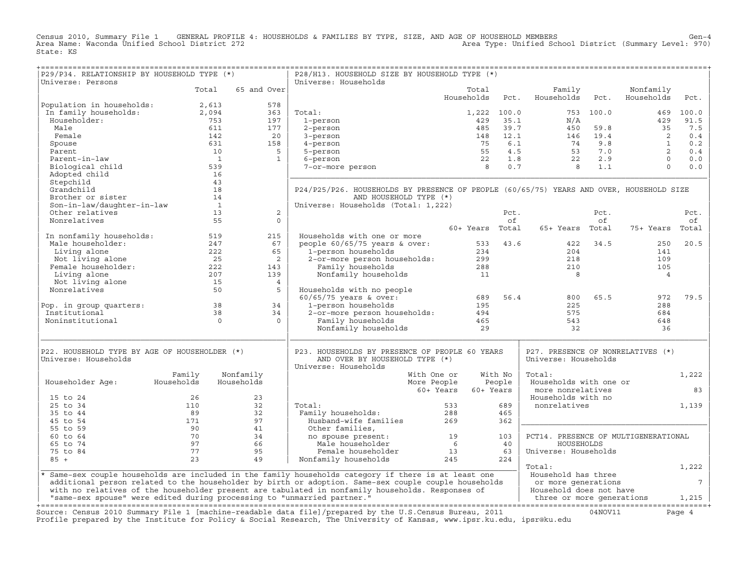Census 2010, Summary File 1 GENERAL PROFILE 4: HOUSEHOLDS & FAMILIES BY TYPE, SIZE, AND AGE OF HOUSEHOLD MEMBERS Gen-4
Area Name: Waconda Unified School District 272 Area Type: Unified School District (Summary Level: 970)
State: KS

## P29/P34. RELATIONSHIP BY HOUSEHOLD TYPE (*)

Universe: Persons

| | Total | 65 and Over |
|---|---|---|
| Population in households: | 2,613 | 578 |
| In family households: | 2,094 | 363 |
| Householder: | 753 | 197 |
| Male | 611 | 177 |
| Female | 142 | 20 |
| Spouse | 631 | 158 |
| Parent | 10 | 5 |
| Parent-in-law | 1 | 1 |
| Biological child | 539 | |
| Adopted child | 16 | |
| Stepchild | 43 | |
| Grandchild | 18 | |
| Brother or sister | 14 | |
| Son-in-law/daughter-in-law | 1 | |
| Other relatives | 13 | 2 |
| Nonrelatives | 55 | 0 |
| In nonfamily households: | 519 | 215 |
| Male householder: | 247 | 67 |
| Living alone | 222 | 65 |
| Not living alone | 25 | 2 |
| Female householder: | 222 | 143 |
| Living alone | 207 | 139 |
| Not living alone | 15 | 4 |
| Nonrelatives | 50 | 5 |
| Pop. in group quarters: | 38 | 34 |
| Institutional | 38 | 34 |
| Noninstitutional | 0 | 0 |

## P28/H13. HOUSEHOLD SIZE BY HOUSEHOLD TYPE (*)

Universe: Households

| | Total Households | Pct. | Family Households | Pct. | Nonfamily Households | Pct. |
|---|---|---|---|---|---|---|
| Total: | 1,222 | 100.0 | 753 | 100.0 | 469 | 100.0 |
| 1-person | 429 | 35.1 | N/A | | 429 | 91.5 |
| 2-person | 485 | 39.7 | 450 | 59.8 | 35 | 7.5 |
| 3-person | 148 | 12.1 | 146 | 19.4 | 2 | 0.4 |
| 4-person | 75 | 6.1 | 74 | 9.8 | 1 | 0.2 |
| 5-person | 55 | 4.5 | 53 | 7.0 | 2 | 0.4 |
| 6-person | 22 | 1.8 | 22 | 2.9 | 0 | 0.0 |
| 7-or-more person | 8 | 0.7 | 8 | 1.1 | 0 | 0.0 |

## P24/P25/P26. HOUSEHOLDS BY PRESENCE OF PEOPLE (60/65/75) YEARS AND OVER, HOUSEHOLD SIZE AND HOUSEHOLD TYPE (*)

Universe: Households (Total: 1,222)

| | 60+ Years | Pct. of Total | 65+ Years | Pct. of Total | 75+ Years | Pct. of Total |
|---|---|---|---|---|---|---|
| Households with one or more people 60/65/75 years & over: | 533 | 43.6 | 422 | 34.5 | 250 | 20.5 |
| 1-person households | 234 | | 204 | | 141 | |
| 2-or-more person households: | 299 | | 218 | | 109 | |
| Family households | 288 | | 210 | | 105 | |
| Nonfamily households | 11 | | 8 | | 4 | |
| Households with no people 60/65/75 years & over: | 689 | 56.4 | 800 | 65.5 | 972 | 79.5 |
| 1-person households | 195 | | 225 | | 288 | |
| 2-or-more person households: | 494 | | 575 | | 684 | |
| Family households | 465 | | 543 | | 648 | |
| Nonfamily households | 29 | | 32 | | 36 | |

## P22. HOUSEHOLD TYPE BY AGE OF HOUSEHOLDER (*)

Universe: Households

| Householder Age: | Family Households | Nonfamily Households |
|---|---|---|
| 15 to 24 | 26 | 23 |
| 25 to 34 | 110 | 32 |
| 35 to 44 | 89 | 32 |
| 45 to 54 | 171 | 97 |
| 55 to 59 | 90 | 41 |
| 60 to 64 | 70 | 34 |
| 65 to 74 | 97 | 66 |
| 75 to 84 | 77 | 95 |
| 85 + | 23 | 49 |

## P23. HOUSEHOLDS BY PRESENCE OF PEOPLE 60 YEARS AND OVER BY HOUSEHOLD TYPE (*)

Universe: Households

| | With One or More People 60+ Years | With No People 60+ Years |
|---|---|---|
| Total: | 533 | 689 |
| Family households: | 288 | 465 |
| Husband-wife families | 269 | 362 |
| Other families, no spouse present: | 19 | 103 |
| Male householder | 6 | 40 |
| Female householder | 13 | 63 |
| Nonfamily households | 245 | 224 |

## P27. PRESENCE OF NONRELATIVES (*)

Universe: Households

| | |
|---|---|
| Total: | 1,222 |
| Households with one or more nonrelatives | 83 |
| Households with no nonrelatives | 1,139 |

## PCT14. PRESENCE OF MULTIGENERATIONAL HOUSEHOLDS

Universe: Households

| | |
|---|---|
| Total: | 1,222 |
| Household has three or more generations | 7 |
| Household does not have three or more generations | 1,215 |

\* Same-sex couple households are included in the family households category if there is at least one additional person related to the householder by birth or adoption. Same-sex couple couple households with no relatives of the householder present are tabulated in nonfamily households. Responses of "same-sex spouse" were edited during processing to "unmarried partner."

Source: Census 2010 Summary File 1 [machine-readable data file]/prepared by the U.S.Census Bureau, 2011 04NOV11
Profile prepared by the Institute for Policy & Social Research, The University of Kansas, www.ipsr.ku.edu, ipsr@ku.edu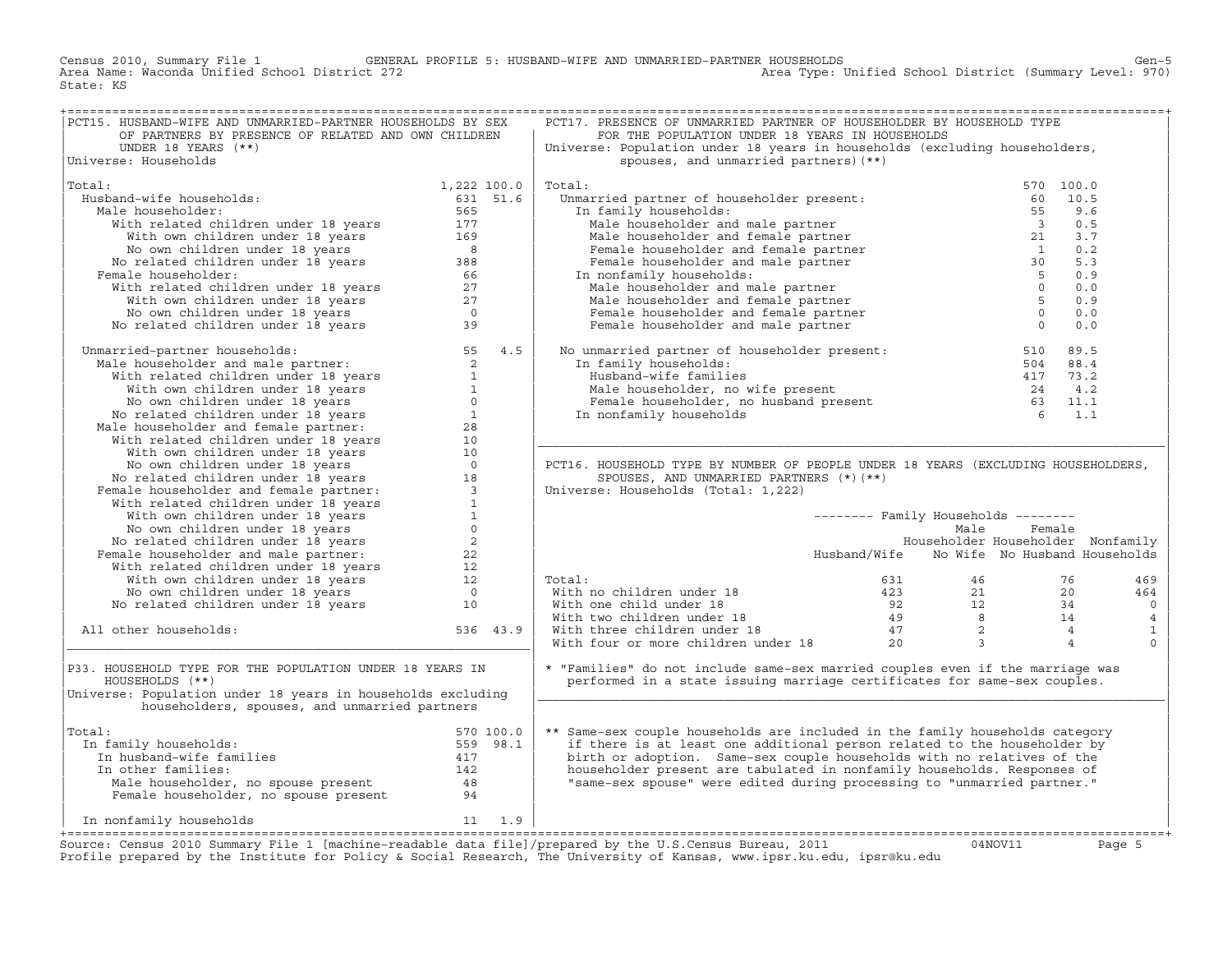Census 2010, Summary File 1 GENERAL PROFILE 5: HUSBAND-WIFE AND UNMARRIED-PARTNER HOUSEHOLDS
Area Name: Waconda Unified School District 272 Area Type: Unified School District (Summary Level: 970)
State: KS

## PCT15. HUSBAND-WIFE AND UNMARRIED-PARTNER HOUSEHOLDS BY SEX OF PARTNERS BY PRESENCE OF RELATED AND OWN CHILDREN UNDER 18 YEARS (**)

Universe: Households

| | Number | Percent |
|---|---|---|
| Total: | 1,222 | 100.0 |
| Husband-wife households: | 631 | 51.6 |
| Male householder: | 565 | |
| With related children under 18 years | 177 | |
| With own children under 18 years | 169 | |
| No own children under 18 years | 8 | |
| No related children under 18 years | 388 | |
| Female householder: | 66 | |
| With related children under 18 years | 27 | |
| With own children under 18 years | 27 | |
| No own children under 18 years | 0 | |
| No related children under 18 years | 39 | |
| Unmarried-partner households: | 55 | 4.5 |
| Male householder and male partner: | 2 | |
| With related children under 18 years | 1 | |
| With own children under 18 years | 1 | |
| No own children under 18 years | 0 | |
| No related children under 18 years | 1 | |
| Male householder and female partner: | 28 | |
| With related children under 18 years | 10 | |
| With own children under 18 years | 10 | |
| No own children under 18 years | 0 | |
| No related children under 18 years | 18 | |
| Female householder and female partner: | 3 | |
| With related children under 18 years | 1 | |
| With own children under 18 years | 1 | |
| No own children under 18 years | 0 | |
| No related children under 18 years | 2 | |
| Female householder and male partner: | 22 | |
| With related children under 18 years | 12 | |
| With own children under 18 years | 12 | |
| No own children under 18 years | 0 | |
| No related children under 18 years | 10 | |
| All other households: | 536 | 43.9 |

## P33. HOUSEHOLD TYPE FOR THE POPULATION UNDER 18 YEARS IN HOUSEHOLDS (**)

Universe: Population under 18 years in households excluding householders, spouses, and unmarried partners

| | Number | Percent |
|---|---|---|
| Total: | 570 | 100.0 |
| In family households: | 559 | 98.1 |
| In husband-wife families | 417 | |
| In other families: | 142 | |
| Male householder, no spouse present | 48 | |
| Female householder, no spouse present | 94 | |
| In nonfamily households | 11 | 1.9 |

## PCT17. PRESENCE OF UNMARRIED PARTNER OF HOUSEHOLDER BY HOUSEHOLD TYPE FOR THE POPULATION UNDER 18 YEARS IN HOUSEHOLDS

Universe: Population under 18 years in households (excluding householders, spouses, and unmarried partners) (**)

| | Number | Percent |
|---|---|---|
| Total: | 570 | 100.0 |
| Unmarried partner of householder present: | 60 | 10.5 |
| In family households: | 55 | 9.6 |
| Male householder and male partner | 3 | 0.5 |
| Male householder and female partner | 21 | 3.7 |
| Female householder and female partner | 1 | 0.2 |
| Female householder and male partner | 30 | 5.3 |
| In nonfamily households: | 5 | 0.9 |
| Male householder and male partner | 0 | 0.0 |
| Male householder and female partner | 5 | 0.9 |
| Female householder and female partner | 0 | 0.0 |
| Female householder and male partner | 0 | 0.0 |
| No unmarried partner of householder present: | 510 | 89.5 |
| In family households: | 504 | 88.4 |
| Husband-wife families | 417 | 73.2 |
| Male householder, no wife present | 24 | 4.2 |
| Female householder, no husband present | 63 | 11.1 |
| In nonfamily households | 6 | 1.1 |

## PCT16. HOUSEHOLD TYPE BY NUMBER OF PEOPLE UNDER 18 YEARS (EXCLUDING HOUSEHOLDERS, SPOUSES, AND UNMARRIED PARTNERS (*)(**)

Universe: Households (Total: 1,222)

| | Family Households | | | |
|---|---|---|---|---|
| | Husband/Wife | Male Householder No Wife | Female Householder No Husband | Nonfamily Households |
| Total: | 631 | 46 | 76 | 469 |
| With no children under 18 | 423 | 21 | 20 | 464 |
| With one child under 18 | 92 | 12 | 34 | 0 |
| With two children under 18 | 49 | 8 | 14 | 4 |
| With three children under 18 | 47 | 2 | 4 | 1 |
| With four or more children under 18 | 20 | 3 | 4 | 0 |

\* "Families" do not include same-sex married couples even if the marriage was performed in a state issuing marriage certificates for same-sex couples.

** Same-sex couple households are included in the family households category if there is at least one additional person related to the householder by birth or adoption. Same-sex couple households with no relatives of the householder present are tabulated in nonfamily households. Responses of "same-sex spouse" were edited during processing to "unmarried partner."

Source: Census 2010 Summary File 1 [machine-readable data file]/prepared by the U.S.Census Bureau, 2011 04NOV11
Profile prepared by the Institute for Policy & Social Research, The University of Kansas, www.ipsr.ku.edu, ipsr@ku.edu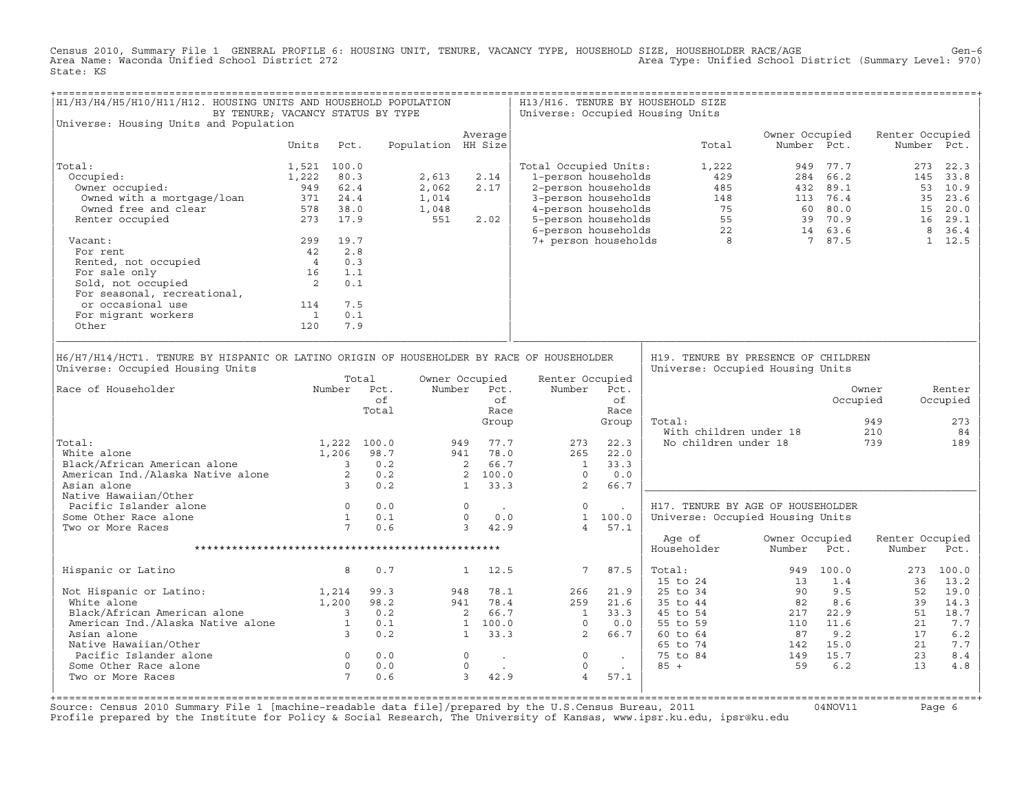Census 2010, Summary File 1 GENERAL PROFILE 6: HOUSING UNIT, TENURE, VACANCY TYPE, HOUSEHOLD SIZE, HOUSEHOLDER RACE/AGE Gen-6
Area Name: Waconda Unified School District 272 Area Type: Unified School District (Summary Level: 970)
State: KS

## H1/H3/H4/H5/H10/H11/H12. HOUSING UNITS AND HOUSEHOLD POPULATION BY TENURE; VACANCY STATUS BY TYPE

Universe: Housing Units and Population

| | Units | Pct. | Population | Average HH Size |
|---|---|---|---|---|
| Total: | 1,521 | 100.0 | | |
| Occupied: | 1,222 | 80.3 | 2,613 | 2.14 |
| Owner occupied: | 949 | 62.4 | 2,062 | 2.17 |
| Owned with a mortgage/loan | 371 | 24.4 | 1,014 | |
| Owned free and clear | 578 | 38.0 | 1,048 | |
| Renter occupied | 273 | 17.9 | 551 | 2.02 |
| Vacant: | 299 | 19.7 | | |
| For rent | 42 | 2.8 | | |
| Rented, not occupied | 4 | 0.3 | | |
| For sale only | 16 | 1.1 | | |
| Sold, not occupied | 2 | 0.1 | | |
| For seasonal, recreational, or occasional use | 114 | 7.5 | | |
| For migrant workers | 1 | 0.1 | | |
| Other | 120 | 7.9 | | |

## H13/H16. TENURE BY HOUSEHOLD SIZE

Universe: Occupied Housing Units

| | Total | Owner Occupied Number | Owner Occupied Pct. | Renter Occupied Number | Renter Occupied Pct. |
|---|---|---|---|---|---|
| Total Occupied Units: | 1,222 | 949 | 77.7 | 273 | 22.3 |
| 1-person households | 429 | 284 | 66.2 | 145 | 33.8 |
| 2-person households | 485 | 432 | 89.1 | 53 | 10.9 |
| 3-person households | 148 | 113 | 76.4 | 35 | 23.6 |
| 4-person households | 75 | 60 | 80.0 | 15 | 20.0 |
| 5-person households | 55 | 39 | 70.9 | 16 | 29.1 |
| 6-person households | 22 | 14 | 63.6 | 8 | 36.4 |
| 7+ person households | 8 | 7 | 87.5 | 1 | 12.5 |

## H6/H7/H14/HCT1. TENURE BY HISPANIC OR LATINO ORIGIN OF HOUSEHOLDER BY RACE OF HOUSEHOLDER

Universe: Occupied Housing Units

| Race of Householder | Total Number | Total Pct. of Total | Owner Occupied Number | Owner Occupied Pct. of Race Group | Renter Occupied Number | Renter Occupied Pct. of Race Group |
|---|---|---|---|---|---|---|
| Total: | 1,222 | 100.0 | 949 | 77.7 | 273 | 22.3 |
| White alone | 1,206 | 98.7 | 941 | 78.0 | 265 | 22.0 |
| Black/African American alone | 3 | 0.2 | 2 | 66.7 | 1 | 33.3 |
| American Ind./Alaska Native alone | 2 | 0.2 | 2 | 100.0 | 0 | 0.0 |
| Asian alone | 3 | 0.2 | 1 | 33.3 | 2 | 66.7 |
| Native Hawaiian/Other Pacific Islander alone | 0 | 0.0 | 0 | . | 0 | . |
| Some Other Race alone | 1 | 0.1 | 0 | 0.0 | 1 | 100.0 |
| Two or More Races | 7 | 0.6 | 3 | 42.9 | 4 | 57.1 |
| Hispanic or Latino | 8 | 0.7 | 1 | 12.5 | 7 | 87.5 |
| Not Hispanic or Latino: | 1,214 | 99.3 | 948 | 78.1 | 266 | 21.9 |
| White alone | 1,200 | 98.2 | 941 | 78.4 | 259 | 21.6 |
| Black/African American alone | 3 | 0.2 | 2 | 66.7 | 1 | 33.3 |
| American Ind./Alaska Native alone | 1 | 0.1 | 1 | 100.0 | 0 | 0.0 |
| Asian alone | 3 | 0.2 | 1 | 33.3 | 2 | 66.7 |
| Native Hawaiian/Other Pacific Islander alone | 0 | 0.0 | 0 | . | 0 | . |
| Some Other Race alone | 0 | 0.0 | 0 | . | 0 | . |
| Two or More Races | 7 | 0.6 | 3 | 42.9 | 4 | 57.1 |

## H19. TENURE BY PRESENCE OF CHILDREN

Universe: Occupied Housing Units

| | Owner Occupied | Renter Occupied |
|---|---|---|
| Total: | 949 | 273 |
| With children under 18 | 210 | 84 |
| No children under 18 | 739 | 189 |

## H17. TENURE BY AGE OF HOUSEHOLDER

Universe: Occupied Housing Units

| Age of Householder | Owner Occupied Number | Owner Occupied Pct. | Renter Occupied Number | Renter Occupied Pct. |
|---|---|---|---|---|
| Total: | 949 | 100.0 | 273 | 100.0 |
| 15 to 24 | 13 | 1.4 | 36 | 13.2 |
| 25 to 34 | 90 | 9.5 | 52 | 19.0 |
| 35 to 44 | 82 | 8.6 | 39 | 14.3 |
| 45 to 54 | 217 | 22.9 | 51 | 18.7 |
| 55 to 59 | 110 | 11.6 | 21 | 7.7 |
| 60 to 64 | 87 | 9.2 | 17 | 6.2 |
| 65 to 74 | 142 | 15.0 | 21 | 7.7 |
| 75 to 84 | 149 | 15.7 | 23 | 8.4 |
| 85 + | 59 | 6.2 | 13 | 4.8 |

Source: Census 2010 Summary File 1 [machine-readable data file]/prepared by the U.S.Census Bureau, 2011 04NOV11
Profile prepared by the Institute for Policy & Social Research, The University of Kansas, www.ipsr.ku.edu, ipsr@ku.edu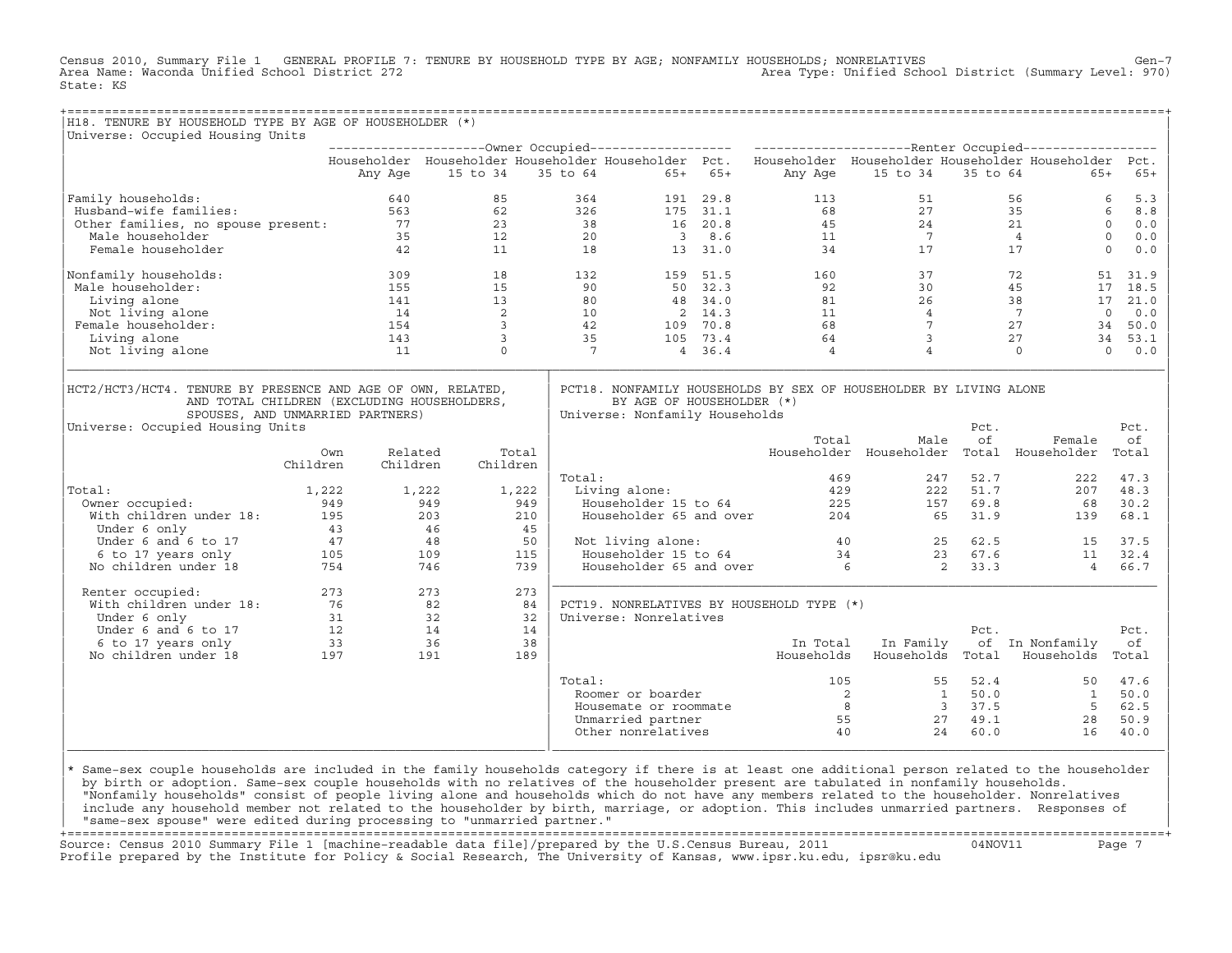Census 2010, Summary File 1 GENERAL PROFILE 7: TENURE BY HOUSEHOLD TYPE BY AGE; NONFAMILY HOUSEHOLDS; NONRELATIVES Gen-7
Area Name: Waconda Unified School District 272 Area Type: Unified School District (Summary Level: 970)
State: KS

## H18. TENURE BY HOUSEHOLD TYPE BY AGE OF HOUSEHOLDER (*)

Universe: Occupied Housing Units

| | Owner Occupied | | | | | Renter Occupied | | | | |
|---|---|---|---|---|---|---|---|---|---|---|
| | Householder Any Age | Householder 15 to 34 | Householder 35 to 64 | Householder 65+ | Pct. 65+ | Householder Any Age | Householder 15 to 34 | Householder 35 to 64 | Householder 65+ | Pct. 65+ |
| Family households: | 640 | 85 | 364 | 191 | 29.8 | 113 | 51 | 56 | 6 | 5.3 |
| Husband-wife families: | 563 | 62 | 326 | 175 | 31.1 | 68 | 27 | 35 | 6 | 8.8 |
| Other families, no spouse present: | 77 | 23 | 38 | 16 | 20.8 | 45 | 24 | 21 | 0 | 0.0 |
| Male householder | 35 | 12 | 20 | 3 | 8.6 | 11 | 7 | 4 | 0 | 0.0 |
| Female householder | 42 | 11 | 18 | 13 | 31.0 | 34 | 17 | 17 | 0 | 0.0 |
| Nonfamily households: | 309 | 18 | 132 | 159 | 51.5 | 160 | 37 | 72 | 51 | 31.9 |
| Male householder: | 155 | 15 | 90 | 50 | 32.3 | 92 | 30 | 45 | 17 | 18.5 |
| Living alone | 141 | 13 | 80 | 48 | 34.0 | 81 | 26 | 38 | 17 | 21.0 |
| Not living alone | 14 | 2 | 10 | 2 | 14.3 | 11 | 4 | 7 | 0 | 0.0 |
| Female householder: | 154 | 3 | 42 | 109 | 70.8 | 68 | 7 | 27 | 34 | 50.0 |
| Living alone | 143 | 3 | 35 | 105 | 73.4 | 64 | 3 | 27 | 34 | 53.1 |
| Not living alone | 11 | 0 | 7 | 4 | 36.4 | 4 | 4 | 0 | 0 | 0.0 |

## HCT2/HCT3/HCT4. TENURE BY PRESENCE AND AGE OF OWN, RELATED, AND TOTAL CHILDREN (EXCLUDING HOUSEHOLDERS, SPOUSES, AND UNMARRIED PARTNERS)

Universe: Occupied Housing Units

| | Own Children | Related Children | Total Children |
|---|---|---|---|
| Total: | 1,222 | 1,222 | 1,222 |
| Owner occupied: | 949 | 949 | 949 |
| With children under 18: | 195 | 203 | 210 |
| Under 6 only | 43 | 46 | 45 |
| Under 6 and 6 to 17 | 47 | 48 | 50 |
| 6 to 17 years only | 105 | 109 | 115 |
| No children under 18 | 754 | 746 | 739 |
| Renter occupied: | 273 | 273 | 273 |
| With children under 18: | 76 | 82 | 84 |
| Under 6 only | 31 | 32 | 32 |
| Under 6 and 6 to 17 | 12 | 14 | 14 |
| 6 to 17 years only | 33 | 36 | 38 |
| No children under 18 | 197 | 191 | 189 |

## PCT18. NONFAMILY HOUSEHOLDS BY SEX OF HOUSEHOLDER BY LIVING ALONE BY AGE OF HOUSEHOLDER (*)

Universe: Nonfamily Households

| | Total Householder | Male Householder | Pct. of Total | Female Householder | Pct. of Total |
|---|---|---|---|---|---|
| Total: | 469 | 247 | 52.7 | 222 | 47.3 |
| Living alone: | 429 | 222 | 51.7 | 207 | 48.3 |
| Householder 15 to 64 | 225 | 157 | 69.8 | 68 | 30.2 |
| Householder 65 and over | 204 | 65 | 31.9 | 139 | 68.1 |
| Not living alone: | 40 | 25 | 62.5 | 15 | 37.5 |
| Householder 15 to 64 | 34 | 23 | 67.6 | 11 | 32.4 |
| Householder 65 and over | 6 | 2 | 33.3 | 4 | 66.7 |

## PCT19. NONRELATIVES BY HOUSEHOLD TYPE (*)

Universe: Nonrelatives

| | In Total Households | In Family Households | Pct. of Total | In Nonfamily Households | Pct. of Total |
|---|---|---|---|---|---|
| Total: | 105 | 55 | 52.4 | 50 | 47.6 |
| Roomer or boarder | 2 | 1 | 50.0 | 1 | 50.0 |
| Housemate or roommate | 8 | 3 | 37.5 | 5 | 62.5 |
| Unmarried partner | 55 | 27 | 49.1 | 28 | 50.9 |
| Other nonrelatives | 40 | 24 | 60.0 | 16 | 40.0 |

* Same-sex couple households are included in the family households category if there is at least one additional person related to the householder by birth or adoption. Same-sex couple households with no relatives of the householder present are tabulated in nonfamily households. "Nonfamily households" consist of people living alone and households which do not have any members related to the householder. Nonrelatives include any household member not related to the householder by birth, marriage, or adoption. This includes unmarried partners. Responses of "same-sex spouse" were edited during processing to "unmarried partner."

Source: Census 2010 Summary File 1 [machine-readable data file]/prepared by the U.S.Census Bureau, 2011 04NOV11
Profile prepared by the Institute for Policy & Social Research, The University of Kansas, www.ipsr.ku.edu, ipsr@ku.edu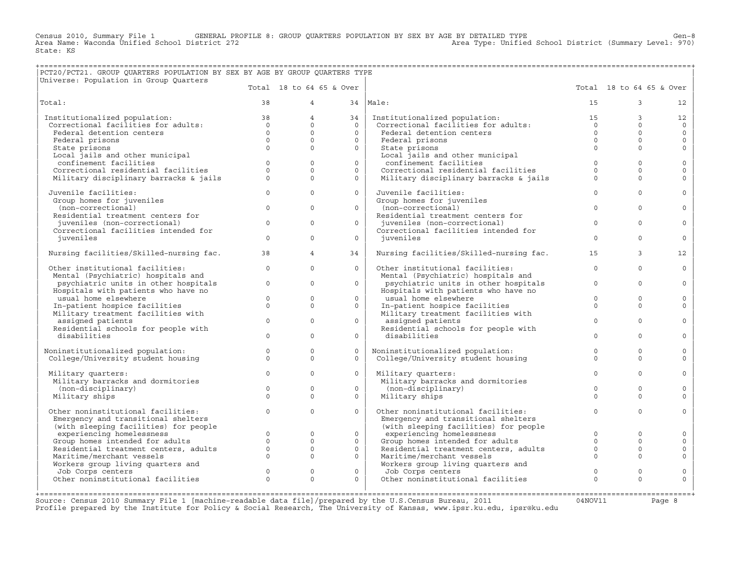Census 2010, Summary File 1 GENERAL PROFILE 8: GROUP QUARTERS POPULATION BY SEX BY AGE BY DETAILED TYPE Gen-8
Area Name: Waconda Unified School District 272 Area Type: Unified School District (Summary Level: 970)
State: KS

## PCT20/PCT21. GROUP QUARTERS POPULATION BY SEX BY AGE BY GROUP QUARTERS TYPE

Universe: Population in Group Quarters

| | Total | 18 to 64 | 65 & Over | | Total | 18 to 64 | 65 & Over |
|---|---|---|---|---|---|---|---|
| Total: | 38 | 4 | 34 | Male: | 15 | 3 | 12 |
| Institutionalized population: | 38 | 4 | 34 | Institutionalized population: | 15 | 3 | 12 |
| Correctional facilities for adults: | 0 | 0 | 0 | Correctional facilities for adults: | 0 | 0 | 0 |
| Federal detention centers | 0 | 0 | 0 | Federal detention centers | 0 | 0 | 0 |
| Federal prisons | 0 | 0 | 0 | Federal prisons | 0 | 0 | 0 |
| State prisons | 0 | 0 | 0 | State prisons | 0 | 0 | 0 |
| Local jails and other municipal confinement facilities | 0 | 0 | 0 | Local jails and other municipal confinement facilities | 0 | 0 | 0 |
| Correctional residential facilities | 0 | 0 | 0 | Correctional residential facilities | 0 | 0 | 0 |
| Military disciplinary barracks & jails | 0 | 0 | 0 | Military disciplinary barracks & jails | 0 | 0 | 0 |
| Juvenile facilities: | 0 | 0 | 0 | Juvenile facilities: | 0 | 0 | 0 |
| Group homes for juveniles (non-correctional) | 0 | 0 | 0 | Group homes for juveniles (non-correctional) | 0 | 0 | 0 |
| Residential treatment centers for juveniles (non-correctional) | 0 | 0 | 0 | Residential treatment centers for juveniles (non-correctional) | 0 | 0 | 0 |
| Correctional facilities intended for juveniles | 0 | 0 | 0 | Correctional facilities intended for juveniles | 0 | 0 | 0 |
| Nursing facilities/Skilled-nursing fac. | 38 | 4 | 34 | Nursing facilities/Skilled-nursing fac. | 15 | 3 | 12 |
| Other institutional facilities: | 0 | 0 | 0 | Other institutional facilities: | 0 | 0 | 0 |
| Mental (Psychiatric) hospitals and psychiatric units in other hospitals | 0 | 0 | 0 | Mental (Psychiatric) hospitals and psychiatric units in other hospitals | 0 | 0 | 0 |
| Hospitals with patients who have no usual home elsewhere | 0 | 0 | 0 | Hospitals with patients who have no usual home elsewhere | 0 | 0 | 0 |
| In-patient hospice facilities | 0 | 0 | 0 | In-patient hospice facilities | 0 | 0 | 0 |
| Military treatment facilities with assigned patients | 0 | 0 | 0 | Military treatment facilities with assigned patients | 0 | 0 | 0 |
| Residential schools for people with disabilities | 0 | 0 | 0 | Residential schools for people with disabilities | 0 | 0 | 0 |
| Noninstitutionalized population: | 0 | 0 | 0 | Noninstitutionalized population: | 0 | 0 | 0 |
| College/University student housing | 0 | 0 | 0 | College/University student housing | 0 | 0 | 0 |
| Military quarters: | 0 | 0 | 0 | Military quarters: | 0 | 0 | 0 |
| Military barracks and dormitories (non-disciplinary) | 0 | 0 | 0 | Military barracks and dormitories (non-disciplinary) | 0 | 0 | 0 |
| Military ships | 0 | 0 | 0 | Military ships | 0 | 0 | 0 |
| Other noninstitutional facilities: | 0 | 0 | 0 | Other noninstitutional facilities: | 0 | 0 | 0 |
| Emergency and transitional shelters (with sleeping facilities) for people experiencing homelessness | 0 | 0 | 0 | Emergency and transitional shelters (with sleeping facilities) for people experiencing homelessness | 0 | 0 | 0 |
| Group homes intended for adults | 0 | 0 | 0 | Group homes intended for adults | 0 | 0 | 0 |
| Residential treatment centers, adults | 0 | 0 | 0 | Residential treatment centers, adults | 0 | 0 | 0 |
| Maritime/merchant vessels | 0 | 0 | 0 | Maritime/merchant vessels | 0 | 0 | 0 |
| Workers group living quarters and Job Corps centers | 0 | 0 | 0 | Workers group living quarters and Job Corps centers | 0 | 0 | 0 |
| Other noninstitutional facilities | 0 | 0 | 0 | Other noninstitutional facilities | 0 | 0 | 0 |

Source: Census 2010 Summary File 1 [machine-readable data file]/prepared by the U.S.Census Bureau, 2011 04NOV11
Profile prepared by the Institute for Policy & Social Research, The University of Kansas, www.ipsr.ku.edu, ipsr@ku.edu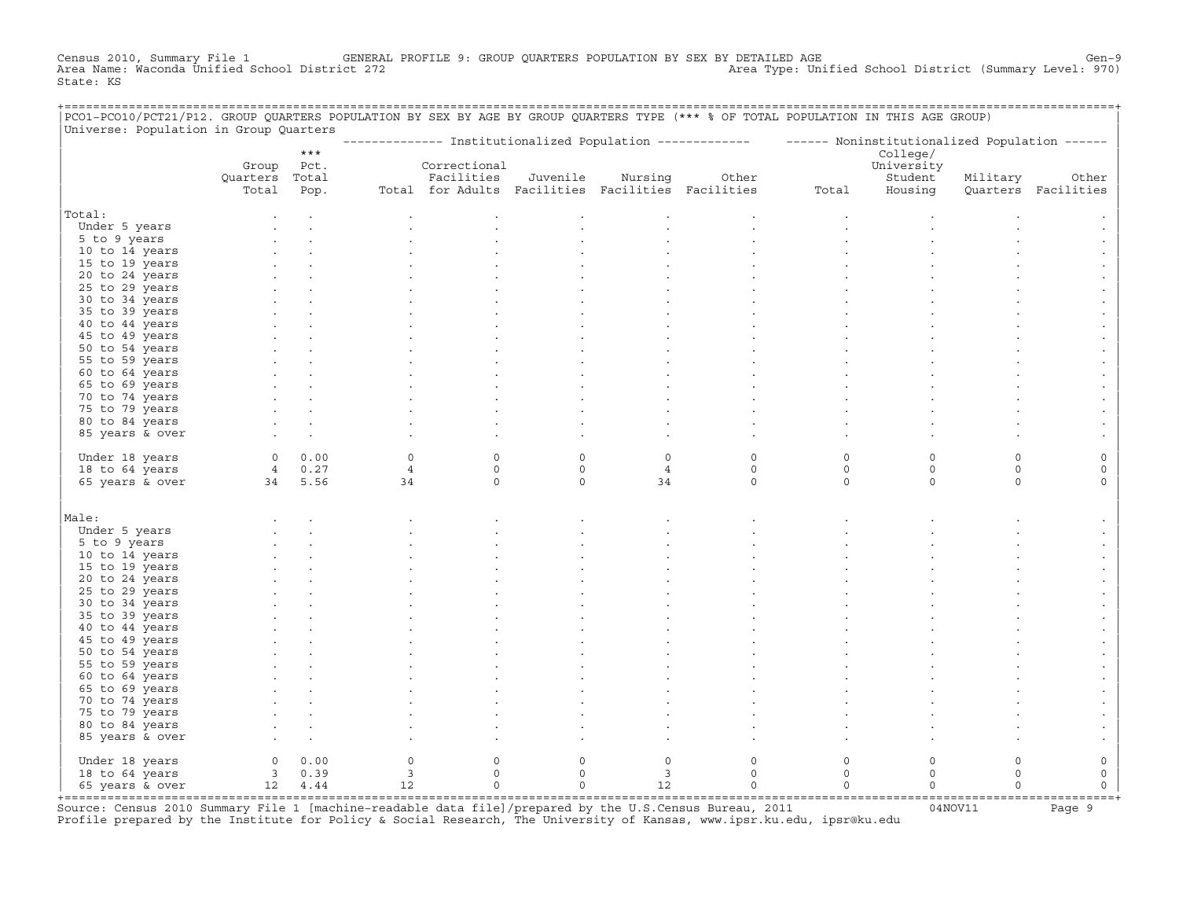Census 2010, Summary File 1 GENERAL PROFILE 9: GROUP QUARTERS POPULATION BY SEX BY DETAILED AGE Gen-9
Area Name: Waconda Unified School District 272 Area Type: Unified School District (Summary Level: 970)
State: KS

PCO1-PCO10/PCT21/P12. GROUP QUARTERS POPULATION BY SEX BY AGE BY GROUP QUARTERS TYPE (*** % OF TOTAL POPULATION IN THIS AGE GROUP)
Universe: Population in Group Quarters

| | Group Quarters Total | *** Pct. Total Pop. | Institutionalized Population: Total | Correctional Facilities for Adults | Juvenile Facilities | Nursing Facilities | Other Facilities | Noninstitutionalized Population: Total | College/ University Student Housing | Military Quarters | Other Facilities |
|---|---|---|---|---|---|---|---|---|---|---|---|
| **Total:** | . | . | . | . | . | . | . | . | . | . | . |
| Under 5 years | . | . | . | . | . | . | . | . | . | . | . |
| 5 to 9 years | . | . | . | . | . | . | . | . | . | . | . |
| 10 to 14 years | . | . | . | . | . | . | . | . | . | . | . |
| 15 to 19 years | . | . | . | . | . | . | . | . | . | . | . |
| 20 to 24 years | . | . | . | . | . | . | . | . | . | . | . |
| 25 to 29 years | . | . | . | . | . | . | . | . | . | . | . |
| 30 to 34 years | . | . | . | . | . | . | . | . | . | . | . |
| 35 to 39 years | . | . | . | . | . | . | . | . | . | . | . |
| 40 to 44 years | . | . | . | . | . | . | . | . | . | . | . |
| 45 to 49 years | . | . | . | . | . | . | . | . | . | . | . |
| 50 to 54 years | . | . | . | . | . | . | . | . | . | . | . |
| 55 to 59 years | . | . | . | . | . | . | . | . | . | . | . |
| 60 to 64 years | . | . | . | . | . | . | . | . | . | . | . |
| 65 to 69 years | . | . | . | . | . | . | . | . | . | . | . |
| 70 to 74 years | . | . | . | . | . | . | . | . | . | . | . |
| 75 to 79 years | . | . | . | . | . | . | . | . | . | . | . |
| 80 to 84 years | . | . | . | . | . | . | . | . | . | . | . |
| 85 years & over | . | . | . | . | . | . | . | . | . | . | . |
| Under 18 years | 0 | 0.00 | 0 | 0 | 0 | 0 | 0 | 0 | 0 | 0 | 0 |
| 18 to 64 years | 4 | 0.27 | 4 | 0 | 0 | 4 | 0 | 0 | 0 | 0 | 0 |
| 65 years & over | 34 | 5.56 | 34 | 0 | 0 | 34 | 0 | 0 | 0 | 0 | 0 |
| **Male:** | . | . | . | . | . | . | . | . | . | . | . |
| Under 5 years | . | . | . | . | . | . | . | . | . | . | . |
| 5 to 9 years | . | . | . | . | . | . | . | . | . | . | . |
| 10 to 14 years | . | . | . | . | . | . | . | . | . | . | . |
| 15 to 19 years | . | . | . | . | . | . | . | . | . | . | . |
| 20 to 24 years | . | . | . | . | . | . | . | . | . | . | . |
| 25 to 29 years | . | . | . | . | . | . | . | . | . | . | . |
| 30 to 34 years | . | . | . | . | . | . | . | . | . | . | . |
| 35 to 39 years | . | . | . | . | . | . | . | . | . | . | . |
| 40 to 44 years | . | . | . | . | . | . | . | . | . | . | . |
| 45 to 49 years | . | . | . | . | . | . | . | . | . | . | . |
| 50 to 54 years | . | . | . | . | . | . | . | . | . | . | . |
| 55 to 59 years | . | . | . | . | . | . | . | . | . | . | . |
| 60 to 64 years | . | . | . | . | . | . | . | . | . | . | . |
| 65 to 69 years | . | . | . | . | . | . | . | . | . | . | . |
| 70 to 74 years | . | . | . | . | . | . | . | . | . | . | . |
| 75 to 79 years | . | . | . | . | . | . | . | . | . | . | . |
| 80 to 84 years | . | . | . | . | . | . | . | . | . | . | . |
| 85 years & over | . | . | . | . | . | . | . | . | . | . | . |
| Under 18 years | 0 | 0.00 | 0 | 0 | 0 | 0 | 0 | 0 | 0 | 0 | 0 |
| 18 to 64 years | 3 | 0.39 | 3 | 0 | 0 | 3 | 0 | 0 | 0 | 0 | 0 |
| 65 years & over | 12 | 4.44 | 12 | 0 | 0 | 12 | 0 | 0 | 0 | 0 | 0 |

Source: Census 2010 Summary File 1 [machine-readable data file]/prepared by the U.S.Census Bureau, 2011 04NOV11
Profile prepared by the Institute for Policy & Social Research, The University of Kansas, www.ipsr.ku.edu, ipsr@ku.edu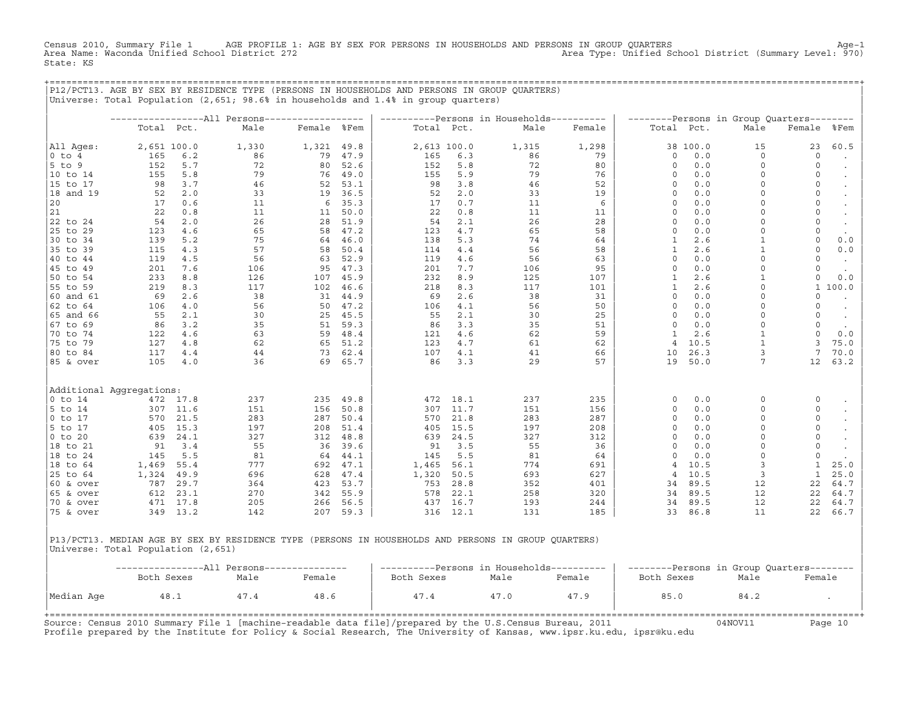Census 2010, Summary File 1 AGE PROFILE 1: AGE BY SEX FOR PERSONS IN HOUSEHOLDS AND PERSONS IN GROUP QUARTERS Age-1
Area Name: Waconda Unified School District 272 Area Type: Unified School District (Summary Level: 970)
State: KS

## P12/PCT13. AGE BY SEX BY RESIDENCE TYPE (PERSONS IN HOUSEHOLDS AND PERSONS IN GROUP QUARTERS)

Universe: Total Population (2,651; 98.6% in households and 1.4% in group quarters)

| | All Persons | | | | | Persons in Households | | | | Persons in Group Quarters | | | | |
|---|---|---|---|---|---|---|---|---|---|---|---|---|---|---|
| | Total | Pct. | Male | Female | %Fem | Total | Pct. | Male | Female | Total | Pct. | Male | Female | %Fem |
| All Ages: | 2,651 | 100.0 | 1,330 | 1,321 | 49.8 | 2,613 | 100.0 | 1,315 | 1,298 | 38 | 100.0 | 15 | 23 | 60.5 |
| 0 to 4 | 165 | 6.2 | 86 | 79 | 47.9 | 165 | 6.3 | 86 | 79 | 0 | 0.0 | 0 | 0 | . |
| 5 to 9 | 152 | 5.7 | 72 | 80 | 52.6 | 152 | 5.8 | 72 | 80 | 0 | 0.0 | 0 | 0 | . |
| 10 to 14 | 155 | 5.8 | 79 | 76 | 49.0 | 155 | 5.9 | 79 | 76 | 0 | 0.0 | 0 | 0 | . |
| 15 to 17 | 98 | 3.7 | 46 | 52 | 53.1 | 98 | 3.8 | 46 | 52 | 0 | 0.0 | 0 | 0 | . |
| 18 and 19 | 52 | 2.0 | 33 | 19 | 36.5 | 52 | 2.0 | 33 | 19 | 0 | 0.0 | 0 | 0 | . |
| 20 | 17 | 0.6 | 11 | 6 | 35.3 | 17 | 0.7 | 11 | 6 | 0 | 0.0 | 0 | 0 | . |
| 21 | 22 | 0.8 | 11 | 11 | 50.0 | 22 | 0.8 | 11 | 11 | 0 | 0.0 | 0 | 0 | . |
| 22 to 24 | 54 | 2.0 | 26 | 28 | 51.9 | 54 | 2.1 | 26 | 28 | 0 | 0.0 | 0 | 0 | . |
| 25 to 29 | 123 | 4.6 | 65 | 58 | 47.2 | 123 | 4.7 | 65 | 58 | 0 | 0.0 | 0 | 0 | . |
| 30 to 34 | 139 | 5.2 | 75 | 64 | 46.0 | 138 | 5.3 | 74 | 64 | 1 | 2.6 | 1 | 0 | 0.0 |
| 35 to 39 | 115 | 4.3 | 57 | 58 | 50.4 | 114 | 4.4 | 56 | 58 | 1 | 2.6 | 1 | 0 | 0.0 |
| 40 to 44 | 119 | 4.5 | 56 | 63 | 52.9 | 119 | 4.6 | 56 | 63 | 0 | 0.0 | 0 | 0 | . |
| 45 to 49 | 201 | 7.6 | 106 | 95 | 47.3 | 201 | 7.7 | 106 | 95 | 0 | 0.0 | 0 | 0 | . |
| 50 to 54 | 233 | 8.8 | 126 | 107 | 45.9 | 232 | 8.9 | 125 | 107 | 1 | 2.6 | 1 | 0 | 0.0 |
| 55 to 59 | 219 | 8.3 | 117 | 102 | 46.6 | 218 | 8.3 | 117 | 101 | 1 | 2.6 | 0 | 1 | 100.0 |
| 60 and 61 | 69 | 2.6 | 38 | 31 | 44.9 | 69 | 2.6 | 38 | 31 | 0 | 0.0 | 0 | 0 | . |
| 62 to 64 | 106 | 4.0 | 56 | 50 | 47.2 | 106 | 4.1 | 56 | 50 | 0 | 0.0 | 0 | 0 | . |
| 65 and 66 | 55 | 2.1 | 30 | 25 | 45.5 | 55 | 2.1 | 30 | 25 | 0 | 0.0 | 0 | 0 | . |
| 67 to 69 | 86 | 3.2 | 35 | 51 | 59.3 | 86 | 3.3 | 35 | 51 | 0 | 0.0 | 0 | 0 | . |
| 70 to 74 | 122 | 4.6 | 63 | 59 | 48.4 | 121 | 4.6 | 62 | 59 | 1 | 2.6 | 1 | 0 | 0.0 |
| 75 to 79 | 127 | 4.8 | 62 | 65 | 51.2 | 123 | 4.7 | 61 | 62 | 4 | 10.5 | 1 | 3 | 75.0 |
| 80 to 84 | 117 | 4.4 | 44 | 73 | 62.4 | 107 | 4.1 | 41 | 66 | 10 | 26.3 | 3 | 7 | 70.0 |
| 85 & over | 105 | 4.0 | 36 | 69 | 65.7 | 86 | 3.3 | 29 | 57 | 19 | 50.0 | 7 | 12 | 63.2 |
| Additional Aggregations: | | | | | | | | | | | | | | |
| 0 to 14 | 472 | 17.8 | 237 | 235 | 49.8 | 472 | 18.1 | 237 | 235 | 0 | 0.0 | 0 | 0 | . |
| 5 to 14 | 307 | 11.6 | 151 | 156 | 50.8 | 307 | 11.7 | 151 | 156 | 0 | 0.0 | 0 | 0 | . |
| 0 to 17 | 570 | 21.5 | 283 | 287 | 50.4 | 570 | 21.8 | 283 | 287 | 0 | 0.0 | 0 | 0 | . |
| 5 to 17 | 405 | 15.3 | 197 | 208 | 51.4 | 405 | 15.5 | 197 | 208 | 0 | 0.0 | 0 | 0 | . |
| 0 to 20 | 639 | 24.1 | 327 | 312 | 48.8 | 639 | 24.5 | 327 | 312 | 0 | 0.0 | 0 | 0 | . |
| 18 to 21 | 91 | 3.4 | 55 | 36 | 39.6 | 91 | 3.5 | 55 | 36 | 0 | 0.0 | 0 | 0 | . |
| 18 to 24 | 145 | 5.5 | 81 | 64 | 44.1 | 145 | 5.5 | 81 | 64 | 0 | 0.0 | 0 | 0 | . |
| 18 to 64 | 1,469 | 55.4 | 777 | 692 | 47.1 | 1,465 | 56.1 | 774 | 691 | 4 | 10.5 | 3 | 1 | 25.0 |
| 25 to 64 | 1,324 | 49.9 | 696 | 628 | 47.4 | 1,320 | 50.5 | 693 | 627 | 4 | 10.5 | 3 | 1 | 25.0 |
| 60 & over | 787 | 29.7 | 364 | 423 | 53.7 | 753 | 28.8 | 352 | 401 | 34 | 89.5 | 12 | 22 | 64.7 |
| 65 & over | 612 | 23.1 | 270 | 342 | 55.9 | 578 | 22.1 | 258 | 320 | 34 | 89.5 | 12 | 22 | 64.7 |
| 70 & over | 471 | 17.8 | 205 | 266 | 56.5 | 437 | 16.7 | 193 | 244 | 34 | 89.5 | 12 | 22 | 64.7 |
| 75 & over | 349 | 13.2 | 142 | 207 | 59.3 | 316 | 12.1 | 131 | 185 | 33 | 86.8 | 11 | 22 | 66.7 |

## P13/PCT13. MEDIAN AGE BY SEX BY RESIDENCE TYPE (PERSONS IN HOUSEHOLDS AND PERSONS IN GROUP QUARTERS)

Universe: Total Population (2,651)

| | All Persons | | | Persons in Households | | | Persons in Group Quarters | | |
|---|---|---|---|---|---|---|---|---|---|
| | Both Sexes | Male | Female | Both Sexes | Male | Female | Both Sexes | Male | Female |
| Median Age | 48.1 | 47.4 | 48.6 | 47.4 | 47.0 | 47.9 | 85.0 | 84.2 | . |

Source: Census 2010 Summary File 1 [machine-readable data file]/prepared by the U.S.Census Bureau, 2011 04NOV11
Profile prepared by the Institute for Policy & Social Research, The University of Kansas, www.ipsr.ku.edu, ipsr@ku.edu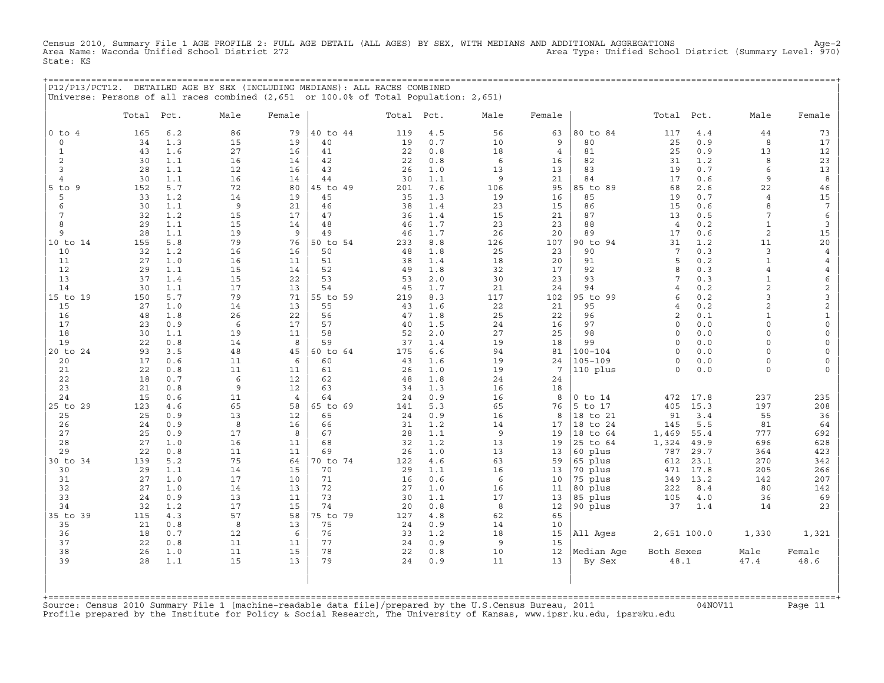Census 2010, Summary File 1 AGE PROFILE 2: FULL AGE DETAIL (ALL AGES) BY SEX, WITH MEDIANS AND ADDITIONAL AGGREGATIONS
Area Name: Waconda Unified School District 272
State: KS
Area Type: Unified School District (Summary Level: 970)

P12/P13/PCT12. DETAILED AGE BY SEX (INCLUDING MEDIANS): ALL RACES COMBINED
Universe: Persons of all races combined (2,651 or 100.0% of Total Population: 2,651)

| | Total | Pct. | Male | Female | | Total | Pct. | Male | Female | | Total | Pct. | Male | Female |
|---|---|---|---|---|---|---|---|---|---|---|---|---|---|---|
| 0 to 4 | 165 | 6.2 | 86 | 79 | 40 to 44 | 119 | 4.5 | 56 | 63 | 80 to 84 | 117 | 4.4 | 44 | 73 |
| 0 | 34 | 1.3 | 15 | 19 | 40 | 19 | 0.7 | 10 | 9 | 80 | 25 | 0.9 | 8 | 17 |
| 1 | 43 | 1.6 | 27 | 16 | 41 | 22 | 0.8 | 18 | 4 | 81 | 25 | 0.9 | 13 | 12 |
| 2 | 30 | 1.1 | 16 | 14 | 42 | 22 | 0.8 | 6 | 16 | 82 | 31 | 1.2 | 8 | 23 |
| 3 | 28 | 1.1 | 12 | 16 | 43 | 26 | 1.0 | 13 | 13 | 83 | 19 | 0.7 | 6 | 13 |
| 4 | 30 | 1.1 | 16 | 14 | 44 | 30 | 1.1 | 9 | 21 | 84 | 17 | 0.6 | 9 | 8 |
| 5 to 9 | 152 | 5.7 | 72 | 80 | 45 to 49 | 201 | 7.6 | 106 | 95 | 85 to 89 | 68 | 2.6 | 22 | 46 |
| 5 | 33 | 1.2 | 14 | 19 | 45 | 35 | 1.3 | 19 | 16 | 85 | 19 | 0.7 | 4 | 15 |
| 6 | 30 | 1.1 | 9 | 21 | 46 | 38 | 1.4 | 23 | 15 | 86 | 15 | 0.6 | 8 | 7 |
| 7 | 32 | 1.2 | 15 | 17 | 47 | 36 | 1.4 | 15 | 21 | 87 | 13 | 0.5 | 7 | 6 |
| 8 | 29 | 1.1 | 15 | 14 | 48 | 46 | 1.7 | 23 | 23 | 88 | 4 | 0.2 | 1 | 3 |
| 9 | 28 | 1.1 | 19 | 9 | 49 | 46 | 1.7 | 26 | 20 | 89 | 17 | 0.6 | 2 | 15 |
| 10 to 14 | 155 | 5.8 | 79 | 76 | 50 to 54 | 233 | 8.8 | 126 | 107 | 90 to 94 | 31 | 1.2 | 11 | 20 |
| 10 | 32 | 1.2 | 16 | 16 | 50 | 48 | 1.8 | 25 | 23 | 90 | 7 | 0.3 | 3 | 4 |
| 11 | 27 | 1.0 | 16 | 11 | 51 | 38 | 1.4 | 18 | 20 | 91 | 5 | 0.2 | 1 | 4 |
| 12 | 29 | 1.1 | 15 | 14 | 52 | 49 | 1.8 | 32 | 17 | 92 | 8 | 0.3 | 4 | 4 |
| 13 | 37 | 1.4 | 15 | 22 | 53 | 53 | 2.0 | 30 | 23 | 93 | 7 | 0.3 | 1 | 6 |
| 14 | 30 | 1.1 | 17 | 13 | 54 | 45 | 1.7 | 21 | 24 | 94 | 4 | 0.2 | 2 | 2 |
| 15 to 19 | 150 | 5.7 | 79 | 71 | 55 to 59 | 219 | 8.3 | 117 | 102 | 95 to 99 | 6 | 0.2 | 3 | 3 |
| 15 | 27 | 1.0 | 14 | 13 | 55 | 43 | 1.6 | 22 | 21 | 95 | 4 | 0.2 | 2 | 2 |
| 16 | 48 | 1.8 | 26 | 22 | 56 | 47 | 1.8 | 25 | 22 | 96 | 2 | 0.1 | 1 | 1 |
| 17 | 23 | 0.9 | 6 | 17 | 57 | 40 | 1.5 | 24 | 16 | 97 | 0 | 0.0 | 0 | 0 |
| 18 | 30 | 1.1 | 19 | 11 | 58 | 52 | 2.0 | 27 | 25 | 98 | 0 | 0.0 | 0 | 0 |
| 19 | 22 | 0.8 | 14 | 8 | 59 | 37 | 1.4 | 19 | 18 | 99 | 0 | 0.0 | 0 | 0 |
| 20 to 24 | 93 | 3.5 | 48 | 45 | 60 to 64 | 175 | 6.6 | 94 | 81 | 100-104 | 0 | 0.0 | 0 | 0 |
| 20 | 17 | 0.6 | 11 | 6 | 60 | 43 | 1.6 | 19 | 24 | 105-109 | 0 | 0.0 | 0 | 0 |
| 21 | 22 | 0.8 | 11 | 11 | 61 | 26 | 1.0 | 19 | 7 | 110 plus | 0 | 0.0 | 0 | 0 |
| 22 | 18 | 0.7 | 6 | 12 | 62 | 48 | 1.8 | 24 | 24 | | | | | |
| 23 | 21 | 0.8 | 9 | 12 | 63 | 34 | 1.3 | 16 | 18 | | | | | |
| 24 | 15 | 0.6 | 11 | 4 | 64 | 24 | 0.9 | 16 | 8 | 0 to 14 | 472 | 17.8 | 237 | 235 |
| 25 to 29 | 123 | 4.6 | 65 | 58 | 65 to 69 | 141 | 5.3 | 65 | 76 | 5 to 17 | 405 | 15.3 | 197 | 208 |
| 25 | 25 | 0.9 | 13 | 12 | 65 | 24 | 0.9 | 16 | 8 | 18 to 21 | 91 | 3.4 | 55 | 36 |
| 26 | 24 | 0.9 | 8 | 16 | 66 | 31 | 1.2 | 14 | 17 | 18 to 24 | 145 | 5.5 | 81 | 64 |
| 27 | 25 | 0.9 | 17 | 8 | 67 | 28 | 1.1 | 9 | 19 | 18 to 64 | 1,469 | 55.4 | 777 | 692 |
| 28 | 27 | 1.0 | 16 | 11 | 68 | 32 | 1.2 | 13 | 19 | 25 to 64 | 1,324 | 49.9 | 696 | 628 |
| 29 | 22 | 0.8 | 11 | 11 | 69 | 26 | 1.0 | 13 | 13 | 60 plus | 787 | 29.7 | 364 | 423 |
| 30 to 34 | 139 | 5.2 | 75 | 64 | 70 to 74 | 122 | 4.6 | 63 | 59 | 65 plus | 612 | 23.1 | 270 | 342 |
| 30 | 29 | 1.1 | 14 | 15 | 70 | 29 | 1.1 | 16 | 13 | 70 plus | 471 | 17.8 | 205 | 266 |
| 31 | 27 | 1.0 | 17 | 10 | 71 | 16 | 0.6 | 6 | 10 | 75 plus | 349 | 13.2 | 142 | 207 |
| 32 | 27 | 1.0 | 14 | 13 | 72 | 27 | 1.0 | 16 | 11 | 80 plus | 222 | 8.4 | 80 | 142 |
| 33 | 24 | 0.9 | 13 | 11 | 73 | 30 | 1.1 | 17 | 13 | 85 plus | 105 | 4.0 | 36 | 69 |
| 34 | 32 | 1.2 | 17 | 15 | 74 | 20 | 0.8 | 8 | 12 | 90 plus | 37 | 1.4 | 14 | 23 |
| 35 to 39 | 115 | 4.3 | 57 | 58 | 75 to 79 | 127 | 4.8 | 62 | 65 | | | | | |
| 35 | 21 | 0.8 | 8 | 13 | 75 | 24 | 0.9 | 14 | 10 | | | | | |
| 36 | 18 | 0.7 | 12 | 6 | 76 | 33 | 1.2 | 18 | 15 | All Ages | 2,651 | 100.0 | 1,330 | 1,321 |
| 37 | 22 | 0.8 | 11 | 11 | 77 | 24 | 0.9 | 9 | 15 | | | | | |
| 38 | 26 | 1.0 | 11 | 15 | 78 | 22 | 0.8 | 10 | 12 | Median Age | Both Sexes | | Male | Female |
| 39 | 28 | 1.1 | 15 | 13 | 79 | 24 | 0.9 | 11 | 13 | By Sex | 48.1 | | 47.4 | 48.6 |

Source: Census 2010 Summary File 1 [machine-readable data file]/prepared by the U.S.Census Bureau, 2011 04NOV11
Profile prepared by the Institute for Policy & Social Research, The University of Kansas, www.ipsr.ku.edu, ipsr@ku.edu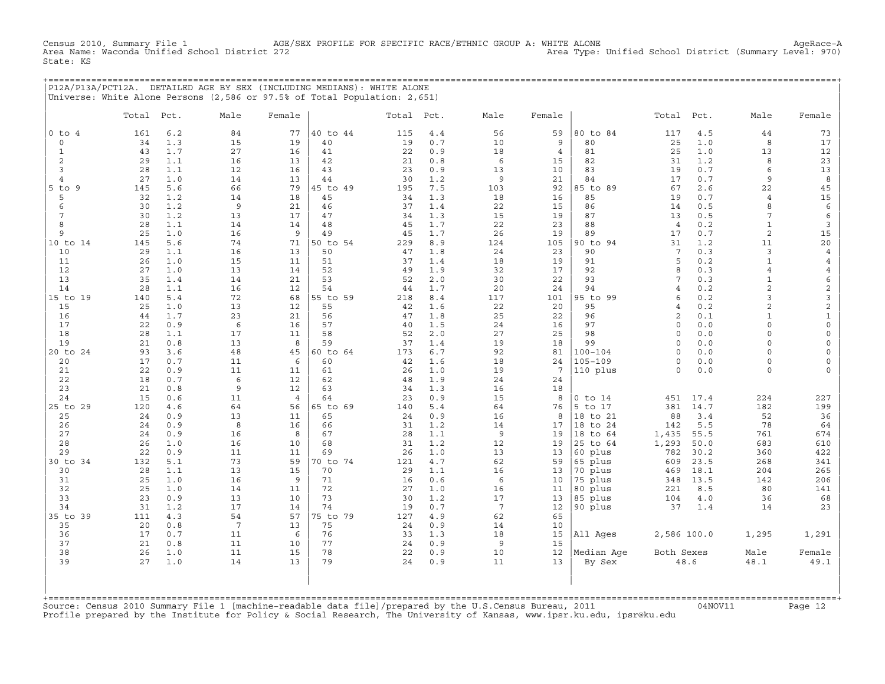Census 2010, Summary File 1 AGE/SEX PROFILE FOR SPECIFIC RACE/ETHNIC GROUP A: WHITE ALONE AgeRace-A
Area Name: Waconda Unified School District 272 Area Type: Unified School District (Summary Level: 970)
State: KS

## P12A/P13A/PCT12A. DETAILED AGE BY SEX (INCLUDING MEDIANS): WHITE ALONE

Universe: White Alone Persons (2,586 or 97.5% of Total Population: 2,651)

| | Total | Pct. | Male | Female | | Total | Pct. | Male | Female | | Total | Pct. | Male | Female |
|---|---|---|---|---|---|---|---|---|---|---|---|---|---|---|
| 0 to 4 | 161 | 6.2 | 84 | 77 | 40 to 44 | 115 | 4.4 | 56 | 59 | 80 to 84 | 117 | 4.5 | 44 | 73 |
| 0 | 34 | 1.3 | 15 | 19 | 40 | 19 | 0.7 | 10 | 9 | 80 | 25 | 1.0 | 8 | 17 |
| 1 | 43 | 1.7 | 27 | 16 | 41 | 22 | 0.9 | 18 | 4 | 81 | 25 | 1.0 | 13 | 12 |
| 2 | 29 | 1.1 | 16 | 13 | 42 | 21 | 0.8 | 6 | 15 | 82 | 31 | 1.2 | 8 | 23 |
| 3 | 28 | 1.1 | 12 | 16 | 43 | 23 | 0.9 | 13 | 10 | 83 | 19 | 0.7 | 6 | 13 |
| 4 | 27 | 1.0 | 14 | 13 | 44 | 30 | 1.2 | 9 | 21 | 84 | 17 | 0.7 | 9 | 8 |
| 5 to 9 | 145 | 5.6 | 66 | 79 | 45 to 49 | 195 | 7.5 | 103 | 92 | 85 to 89 | 67 | 2.6 | 22 | 45 |
| 5 | 32 | 1.2 | 14 | 18 | 45 | 34 | 1.3 | 18 | 16 | 85 | 19 | 0.7 | 4 | 15 |
| 6 | 30 | 1.2 | 9 | 21 | 46 | 37 | 1.4 | 22 | 15 | 86 | 14 | 0.5 | 8 | 6 |
| 7 | 30 | 1.2 | 13 | 17 | 47 | 34 | 1.3 | 15 | 19 | 87 | 13 | 0.5 | 7 | 6 |
| 8 | 28 | 1.1 | 14 | 14 | 48 | 45 | 1.7 | 22 | 23 | 88 | 4 | 0.2 | 1 | 3 |
| 9 | 25 | 1.0 | 16 | 9 | 49 | 45 | 1.7 | 26 | 19 | 89 | 17 | 0.7 | 2 | 15 |
| 10 to 14 | 145 | 5.6 | 74 | 71 | 50 to 54 | 229 | 8.9 | 124 | 105 | 90 to 94 | 31 | 1.2 | 11 | 20 |
| 10 | 29 | 1.1 | 16 | 13 | 50 | 47 | 1.8 | 24 | 23 | 90 | 7 | 0.3 | 3 | 4 |
| 11 | 26 | 1.0 | 15 | 11 | 51 | 37 | 1.4 | 18 | 19 | 91 | 5 | 0.2 | 1 | 4 |
| 12 | 27 | 1.0 | 13 | 14 | 52 | 49 | 1.9 | 32 | 17 | 92 | 8 | 0.3 | 4 | 4 |
| 13 | 35 | 1.4 | 14 | 21 | 53 | 52 | 2.0 | 30 | 22 | 93 | 7 | 0.3 | 1 | 6 |
| 14 | 28 | 1.1 | 16 | 12 | 54 | 44 | 1.7 | 20 | 24 | 94 | 4 | 0.2 | 2 | 2 |
| 15 to 19 | 140 | 5.4 | 72 | 68 | 55 to 59 | 218 | 8.4 | 117 | 101 | 95 to 99 | 6 | 0.2 | 3 | 3 |
| 15 | 25 | 1.0 | 13 | 12 | 55 | 42 | 1.6 | 22 | 20 | 95 | 4 | 0.2 | 2 | 2 |
| 16 | 44 | 1.7 | 23 | 21 | 56 | 47 | 1.8 | 25 | 22 | 96 | 2 | 0.1 | 1 | 1 |
| 17 | 22 | 0.9 | 6 | 16 | 57 | 40 | 1.5 | 24 | 16 | 97 | 0 | 0.0 | 0 | 0 |
| 18 | 28 | 1.1 | 17 | 11 | 58 | 52 | 2.0 | 27 | 25 | 98 | 0 | 0.0 | 0 | 0 |
| 19 | 21 | 0.8 | 13 | 8 | 59 | 37 | 1.4 | 19 | 18 | 99 | 0 | 0.0 | 0 | 0 |
| 20 to 24 | 93 | 3.6 | 48 | 45 | 60 to 64 | 173 | 6.7 | 92 | 81 | 100-104 | 0 | 0.0 | 0 | 0 |
| 20 | 17 | 0.7 | 11 | 6 | 60 | 42 | 1.6 | 18 | 24 | 105-109 | 0 | 0.0 | 0 | 0 |
| 21 | 22 | 0.9 | 11 | 11 | 61 | 26 | 1.0 | 19 | 7 | 110 plus | 0 | 0.0 | 0 | 0 |
| 22 | 18 | 0.7 | 6 | 12 | 62 | 48 | 1.9 | 24 | 24 | | | | | |
| 23 | 21 | 0.8 | 9 | 12 | 63 | 34 | 1.3 | 16 | 18 | | | | | |
| 24 | 15 | 0.6 | 11 | 4 | 64 | 23 | 0.9 | 15 | 8 | 0 to 14 | 451 | 17.4 | 224 | 227 |
| 25 to 29 | 120 | 4.6 | 64 | 56 | 65 to 69 | 140 | 5.4 | 64 | 76 | 5 to 17 | 381 | 14.7 | 182 | 199 |
| 25 | 24 | 0.9 | 13 | 11 | 65 | 24 | 0.9 | 16 | 8 | 18 to 21 | 88 | 3.4 | 52 | 36 |
| 26 | 24 | 0.9 | 8 | 16 | 66 | 31 | 1.2 | 14 | 17 | 18 to 24 | 142 | 5.5 | 78 | 64 |
| 27 | 24 | 0.9 | 16 | 8 | 67 | 28 | 1.1 | 9 | 19 | 18 to 64 | 1,435 | 55.5 | 761 | 674 |
| 28 | 26 | 1.0 | 16 | 10 | 68 | 31 | 1.2 | 12 | 19 | 25 to 64 | 1,293 | 50.0 | 683 | 610 |
| 29 | 22 | 0.9 | 11 | 11 | 69 | 26 | 1.0 | 13 | 13 | 60 plus | 782 | 30.2 | 360 | 422 |
| 30 to 34 | 132 | 5.1 | 73 | 59 | 70 to 74 | 121 | 4.7 | 62 | 59 | 65 plus | 609 | 23.5 | 268 | 341 |
| 30 | 28 | 1.1 | 13 | 15 | 70 | 29 | 1.1 | 16 | 13 | 70 plus | 469 | 18.1 | 204 | 265 |
| 31 | 25 | 1.0 | 16 | 9 | 71 | 16 | 0.6 | 6 | 10 | 75 plus | 348 | 13.5 | 142 | 206 |
| 32 | 25 | 1.0 | 14 | 11 | 72 | 27 | 1.0 | 16 | 11 | 80 plus | 221 | 8.5 | 80 | 141 |
| 33 | 23 | 0.9 | 13 | 10 | 73 | 30 | 1.2 | 17 | 13 | 85 plus | 104 | 4.0 | 36 | 68 |
| 34 | 31 | 1.2 | 17 | 14 | 74 | 19 | 0.7 | 7 | 12 | 90 plus | 37 | 1.4 | 14 | 23 |
| 35 to 39 | 111 | 4.3 | 54 | 57 | 75 to 79 | 127 | 4.9 | 62 | 65 | | | | | |
| 35 | 20 | 0.8 | 7 | 13 | 75 | 24 | 0.9 | 14 | 10 | | | | | |
| 36 | 17 | 0.7 | 11 | 6 | 76 | 33 | 1.3 | 18 | 15 | All Ages | 2,586 | 100.0 | 1,295 | 1,291 |
| 37 | 21 | 0.8 | 11 | 10 | 77 | 24 | 0.9 | 9 | 15 | | | | | |
| 38 | 26 | 1.0 | 11 | 15 | 78 | 22 | 0.9 | 10 | 12 | Median Age | Both Sexes | | Male | Female |
| 39 | 27 | 1.0 | 14 | 13 | 79 | 24 | 0.9 | 11 | 13 | By Sex | 48.6 | | 48.1 | 49.1 |

Source: Census 2010 Summary File 1 [machine-readable data file]/prepared by the U.S.Census Bureau, 2011 04NOV11
Profile prepared by the Institute for Policy & Social Research, The University of Kansas, www.ipsr.ku.edu, ipsr@ku.edu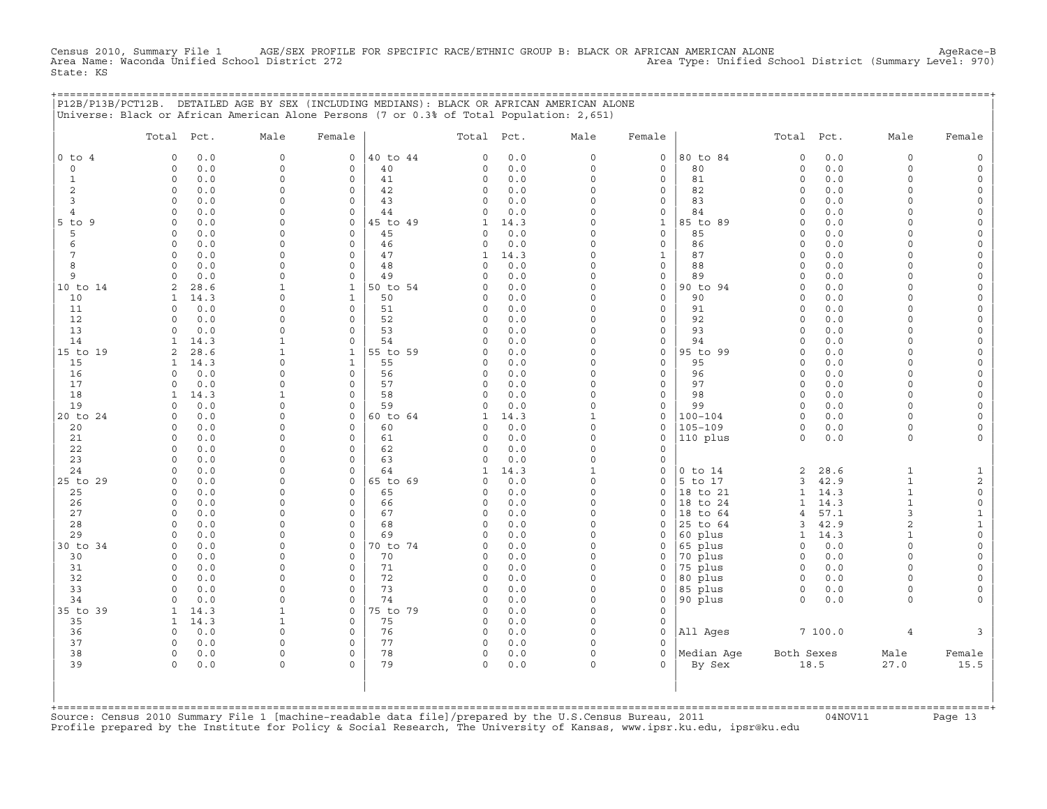Census 2010, Summary File 1 AGE/SEX PROFILE FOR SPECIFIC RACE/ETHNIC GROUP B: BLACK OR AFRICAN AMERICAN ALONE AgeRace-B
Area Name: Waconda Unified School District 272 Area Type: Unified School District (Summary Level: 970)
State: KS

P12B/P13B/PCT12B. DETAILED AGE BY SEX (INCLUDING MEDIANS): BLACK OR AFRICAN AMERICAN ALONE
Universe: Black or African American Alone Persons (7 or 0.3% of Total Population: 2,651)

| | Total | Pct. | Male | Female | | Total | Pct. | Male | Female | | Total | Pct. | Male | Female |
|---|---|---|---|---|---|---|---|---|---|---|---|---|---|---|
| 0 to 4 | 0 | 0.0 | 0 | 0 | 40 to 44 | 0 | 0.0 | 0 | 0 | 80 to 84 | 0 | 0.0 | 0 | 0 |
| 0 | 0 | 0.0 | 0 | 0 | 40 | 0 | 0.0 | 0 | 0 | 80 | 0 | 0.0 | 0 | 0 |
| 1 | 0 | 0.0 | 0 | 0 | 41 | 0 | 0.0 | 0 | 0 | 81 | 0 | 0.0 | 0 | 0 |
| 2 | 0 | 0.0 | 0 | 0 | 42 | 0 | 0.0 | 0 | 0 | 82 | 0 | 0.0 | 0 | 0 |
| 3 | 0 | 0.0 | 0 | 0 | 43 | 0 | 0.0 | 0 | 0 | 83 | 0 | 0.0 | 0 | 0 |
| 4 | 0 | 0.0 | 0 | 0 | 44 | 0 | 0.0 | 0 | 0 | 84 | 0 | 0.0 | 0 | 0 |
| 5 to 9 | 0 | 0.0 | 0 | 0 | 45 to 49 | 1 | 14.3 | 0 | 1 | 85 to 89 | 0 | 0.0 | 0 | 0 |
| 5 | 0 | 0.0 | 0 | 0 | 45 | 0 | 0.0 | 0 | 0 | 85 | 0 | 0.0 | 0 | 0 |
| 6 | 0 | 0.0 | 0 | 0 | 46 | 0 | 0.0 | 0 | 0 | 86 | 0 | 0.0 | 0 | 0 |
| 7 | 0 | 0.0 | 0 | 0 | 47 | 1 | 14.3 | 0 | 1 | 87 | 0 | 0.0 | 0 | 0 |
| 8 | 0 | 0.0 | 0 | 0 | 48 | 0 | 0.0 | 0 | 0 | 88 | 0 | 0.0 | 0 | 0 |
| 9 | 0 | 0.0 | 0 | 0 | 49 | 0 | 0.0 | 0 | 0 | 89 | 0 | 0.0 | 0 | 0 |
| 10 to 14 | 2 | 28.6 | 1 | 1 | 50 to 54 | 0 | 0.0 | 0 | 0 | 90 to 94 | 0 | 0.0 | 0 | 0 |
| 10 | 1 | 14.3 | 0 | 1 | 50 | 0 | 0.0 | 0 | 0 | 90 | 0 | 0.0 | 0 | 0 |
| 11 | 0 | 0.0 | 0 | 0 | 51 | 0 | 0.0 | 0 | 0 | 91 | 0 | 0.0 | 0 | 0 |
| 12 | 0 | 0.0 | 0 | 0 | 52 | 0 | 0.0 | 0 | 0 | 92 | 0 | 0.0 | 0 | 0 |
| 13 | 0 | 0.0 | 0 | 0 | 53 | 0 | 0.0 | 0 | 0 | 93 | 0 | 0.0 | 0 | 0 |
| 14 | 1 | 14.3 | 1 | 0 | 54 | 0 | 0.0 | 0 | 0 | 94 | 0 | 0.0 | 0 | 0 |
| 15 to 19 | 2 | 28.6 | 1 | 1 | 55 to 59 | 0 | 0.0 | 0 | 0 | 95 to 99 | 0 | 0.0 | 0 | 0 |
| 15 | 1 | 14.3 | 0 | 1 | 55 | 0 | 0.0 | 0 | 0 | 95 | 0 | 0.0 | 0 | 0 |
| 16 | 0 | 0.0 | 0 | 0 | 56 | 0 | 0.0 | 0 | 0 | 96 | 0 | 0.0 | 0 | 0 |
| 17 | 0 | 0.0 | 0 | 0 | 57 | 0 | 0.0 | 0 | 0 | 97 | 0 | 0.0 | 0 | 0 |
| 18 | 1 | 14.3 | 1 | 0 | 58 | 0 | 0.0 | 0 | 0 | 98 | 0 | 0.0 | 0 | 0 |
| 19 | 0 | 0.0 | 0 | 0 | 59 | 0 | 0.0 | 0 | 0 | 99 | 0 | 0.0 | 0 | 0 |
| 20 to 24 | 0 | 0.0 | 0 | 0 | 60 to 64 | 1 | 14.3 | 1 | 0 | 100-104 | 0 | 0.0 | 0 | 0 |
| 20 | 0 | 0.0 | 0 | 0 | 60 | 0 | 0.0 | 0 | 0 | 105-109 | 0 | 0.0 | 0 | 0 |
| 21 | 0 | 0.0 | 0 | 0 | 61 | 0 | 0.0 | 0 | 0 | 110 plus | 0 | 0.0 | 0 | 0 |
| 22 | 0 | 0.0 | 0 | 0 | 62 | 0 | 0.0 | 0 | 0 | | | | | |
| 23 | 0 | 0.0 | 0 | 0 | 63 | 0 | 0.0 | 0 | 0 | | | | | |
| 24 | 0 | 0.0 | 0 | 0 | 64 | 1 | 14.3 | 1 | 0 | 0 to 14 | 2 | 28.6 | 1 | 1 |
| 25 to 29 | 0 | 0.0 | 0 | 0 | 65 to 69 | 0 | 0.0 | 0 | 0 | 5 to 17 | 3 | 42.9 | 1 | 2 |
| 25 | 0 | 0.0 | 0 | 0 | 65 | 0 | 0.0 | 0 | 0 | 18 to 21 | 1 | 14.3 | 1 | 0 |
| 26 | 0 | 0.0 | 0 | 0 | 66 | 0 | 0.0 | 0 | 0 | 18 to 24 | 1 | 14.3 | 1 | 0 |
| 27 | 0 | 0.0 | 0 | 0 | 67 | 0 | 0.0 | 0 | 0 | 18 to 64 | 4 | 57.1 | 3 | 1 |
| 28 | 0 | 0.0 | 0 | 0 | 68 | 0 | 0.0 | 0 | 0 | 25 to 64 | 3 | 42.9 | 2 | 1 |
| 29 | 0 | 0.0 | 0 | 0 | 69 | 0 | 0.0 | 0 | 0 | 60 plus | 1 | 14.3 | 1 | 0 |
| 30 to 34 | 0 | 0.0 | 0 | 0 | 70 to 74 | 0 | 0.0 | 0 | 0 | 65 plus | 0 | 0.0 | 0 | 0 |
| 30 | 0 | 0.0 | 0 | 0 | 70 | 0 | 0.0 | 0 | 0 | 70 plus | 0 | 0.0 | 0 | 0 |
| 31 | 0 | 0.0 | 0 | 0 | 71 | 0 | 0.0 | 0 | 0 | 75 plus | 0 | 0.0 | 0 | 0 |
| 32 | 0 | 0.0 | 0 | 0 | 72 | 0 | 0.0 | 0 | 0 | 80 plus | 0 | 0.0 | 0 | 0 |
| 33 | 0 | 0.0 | 0 | 0 | 73 | 0 | 0.0 | 0 | 0 | 85 plus | 0 | 0.0 | 0 | 0 |
| 34 | 0 | 0.0 | 0 | 0 | 74 | 0 | 0.0 | 0 | 0 | 90 plus | 0 | 0.0 | 0 | 0 |
| 35 to 39 | 1 | 14.3 | 1 | 0 | 75 to 79 | 0 | 0.0 | 0 | 0 | | | | | |
| 35 | 1 | 14.3 | 1 | 0 | 75 | 0 | 0.0 | 0 | 0 | | | | | |
| 36 | 0 | 0.0 | 0 | 0 | 76 | 0 | 0.0 | 0 | 0 | All Ages | 7 | 100.0 | 4 | 3 |
| 37 | 0 | 0.0 | 0 | 0 | 77 | 0 | 0.0 | 0 | 0 | | | | | |
| 38 | 0 | 0.0 | 0 | 0 | 78 | 0 | 0.0 | 0 | 0 | Median Age | Both Sexes | | Male | Female |
| 39 | 0 | 0.0 | 0 | 0 | 79 | 0 | 0.0 | 0 | 0 | By Sex | 18.5 | | 27.0 | 15.5 |

Source: Census 2010 Summary File 1 [machine-readable data file]/prepared by the U.S.Census Bureau, 2011 04NOV11
Profile prepared by the Institute for Policy & Social Research, The University of Kansas, www.ipsr.ku.edu, ipsr@ku.edu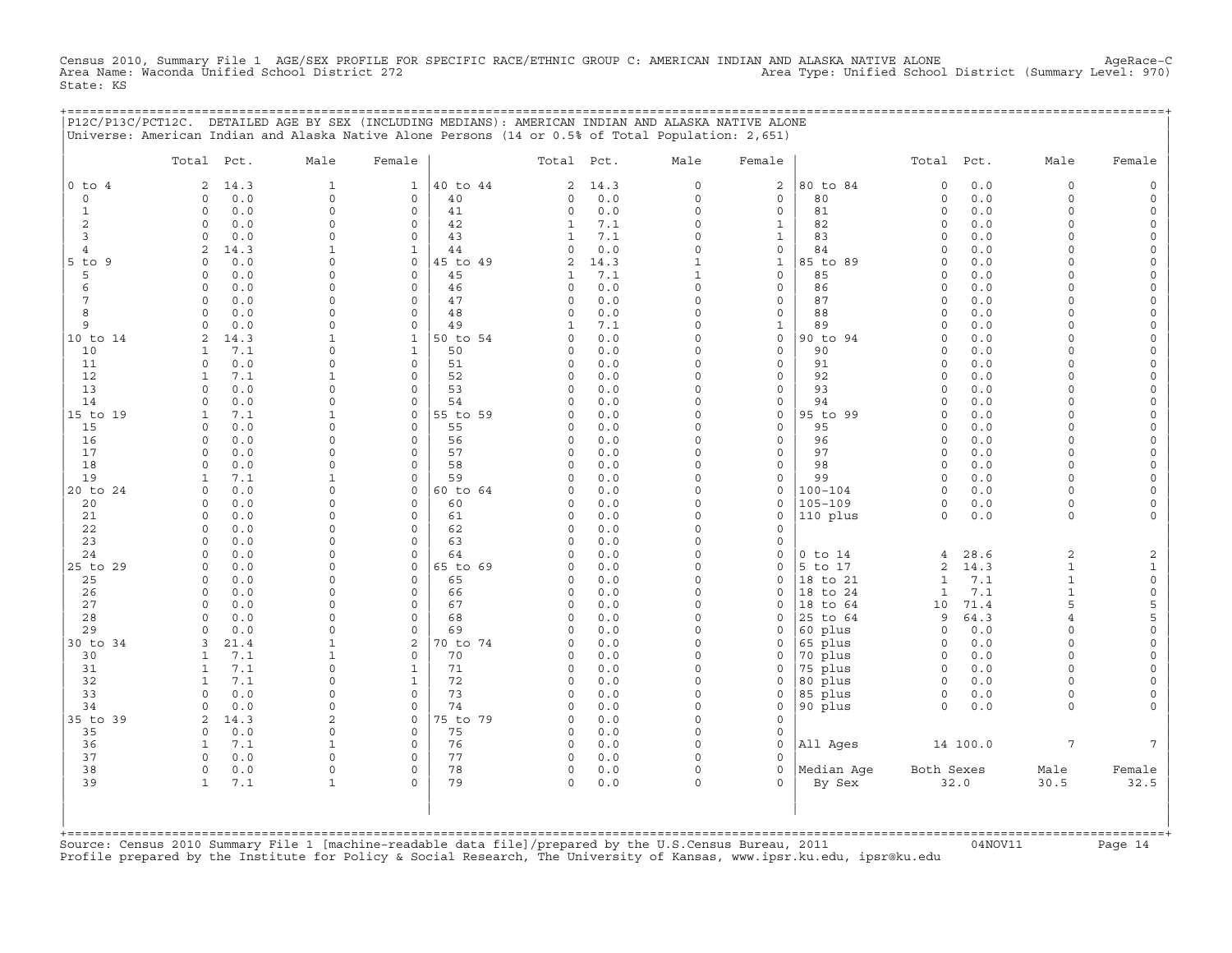Census 2010, Summary File 1 AGE/SEX PROFILE FOR SPECIFIC RACE/ETHNIC GROUP C: AMERICAN INDIAN AND ALASKA NATIVE ALONE AgeRace-C
Area Name: Waconda Unified School District 272 Area Type: Unified School District (Summary Level: 970)
State: KS

## P12C/P13C/PCT12C. DETAILED AGE BY SEX (INCLUDING MEDIANS): AMERICAN INDIAN AND ALASKA NATIVE ALONE

Universe: American Indian and Alaska Native Alone Persons (14 or 0.5% of Total Population: 2,651)

| | Total | Pct. | Male | Female | | Total | Pct. | Male | Female | | Total | Pct. | Male | Female |
|---|---|---|---|---|---|---|---|---|---|---|---|---|---|---|
| 0 to 4 | 2 | 14.3 | 1 | 1 | 40 to 44 | 2 | 14.3 | 0 | 2 | 80 to 84 | 0 | 0.0 | 0 | 0 |
| 0 | 0 | 0.0 | 0 | 0 | 40 | 0 | 0.0 | 0 | 0 | 80 | 0 | 0.0 | 0 | 0 |
| 1 | 0 | 0.0 | 0 | 0 | 41 | 0 | 0.0 | 0 | 0 | 81 | 0 | 0.0 | 0 | 0 |
| 2 | 0 | 0.0 | 0 | 0 | 42 | 1 | 7.1 | 0 | 1 | 82 | 0 | 0.0 | 0 | 0 |
| 3 | 0 | 0.0 | 0 | 0 | 43 | 1 | 7.1 | 0 | 1 | 83 | 0 | 0.0 | 0 | 0 |
| 4 | 2 | 14.3 | 1 | 1 | 44 | 0 | 0.0 | 0 | 0 | 84 | 0 | 0.0 | 0 | 0 |
| 5 to 9 | 0 | 0.0 | 0 | 0 | 45 to 49 | 2 | 14.3 | 1 | 1 | 85 to 89 | 0 | 0.0 | 0 | 0 |
| 5 | 0 | 0.0 | 0 | 0 | 45 | 1 | 7.1 | 1 | 0 | 85 | 0 | 0.0 | 0 | 0 |
| 6 | 0 | 0.0 | 0 | 0 | 46 | 0 | 0.0 | 0 | 0 | 86 | 0 | 0.0 | 0 | 0 |
| 7 | 0 | 0.0 | 0 | 0 | 47 | 0 | 0.0 | 0 | 0 | 87 | 0 | 0.0 | 0 | 0 |
| 8 | 0 | 0.0 | 0 | 0 | 48 | 0 | 0.0 | 0 | 0 | 88 | 0 | 0.0 | 0 | 0 |
| 9 | 0 | 0.0 | 0 | 0 | 49 | 1 | 7.1 | 0 | 1 | 89 | 0 | 0.0 | 0 | 0 |
| 10 to 14 | 2 | 14.3 | 1 | 1 | 50 to 54 | 0 | 0.0 | 0 | 0 | 90 to 94 | 0 | 0.0 | 0 | 0 |
| 10 | 1 | 7.1 | 0 | 1 | 50 | 0 | 0.0 | 0 | 0 | 90 | 0 | 0.0 | 0 | 0 |
| 11 | 0 | 0.0 | 0 | 0 | 51 | 0 | 0.0 | 0 | 0 | 91 | 0 | 0.0 | 0 | 0 |
| 12 | 1 | 7.1 | 1 | 0 | 52 | 0 | 0.0 | 0 | 0 | 92 | 0 | 0.0 | 0 | 0 |
| 13 | 0 | 0.0 | 0 | 0 | 53 | 0 | 0.0 | 0 | 0 | 93 | 0 | 0.0 | 0 | 0 |
| 14 | 0 | 0.0 | 0 | 0 | 54 | 0 | 0.0 | 0 | 0 | 94 | 0 | 0.0 | 0 | 0 |
| 15 to 19 | 1 | 7.1 | 1 | 0 | 55 to 59 | 0 | 0.0 | 0 | 0 | 95 to 99 | 0 | 0.0 | 0 | 0 |
| 15 | 0 | 0.0 | 0 | 0 | 55 | 0 | 0.0 | 0 | 0 | 95 | 0 | 0.0 | 0 | 0 |
| 16 | 0 | 0.0 | 0 | 0 | 56 | 0 | 0.0 | 0 | 0 | 96 | 0 | 0.0 | 0 | 0 |
| 17 | 0 | 0.0 | 0 | 0 | 57 | 0 | 0.0 | 0 | 0 | 97 | 0 | 0.0 | 0 | 0 |
| 18 | 0 | 0.0 | 0 | 0 | 58 | 0 | 0.0 | 0 | 0 | 98 | 0 | 0.0 | 0 | 0 |
| 19 | 1 | 7.1 | 1 | 0 | 59 | 0 | 0.0 | 0 | 0 | 99 | 0 | 0.0 | 0 | 0 |
| 20 to 24 | 0 | 0.0 | 0 | 0 | 60 to 64 | 0 | 0.0 | 0 | 0 | 100-104 | 0 | 0.0 | 0 | 0 |
| 20 | 0 | 0.0 | 0 | 0 | 60 | 0 | 0.0 | 0 | 0 | 105-109 | 0 | 0.0 | 0 | 0 |
| 21 | 0 | 0.0 | 0 | 0 | 61 | 0 | 0.0 | 0 | 0 | 110 plus | 0 | 0.0 | 0 | 0 |
| 22 | 0 | 0.0 | 0 | 0 | 62 | 0 | 0.0 | 0 | 0 | | | | | |
| 23 | 0 | 0.0 | 0 | 0 | 63 | 0 | 0.0 | 0 | 0 | | | | | |
| 24 | 0 | 0.0 | 0 | 0 | 64 | 0 | 0.0 | 0 | 0 | 0 to 14 | 4 | 28.6 | 2 | 2 |
| 25 to 29 | 0 | 0.0 | 0 | 0 | 65 to 69 | 0 | 0.0 | 0 | 0 | 5 to 17 | 2 | 14.3 | 1 | 1 |
| 25 | 0 | 0.0 | 0 | 0 | 65 | 0 | 0.0 | 0 | 0 | 18 to 21 | 1 | 7.1 | 1 | 0 |
| 26 | 0 | 0.0 | 0 | 0 | 66 | 0 | 0.0 | 0 | 0 | 18 to 24 | 1 | 7.1 | 1 | 0 |
| 27 | 0 | 0.0 | 0 | 0 | 67 | 0 | 0.0 | 0 | 0 | 18 to 64 | 10 | 71.4 | 5 | 5 |
| 28 | 0 | 0.0 | 0 | 0 | 68 | 0 | 0.0 | 0 | 0 | 25 to 64 | 9 | 64.3 | 4 | 5 |
| 29 | 0 | 0.0 | 0 | 0 | 69 | 0 | 0.0 | 0 | 0 | 60 plus | 0 | 0.0 | 0 | 0 |
| 30 to 34 | 3 | 21.4 | 1 | 2 | 70 to 74 | 0 | 0.0 | 0 | 0 | 65 plus | 0 | 0.0 | 0 | 0 |
| 30 | 1 | 7.1 | 1 | 0 | 70 | 0 | 0.0 | 0 | 0 | 70 plus | 0 | 0.0 | 0 | 0 |
| 31 | 1 | 7.1 | 0 | 1 | 71 | 0 | 0.0 | 0 | 0 | 75 plus | 0 | 0.0 | 0 | 0 |
| 32 | 1 | 7.1 | 0 | 1 | 72 | 0 | 0.0 | 0 | 0 | 80 plus | 0 | 0.0 | 0 | 0 |
| 33 | 0 | 0.0 | 0 | 0 | 73 | 0 | 0.0 | 0 | 0 | 85 plus | 0 | 0.0 | 0 | 0 |
| 34 | 0 | 0.0 | 0 | 0 | 74 | 0 | 0.0 | 0 | 0 | 90 plus | 0 | 0.0 | 0 | 0 |
| 35 to 39 | 2 | 14.3 | 2 | 0 | 75 to 79 | 0 | 0.0 | 0 | 0 | | | | | |
| 35 | 0 | 0.0 | 0 | 0 | 75 | 0 | 0.0 | 0 | 0 | | | | | |
| 36 | 1 | 7.1 | 1 | 0 | 76 | 0 | 0.0 | 0 | 0 | All Ages | 14 | 100.0 | 7 | 7 |
| 37 | 0 | 0.0 | 0 | 0 | 77 | 0 | 0.0 | 0 | 0 | | | | | |
| 38 | 0 | 0.0 | 0 | 0 | 78 | 0 | 0.0 | 0 | 0 | Median Age | Both Sexes | | Male | Female |
| 39 | 1 | 7.1 | 1 | 0 | 79 | 0 | 0.0 | 0 | 0 | By Sex | 32.0 | | 30.5 | 32.5 |

Source: Census 2010 Summary File 1 [machine-readable data file]/prepared by the U.S.Census Bureau, 2011 04NOV11
Profile prepared by the Institute for Policy & Social Research, The University of Kansas, www.ipsr.ku.edu, ipsr@ku.edu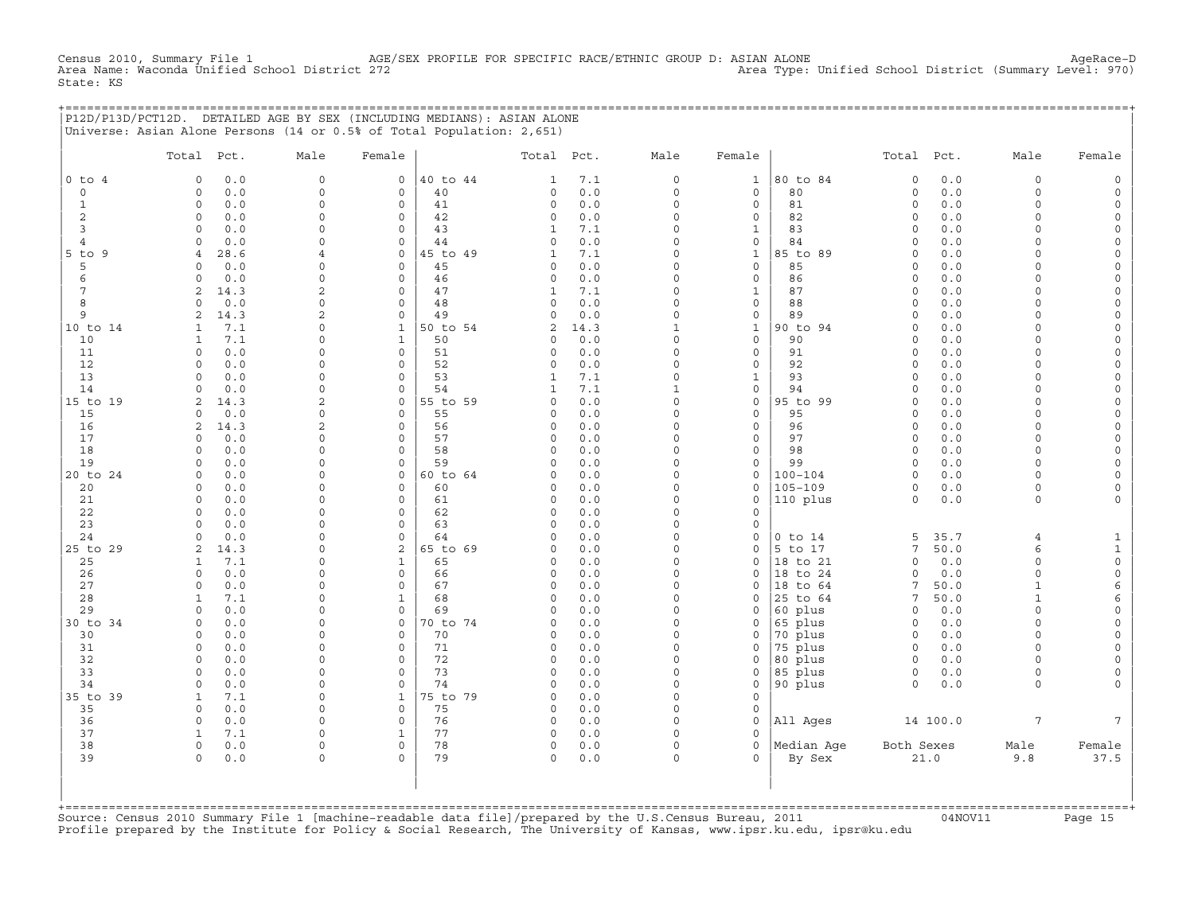Census 2010, Summary File 1 AGE/SEX PROFILE FOR SPECIFIC RACE/ETHNIC GROUP D: ASIAN ALONE AgeRace-D
Area Name: Waconda Unified School District 272 Area Type: Unified School District (Summary Level: 970)
State: KS

## P12D/P13D/PCT12D. DETAILED AGE BY SEX (INCLUDING MEDIANS): ASIAN ALONE

Universe: Asian Alone Persons (14 or 0.5% of Total Population: 2,651)

| | Total | Pct. | Male | Female | | Total | Pct. | Male | Female | | Total | Pct. | Male | Female |
|---|---|---|---|---|---|---|---|---|---|---|---|---|---|---|
| 0 to 4 | 0 | 0.0 | 0 | 0 | 40 to 44 | 1 | 7.1 | 0 | 1 | 80 to 84 | 0 | 0.0 | 0 | 0 |
| 0 | 0 | 0.0 | 0 | 0 | 40 | 0 | 0.0 | 0 | 0 | 80 | 0 | 0.0 | 0 | 0 |
| 1 | 0 | 0.0 | 0 | 0 | 41 | 0 | 0.0 | 0 | 0 | 81 | 0 | 0.0 | 0 | 0 |
| 2 | 0 | 0.0 | 0 | 0 | 42 | 0 | 0.0 | 0 | 0 | 82 | 0 | 0.0 | 0 | 0 |
| 3 | 0 | 0.0 | 0 | 0 | 43 | 1 | 7.1 | 0 | 1 | 83 | 0 | 0.0 | 0 | 0 |
| 4 | 0 | 0.0 | 0 | 0 | 44 | 0 | 0.0 | 0 | 0 | 84 | 0 | 0.0 | 0 | 0 |
| 5 to 9 | 4 | 28.6 | 4 | 0 | 45 to 49 | 1 | 7.1 | 0 | 1 | 85 to 89 | 0 | 0.0 | 0 | 0 |
| 5 | 0 | 0.0 | 0 | 0 | 45 | 0 | 0.0 | 0 | 0 | 85 | 0 | 0.0 | 0 | 0 |
| 6 | 0 | 0.0 | 0 | 0 | 46 | 0 | 0.0 | 0 | 0 | 86 | 0 | 0.0 | 0 | 0 |
| 7 | 2 | 14.3 | 2 | 0 | 47 | 1 | 7.1 | 0 | 1 | 87 | 0 | 0.0 | 0 | 0 |
| 8 | 0 | 0.0 | 0 | 0 | 48 | 0 | 0.0 | 0 | 0 | 88 | 0 | 0.0 | 0 | 0 |
| 9 | 2 | 14.3 | 2 | 0 | 49 | 0 | 0.0 | 0 | 0 | 89 | 0 | 0.0 | 0 | 0 |
| 10 to 14 | 1 | 7.1 | 0 | 1 | 50 to 54 | 2 | 14.3 | 1 | 1 | 90 to 94 | 0 | 0.0 | 0 | 0 |
| 10 | 1 | 7.1 | 0 | 1 | 50 | 0 | 0.0 | 0 | 0 | 90 | 0 | 0.0 | 0 | 0 |
| 11 | 0 | 0.0 | 0 | 0 | 51 | 0 | 0.0 | 0 | 0 | 91 | 0 | 0.0 | 0 | 0 |
| 12 | 0 | 0.0 | 0 | 0 | 52 | 0 | 0.0 | 0 | 0 | 92 | 0 | 0.0 | 0 | 0 |
| 13 | 0 | 0.0 | 0 | 0 | 53 | 1 | 7.1 | 0 | 1 | 93 | 0 | 0.0 | 0 | 0 |
| 14 | 0 | 0.0 | 0 | 0 | 54 | 1 | 7.1 | 1 | 0 | 94 | 0 | 0.0 | 0 | 0 |
| 15 to 19 | 2 | 14.3 | 2 | 0 | 55 to 59 | 0 | 0.0 | 0 | 0 | 95 to 99 | 0 | 0.0 | 0 | 0 |
| 15 | 0 | 0.0 | 0 | 0 | 55 | 0 | 0.0 | 0 | 0 | 95 | 0 | 0.0 | 0 | 0 |
| 16 | 2 | 14.3 | 2 | 0 | 56 | 0 | 0.0 | 0 | 0 | 96 | 0 | 0.0 | 0 | 0 |
| 17 | 0 | 0.0 | 0 | 0 | 57 | 0 | 0.0 | 0 | 0 | 97 | 0 | 0.0 | 0 | 0 |
| 18 | 0 | 0.0 | 0 | 0 | 58 | 0 | 0.0 | 0 | 0 | 98 | 0 | 0.0 | 0 | 0 |
| 19 | 0 | 0.0 | 0 | 0 | 59 | 0 | 0.0 | 0 | 0 | 99 | 0 | 0.0 | 0 | 0 |
| 20 to 24 | 0 | 0.0 | 0 | 0 | 60 to 64 | 0 | 0.0 | 0 | 0 | 100-104 | 0 | 0.0 | 0 | 0 |
| 20 | 0 | 0.0 | 0 | 0 | 60 | 0 | 0.0 | 0 | 0 | 105-109 | 0 | 0.0 | 0 | 0 |
| 21 | 0 | 0.0 | 0 | 0 | 61 | 0 | 0.0 | 0 | 0 | 110 plus | 0 | 0.0 | 0 | 0 |
| 22 | 0 | 0.0 | 0 | 0 | 62 | 0 | 0.0 | 0 | 0 | | | | | |
| 23 | 0 | 0.0 | 0 | 0 | 63 | 0 | 0.0 | 0 | 0 | | | | | |
| 24 | 0 | 0.0 | 0 | 0 | 64 | 0 | 0.0 | 0 | 0 | 0 to 14 | 5 | 35.7 | 4 | 1 |
| 25 to 29 | 2 | 14.3 | 0 | 2 | 65 to 69 | 0 | 0.0 | 0 | 0 | 5 to 17 | 7 | 50.0 | 6 | 1 |
| 25 | 1 | 7.1 | 0 | 1 | 65 | 0 | 0.0 | 0 | 0 | 18 to 21 | 0 | 0.0 | 0 | 0 |
| 26 | 0 | 0.0 | 0 | 0 | 66 | 0 | 0.0 | 0 | 0 | 18 to 24 | 0 | 0.0 | 0 | 0 |
| 27 | 0 | 0.0 | 0 | 0 | 67 | 0 | 0.0 | 0 | 0 | 18 to 64 | 7 | 50.0 | 1 | 6 |
| 28 | 1 | 7.1 | 0 | 1 | 68 | 0 | 0.0 | 0 | 0 | 25 to 64 | 7 | 50.0 | 1 | 6 |
| 29 | 0 | 0.0 | 0 | 0 | 69 | 0 | 0.0 | 0 | 0 | 60 plus | 0 | 0.0 | 0 | 0 |
| 30 to 34 | 0 | 0.0 | 0 | 0 | 70 to 74 | 0 | 0.0 | 0 | 0 | 65 plus | 0 | 0.0 | 0 | 0 |
| 30 | 0 | 0.0 | 0 | 0 | 70 | 0 | 0.0 | 0 | 0 | 70 plus | 0 | 0.0 | 0 | 0 |
| 31 | 0 | 0.0 | 0 | 0 | 71 | 0 | 0.0 | 0 | 0 | 75 plus | 0 | 0.0 | 0 | 0 |
| 32 | 0 | 0.0 | 0 | 0 | 72 | 0 | 0.0 | 0 | 0 | 80 plus | 0 | 0.0 | 0 | 0 |
| 33 | 0 | 0.0 | 0 | 0 | 73 | 0 | 0.0 | 0 | 0 | 85 plus | 0 | 0.0 | 0 | 0 |
| 34 | 0 | 0.0 | 0 | 0 | 74 | 0 | 0.0 | 0 | 0 | 90 plus | 0 | 0.0 | 0 | 0 |
| 35 to 39 | 1 | 7.1 | 0 | 1 | 75 to 79 | 0 | 0.0 | 0 | 0 | | | | | |
| 35 | 0 | 0.0 | 0 | 0 | 75 | 0 | 0.0 | 0 | 0 | | | | | |
| 36 | 0 | 0.0 | 0 | 0 | 76 | 0 | 0.0 | 0 | 0 | All Ages | 14 | 100.0 | 7 | 7 |
| 37 | 1 | 7.1 | 0 | 1 | 77 | 0 | 0.0 | 0 | 0 | | | | | |
| 38 | 0 | 0.0 | 0 | 0 | 78 | 0 | 0.0 | 0 | 0 | Median Age | Both Sexes | | Male | Female |
| 39 | 0 | 0.0 | 0 | 0 | 79 | 0 | 0.0 | 0 | 0 | By Sex | 21.0 | | 9.8 | 37.5 |

Source: Census 2010 Summary File 1 [machine-readable data file]/prepared by the U.S.Census Bureau, 2011 04NOV11
Profile prepared by the Institute for Policy & Social Research, The University of Kansas, www.ipsr.ku.edu, ipsr@ku.edu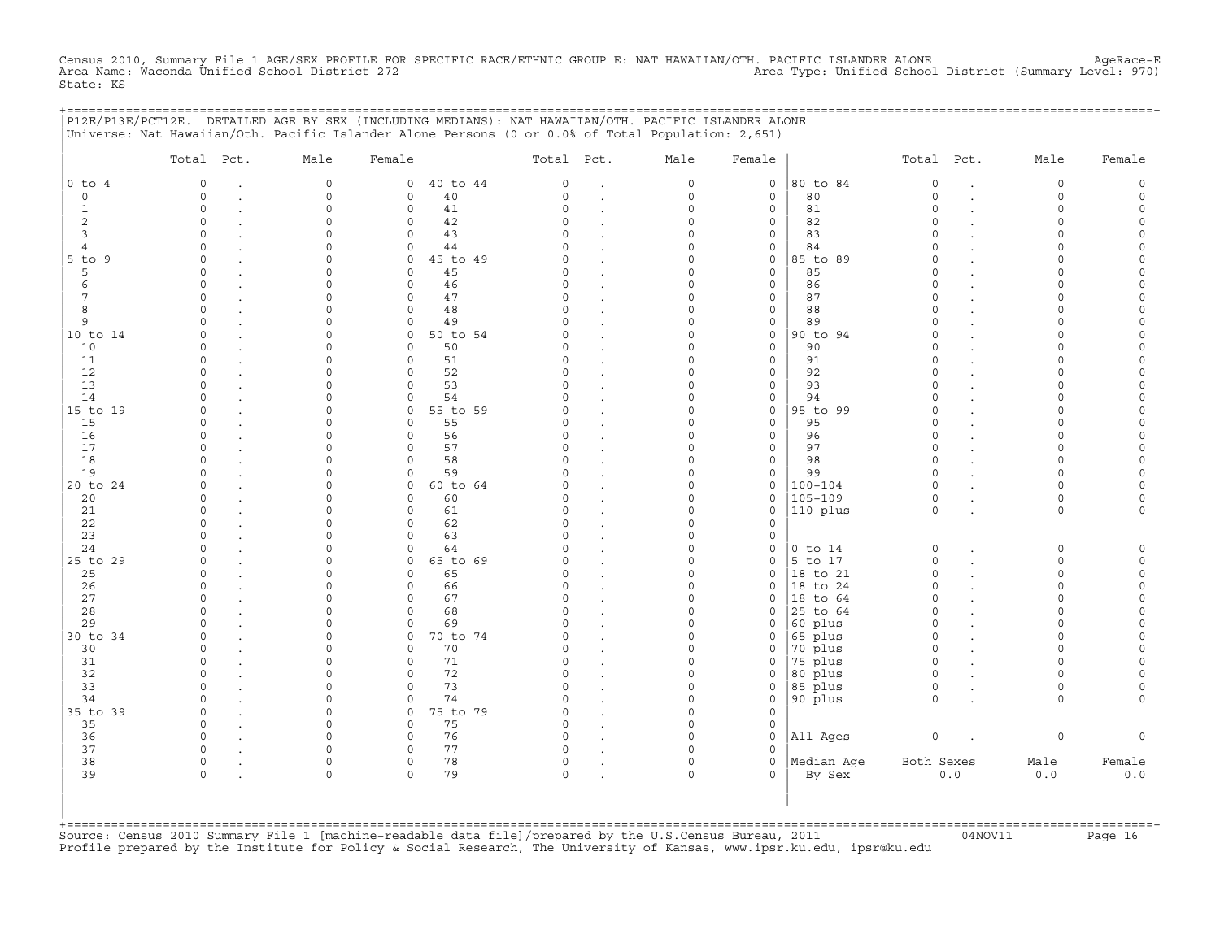Census 2010, Summary File 1 AGE/SEX PROFILE FOR SPECIFIC RACE/ETHNIC GROUP E: NAT HAWAIIAN/OTH. PACIFIC ISLANDER ALONE AgeRace-E
Area Name: Waconda Unified School District 272 Area Type: Unified School District (Summary Level: 970)
State: KS

P12E/P13E/PCT12E. DETAILED AGE BY SEX (INCLUDING MEDIANS): NAT HAWAIIAN/OTH. PACIFIC ISLANDER ALONE
Universe: Nat Hawaiian/Oth. Pacific Islander Alone Persons (0 or 0.0% of Total Population: 2,651)

| | Total | Pct. | Male | Female | | Total | Pct. | Male | Female | | Total | Pct. | Male | Female |
|---|---|---|---|---|---|---|---|---|---|---|---|---|---|---|
| 0 to 4 | 0 | . | 0 | 0 | 40 to 44 | 0 | . | 0 | 0 | 80 to 84 | 0 | . | 0 | 0 |
| 0 | 0 | . | 0 | 0 | 40 | 0 | . | 0 | 0 | 80 | 0 | . | 0 | 0 |
| 1 | 0 | . | 0 | 0 | 41 | 0 | . | 0 | 0 | 81 | 0 | . | 0 | 0 |
| 2 | 0 | . | 0 | 0 | 42 | 0 | . | 0 | 0 | 82 | 0 | . | 0 | 0 |
| 3 | 0 | . | 0 | 0 | 43 | 0 | . | 0 | 0 | 83 | 0 | . | 0 | 0 |
| 4 | 0 | . | 0 | 0 | 44 | 0 | . | 0 | 0 | 84 | 0 | . | 0 | 0 |
| 5 to 9 | 0 | . | 0 | 0 | 45 to 49 | 0 | . | 0 | 0 | 85 to 89 | 0 | . | 0 | 0 |
| 5 | 0 | . | 0 | 0 | 45 | 0 | . | 0 | 0 | 85 | 0 | . | 0 | 0 |
| 6 | 0 | . | 0 | 0 | 46 | 0 | . | 0 | 0 | 86 | 0 | . | 0 | 0 |
| 7 | 0 | . | 0 | 0 | 47 | 0 | . | 0 | 0 | 87 | 0 | . | 0 | 0 |
| 8 | 0 | . | 0 | 0 | 48 | 0 | . | 0 | 0 | 88 | 0 | . | 0 | 0 |
| 9 | 0 | . | 0 | 0 | 49 | 0 | . | 0 | 0 | 89 | 0 | . | 0 | 0 |
| 10 to 14 | 0 | . | 0 | 0 | 50 to 54 | 0 | . | 0 | 0 | 90 to 94 | 0 | . | 0 | 0 |
| 10 | 0 | . | 0 | 0 | 50 | 0 | . | 0 | 0 | 90 | 0 | . | 0 | 0 |
| 11 | 0 | . | 0 | 0 | 51 | 0 | . | 0 | 0 | 91 | 0 | . | 0 | 0 |
| 12 | 0 | . | 0 | 0 | 52 | 0 | . | 0 | 0 | 92 | 0 | . | 0 | 0 |
| 13 | 0 | . | 0 | 0 | 53 | 0 | . | 0 | 0 | 93 | 0 | . | 0 | 0 |
| 14 | 0 | . | 0 | 0 | 54 | 0 | . | 0 | 0 | 94 | 0 | . | 0 | 0 |
| 15 to 19 | 0 | . | 0 | 0 | 55 to 59 | 0 | . | 0 | 0 | 95 to 99 | 0 | . | 0 | 0 |
| 15 | 0 | . | 0 | 0 | 55 | 0 | . | 0 | 0 | 95 | 0 | . | 0 | 0 |
| 16 | 0 | . | 0 | 0 | 56 | 0 | . | 0 | 0 | 96 | 0 | . | 0 | 0 |
| 17 | 0 | . | 0 | 0 | 57 | 0 | . | 0 | 0 | 97 | 0 | . | 0 | 0 |
| 18 | 0 | . | 0 | 0 | 58 | 0 | . | 0 | 0 | 98 | 0 | . | 0 | 0 |
| 19 | 0 | . | 0 | 0 | 59 | 0 | . | 0 | 0 | 99 | 0 | . | 0 | 0 |
| 20 to 24 | 0 | . | 0 | 0 | 60 to 64 | 0 | . | 0 | 0 | 100-104 | 0 | . | 0 | 0 |
| 20 | 0 | . | 0 | 0 | 60 | 0 | . | 0 | 0 | 105-109 | 0 | . | 0 | 0 |
| 21 | 0 | . | 0 | 0 | 61 | 0 | . | 0 | 0 | 110 plus | 0 | . | 0 | 0 |
| 22 | 0 | . | 0 | 0 | 62 | 0 | . | 0 | 0 | | | | | |
| 23 | 0 | . | 0 | 0 | 63 | 0 | . | 0 | 0 | | | | | |
| 24 | 0 | . | 0 | 0 | 64 | 0 | . | 0 | 0 | 0 to 14 | 0 | . | 0 | 0 |
| 25 to 29 | 0 | . | 0 | 0 | 65 to 69 | 0 | . | 0 | 0 | 5 to 17 | 0 | . | 0 | 0 |
| 25 | 0 | . | 0 | 0 | 65 | 0 | . | 0 | 0 | 18 to 21 | 0 | . | 0 | 0 |
| 26 | 0 | . | 0 | 0 | 66 | 0 | . | 0 | 0 | 18 to 24 | 0 | . | 0 | 0 |
| 27 | 0 | . | 0 | 0 | 67 | 0 | . | 0 | 0 | 18 to 64 | 0 | . | 0 | 0 |
| 28 | 0 | . | 0 | 0 | 68 | 0 | . | 0 | 0 | 25 to 64 | 0 | . | 0 | 0 |
| 29 | 0 | . | 0 | 0 | 69 | 0 | . | 0 | 0 | 60 plus | 0 | . | 0 | 0 |
| 30 to 34 | 0 | . | 0 | 0 | 70 to 74 | 0 | . | 0 | 0 | 65 plus | 0 | . | 0 | 0 |
| 30 | 0 | . | 0 | 0 | 70 | 0 | . | 0 | 0 | 70 plus | 0 | . | 0 | 0 |
| 31 | 0 | . | 0 | 0 | 71 | 0 | . | 0 | 0 | 75 plus | 0 | . | 0 | 0 |
| 32 | 0 | . | 0 | 0 | 72 | 0 | . | 0 | 0 | 80 plus | 0 | . | 0 | 0 |
| 33 | 0 | . | 0 | 0 | 73 | 0 | . | 0 | 0 | 85 plus | 0 | . | 0 | 0 |
| 34 | 0 | . | 0 | 0 | 74 | 0 | . | 0 | 0 | 90 plus | 0 | . | 0 | 0 |
| 35 to 39 | 0 | . | 0 | 0 | 75 to 79 | 0 | . | 0 | 0 | | | | | |
| 35 | 0 | . | 0 | 0 | 75 | 0 | . | 0 | 0 | | | | | |
| 36 | 0 | . | 0 | 0 | 76 | 0 | . | 0 | 0 | All Ages | 0 | . | 0 | 0 |
| 37 | 0 | . | 0 | 0 | 77 | 0 | . | 0 | 0 | | | | | |
| 38 | 0 | . | 0 | 0 | 78 | 0 | . | 0 | 0 | Median Age | Both Sexes | | Male | Female |
| 39 | 0 | . | 0 | 0 | 79 | 0 | . | 0 | 0 | By Sex | 0.0 | | 0.0 | 0.0 |

Source: Census 2010 Summary File 1 [machine-readable data file]/prepared by the U.S.Census Bureau, 2011 04NOV11
Profile prepared by the Institute for Policy & Social Research, The University of Kansas, www.ipsr.ku.edu, ipsr@ku.edu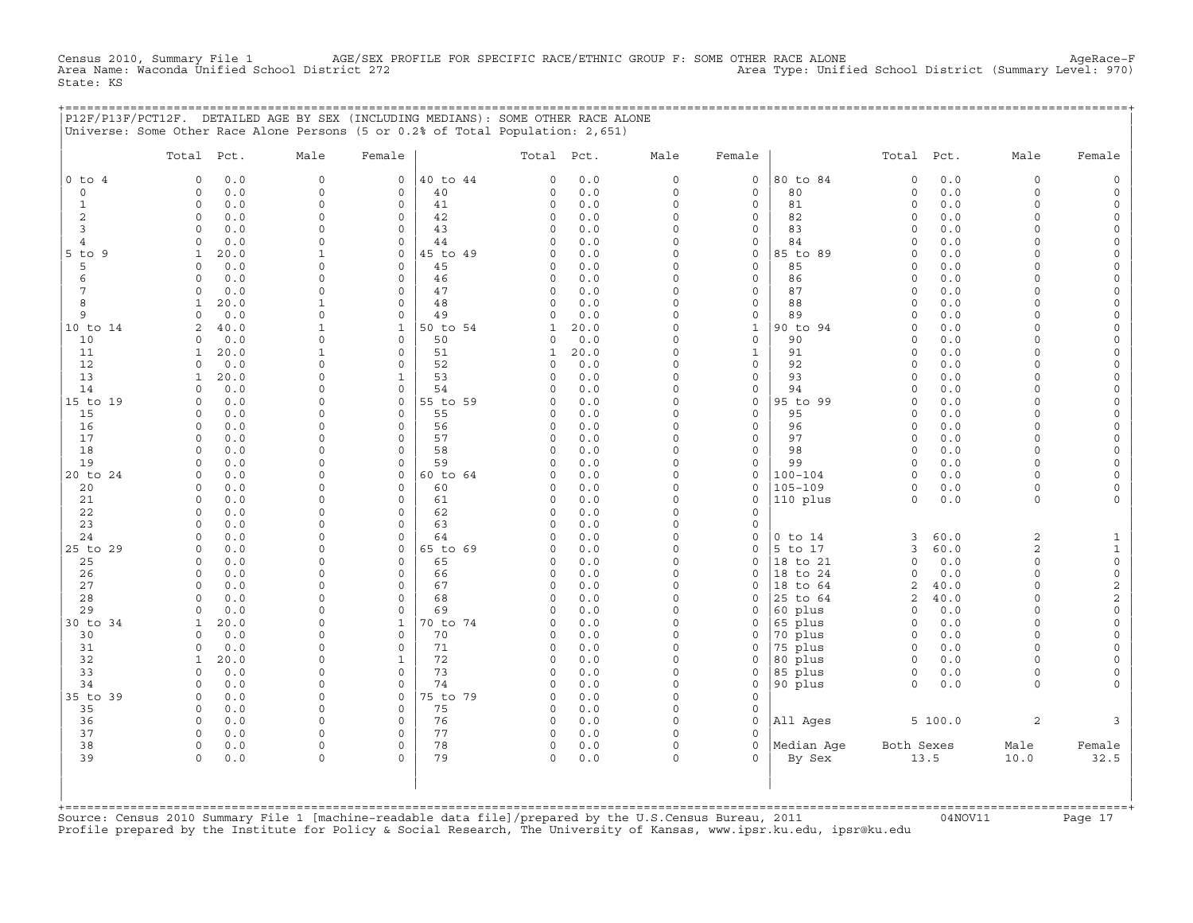Census 2010, Summary File 1 AGE/SEX PROFILE FOR SPECIFIC RACE/ETHNIC GROUP F: SOME OTHER RACE ALONE AgeRace-F
Area Name: Waconda Unified School District 272 Area Type: Unified School District (Summary Level: 970)
State: KS

## P12F/P13F/PCT12F. DETAILED AGE BY SEX (INCLUDING MEDIANS): SOME OTHER RACE ALONE

Universe: Some Other Race Alone Persons (5 or 0.2% of Total Population: 2,651)

| | Total | Pct. | Male | Female | | Total | Pct. | Male | Female | | Total | Pct. | Male | Female |
|---|---|---|---|---|---|---|---|---|---|---|---|---|---|---|
| 0 to 4 | 0 | 0.0 | 0 | 0 | 40 to 44 | 0 | 0.0 | 0 | 0 | 80 to 84 | 0 | 0.0 | 0 | 0 |
| 0 | 0 | 0.0 | 0 | 0 | 40 | 0 | 0.0 | 0 | 0 | 80 | 0 | 0.0 | 0 | 0 |
| 1 | 0 | 0.0 | 0 | 0 | 41 | 0 | 0.0 | 0 | 0 | 81 | 0 | 0.0 | 0 | 0 |
| 2 | 0 | 0.0 | 0 | 0 | 42 | 0 | 0.0 | 0 | 0 | 82 | 0 | 0.0 | 0 | 0 |
| 3 | 0 | 0.0 | 0 | 0 | 43 | 0 | 0.0 | 0 | 0 | 83 | 0 | 0.0 | 0 | 0 |
| 4 | 0 | 0.0 | 0 | 0 | 44 | 0 | 0.0 | 0 | 0 | 84 | 0 | 0.0 | 0 | 0 |
| 5 to 9 | 1 | 20.0 | 1 | 0 | 45 to 49 | 0 | 0.0 | 0 | 0 | 85 to 89 | 0 | 0.0 | 0 | 0 |
| 5 | 0 | 0.0 | 0 | 0 | 45 | 0 | 0.0 | 0 | 0 | 85 | 0 | 0.0 | 0 | 0 |
| 6 | 0 | 0.0 | 0 | 0 | 46 | 0 | 0.0 | 0 | 0 | 86 | 0 | 0.0 | 0 | 0 |
| 7 | 0 | 0.0 | 0 | 0 | 47 | 0 | 0.0 | 0 | 0 | 87 | 0 | 0.0 | 0 | 0 |
| 8 | 1 | 20.0 | 1 | 0 | 48 | 0 | 0.0 | 0 | 0 | 88 | 0 | 0.0 | 0 | 0 |
| 9 | 0 | 0.0 | 0 | 0 | 49 | 0 | 0.0 | 0 | 0 | 89 | 0 | 0.0 | 0 | 0 |
| 10 to 14 | 2 | 40.0 | 1 | 1 | 50 to 54 | 1 | 20.0 | 0 | 1 | 90 to 94 | 0 | 0.0 | 0 | 0 |
| 10 | 0 | 0.0 | 0 | 0 | 50 | 0 | 0.0 | 0 | 0 | 90 | 0 | 0.0 | 0 | 0 |
| 11 | 1 | 20.0 | 1 | 0 | 51 | 1 | 20.0 | 0 | 1 | 91 | 0 | 0.0 | 0 | 0 |
| 12 | 0 | 0.0 | 0 | 0 | 52 | 0 | 0.0 | 0 | 0 | 92 | 0 | 0.0 | 0 | 0 |
| 13 | 1 | 20.0 | 0 | 1 | 53 | 0 | 0.0 | 0 | 0 | 93 | 0 | 0.0 | 0 | 0 |
| 14 | 0 | 0.0 | 0 | 0 | 54 | 0 | 0.0 | 0 | 0 | 94 | 0 | 0.0 | 0 | 0 |
| 15 to 19 | 0 | 0.0 | 0 | 0 | 55 to 59 | 0 | 0.0 | 0 | 0 | 95 to 99 | 0 | 0.0 | 0 | 0 |
| 15 | 0 | 0.0 | 0 | 0 | 55 | 0 | 0.0 | 0 | 0 | 95 | 0 | 0.0 | 0 | 0 |
| 16 | 0 | 0.0 | 0 | 0 | 56 | 0 | 0.0 | 0 | 0 | 96 | 0 | 0.0 | 0 | 0 |
| 17 | 0 | 0.0 | 0 | 0 | 57 | 0 | 0.0 | 0 | 0 | 97 | 0 | 0.0 | 0 | 0 |
| 18 | 0 | 0.0 | 0 | 0 | 58 | 0 | 0.0 | 0 | 0 | 98 | 0 | 0.0 | 0 | 0 |
| 19 | 0 | 0.0 | 0 | 0 | 59 | 0 | 0.0 | 0 | 0 | 99 | 0 | 0.0 | 0 | 0 |
| 20 to 24 | 0 | 0.0 | 0 | 0 | 60 to 64 | 0 | 0.0 | 0 | 0 | 100-104 | 0 | 0.0 | 0 | 0 |
| 20 | 0 | 0.0 | 0 | 0 | 60 | 0 | 0.0 | 0 | 0 | 105-109 | 0 | 0.0 | 0 | 0 |
| 21 | 0 | 0.0 | 0 | 0 | 61 | 0 | 0.0 | 0 | 0 | 110 plus | 0 | 0.0 | 0 | 0 |
| 22 | 0 | 0.0 | 0 | 0 | 62 | 0 | 0.0 | 0 | 0 | | | | | |
| 23 | 0 | 0.0 | 0 | 0 | 63 | 0 | 0.0 | 0 | 0 | | | | | |
| 24 | 0 | 0.0 | 0 | 0 | 64 | 0 | 0.0 | 0 | 0 | 0 to 14 | 3 | 60.0 | 2 | 1 |
| 25 to 29 | 0 | 0.0 | 0 | 0 | 65 to 69 | 0 | 0.0 | 0 | 0 | 5 to 17 | 3 | 60.0 | 2 | 1 |
| 25 | 0 | 0.0 | 0 | 0 | 65 | 0 | 0.0 | 0 | 0 | 18 to 21 | 0 | 0.0 | 0 | 0 |
| 26 | 0 | 0.0 | 0 | 0 | 66 | 0 | 0.0 | 0 | 0 | 18 to 24 | 0 | 0.0 | 0 | 0 |
| 27 | 0 | 0.0 | 0 | 0 | 67 | 0 | 0.0 | 0 | 0 | 18 to 64 | 2 | 40.0 | 0 | 2 |
| 28 | 0 | 0.0 | 0 | 0 | 68 | 0 | 0.0 | 0 | 0 | 25 to 64 | 2 | 40.0 | 0 | 2 |
| 29 | 0 | 0.0 | 0 | 0 | 69 | 0 | 0.0 | 0 | 0 | 60 plus | 0 | 0.0 | 0 | 0 |
| 30 to 34 | 1 | 20.0 | 0 | 1 | 70 to 74 | 0 | 0.0 | 0 | 0 | 65 plus | 0 | 0.0 | 0 | 0 |
| 30 | 0 | 0.0 | 0 | 0 | 70 | 0 | 0.0 | 0 | 0 | 70 plus | 0 | 0.0 | 0 | 0 |
| 31 | 0 | 0.0 | 0 | 0 | 71 | 0 | 0.0 | 0 | 0 | 75 plus | 0 | 0.0 | 0 | 0 |
| 32 | 1 | 20.0 | 0 | 1 | 72 | 0 | 0.0 | 0 | 0 | 80 plus | 0 | 0.0 | 0 | 0 |
| 33 | 0 | 0.0 | 0 | 0 | 73 | 0 | 0.0 | 0 | 0 | 85 plus | 0 | 0.0 | 0 | 0 |
| 34 | 0 | 0.0 | 0 | 0 | 74 | 0 | 0.0 | 0 | 0 | 90 plus | 0 | 0.0 | 0 | 0 |
| 35 to 39 | 0 | 0.0 | 0 | 0 | 75 to 79 | 0 | 0.0 | 0 | 0 | | | | | |
| 35 | 0 | 0.0 | 0 | 0 | 75 | 0 | 0.0 | 0 | 0 | | | | | |
| 36 | 0 | 0.0 | 0 | 0 | 76 | 0 | 0.0 | 0 | 0 | All Ages | 5 | 100.0 | 2 | 3 |
| 37 | 0 | 0.0 | 0 | 0 | 77 | 0 | 0.0 | 0 | 0 | | | | | |
| 38 | 0 | 0.0 | 0 | 0 | 78 | 0 | 0.0 | 0 | 0 | Median Age | Both Sexes | | Male | Female |
| 39 | 0 | 0.0 | 0 | 0 | 79 | 0 | 0.0 | 0 | 0 | By Sex | 13.5 | | 10.0 | 32.5 |

Source: Census 2010 Summary File 1 [machine-readable data file]/prepared by the U.S.Census Bureau, 2011 04NOV11
Profile prepared by the Institute for Policy & Social Research, The University of Kansas, www.ipsr.ku.edu, ipsr@ku.edu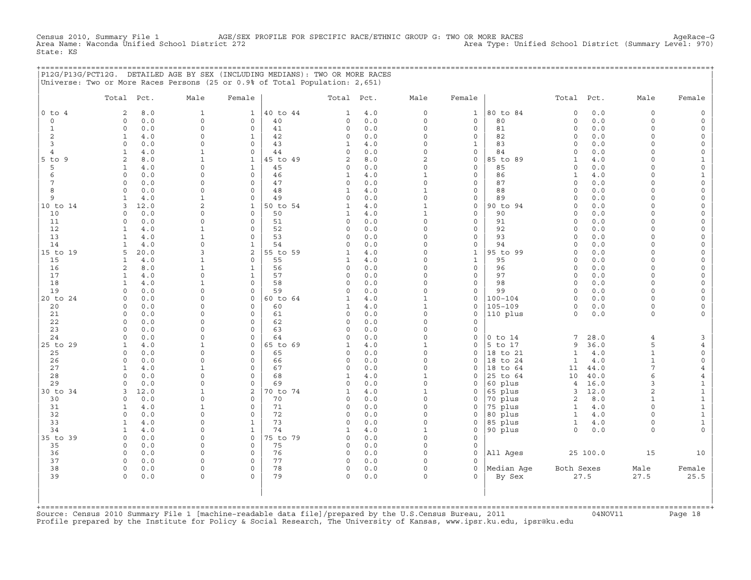Census 2010, Summary File 1 AGE/SEX PROFILE FOR SPECIFIC RACE/ETHNIC GROUP G: TWO OR MORE RACES AgeRace-G
Area Name: Waconda Unified School District 272 Area Type: Unified School District (Summary Level: 970)
State: KS

## P12G/P13G/PCT12G. DETAILED AGE BY SEX (INCLUDING MEDIANS): TWO OR MORE RACES

Universe: Two or More Races Persons (25 or 0.9% of Total Population: 2,651)

| | Total | Pct. | Male | Female | | Total | Pct. | Male | Female | | Total | Pct. | Male | Female |
|---|---|---|---|---|---|---|---|---|---|---|---|---|---|---|
| 0 to 4 | 2 | 8.0 | 1 | 1 | 40 to 44 | 1 | 4.0 | 0 | 1 | 80 to 84 | 0 | 0.0 | 0 | 0 |
| 0 | 0 | 0.0 | 0 | 0 | 40 | 0 | 0.0 | 0 | 0 | 80 | 0 | 0.0 | 0 | 0 |
| 1 | 0 | 0.0 | 0 | 0 | 41 | 0 | 0.0 | 0 | 0 | 81 | 0 | 0.0 | 0 | 0 |
| 2 | 1 | 4.0 | 0 | 1 | 42 | 0 | 0.0 | 0 | 0 | 82 | 0 | 0.0 | 0 | 0 |
| 3 | 0 | 0.0 | 0 | 0 | 43 | 1 | 4.0 | 0 | 1 | 83 | 0 | 0.0 | 0 | 0 |
| 4 | 1 | 4.0 | 1 | 0 | 44 | 0 | 0.0 | 0 | 0 | 84 | 0 | 0.0 | 0 | 0 |
| 5 to 9 | 2 | 8.0 | 1 | 1 | 45 to 49 | 2 | 8.0 | 2 | 0 | 85 to 89 | 1 | 4.0 | 0 | 1 |
| 5 | 1 | 4.0 | 0 | 1 | 45 | 0 | 0.0 | 0 | 0 | 85 | 0 | 0.0 | 0 | 0 |
| 6 | 0 | 0.0 | 0 | 0 | 46 | 1 | 4.0 | 1 | 0 | 86 | 1 | 4.0 | 0 | 1 |
| 7 | 0 | 0.0 | 0 | 0 | 47 | 0 | 0.0 | 0 | 0 | 87 | 0 | 0.0 | 0 | 0 |
| 8 | 0 | 0.0 | 0 | 0 | 48 | 1 | 4.0 | 1 | 0 | 88 | 0 | 0.0 | 0 | 0 |
| 9 | 1 | 4.0 | 1 | 0 | 49 | 0 | 0.0 | 0 | 0 | 89 | 0 | 0.0 | 0 | 0 |
| 10 to 14 | 3 | 12.0 | 2 | 1 | 50 to 54 | 1 | 4.0 | 1 | 0 | 90 to 94 | 0 | 0.0 | 0 | 0 |
| 10 | 0 | 0.0 | 0 | 0 | 50 | 1 | 4.0 | 1 | 0 | 90 | 0 | 0.0 | 0 | 0 |
| 11 | 0 | 0.0 | 0 | 0 | 51 | 0 | 0.0 | 0 | 0 | 91 | 0 | 0.0 | 0 | 0 |
| 12 | 1 | 4.0 | 1 | 0 | 52 | 0 | 0.0 | 0 | 0 | 92 | 0 | 0.0 | 0 | 0 |
| 13 | 1 | 4.0 | 1 | 0 | 53 | 0 | 0.0 | 0 | 0 | 93 | 0 | 0.0 | 0 | 0 |
| 14 | 1 | 4.0 | 0 | 1 | 54 | 0 | 0.0 | 0 | 0 | 94 | 0 | 0.0 | 0 | 0 |
| 15 to 19 | 5 | 20.0 | 3 | 2 | 55 to 59 | 1 | 4.0 | 0 | 1 | 95 to 99 | 0 | 0.0 | 0 | 0 |
| 15 | 1 | 4.0 | 1 | 0 | 55 | 1 | 4.0 | 0 | 1 | 95 | 0 | 0.0 | 0 | 0 |
| 16 | 2 | 8.0 | 1 | 1 | 56 | 0 | 0.0 | 0 | 0 | 96 | 0 | 0.0 | 0 | 0 |
| 17 | 1 | 4.0 | 0 | 1 | 57 | 0 | 0.0 | 0 | 0 | 97 | 0 | 0.0 | 0 | 0 |
| 18 | 1 | 4.0 | 1 | 0 | 58 | 0 | 0.0 | 0 | 0 | 98 | 0 | 0.0 | 0 | 0 |
| 19 | 0 | 0.0 | 0 | 0 | 59 | 0 | 0.0 | 0 | 0 | 99 | 0 | 0.0 | 0 | 0 |
| 20 to 24 | 0 | 0.0 | 0 | 0 | 60 to 64 | 1 | 4.0 | 1 | 0 | 100-104 | 0 | 0.0 | 0 | 0 |
| 20 | 0 | 0.0 | 0 | 0 | 60 | 1 | 4.0 | 1 | 0 | 105-109 | 0 | 0.0 | 0 | 0 |
| 21 | 0 | 0.0 | 0 | 0 | 61 | 0 | 0.0 | 0 | 0 | 110 plus | 0 | 0.0 | 0 | 0 |
| 22 | 0 | 0.0 | 0 | 0 | 62 | 0 | 0.0 | 0 | 0 | | | | | |
| 23 | 0 | 0.0 | 0 | 0 | 63 | 0 | 0.0 | 0 | 0 | | | | | |
| 24 | 0 | 0.0 | 0 | 0 | 64 | 0 | 0.0 | 0 | 0 | 0 to 14 | 7 | 28.0 | 4 | 3 |
| 25 to 29 | 1 | 4.0 | 1 | 0 | 65 to 69 | 1 | 4.0 | 1 | 0 | 5 to 17 | 9 | 36.0 | 5 | 4 |
| 25 | 0 | 0.0 | 0 | 0 | 65 | 0 | 0.0 | 0 | 0 | 18 to 21 | 1 | 4.0 | 1 | 0 |
| 26 | 0 | 0.0 | 0 | 0 | 66 | 0 | 0.0 | 0 | 0 | 18 to 24 | 1 | 4.0 | 1 | 0 |
| 27 | 1 | 4.0 | 1 | 0 | 67 | 0 | 0.0 | 0 | 0 | 18 to 64 | 11 | 44.0 | 7 | 4 |
| 28 | 0 | 0.0 | 0 | 0 | 68 | 1 | 4.0 | 1 | 0 | 25 to 64 | 10 | 40.0 | 6 | 4 |
| 29 | 0 | 0.0 | 0 | 0 | 69 | 0 | 0.0 | 0 | 0 | 60 plus | 4 | 16.0 | 3 | 1 |
| 30 to 34 | 3 | 12.0 | 1 | 2 | 70 to 74 | 1 | 4.0 | 1 | 0 | 65 plus | 3 | 12.0 | 2 | 1 |
| 30 | 0 | 0.0 | 0 | 0 | 70 | 0 | 0.0 | 0 | 0 | 70 plus | 2 | 8.0 | 1 | 1 |
| 31 | 1 | 4.0 | 1 | 0 | 71 | 0 | 0.0 | 0 | 0 | 75 plus | 1 | 4.0 | 0 | 1 |
| 32 | 0 | 0.0 | 0 | 0 | 72 | 0 | 0.0 | 0 | 0 | 80 plus | 1 | 4.0 | 0 | 1 |
| 33 | 1 | 4.0 | 0 | 1 | 73 | 0 | 0.0 | 0 | 0 | 85 plus | 1 | 4.0 | 0 | 1 |
| 34 | 1 | 4.0 | 0 | 1 | 74 | 1 | 4.0 | 1 | 0 | 90 plus | 0 | 0.0 | 0 | 0 |
| 35 to 39 | 0 | 0.0 | 0 | 0 | 75 to 79 | 0 | 0.0 | 0 | 0 | | | | | |
| 35 | 0 | 0.0 | 0 | 0 | 75 | 0 | 0.0 | 0 | 0 | | | | | |
| 36 | 0 | 0.0 | 0 | 0 | 76 | 0 | 0.0 | 0 | 0 | All Ages | 25 | 100.0 | 15 | 10 |
| 37 | 0 | 0.0 | 0 | 0 | 77 | 0 | 0.0 | 0 | 0 | | | | | |
| 38 | 0 | 0.0 | 0 | 0 | 78 | 0 | 0.0 | 0 | 0 | Median Age | Both Sexes | | Male | Female |
| 39 | 0 | 0.0 | 0 | 0 | 79 | 0 | 0.0 | 0 | 0 | By Sex | 27.5 | | 27.5 | 25.5 |

Source: Census 2010 Summary File 1 [machine-readable data file]/prepared by the U.S.Census Bureau, 2011 04NOV11
Profile prepared by the Institute for Policy & Social Research, The University of Kansas, www.ipsr.ku.edu, ipsr@ku.edu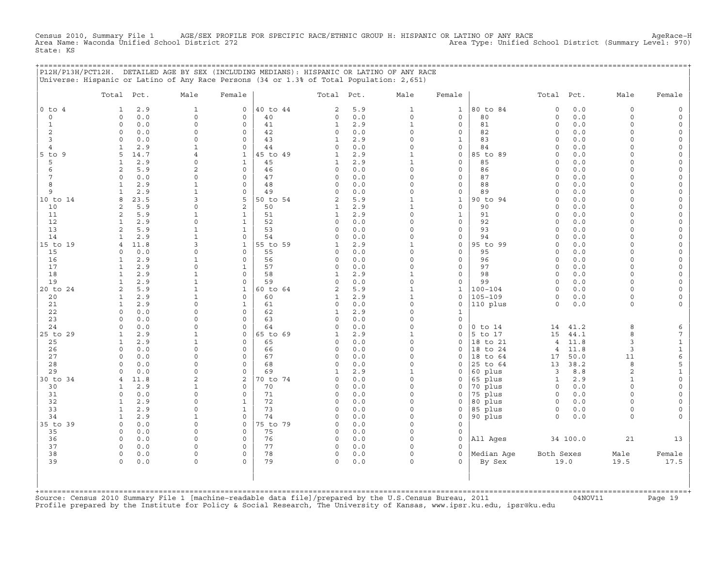Census 2010, Summary File 1 AGE/SEX PROFILE FOR SPECIFIC RACE/ETHNIC GROUP H: HISPANIC OR LATINO OF ANY RACE AgeRace-H
Area Name: Waconda Unified School District 272 Area Type: Unified School District (Summary Level: 970)
State: KS

## P12H/P13H/PCT12H. DETAILED AGE BY SEX (INCLUDING MEDIANS): HISPANIC OR LATINO OF ANY RACE

Universe: Hispanic or Latino of Any Race Persons (34 or 1.3% of Total Population: 2,651)

| | Total | Pct. | Male | Female | | Total | Pct. | Male | Female | | Total | Pct. | Male | Female |
|---|---|---|---|---|---|---|---|---|---|---|---|---|---|---|
| 0 to 4 | 1 | 2.9 | 1 | 0 | 40 to 44 | 2 | 5.9 | 1 | 1 | 80 to 84 | 0 | 0.0 | 0 | 0 |
| 0 | 0 | 0.0 | 0 | 0 | 40 | 0 | 0.0 | 0 | 0 | 80 | 0 | 0.0 | 0 | 0 |
| 1 | 0 | 0.0 | 0 | 0 | 41 | 1 | 2.9 | 1 | 0 | 81 | 0 | 0.0 | 0 | 0 |
| 2 | 0 | 0.0 | 0 | 0 | 42 | 0 | 0.0 | 0 | 0 | 82 | 0 | 0.0 | 0 | 0 |
| 3 | 0 | 0.0 | 0 | 0 | 43 | 1 | 2.9 | 0 | 1 | 83 | 0 | 0.0 | 0 | 0 |
| 4 | 1 | 2.9 | 1 | 0 | 44 | 0 | 0.0 | 0 | 0 | 84 | 0 | 0.0 | 0 | 0 |
| 5 to 9 | 5 | 14.7 | 4 | 1 | 45 to 49 | 1 | 2.9 | 1 | 0 | 85 to 89 | 0 | 0.0 | 0 | 0 |
| 5 | 1 | 2.9 | 0 | 1 | 45 | 1 | 2.9 | 1 | 0 | 85 | 0 | 0.0 | 0 | 0 |
| 6 | 2 | 5.9 | 2 | 0 | 46 | 0 | 0.0 | 0 | 0 | 86 | 0 | 0.0 | 0 | 0 |
| 7 | 0 | 0.0 | 0 | 0 | 47 | 0 | 0.0 | 0 | 0 | 87 | 0 | 0.0 | 0 | 0 |
| 8 | 1 | 2.9 | 1 | 0 | 48 | 0 | 0.0 | 0 | 0 | 88 | 0 | 0.0 | 0 | 0 |
| 9 | 1 | 2.9 | 1 | 0 | 49 | 0 | 0.0 | 0 | 0 | 89 | 0 | 0.0 | 0 | 0 |
| 10 to 14 | 8 | 23.5 | 3 | 5 | 50 to 54 | 2 | 5.9 | 1 | 1 | 90 to 94 | 0 | 0.0 | 0 | 0 |
| 10 | 2 | 5.9 | 0 | 2 | 50 | 1 | 2.9 | 1 | 0 | 90 | 0 | 0.0 | 0 | 0 |
| 11 | 2 | 5.9 | 1 | 1 | 51 | 1 | 2.9 | 0 | 1 | 91 | 0 | 0.0 | 0 | 0 |
| 12 | 1 | 2.9 | 0 | 1 | 52 | 0 | 0.0 | 0 | 0 | 92 | 0 | 0.0 | 0 | 0 |
| 13 | 2 | 5.9 | 1 | 1 | 53 | 0 | 0.0 | 0 | 0 | 93 | 0 | 0.0 | 0 | 0 |
| 14 | 1 | 2.9 | 1 | 0 | 54 | 0 | 0.0 | 0 | 0 | 94 | 0 | 0.0 | 0 | 0 |
| 15 to 19 | 4 | 11.8 | 3 | 1 | 55 to 59 | 1 | 2.9 | 1 | 0 | 95 to 99 | 0 | 0.0 | 0 | 0 |
| 15 | 0 | 0.0 | 0 | 0 | 55 | 0 | 0.0 | 0 | 0 | 95 | 0 | 0.0 | 0 | 0 |
| 16 | 1 | 2.9 | 1 | 0 | 56 | 0 | 0.0 | 0 | 0 | 96 | 0 | 0.0 | 0 | 0 |
| 17 | 1 | 2.9 | 0 | 1 | 57 | 0 | 0.0 | 0 | 0 | 97 | 0 | 0.0 | 0 | 0 |
| 18 | 1 | 2.9 | 1 | 0 | 58 | 1 | 2.9 | 1 | 0 | 98 | 0 | 0.0 | 0 | 0 |
| 19 | 1 | 2.9 | 1 | 0 | 59 | 0 | 0.0 | 0 | 0 | 99 | 0 | 0.0 | 0 | 0 |
| 20 to 24 | 2 | 5.9 | 1 | 1 | 60 to 64 | 2 | 5.9 | 1 | 1 | 100-104 | 0 | 0.0 | 0 | 0 |
| 20 | 1 | 2.9 | 1 | 0 | 60 | 1 | 2.9 | 1 | 0 | 105-109 | 0 | 0.0 | 0 | 0 |
| 21 | 1 | 2.9 | 0 | 1 | 61 | 0 | 0.0 | 0 | 0 | 110 plus | 0 | 0.0 | 0 | 0 |
| 22 | 0 | 0.0 | 0 | 0 | 62 | 1 | 2.9 | 0 | 1 | | | | | |
| 23 | 0 | 0.0 | 0 | 0 | 63 | 0 | 0.0 | 0 | 0 | | | | | |
| 24 | 0 | 0.0 | 0 | 0 | 64 | 0 | 0.0 | 0 | 0 | 0 to 14 | 14 | 41.2 | 8 | 6 |
| 25 to 29 | 1 | 2.9 | 1 | 0 | 65 to 69 | 1 | 2.9 | 1 | 0 | 5 to 17 | 15 | 44.1 | 8 | 7 |
| 25 | 1 | 2.9 | 1 | 0 | 65 | 0 | 0.0 | 0 | 0 | 18 to 21 | 4 | 11.8 | 3 | 1 |
| 26 | 0 | 0.0 | 0 | 0 | 66 | 0 | 0.0 | 0 | 0 | 18 to 24 | 4 | 11.8 | 3 | 1 |
| 27 | 0 | 0.0 | 0 | 0 | 67 | 0 | 0.0 | 0 | 0 | 18 to 64 | 17 | 50.0 | 11 | 6 |
| 28 | 0 | 0.0 | 0 | 0 | 68 | 0 | 0.0 | 0 | 0 | 25 to 64 | 13 | 38.2 | 8 | 5 |
| 29 | 0 | 0.0 | 0 | 0 | 69 | 1 | 2.9 | 1 | 0 | 60 plus | 3 | 8.8 | 2 | 1 |
| 30 to 34 | 4 | 11.8 | 2 | 2 | 70 to 74 | 0 | 0.0 | 0 | 0 | 65 plus | 1 | 2.9 | 1 | 0 |
| 30 | 1 | 2.9 | 1 | 0 | 70 | 0 | 0.0 | 0 | 0 | 70 plus | 0 | 0.0 | 0 | 0 |
| 31 | 0 | 0.0 | 0 | 0 | 71 | 0 | 0.0 | 0 | 0 | 75 plus | 0 | 0.0 | 0 | 0 |
| 32 | 1 | 2.9 | 0 | 1 | 72 | 0 | 0.0 | 0 | 0 | 80 plus | 0 | 0.0 | 0 | 0 |
| 33 | 1 | 2.9 | 0 | 1 | 73 | 0 | 0.0 | 0 | 0 | 85 plus | 0 | 0.0 | 0 | 0 |
| 34 | 1 | 2.9 | 1 | 0 | 74 | 0 | 0.0 | 0 | 0 | 90 plus | 0 | 0.0 | 0 | 0 |
| 35 to 39 | 0 | 0.0 | 0 | 0 | 75 to 79 | 0 | 0.0 | 0 | 0 | | | | | |
| 35 | 0 | 0.0 | 0 | 0 | 75 | 0 | 0.0 | 0 | 0 | | | | | |
| 36 | 0 | 0.0 | 0 | 0 | 76 | 0 | 0.0 | 0 | 0 | All Ages | 34 | 100.0 | 21 | 13 |
| 37 | 0 | 0.0 | 0 | 0 | 77 | 0 | 0.0 | 0 | 0 | | | | | |
| 38 | 0 | 0.0 | 0 | 0 | 78 | 0 | 0.0 | 0 | 0 | Median Age | Both Sexes | | Male | Female |
| 39 | 0 | 0.0 | 0 | 0 | 79 | 0 | 0.0 | 0 | 0 | By Sex | 19.0 | | 19.5 | 17.5 |

Source: Census 2010 Summary File 1 [machine-readable data file]/prepared by the U.S.Census Bureau, 2011 04NOV11
Profile prepared by the Institute for Policy & Social Research, The University of Kansas, www.ipsr.ku.edu, ipsr@ku.edu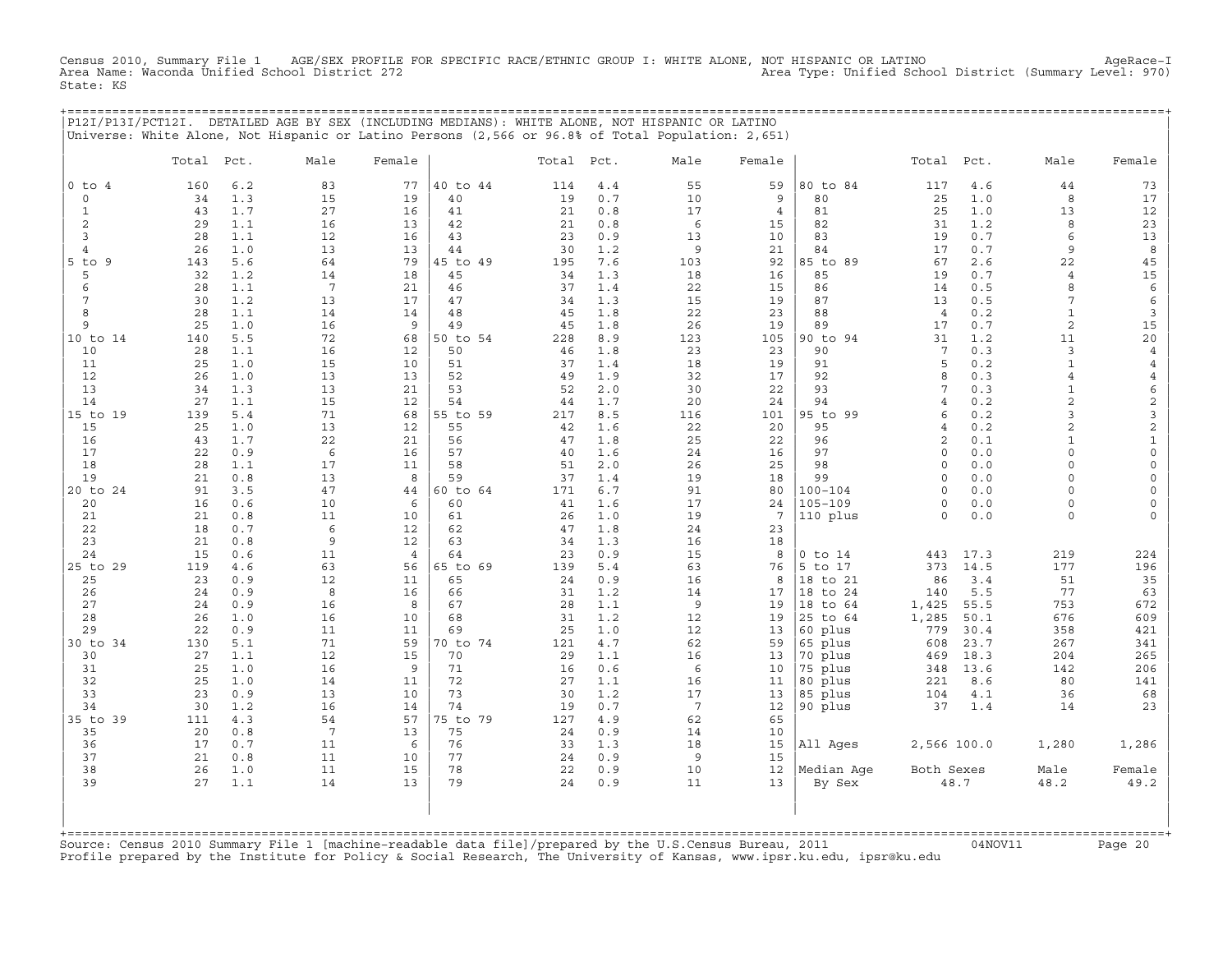Census 2010, Summary File 1 AGE/SEX PROFILE FOR SPECIFIC RACE/ETHNIC GROUP I: WHITE ALONE, NOT HISPANIC OR LATINO AgeRace-I
Area Name: Waconda Unified School District 272 Area Type: Unified School District (Summary Level: 970)
State: KS

## P12I/P13I/PCT12I. DETAILED AGE BY SEX (INCLUDING MEDIANS): WHITE ALONE, NOT HISPANIC OR LATINO

Universe: White Alone, Not Hispanic or Latino Persons (2,566 or 96.8% of Total Population: 2,651)

| | Total | Pct. | Male | Female | | Total | Pct. | Male | Female | | Total | Pct. | Male | Female |
|---|---|---|---|---|---|---|---|---|---|---|---|---|---|---|
| 0 to 4 | 160 | 6.2 | 83 | 77 | 40 to 44 | 114 | 4.4 | 55 | 59 | 80 to 84 | 117 | 4.6 | 44 | 73 |
| 0 | 34 | 1.3 | 15 | 19 | 40 | 19 | 0.7 | 10 | 9 | 80 | 25 | 1.0 | 8 | 17 |
| 1 | 43 | 1.7 | 27 | 16 | 41 | 21 | 0.8 | 17 | 4 | 81 | 25 | 1.0 | 13 | 12 |
| 2 | 29 | 1.1 | 16 | 13 | 42 | 21 | 0.8 | 6 | 15 | 82 | 31 | 1.2 | 8 | 23 |
| 3 | 28 | 1.1 | 12 | 16 | 43 | 23 | 0.9 | 13 | 10 | 83 | 19 | 0.7 | 6 | 13 |
| 4 | 26 | 1.0 | 13 | 13 | 44 | 30 | 1.2 | 9 | 21 | 84 | 17 | 0.7 | 9 | 8 |
| 5 to 9 | 143 | 5.6 | 64 | 79 | 45 to 49 | 195 | 7.6 | 103 | 92 | 85 to 89 | 67 | 2.6 | 22 | 45 |
| 5 | 32 | 1.2 | 14 | 18 | 45 | 34 | 1.3 | 18 | 16 | 85 | 19 | 0.7 | 4 | 15 |
| 6 | 28 | 1.1 | 7 | 21 | 46 | 37 | 1.4 | 22 | 15 | 86 | 14 | 0.5 | 8 | 6 |
| 7 | 30 | 1.2 | 13 | 17 | 47 | 34 | 1.3 | 15 | 19 | 87 | 13 | 0.5 | 7 | 6 |
| 8 | 28 | 1.1 | 14 | 14 | 48 | 45 | 1.8 | 22 | 23 | 88 | 4 | 0.2 | 1 | 3 |
| 9 | 25 | 1.0 | 16 | 9 | 49 | 45 | 1.8 | 26 | 19 | 89 | 17 | 0.7 | 2 | 15 |
| 10 to 14 | 140 | 5.5 | 72 | 68 | 50 to 54 | 228 | 8.9 | 123 | 105 | 90 to 94 | 31 | 1.2 | 11 | 20 |
| 10 | 28 | 1.1 | 16 | 12 | 50 | 46 | 1.8 | 23 | 23 | 90 | 7 | 0.3 | 3 | 4 |
| 11 | 25 | 1.0 | 15 | 10 | 51 | 37 | 1.4 | 18 | 19 | 91 | 5 | 0.2 | 1 | 4 |
| 12 | 26 | 1.0 | 13 | 13 | 52 | 49 | 1.9 | 32 | 17 | 92 | 8 | 0.3 | 4 | 4 |
| 13 | 34 | 1.3 | 13 | 21 | 53 | 52 | 2.0 | 30 | 22 | 93 | 7 | 0.3 | 1 | 6 |
| 14 | 27 | 1.1 | 15 | 12 | 54 | 44 | 1.7 | 20 | 24 | 94 | 4 | 0.2 | 2 | 2 |
| 15 to 19 | 139 | 5.4 | 71 | 68 | 55 to 59 | 217 | 8.5 | 116 | 101 | 95 to 99 | 6 | 0.2 | 3 | 3 |
| 15 | 25 | 1.0 | 13 | 12 | 55 | 42 | 1.6 | 22 | 20 | 95 | 4 | 0.2 | 2 | 2 |
| 16 | 43 | 1.7 | 22 | 21 | 56 | 47 | 1.8 | 25 | 22 | 96 | 2 | 0.1 | 1 | 1 |
| 17 | 22 | 0.9 | 6 | 16 | 57 | 40 | 1.6 | 24 | 16 | 97 | 0 | 0.0 | 0 | 0 |
| 18 | 28 | 1.1 | 17 | 11 | 58 | 51 | 2.0 | 26 | 25 | 98 | 0 | 0.0 | 0 | 0 |
| 19 | 21 | 0.8 | 13 | 8 | 59 | 37 | 1.4 | 19 | 18 | 99 | 0 | 0.0 | 0 | 0 |
| 20 to 24 | 91 | 3.5 | 47 | 44 | 60 to 64 | 171 | 6.7 | 91 | 80 | 100-104 | 0 | 0.0 | 0 | 0 |
| 20 | 16 | 0.6 | 10 | 6 | 60 | 41 | 1.6 | 17 | 24 | 105-109 | 0 | 0.0 | 0 | 0 |
| 21 | 21 | 0.8 | 11 | 10 | 61 | 26 | 1.0 | 19 | 7 | 110 plus | 0 | 0.0 | 0 | 0 |
| 22 | 18 | 0.7 | 6 | 12 | 62 | 47 | 1.8 | 24 | 23 | | | | | |
| 23 | 21 | 0.8 | 9 | 12 | 63 | 34 | 1.3 | 16 | 18 | | | | | |
| 24 | 15 | 0.6 | 11 | 4 | 64 | 23 | 0.9 | 15 | 8 | 0 to 14 | 443 | 17.3 | 219 | 224 |
| 25 to 29 | 119 | 4.6 | 63 | 56 | 65 to 69 | 139 | 5.4 | 63 | 76 | 5 to 17 | 373 | 14.5 | 177 | 196 |
| 25 | 23 | 0.9 | 12 | 11 | 65 | 24 | 0.9 | 16 | 8 | 18 to 21 | 86 | 3.4 | 51 | 35 |
| 26 | 24 | 0.9 | 8 | 16 | 66 | 31 | 1.2 | 14 | 17 | 18 to 24 | 140 | 5.5 | 77 | 63 |
| 27 | 24 | 0.9 | 16 | 8 | 67 | 28 | 1.1 | 9 | 19 | 18 to 64 | 1,425 | 55.5 | 753 | 672 |
| 28 | 26 | 1.0 | 16 | 10 | 68 | 31 | 1.2 | 12 | 19 | 25 to 64 | 1,285 | 50.1 | 676 | 609 |
| 29 | 22 | 0.9 | 11 | 11 | 69 | 25 | 1.0 | 12 | 13 | 60 plus | 779 | 30.4 | 358 | 421 |
| 30 to 34 | 130 | 5.1 | 71 | 59 | 70 to 74 | 121 | 4.7 | 62 | 59 | 65 plus | 608 | 23.7 | 267 | 341 |
| 30 | 27 | 1.1 | 12 | 15 | 70 | 29 | 1.1 | 16 | 13 | 70 plus | 469 | 18.3 | 204 | 265 |
| 31 | 25 | 1.0 | 16 | 9 | 71 | 16 | 0.6 | 6 | 10 | 75 plus | 348 | 13.6 | 142 | 206 |
| 32 | 25 | 1.0 | 14 | 11 | 72 | 27 | 1.1 | 16 | 11 | 80 plus | 221 | 8.6 | 80 | 141 |
| 33 | 23 | 0.9 | 13 | 10 | 73 | 30 | 1.2 | 17 | 13 | 85 plus | 104 | 4.1 | 36 | 68 |
| 34 | 30 | 1.2 | 16 | 14 | 74 | 19 | 0.7 | 7 | 12 | 90 plus | 37 | 1.4 | 14 | 23 |
| 35 to 39 | 111 | 4.3 | 54 | 57 | 75 to 79 | 127 | 4.9 | 62 | 65 | | | | | |
| 35 | 20 | 0.8 | 7 | 13 | 75 | 24 | 0.9 | 14 | 10 | | | | | |
| 36 | 17 | 0.7 | 11 | 6 | 76 | 33 | 1.3 | 18 | 15 | All Ages | 2,566 | 100.0 | 1,280 | 1,286 |
| 37 | 21 | 0.8 | 11 | 10 | 77 | 24 | 0.9 | 9 | 15 | | | | | |
| 38 | 26 | 1.0 | 11 | 15 | 78 | 22 | 0.9 | 10 | 12 | Median Age | Both Sexes | | Male | Female |
| 39 | 27 | 1.1 | 14 | 13 | 79 | 24 | 0.9 | 11 | 13 | By Sex | 48.7 | | 48.2 | 49.2 |

Source: Census 2010 Summary File 1 [machine-readable data file]/prepared by the U.S.Census Bureau, 2011 04NOV11
Profile prepared by the Institute for Policy & Social Research, The University of Kansas, www.ipsr.ku.edu, ipsr@ku.edu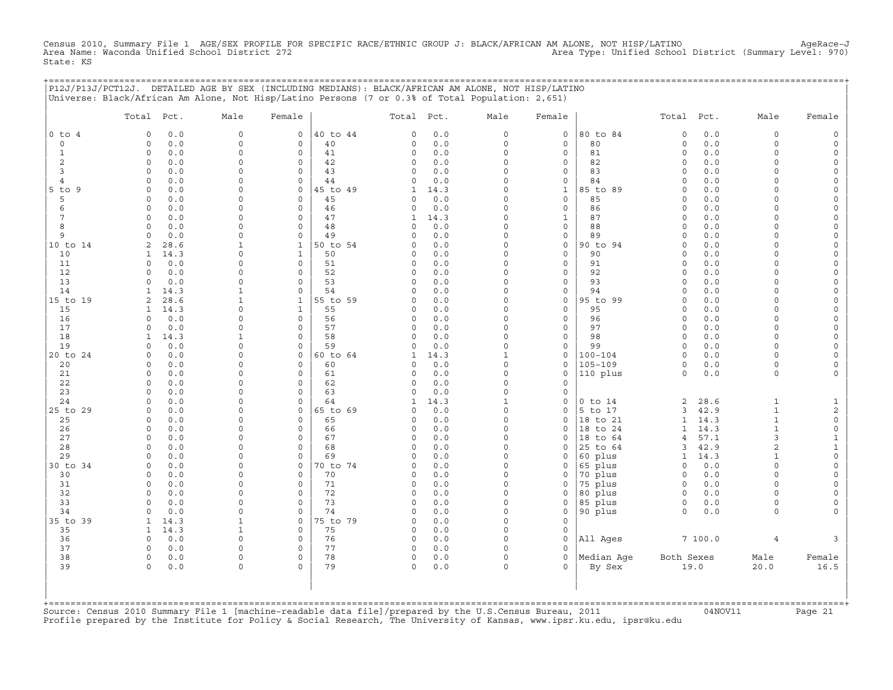Census 2010, Summary File 1 AGE/SEX PROFILE FOR SPECIFIC RACE/ETHNIC GROUP J: BLACK/AFRICAN AM ALONE, NOT HISP/LATINO AgeRace-J
Area Name: Waconda Unified School District 272 Area Type: Unified School District (Summary Level: 970)
State: KS

P12J/P13J/PCT12J. DETAILED AGE BY SEX (INCLUDING MEDIANS): BLACK/AFRICAN AM ALONE, NOT HISP/LATINO
Universe: Black/African Am Alone, Not Hisp/Latino Persons (7 or 0.3% of Total Population: 2,651)

| | Total | Pct. | Male | Female | | Total | Pct. | Male | Female | | Total | Pct. | Male | Female |
|---|---|---|---|---|---|---|---|---|---|---|---|---|---|---|
| 0 to 4 | 0 | 0.0 | 0 | 0 | 40 to 44 | 0 | 0.0 | 0 | 0 | 80 to 84 | 0 | 0.0 | 0 | 0 |
| 0 | 0 | 0.0 | 0 | 0 | 40 | 0 | 0.0 | 0 | 0 | 80 | 0 | 0.0 | 0 | 0 |
| 1 | 0 | 0.0 | 0 | 0 | 41 | 0 | 0.0 | 0 | 0 | 81 | 0 | 0.0 | 0 | 0 |
| 2 | 0 | 0.0 | 0 | 0 | 42 | 0 | 0.0 | 0 | 0 | 82 | 0 | 0.0 | 0 | 0 |
| 3 | 0 | 0.0 | 0 | 0 | 43 | 0 | 0.0 | 0 | 0 | 83 | 0 | 0.0 | 0 | 0 |
| 4 | 0 | 0.0 | 0 | 0 | 44 | 0 | 0.0 | 0 | 0 | 84 | 0 | 0.0 | 0 | 0 |
| 5 to 9 | 0 | 0.0 | 0 | 0 | 45 to 49 | 1 | 14.3 | 0 | 1 | 85 to 89 | 0 | 0.0 | 0 | 0 |
| 5 | 0 | 0.0 | 0 | 0 | 45 | 0 | 0.0 | 0 | 0 | 85 | 0 | 0.0 | 0 | 0 |
| 6 | 0 | 0.0 | 0 | 0 | 46 | 0 | 0.0 | 0 | 0 | 86 | 0 | 0.0 | 0 | 0 |
| 7 | 0 | 0.0 | 0 | 0 | 47 | 1 | 14.3 | 0 | 1 | 87 | 0 | 0.0 | 0 | 0 |
| 8 | 0 | 0.0 | 0 | 0 | 48 | 0 | 0.0 | 0 | 0 | 88 | 0 | 0.0 | 0 | 0 |
| 9 | 0 | 0.0 | 0 | 0 | 49 | 0 | 0.0 | 0 | 0 | 89 | 0 | 0.0 | 0 | 0 |
| 10 to 14 | 2 | 28.6 | 1 | 1 | 50 to 54 | 0 | 0.0 | 0 | 0 | 90 to 94 | 0 | 0.0 | 0 | 0 |
| 10 | 1 | 14.3 | 0 | 1 | 50 | 0 | 0.0 | 0 | 0 | 90 | 0 | 0.0 | 0 | 0 |
| 11 | 0 | 0.0 | 0 | 0 | 51 | 0 | 0.0 | 0 | 0 | 91 | 0 | 0.0 | 0 | 0 |
| 12 | 0 | 0.0 | 0 | 0 | 52 | 0 | 0.0 | 0 | 0 | 92 | 0 | 0.0 | 0 | 0 |
| 13 | 0 | 0.0 | 0 | 0 | 53 | 0 | 0.0 | 0 | 0 | 93 | 0 | 0.0 | 0 | 0 |
| 14 | 1 | 14.3 | 1 | 0 | 54 | 0 | 0.0 | 0 | 0 | 94 | 0 | 0.0 | 0 | 0 |
| 15 to 19 | 2 | 28.6 | 1 | 1 | 55 to 59 | 0 | 0.0 | 0 | 0 | 95 to 99 | 0 | 0.0 | 0 | 0 |
| 15 | 1 | 14.3 | 0 | 1 | 55 | 0 | 0.0 | 0 | 0 | 95 | 0 | 0.0 | 0 | 0 |
| 16 | 0 | 0.0 | 0 | 0 | 56 | 0 | 0.0 | 0 | 0 | 96 | 0 | 0.0 | 0 | 0 |
| 17 | 0 | 0.0 | 0 | 0 | 57 | 0 | 0.0 | 0 | 0 | 97 | 0 | 0.0 | 0 | 0 |
| 18 | 1 | 14.3 | 1 | 0 | 58 | 0 | 0.0 | 0 | 0 | 98 | 0 | 0.0 | 0 | 0 |
| 19 | 0 | 0.0 | 0 | 0 | 59 | 0 | 0.0 | 0 | 0 | 99 | 0 | 0.0 | 0 | 0 |
| 20 to 24 | 0 | 0.0 | 0 | 0 | 60 to 64 | 1 | 14.3 | 1 | 0 | 100-104 | 0 | 0.0 | 0 | 0 |
| 20 | 0 | 0.0 | 0 | 0 | 60 | 0 | 0.0 | 0 | 0 | 105-109 | 0 | 0.0 | 0 | 0 |
| 21 | 0 | 0.0 | 0 | 0 | 61 | 0 | 0.0 | 0 | 0 | 110 plus | 0 | 0.0 | 0 | 0 |
| 22 | 0 | 0.0 | 0 | 0 | 62 | 0 | 0.0 | 0 | 0 | | | | | |
| 23 | 0 | 0.0 | 0 | 0 | 63 | 0 | 0.0 | 0 | 0 | | | | | |
| 24 | 0 | 0.0 | 0 | 0 | 64 | 1 | 14.3 | 1 | 0 | 0 to 14 | 2 | 28.6 | 1 | 1 |
| 25 to 29 | 0 | 0.0 | 0 | 0 | 65 to 69 | 0 | 0.0 | 0 | 0 | 5 to 17 | 3 | 42.9 | 1 | 2 |
| 25 | 0 | 0.0 | 0 | 0 | 65 | 0 | 0.0 | 0 | 0 | 18 to 21 | 1 | 14.3 | 1 | 0 |
| 26 | 0 | 0.0 | 0 | 0 | 66 | 0 | 0.0 | 0 | 0 | 18 to 24 | 1 | 14.3 | 1 | 0 |
| 27 | 0 | 0.0 | 0 | 0 | 67 | 0 | 0.0 | 0 | 0 | 18 to 64 | 4 | 57.1 | 3 | 1 |
| 28 | 0 | 0.0 | 0 | 0 | 68 | 0 | 0.0 | 0 | 0 | 25 to 64 | 3 | 42.9 | 2 | 1 |
| 29 | 0 | 0.0 | 0 | 0 | 69 | 0 | 0.0 | 0 | 0 | 60 plus | 1 | 14.3 | 1 | 0 |
| 30 to 34 | 0 | 0.0 | 0 | 0 | 70 to 74 | 0 | 0.0 | 0 | 0 | 65 plus | 0 | 0.0 | 0 | 0 |
| 30 | 0 | 0.0 | 0 | 0 | 70 | 0 | 0.0 | 0 | 0 | 70 plus | 0 | 0.0 | 0 | 0 |
| 31 | 0 | 0.0 | 0 | 0 | 71 | 0 | 0.0 | 0 | 0 | 75 plus | 0 | 0.0 | 0 | 0 |
| 32 | 0 | 0.0 | 0 | 0 | 72 | 0 | 0.0 | 0 | 0 | 80 plus | 0 | 0.0 | 0 | 0 |
| 33 | 0 | 0.0 | 0 | 0 | 73 | 0 | 0.0 | 0 | 0 | 85 plus | 0 | 0.0 | 0 | 0 |
| 34 | 0 | 0.0 | 0 | 0 | 74 | 0 | 0.0 | 0 | 0 | 90 plus | 0 | 0.0 | 0 | 0 |
| 35 to 39 | 1 | 14.3 | 1 | 0 | 75 to 79 | 0 | 0.0 | 0 | 0 | | | | | |
| 35 | 1 | 14.3 | 1 | 0 | 75 | 0 | 0.0 | 0 | 0 | | | | | |
| 36 | 0 | 0.0 | 0 | 0 | 76 | 0 | 0.0 | 0 | 0 | All Ages | 7 | 100.0 | 4 | 3 |
| 37 | 0 | 0.0 | 0 | 0 | 77 | 0 | 0.0 | 0 | 0 | | | | | |
| 38 | 0 | 0.0 | 0 | 0 | 78 | 0 | 0.0 | 0 | 0 | Median Age | Both Sexes | | Male | Female |
| 39 | 0 | 0.0 | 0 | 0 | 79 | 0 | 0.0 | 0 | 0 | By Sex | 19.0 | | 20.0 | 16.5 |

Source: Census 2010 Summary File 1 [machine-readable data file]/prepared by the U.S.Census Bureau, 2011 04NOV11
Profile prepared by the Institute for Policy & Social Research, The University of Kansas, www.ipsr.ku.edu, ipsr@ku.edu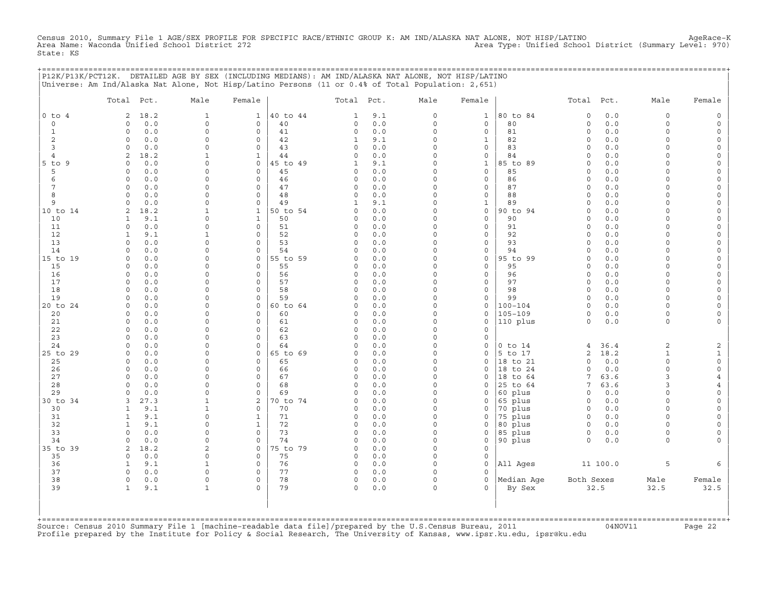Census 2010, Summary File 1 AGE/SEX PROFILE FOR SPECIFIC RACE/ETHNIC GROUP K: AM IND/ALASKA NAT ALONE, NOT HISP/LATINO AgeRace-K
Area Name: Waconda Unified School District 272 Area Type: Unified School District (Summary Level: 970)
State: KS

P12K/P13K/PCT12K. DETAILED AGE BY SEX (INCLUDING MEDIANS): AM IND/ALASKA NAT ALONE, NOT HISP/LATINO
Universe: Am Ind/Alaska Nat Alone, Not Hisp/Latino Persons (11 or 0.4% of Total Population: 2,651)

| | Total | Pct. | Male | Female | | Total | Pct. | Male | Female | | Total | Pct. | Male | Female |
|---|---|---|---|---|---|---|---|---|---|---|---|---|---|---|
| 0 to 4 | 2 | 18.2 | 1 | 1 | 40 to 44 | 1 | 9.1 | 0 | 1 | 80 to 84 | 0 | 0.0 | 0 | 0 |
| 0 | 0 | 0.0 | 0 | 0 | 40 | 0 | 0.0 | 0 | 0 | 80 | 0 | 0.0 | 0 | 0 |
| 1 | 0 | 0.0 | 0 | 0 | 41 | 0 | 0.0 | 0 | 0 | 81 | 0 | 0.0 | 0 | 0 |
| 2 | 0 | 0.0 | 0 | 0 | 42 | 1 | 9.1 | 0 | 1 | 82 | 0 | 0.0 | 0 | 0 |
| 3 | 0 | 0.0 | 0 | 0 | 43 | 0 | 0.0 | 0 | 0 | 83 | 0 | 0.0 | 0 | 0 |
| 4 | 2 | 18.2 | 1 | 1 | 44 | 0 | 0.0 | 0 | 0 | 84 | 0 | 0.0 | 0 | 0 |
| 5 to 9 | 0 | 0.0 | 0 | 0 | 45 to 49 | 1 | 9.1 | 0 | 1 | 85 to 89 | 0 | 0.0 | 0 | 0 |
| 5 | 0 | 0.0 | 0 | 0 | 45 | 0 | 0.0 | 0 | 0 | 85 | 0 | 0.0 | 0 | 0 |
| 6 | 0 | 0.0 | 0 | 0 | 46 | 0 | 0.0 | 0 | 0 | 86 | 0 | 0.0 | 0 | 0 |
| 7 | 0 | 0.0 | 0 | 0 | 47 | 0 | 0.0 | 0 | 0 | 87 | 0 | 0.0 | 0 | 0 |
| 8 | 0 | 0.0 | 0 | 0 | 48 | 0 | 0.0 | 0 | 0 | 88 | 0 | 0.0 | 0 | 0 |
| 9 | 0 | 0.0 | 0 | 0 | 49 | 1 | 9.1 | 0 | 1 | 89 | 0 | 0.0 | 0 | 0 |
| 10 to 14 | 2 | 18.2 | 1 | 1 | 50 to 54 | 0 | 0.0 | 0 | 0 | 90 to 94 | 0 | 0.0 | 0 | 0 |
| 10 | 1 | 9.1 | 0 | 1 | 50 | 0 | 0.0 | 0 | 0 | 90 | 0 | 0.0 | 0 | 0 |
| 11 | 0 | 0.0 | 0 | 0 | 51 | 0 | 0.0 | 0 | 0 | 91 | 0 | 0.0 | 0 | 0 |
| 12 | 1 | 9.1 | 1 | 0 | 52 | 0 | 0.0 | 0 | 0 | 92 | 0 | 0.0 | 0 | 0 |
| 13 | 0 | 0.0 | 0 | 0 | 53 | 0 | 0.0 | 0 | 0 | 93 | 0 | 0.0 | 0 | 0 |
| 14 | 0 | 0.0 | 0 | 0 | 54 | 0 | 0.0 | 0 | 0 | 94 | 0 | 0.0 | 0 | 0 |
| 15 to 19 | 0 | 0.0 | 0 | 0 | 55 to 59 | 0 | 0.0 | 0 | 0 | 95 to 99 | 0 | 0.0 | 0 | 0 |
| 15 | 0 | 0.0 | 0 | 0 | 55 | 0 | 0.0 | 0 | 0 | 95 | 0 | 0.0 | 0 | 0 |
| 16 | 0 | 0.0 | 0 | 0 | 56 | 0 | 0.0 | 0 | 0 | 96 | 0 | 0.0 | 0 | 0 |
| 17 | 0 | 0.0 | 0 | 0 | 57 | 0 | 0.0 | 0 | 0 | 97 | 0 | 0.0 | 0 | 0 |
| 18 | 0 | 0.0 | 0 | 0 | 58 | 0 | 0.0 | 0 | 0 | 98 | 0 | 0.0 | 0 | 0 |
| 19 | 0 | 0.0 | 0 | 0 | 59 | 0 | 0.0 | 0 | 0 | 99 | 0 | 0.0 | 0 | 0 |
| 20 to 24 | 0 | 0.0 | 0 | 0 | 60 to 64 | 0 | 0.0 | 0 | 0 | 100-104 | 0 | 0.0 | 0 | 0 |
| 20 | 0 | 0.0 | 0 | 0 | 60 | 0 | 0.0 | 0 | 0 | 105-109 | 0 | 0.0 | 0 | 0 |
| 21 | 0 | 0.0 | 0 | 0 | 61 | 0 | 0.0 | 0 | 0 | 110 plus | 0 | 0.0 | 0 | 0 |
| 22 | 0 | 0.0 | 0 | 0 | 62 | 0 | 0.0 | 0 | 0 | | | | | |
| 23 | 0 | 0.0 | 0 | 0 | 63 | 0 | 0.0 | 0 | 0 | | | | | |
| 24 | 0 | 0.0 | 0 | 0 | 64 | 0 | 0.0 | 0 | 0 | 0 to 14 | 4 | 36.4 | 2 | 2 |
| 25 to 29 | 0 | 0.0 | 0 | 0 | 65 to 69 | 0 | 0.0 | 0 | 0 | 5 to 17 | 2 | 18.2 | 1 | 1 |
| 25 | 0 | 0.0 | 0 | 0 | 65 | 0 | 0.0 | 0 | 0 | 18 to 21 | 0 | 0.0 | 0 | 0 |
| 26 | 0 | 0.0 | 0 | 0 | 66 | 0 | 0.0 | 0 | 0 | 18 to 24 | 0 | 0.0 | 0 | 0 |
| 27 | 0 | 0.0 | 0 | 0 | 67 | 0 | 0.0 | 0 | 0 | 18 to 64 | 7 | 63.6 | 3 | 4 |
| 28 | 0 | 0.0 | 0 | 0 | 68 | 0 | 0.0 | 0 | 0 | 25 to 64 | 7 | 63.6 | 3 | 4 |
| 29 | 0 | 0.0 | 0 | 0 | 69 | 0 | 0.0 | 0 | 0 | 60 plus | 0 | 0.0 | 0 | 0 |
| 30 to 34 | 3 | 27.3 | 1 | 2 | 70 to 74 | 0 | 0.0 | 0 | 0 | 65 plus | 0 | 0.0 | 0 | 0 |
| 30 | 1 | 9.1 | 1 | 0 | 70 | 0 | 0.0 | 0 | 0 | 70 plus | 0 | 0.0 | 0 | 0 |
| 31 | 1 | 9.1 | 0 | 1 | 71 | 0 | 0.0 | 0 | 0 | 75 plus | 0 | 0.0 | 0 | 0 |
| 32 | 1 | 9.1 | 0 | 1 | 72 | 0 | 0.0 | 0 | 0 | 80 plus | 0 | 0.0 | 0 | 0 |
| 33 | 0 | 0.0 | 0 | 0 | 73 | 0 | 0.0 | 0 | 0 | 85 plus | 0 | 0.0 | 0 | 0 |
| 34 | 0 | 0.0 | 0 | 0 | 74 | 0 | 0.0 | 0 | 0 | 90 plus | 0 | 0.0 | 0 | 0 |
| 35 to 39 | 2 | 18.2 | 2 | 0 | 75 to 79 | 0 | 0.0 | 0 | 0 | | | | | |
| 35 | 0 | 0.0 | 0 | 0 | 75 | 0 | 0.0 | 0 | 0 | | | | | |
| 36 | 1 | 9.1 | 1 | 0 | 76 | 0 | 0.0 | 0 | 0 | All Ages | 11 | 100.0 | 5 | 6 |
| 37 | 0 | 0.0 | 0 | 0 | 77 | 0 | 0.0 | 0 | 0 | | | | | |
| 38 | 0 | 0.0 | 0 | 0 | 78 | 0 | 0.0 | 0 | 0 | Median Age | Both Sexes | | Male | Female |
| 39 | 1 | 9.1 | 1 | 0 | 79 | 0 | 0.0 | 0 | 0 | By Sex | 32.5 | | 32.5 | 32.5 |

Source: Census 2010 Summary File 1 [machine-readable data file]/prepared by the U.S.Census Bureau, 2011 04NOV11
Profile prepared by the Institute for Policy & Social Research, The University of Kansas, www.ipsr.ku.edu, ipsr@ku.edu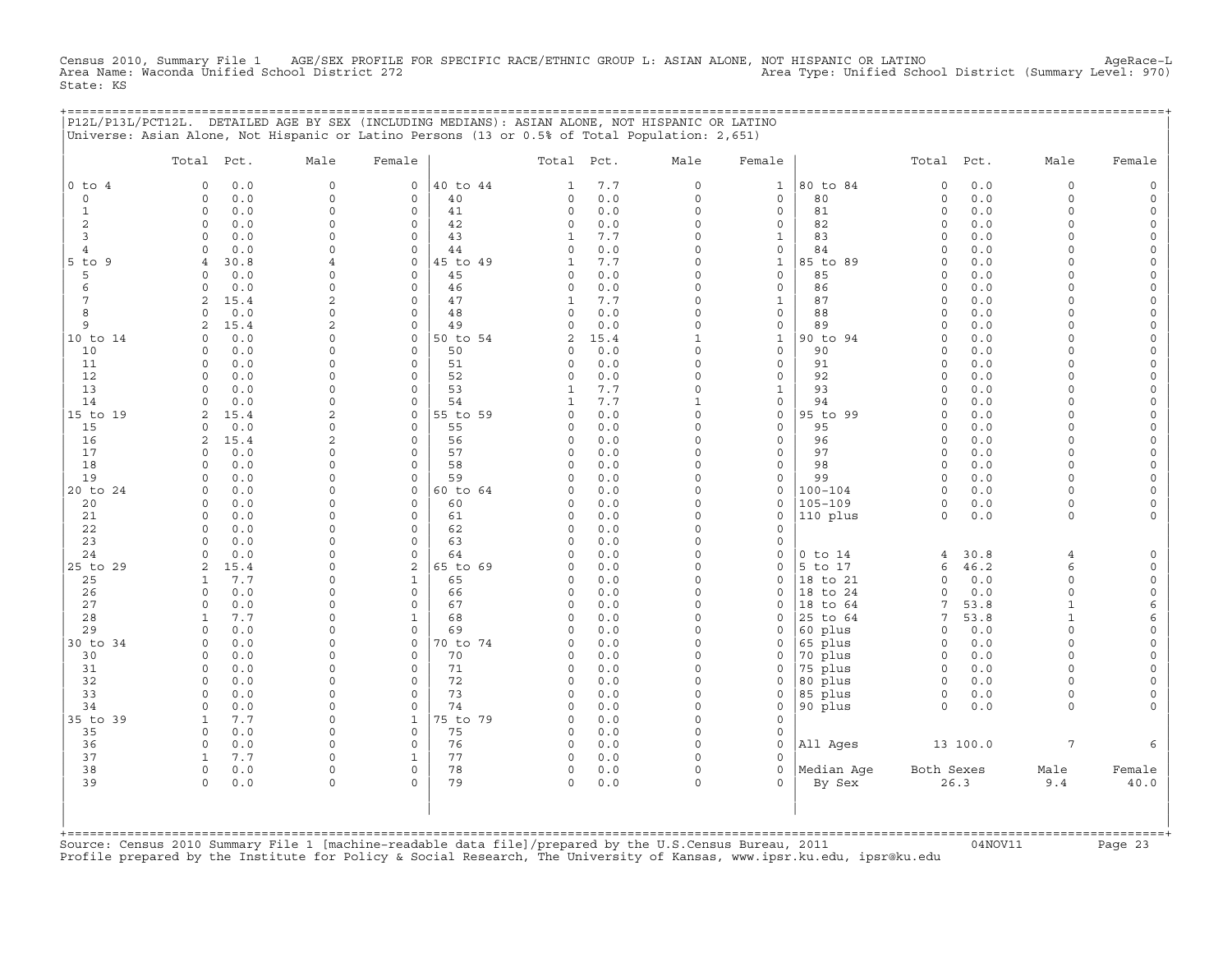Census 2010, Summary File 1 AGE/SEX PROFILE FOR SPECIFIC RACE/ETHNIC GROUP L: ASIAN ALONE, NOT HISPANIC OR LATINO AgeRace-L
Area Name: Waconda Unified School District 272 Area Type: Unified School District (Summary Level: 970)
State: KS

P12L/P13L/PCT12L. DETAILED AGE BY SEX (INCLUDING MEDIANS): ASIAN ALONE, NOT HISPANIC OR LATINO
Universe: Asian Alone, Not Hispanic or Latino Persons (13 or 0.5% of Total Population: 2,651)

| | Total | Pct. | Male | Female | | Total | Pct. | Male | Female | | Total | Pct. | Male | Female |
|---|---|---|---|---|---|---|---|---|---|---|---|---|---|---|
| 0 to 4 | 0 | 0.0 | 0 | 0 | 40 to 44 | 1 | 7.7 | 0 | 1 | 80 to 84 | 0 | 0.0 | 0 | 0 |
| 0 | 0 | 0.0 | 0 | 0 | 40 | 0 | 0.0 | 0 | 0 | 80 | 0 | 0.0 | 0 | 0 |
| 1 | 0 | 0.0 | 0 | 0 | 41 | 0 | 0.0 | 0 | 0 | 81 | 0 | 0.0 | 0 | 0 |
| 2 | 0 | 0.0 | 0 | 0 | 42 | 0 | 0.0 | 0 | 0 | 82 | 0 | 0.0 | 0 | 0 |
| 3 | 0 | 0.0 | 0 | 0 | 43 | 1 | 7.7 | 0 | 1 | 83 | 0 | 0.0 | 0 | 0 |
| 4 | 0 | 0.0 | 0 | 0 | 44 | 0 | 0.0 | 0 | 0 | 84 | 0 | 0.0 | 0 | 0 |
| 5 to 9 | 4 | 30.8 | 4 | 0 | 45 to 49 | 1 | 7.7 | 0 | 1 | 85 to 89 | 0 | 0.0 | 0 | 0 |
| 5 | 0 | 0.0 | 0 | 0 | 45 | 0 | 0.0 | 0 | 0 | 85 | 0 | 0.0 | 0 | 0 |
| 6 | 0 | 0.0 | 0 | 0 | 46 | 0 | 0.0 | 0 | 0 | 86 | 0 | 0.0 | 0 | 0 |
| 7 | 2 | 15.4 | 2 | 0 | 47 | 1 | 7.7 | 0 | 1 | 87 | 0 | 0.0 | 0 | 0 |
| 8 | 0 | 0.0 | 0 | 0 | 48 | 0 | 0.0 | 0 | 0 | 88 | 0 | 0.0 | 0 | 0 |
| 9 | 2 | 15.4 | 2 | 0 | 49 | 0 | 0.0 | 0 | 0 | 89 | 0 | 0.0 | 0 | 0 |
| 10 to 14 | 0 | 0.0 | 0 | 0 | 50 to 54 | 2 | 15.4 | 1 | 1 | 90 to 94 | 0 | 0.0 | 0 | 0 |
| 10 | 0 | 0.0 | 0 | 0 | 50 | 0 | 0.0 | 0 | 0 | 90 | 0 | 0.0 | 0 | 0 |
| 11 | 0 | 0.0 | 0 | 0 | 51 | 0 | 0.0 | 0 | 0 | 91 | 0 | 0.0 | 0 | 0 |
| 12 | 0 | 0.0 | 0 | 0 | 52 | 0 | 0.0 | 0 | 0 | 92 | 0 | 0.0 | 0 | 0 |
| 13 | 0 | 0.0 | 0 | 0 | 53 | 1 | 7.7 | 0 | 1 | 93 | 0 | 0.0 | 0 | 0 |
| 14 | 0 | 0.0 | 0 | 0 | 54 | 1 | 7.7 | 1 | 0 | 94 | 0 | 0.0 | 0 | 0 |
| 15 to 19 | 2 | 15.4 | 2 | 0 | 55 to 59 | 0 | 0.0 | 0 | 0 | 95 to 99 | 0 | 0.0 | 0 | 0 |
| 15 | 0 | 0.0 | 0 | 0 | 55 | 0 | 0.0 | 0 | 0 | 95 | 0 | 0.0 | 0 | 0 |
| 16 | 2 | 15.4 | 2 | 0 | 56 | 0 | 0.0 | 0 | 0 | 96 | 0 | 0.0 | 0 | 0 |
| 17 | 0 | 0.0 | 0 | 0 | 57 | 0 | 0.0 | 0 | 0 | 97 | 0 | 0.0 | 0 | 0 |
| 18 | 0 | 0.0 | 0 | 0 | 58 | 0 | 0.0 | 0 | 0 | 98 | 0 | 0.0 | 0 | 0 |
| 19 | 0 | 0.0 | 0 | 0 | 59 | 0 | 0.0 | 0 | 0 | 99 | 0 | 0.0 | 0 | 0 |
| 20 to 24 | 0 | 0.0 | 0 | 0 | 60 to 64 | 0 | 0.0 | 0 | 0 | 100-104 | 0 | 0.0 | 0 | 0 |
| 20 | 0 | 0.0 | 0 | 0 | 60 | 0 | 0.0 | 0 | 0 | 105-109 | 0 | 0.0 | 0 | 0 |
| 21 | 0 | 0.0 | 0 | 0 | 61 | 0 | 0.0 | 0 | 0 | 110 plus | 0 | 0.0 | 0 | 0 |
| 22 | 0 | 0.0 | 0 | 0 | 62 | 0 | 0.0 | 0 | 0 | | | | | |
| 23 | 0 | 0.0 | 0 | 0 | 63 | 0 | 0.0 | 0 | 0 | | | | | |
| 24 | 0 | 0.0 | 0 | 0 | 64 | 0 | 0.0 | 0 | 0 | 0 to 14 | 4 | 30.8 | 4 | 0 |
| 25 to 29 | 2 | 15.4 | 0 | 2 | 65 to 69 | 0 | 0.0 | 0 | 0 | 5 to 17 | 6 | 46.2 | 6 | 0 |
| 25 | 1 | 7.7 | 0 | 1 | 65 | 0 | 0.0 | 0 | 0 | 18 to 21 | 0 | 0.0 | 0 | 0 |
| 26 | 0 | 0.0 | 0 | 0 | 66 | 0 | 0.0 | 0 | 0 | 18 to 24 | 0 | 0.0 | 0 | 0 |
| 27 | 0 | 0.0 | 0 | 0 | 67 | 0 | 0.0 | 0 | 0 | 18 to 64 | 7 | 53.8 | 1 | 6 |
| 28 | 1 | 7.7 | 0 | 1 | 68 | 0 | 0.0 | 0 | 0 | 25 to 64 | 7 | 53.8 | 1 | 6 |
| 29 | 0 | 0.0 | 0 | 0 | 69 | 0 | 0.0 | 0 | 0 | 60 plus | 0 | 0.0 | 0 | 0 |
| 30 to 34 | 0 | 0.0 | 0 | 0 | 70 to 74 | 0 | 0.0 | 0 | 0 | 65 plus | 0 | 0.0 | 0 | 0 |
| 30 | 0 | 0.0 | 0 | 0 | 70 | 0 | 0.0 | 0 | 0 | 70 plus | 0 | 0.0 | 0 | 0 |
| 31 | 0 | 0.0 | 0 | 0 | 71 | 0 | 0.0 | 0 | 0 | 75 plus | 0 | 0.0 | 0 | 0 |
| 32 | 0 | 0.0 | 0 | 0 | 72 | 0 | 0.0 | 0 | 0 | 80 plus | 0 | 0.0 | 0 | 0 |
| 33 | 0 | 0.0 | 0 | 0 | 73 | 0 | 0.0 | 0 | 0 | 85 plus | 0 | 0.0 | 0 | 0 |
| 34 | 0 | 0.0 | 0 | 0 | 74 | 0 | 0.0 | 0 | 0 | 90 plus | 0 | 0.0 | 0 | 0 |
| 35 to 39 | 1 | 7.7 | 0 | 1 | 75 to 79 | 0 | 0.0 | 0 | 0 | | | | | |
| 35 | 0 | 0.0 | 0 | 0 | 75 | 0 | 0.0 | 0 | 0 | | | | | |
| 36 | 0 | 0.0 | 0 | 0 | 76 | 0 | 0.0 | 0 | 0 | All Ages | 13 | 100.0 | 7 | 6 |
| 37 | 1 | 7.7 | 0 | 1 | 77 | 0 | 0.0 | 0 | 0 | | | | | |
| 38 | 0 | 0.0 | 0 | 0 | 78 | 0 | 0.0 | 0 | 0 | Median Age | Both Sexes | | Male | Female |
| 39 | 0 | 0.0 | 0 | 0 | 79 | 0 | 0.0 | 0 | 0 | By Sex | 26.3 | | 9.4 | 40.0 |

Source: Census 2010 Summary File 1 [machine-readable data file]/prepared by the U.S.Census Bureau, 2011 04NOV11
Profile prepared by the Institute for Policy & Social Research, The University of Kansas, www.ipsr.ku.edu, ipsr@ku.edu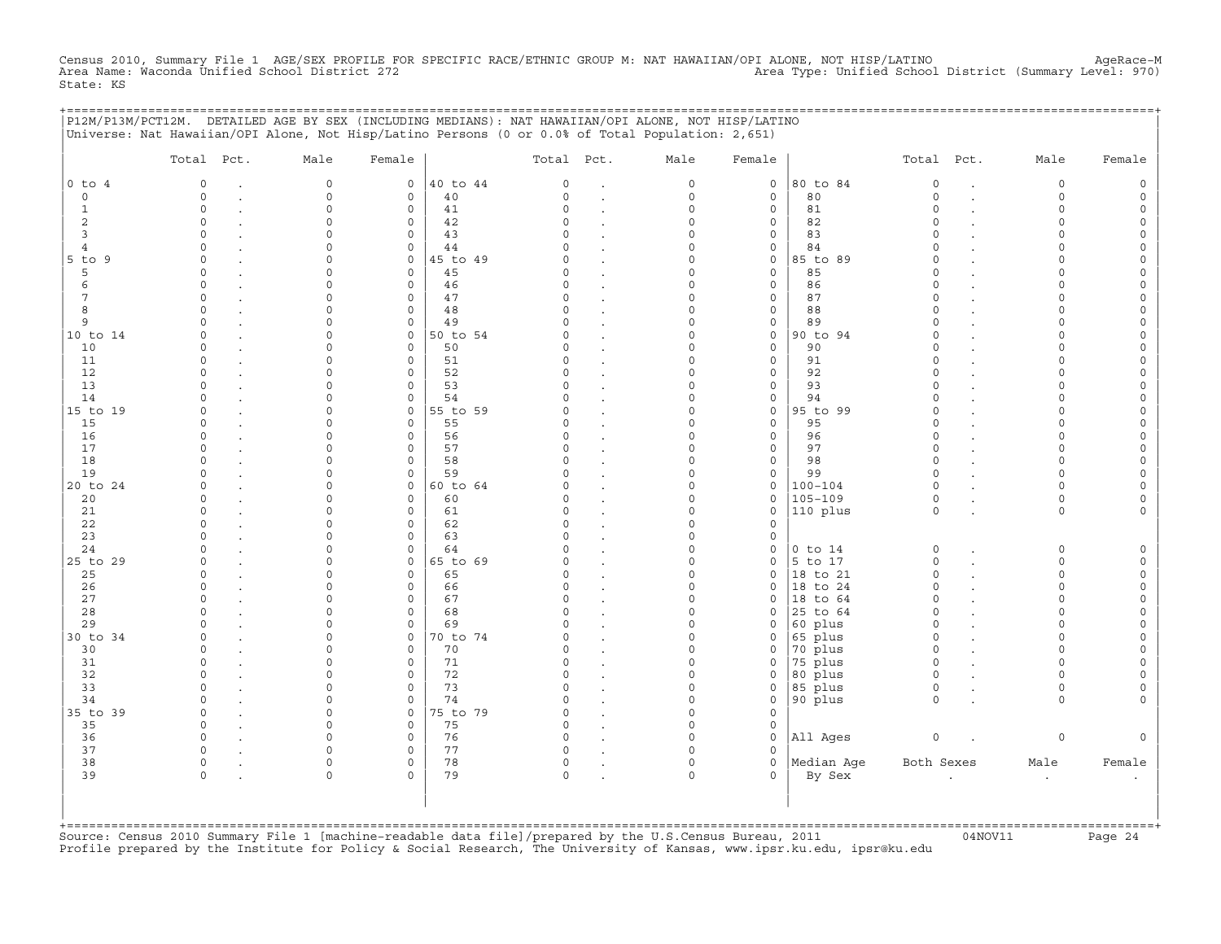Census 2010, Summary File 1 AGE/SEX PROFILE FOR SPECIFIC RACE/ETHNIC GROUP M: NAT HAWAIIAN/OPI ALONE, NOT HISP/LATINO AgeRace-M
Area Name: Waconda Unified School District 272 Area Type: Unified School District (Summary Level: 970)
State: KS

P12M/P13M/PCT12M. DETAILED AGE BY SEX (INCLUDING MEDIANS): NAT HAWAIIAN/OPI ALONE, NOT HISP/LATINO
Universe: Nat Hawaiian/OPI Alone, Not Hisp/Latino Persons (0 or 0.0% of Total Population: 2,651)

| | Total | Pct. | Male | Female | | Total | Pct. | Male | Female | | Total | Pct. | Male | Female |
|---|---|---|---|---|---|---|---|---|---|---|---|---|---|---|
| 0 to 4 | 0 | . | 0 | 0 | 40 to 44 | 0 | . | 0 | 0 | 80 to 84 | 0 | . | 0 | 0 |
| 0 | 0 | . | 0 | 0 | 40 | 0 | . | 0 | 0 | 80 | 0 | . | 0 | 0 |
| 1 | 0 | . | 0 | 0 | 41 | 0 | . | 0 | 0 | 81 | 0 | . | 0 | 0 |
| 2 | 0 | . | 0 | 0 | 42 | 0 | . | 0 | 0 | 82 | 0 | . | 0 | 0 |
| 3 | 0 | . | 0 | 0 | 43 | 0 | . | 0 | 0 | 83 | 0 | . | 0 | 0 |
| 4 | 0 | . | 0 | 0 | 44 | 0 | . | 0 | 0 | 84 | 0 | . | 0 | 0 |
| 5 to 9 | 0 | . | 0 | 0 | 45 to 49 | 0 | . | 0 | 0 | 85 to 89 | 0 | . | 0 | 0 |
| 5 | 0 | . | 0 | 0 | 45 | 0 | . | 0 | 0 | 85 | 0 | . | 0 | 0 |
| 6 | 0 | . | 0 | 0 | 46 | 0 | . | 0 | 0 | 86 | 0 | . | 0 | 0 |
| 7 | 0 | . | 0 | 0 | 47 | 0 | . | 0 | 0 | 87 | 0 | . | 0 | 0 |
| 8 | 0 | . | 0 | 0 | 48 | 0 | . | 0 | 0 | 88 | 0 | . | 0 | 0 |
| 9 | 0 | . | 0 | 0 | 49 | 0 | . | 0 | 0 | 89 | 0 | . | 0 | 0 |
| 10 to 14 | 0 | . | 0 | 0 | 50 to 54 | 0 | . | 0 | 0 | 90 to 94 | 0 | . | 0 | 0 |
| 10 | 0 | . | 0 | 0 | 50 | 0 | . | 0 | 0 | 90 | 0 | . | 0 | 0 |
| 11 | 0 | . | 0 | 0 | 51 | 0 | . | 0 | 0 | 91 | 0 | . | 0 | 0 |
| 12 | 0 | . | 0 | 0 | 52 | 0 | . | 0 | 0 | 92 | 0 | . | 0 | 0 |
| 13 | 0 | . | 0 | 0 | 53 | 0 | . | 0 | 0 | 93 | 0 | . | 0 | 0 |
| 14 | 0 | . | 0 | 0 | 54 | 0 | . | 0 | 0 | 94 | 0 | . | 0 | 0 |
| 15 to 19 | 0 | . | 0 | 0 | 55 to 59 | 0 | . | 0 | 0 | 95 to 99 | 0 | . | 0 | 0 |
| 15 | 0 | . | 0 | 0 | 55 | 0 | . | 0 | 0 | 95 | 0 | . | 0 | 0 |
| 16 | 0 | . | 0 | 0 | 56 | 0 | . | 0 | 0 | 96 | 0 | . | 0 | 0 |
| 17 | 0 | . | 0 | 0 | 57 | 0 | . | 0 | 0 | 97 | 0 | . | 0 | 0 |
| 18 | 0 | . | 0 | 0 | 58 | 0 | . | 0 | 0 | 98 | 0 | . | 0 | 0 |
| 19 | 0 | . | 0 | 0 | 59 | 0 | . | 0 | 0 | 99 | 0 | . | 0 | 0 |
| 20 to 24 | 0 | . | 0 | 0 | 60 to 64 | 0 | . | 0 | 0 | 100-104 | 0 | . | 0 | 0 |
| 20 | 0 | . | 0 | 0 | 60 | 0 | . | 0 | 0 | 105-109 | 0 | . | 0 | 0 |
| 21 | 0 | . | 0 | 0 | 61 | 0 | . | 0 | 0 | 110 plus | 0 | . | 0 | 0 |
| 22 | 0 | . | 0 | 0 | 62 | 0 | . | 0 | 0 | | | | | |
| 23 | 0 | . | 0 | 0 | 63 | 0 | . | 0 | 0 | | | | | |
| 24 | 0 | . | 0 | 0 | 64 | 0 | . | 0 | 0 | 0 to 14 | 0 | . | 0 | 0 |
| 25 to 29 | 0 | . | 0 | 0 | 65 to 69 | 0 | . | 0 | 0 | 5 to 17 | 0 | . | 0 | 0 |
| 25 | 0 | . | 0 | 0 | 65 | 0 | . | 0 | 0 | 18 to 21 | 0 | . | 0 | 0 |
| 26 | 0 | . | 0 | 0 | 66 | 0 | . | 0 | 0 | 18 to 24 | 0 | . | 0 | 0 |
| 27 | 0 | . | 0 | 0 | 67 | 0 | . | 0 | 0 | 18 to 64 | 0 | . | 0 | 0 |
| 28 | 0 | . | 0 | 0 | 68 | 0 | . | 0 | 0 | 25 to 64 | 0 | . | 0 | 0 |
| 29 | 0 | . | 0 | 0 | 69 | 0 | . | 0 | 0 | 60 plus | 0 | . | 0 | 0 |
| 30 to 34 | 0 | . | 0 | 0 | 70 to 74 | 0 | . | 0 | 0 | 65 plus | 0 | . | 0 | 0 |
| 30 | 0 | . | 0 | 0 | 70 | 0 | . | 0 | 0 | 70 plus | 0 | . | 0 | 0 |
| 31 | 0 | . | 0 | 0 | 71 | 0 | . | 0 | 0 | 75 plus | 0 | . | 0 | 0 |
| 32 | 0 | . | 0 | 0 | 72 | 0 | . | 0 | 0 | 80 plus | 0 | . | 0 | 0 |
| 33 | 0 | . | 0 | 0 | 73 | 0 | . | 0 | 0 | 85 plus | 0 | . | 0 | 0 |
| 34 | 0 | . | 0 | 0 | 74 | 0 | . | 0 | 0 | 90 plus | 0 | . | 0 | 0 |
| 35 to 39 | 0 | . | 0 | 0 | 75 to 79 | 0 | . | 0 | 0 | | | | | |
| 35 | 0 | . | 0 | 0 | 75 | 0 | . | 0 | 0 | | | | | |
| 36 | 0 | . | 0 | 0 | 76 | 0 | . | 0 | 0 | All Ages | 0 | . | 0 | 0 |
| 37 | 0 | . | 0 | 0 | 77 | 0 | . | 0 | 0 | | | | | |
| 38 | 0 | . | 0 | 0 | 78 | 0 | . | 0 | 0 | Median Age | Both Sexes | | Male | Female |
| 39 | 0 | . | 0 | 0 | 79 | 0 | . | 0 | 0 | By Sex | . | | . | . |

Source: Census 2010 Summary File 1 [machine-readable data file]/prepared by the U.S.Census Bureau, 2011 04NOV11
Profile prepared by the Institute for Policy & Social Research, The University of Kansas, www.ipsr.ku.edu, ipsr@ku.edu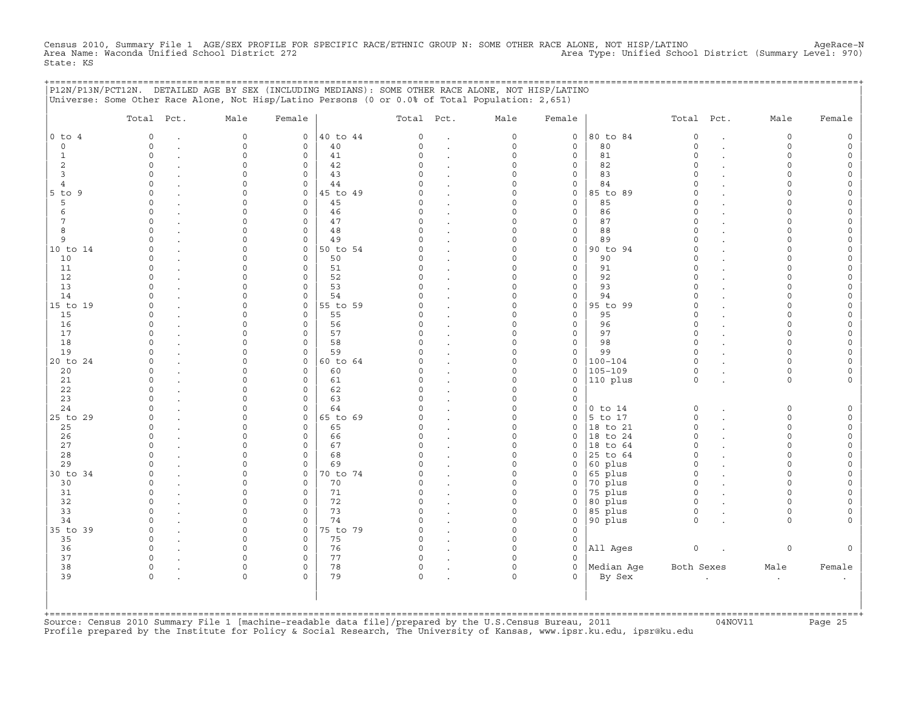Census 2010, Summary File 1 AGE/SEX PROFILE FOR SPECIFIC RACE/ETHNIC GROUP N: SOME OTHER RACE ALONE, NOT HISP/LATINO AgeRace-N
Area Name: Waconda Unified School District 272 Area Type: Unified School District (Summary Level: 970)
State: KS

P12N/P13N/PCT12N. DETAILED AGE BY SEX (INCLUDING MEDIANS): SOME OTHER RACE ALONE, NOT HISP/LATINO
Universe: Some Other Race Alone, Not Hisp/Latino Persons (0 or 0.0% of Total Population: 2,651)

| | Total | Pct. | Male | Female | | Total | Pct. | Male | Female | | Total | Pct. | Male | Female |
|---|---|---|---|---|---|---|---|---|---|---|---|---|---|---|
| 0 to 4 | 0 | . | 0 | 0 | 40 to 44 | 0 | . | 0 | 0 | 80 to 84 | 0 | . | 0 | 0 |
| 0 | 0 | . | 0 | 0 | 40 | 0 | . | 0 | 0 | 80 | 0 | . | 0 | 0 |
| 1 | 0 | . | 0 | 0 | 41 | 0 | . | 0 | 0 | 81 | 0 | . | 0 | 0 |
| 2 | 0 | . | 0 | 0 | 42 | 0 | . | 0 | 0 | 82 | 0 | . | 0 | 0 |
| 3 | 0 | . | 0 | 0 | 43 | 0 | . | 0 | 0 | 83 | 0 | . | 0 | 0 |
| 4 | 0 | . | 0 | 0 | 44 | 0 | . | 0 | 0 | 84 | 0 | . | 0 | 0 |
| 5 to 9 | 0 | . | 0 | 0 | 45 to 49 | 0 | . | 0 | 0 | 85 to 89 | 0 | . | 0 | 0 |
| 5 | 0 | . | 0 | 0 | 45 | 0 | . | 0 | 0 | 85 | 0 | . | 0 | 0 |
| 6 | 0 | . | 0 | 0 | 46 | 0 | . | 0 | 0 | 86 | 0 | . | 0 | 0 |
| 7 | 0 | . | 0 | 0 | 47 | 0 | . | 0 | 0 | 87 | 0 | . | 0 | 0 |
| 8 | 0 | . | 0 | 0 | 48 | 0 | . | 0 | 0 | 88 | 0 | . | 0 | 0 |
| 9 | 0 | . | 0 | 0 | 49 | 0 | . | 0 | 0 | 89 | 0 | . | 0 | 0 |
| 10 to 14 | 0 | . | 0 | 0 | 50 to 54 | 0 | . | 0 | 0 | 90 to 94 | 0 | . | 0 | 0 |
| 10 | 0 | . | 0 | 0 | 50 | 0 | . | 0 | 0 | 90 | 0 | . | 0 | 0 |
| 11 | 0 | . | 0 | 0 | 51 | 0 | . | 0 | 0 | 91 | 0 | . | 0 | 0 |
| 12 | 0 | . | 0 | 0 | 52 | 0 | . | 0 | 0 | 92 | 0 | . | 0 | 0 |
| 13 | 0 | . | 0 | 0 | 53 | 0 | . | 0 | 0 | 93 | 0 | . | 0 | 0 |
| 14 | 0 | . | 0 | 0 | 54 | 0 | . | 0 | 0 | 94 | 0 | . | 0 | 0 |
| 15 to 19 | 0 | . | 0 | 0 | 55 to 59 | 0 | . | 0 | 0 | 95 to 99 | 0 | . | 0 | 0 |
| 15 | 0 | . | 0 | 0 | 55 | 0 | . | 0 | 0 | 95 | 0 | . | 0 | 0 |
| 16 | 0 | . | 0 | 0 | 56 | 0 | . | 0 | 0 | 96 | 0 | . | 0 | 0 |
| 17 | 0 | . | 0 | 0 | 57 | 0 | . | 0 | 0 | 97 | 0 | . | 0 | 0 |
| 18 | 0 | . | 0 | 0 | 58 | 0 | . | 0 | 0 | 98 | 0 | . | 0 | 0 |
| 19 | 0 | . | 0 | 0 | 59 | 0 | . | 0 | 0 | 99 | 0 | . | 0 | 0 |
| 20 to 24 | 0 | . | 0 | 0 | 60 to 64 | 0 | . | 0 | 0 | 100-104 | 0 | . | 0 | 0 |
| 20 | 0 | . | 0 | 0 | 60 | 0 | . | 0 | 0 | 105-109 | 0 | . | 0 | 0 |
| 21 | 0 | . | 0 | 0 | 61 | 0 | . | 0 | 0 | 110 plus | 0 | . | 0 | 0 |
| 22 | 0 | . | 0 | 0 | 62 | 0 | . | 0 | 0 | | | | | |
| 23 | 0 | . | 0 | 0 | 63 | 0 | . | 0 | 0 | | | | | |
| 24 | 0 | . | 0 | 0 | 64 | 0 | . | 0 | 0 | 0 to 14 | 0 | . | 0 | 0 |
| 25 to 29 | 0 | . | 0 | 0 | 65 to 69 | 0 | . | 0 | 0 | 5 to 17 | 0 | . | 0 | 0 |
| 25 | 0 | . | 0 | 0 | 65 | 0 | . | 0 | 0 | 18 to 21 | 0 | . | 0 | 0 |
| 26 | 0 | . | 0 | 0 | 66 | 0 | . | 0 | 0 | 18 to 24 | 0 | . | 0 | 0 |
| 27 | 0 | . | 0 | 0 | 67 | 0 | . | 0 | 0 | 18 to 64 | 0 | . | 0 | 0 |
| 28 | 0 | . | 0 | 0 | 68 | 0 | . | 0 | 0 | 25 to 64 | 0 | . | 0 | 0 |
| 29 | 0 | . | 0 | 0 | 69 | 0 | . | 0 | 0 | 60 plus | 0 | . | 0 | 0 |
| 30 to 34 | 0 | . | 0 | 0 | 70 to 74 | 0 | . | 0 | 0 | 65 plus | 0 | . | 0 | 0 |
| 30 | 0 | . | 0 | 0 | 70 | 0 | . | 0 | 0 | 70 plus | 0 | . | 0 | 0 |
| 31 | 0 | . | 0 | 0 | 71 | 0 | . | 0 | 0 | 75 plus | 0 | . | 0 | 0 |
| 32 | 0 | . | 0 | 0 | 72 | 0 | . | 0 | 0 | 80 plus | 0 | . | 0 | 0 |
| 33 | 0 | . | 0 | 0 | 73 | 0 | . | 0 | 0 | 85 plus | 0 | . | 0 | 0 |
| 34 | 0 | . | 0 | 0 | 74 | 0 | . | 0 | 0 | 90 plus | 0 | . | 0 | 0 |
| 35 to 39 | 0 | . | 0 | 0 | 75 to 79 | 0 | . | 0 | 0 | | | | | |
| 35 | 0 | . | 0 | 0 | 75 | 0 | . | 0 | 0 | | | | | |
| 36 | 0 | . | 0 | 0 | 76 | 0 | . | 0 | 0 | All Ages | 0 | . | 0 | 0 |
| 37 | 0 | . | 0 | 0 | 77 | 0 | . | 0 | 0 | | | | | |
| 38 | 0 | . | 0 | 0 | 78 | 0 | . | 0 | 0 | Median Age | Both Sexes | | Male | Female |
| 39 | 0 | . | 0 | 0 | 79 | 0 | . | 0 | 0 | By Sex | . | | . | . |

Source: Census 2010 Summary File 1 [machine-readable data file]/prepared by the U.S.Census Bureau, 2011 04NOV11
Profile prepared by the Institute for Policy & Social Research, The University of Kansas, www.ipsr.ku.edu, ipsr@ku.edu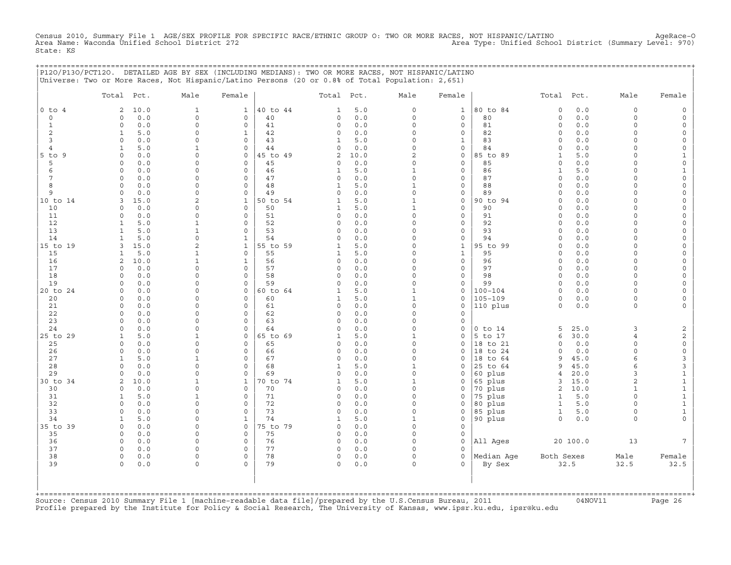Census 2010, Summary File 1 AGE/SEX PROFILE FOR SPECIFIC RACE/ETHNIC GROUP O: TWO OR MORE RACES, NOT HISPANIC/LATINO AgeRace-O
Area Name: Waconda Unified School District 272 Area Type: Unified School District (Summary Level: 970)
State: KS

P12O/P13O/PCT12O. DETAILED AGE BY SEX (INCLUDING MEDIANS): TWO OR MORE RACES, NOT HISPANIC/LATINO
Universe: Two or More Races, Not Hispanic/Latino Persons (20 or 0.8% of Total Population: 2,651)

| | Total | Pct. | Male | Female | | Total | Pct. | Male | Female | | Total | Pct. | Male | Female |
|---|---|---|---|---|---|---|---|---|---|---|---|---|---|---|
| 0 to 4 | 2 | 10.0 | 1 | 1 | 40 to 44 | 1 | 5.0 | 0 | 1 | 80 to 84 | 0 | 0.0 | 0 | 0 |
| 0 | 0 | 0.0 | 0 | 0 | 40 | 0 | 0.0 | 0 | 0 | 80 | 0 | 0.0 | 0 | 0 |
| 1 | 0 | 0.0 | 0 | 0 | 41 | 0 | 0.0 | 0 | 0 | 81 | 0 | 0.0 | 0 | 0 |
| 2 | 1 | 5.0 | 0 | 1 | 42 | 0 | 0.0 | 0 | 0 | 82 | 0 | 0.0 | 0 | 0 |
| 3 | 0 | 0.0 | 0 | 0 | 43 | 1 | 5.0 | 0 | 1 | 83 | 0 | 0.0 | 0 | 0 |
| 4 | 1 | 5.0 | 1 | 0 | 44 | 0 | 0.0 | 0 | 0 | 84 | 0 | 0.0 | 0 | 0 |
| 5 to 9 | 0 | 0.0 | 0 | 0 | 45 to 49 | 2 | 10.0 | 2 | 0 | 85 to 89 | 1 | 5.0 | 0 | 1 |
| 5 | 0 | 0.0 | 0 | 0 | 45 | 0 | 0.0 | 0 | 0 | 85 | 0 | 0.0 | 0 | 0 |
| 6 | 0 | 0.0 | 0 | 0 | 46 | 1 | 5.0 | 1 | 0 | 86 | 1 | 5.0 | 0 | 1 |
| 7 | 0 | 0.0 | 0 | 0 | 47 | 0 | 0.0 | 0 | 0 | 87 | 0 | 0.0 | 0 | 0 |
| 8 | 0 | 0.0 | 0 | 0 | 48 | 1 | 5.0 | 1 | 0 | 88 | 0 | 0.0 | 0 | 0 |
| 9 | 0 | 0.0 | 0 | 0 | 49 | 0 | 0.0 | 0 | 0 | 89 | 0 | 0.0 | 0 | 0 |
| 10 to 14 | 3 | 15.0 | 2 | 1 | 50 to 54 | 1 | 5.0 | 1 | 0 | 90 to 94 | 0 | 0.0 | 0 | 0 |
| 10 | 0 | 0.0 | 0 | 0 | 50 | 1 | 5.0 | 1 | 0 | 90 | 0 | 0.0 | 0 | 0 |
| 11 | 0 | 0.0 | 0 | 0 | 51 | 0 | 0.0 | 0 | 0 | 91 | 0 | 0.0 | 0 | 0 |
| 12 | 1 | 5.0 | 1 | 0 | 52 | 0 | 0.0 | 0 | 0 | 92 | 0 | 0.0 | 0 | 0 |
| 13 | 1 | 5.0 | 1 | 0 | 53 | 0 | 0.0 | 0 | 0 | 93 | 0 | 0.0 | 0 | 0 |
| 14 | 1 | 5.0 | 0 | 1 | 54 | 0 | 0.0 | 0 | 0 | 94 | 0 | 0.0 | 0 | 0 |
| 15 to 19 | 3 | 15.0 | 2 | 1 | 55 to 59 | 1 | 5.0 | 0 | 1 | 95 to 99 | 0 | 0.0 | 0 | 0 |
| 15 | 1 | 5.0 | 1 | 0 | 55 | 1 | 5.0 | 0 | 1 | 95 | 0 | 0.0 | 0 | 0 |
| 16 | 2 | 10.0 | 1 | 1 | 56 | 0 | 0.0 | 0 | 0 | 96 | 0 | 0.0 | 0 | 0 |
| 17 | 0 | 0.0 | 0 | 0 | 57 | 0 | 0.0 | 0 | 0 | 97 | 0 | 0.0 | 0 | 0 |
| 18 | 0 | 0.0 | 0 | 0 | 58 | 0 | 0.0 | 0 | 0 | 98 | 0 | 0.0 | 0 | 0 |
| 19 | 0 | 0.0 | 0 | 0 | 59 | 0 | 0.0 | 0 | 0 | 99 | 0 | 0.0 | 0 | 0 |
| 20 to 24 | 0 | 0.0 | 0 | 0 | 60 to 64 | 1 | 5.0 | 1 | 0 | 100-104 | 0 | 0.0 | 0 | 0 |
| 20 | 0 | 0.0 | 0 | 0 | 60 | 1 | 5.0 | 1 | 0 | 105-109 | 0 | 0.0 | 0 | 0 |
| 21 | 0 | 0.0 | 0 | 0 | 61 | 0 | 0.0 | 0 | 0 | 110 plus | 0 | 0.0 | 0 | 0 |
| 22 | 0 | 0.0 | 0 | 0 | 62 | 0 | 0.0 | 0 | 0 | | | | | |
| 23 | 0 | 0.0 | 0 | 0 | 63 | 0 | 0.0 | 0 | 0 | | | | | |
| 24 | 0 | 0.0 | 0 | 0 | 64 | 0 | 0.0 | 0 | 0 | 0 to 14 | 5 | 25.0 | 3 | 2 |
| 25 to 29 | 1 | 5.0 | 1 | 0 | 65 to 69 | 1 | 5.0 | 1 | 0 | 5 to 17 | 6 | 30.0 | 4 | 2 |
| 25 | 0 | 0.0 | 0 | 0 | 65 | 0 | 0.0 | 0 | 0 | 18 to 21 | 0 | 0.0 | 0 | 0 |
| 26 | 0 | 0.0 | 0 | 0 | 66 | 0 | 0.0 | 0 | 0 | 18 to 24 | 0 | 0.0 | 0 | 0 |
| 27 | 1 | 5.0 | 1 | 0 | 67 | 0 | 0.0 | 0 | 0 | 18 to 64 | 9 | 45.0 | 6 | 3 |
| 28 | 0 | 0.0 | 0 | 0 | 68 | 1 | 5.0 | 1 | 0 | 25 to 64 | 9 | 45.0 | 6 | 3 |
| 29 | 0 | 0.0 | 0 | 0 | 69 | 0 | 0.0 | 0 | 0 | 60 plus | 4 | 20.0 | 3 | 1 |
| 30 to 34 | 2 | 10.0 | 1 | 1 | 70 to 74 | 1 | 5.0 | 1 | 0 | 65 plus | 3 | 15.0 | 2 | 1 |
| 30 | 0 | 0.0 | 0 | 0 | 70 | 0 | 0.0 | 0 | 0 | 70 plus | 2 | 10.0 | 1 | 1 |
| 31 | 1 | 5.0 | 1 | 0 | 71 | 0 | 0.0 | 0 | 0 | 75 plus | 1 | 5.0 | 0 | 1 |
| 32 | 0 | 0.0 | 0 | 0 | 72 | 0 | 0.0 | 0 | 0 | 80 plus | 1 | 5.0 | 0 | 1 |
| 33 | 0 | 0.0 | 0 | 0 | 73 | 0 | 0.0 | 0 | 0 | 85 plus | 1 | 5.0 | 0 | 1 |
| 34 | 1 | 5.0 | 0 | 1 | 74 | 1 | 5.0 | 1 | 0 | 90 plus | 0 | 0.0 | 0 | 0 |
| 35 to 39 | 0 | 0.0 | 0 | 0 | 75 to 79 | 0 | 0.0 | 0 | 0 | | | | | |
| 35 | 0 | 0.0 | 0 | 0 | 75 | 0 | 0.0 | 0 | 0 | | | | | |
| 36 | 0 | 0.0 | 0 | 0 | 76 | 0 | 0.0 | 0 | 0 | All Ages | 20 | 100.0 | 13 | 7 |
| 37 | 0 | 0.0 | 0 | 0 | 77 | 0 | 0.0 | 0 | 0 | | | | | |
| 38 | 0 | 0.0 | 0 | 0 | 78 | 0 | 0.0 | 0 | 0 | Median Age | Both Sexes | | Male | Female |
| 39 | 0 | 0.0 | 0 | 0 | 79 | 0 | 0.0 | 0 | 0 | By Sex | 32.5 | | 32.5 | 32.5 |

Source: Census 2010 Summary File 1 [machine-readable data file]/prepared by the U.S.Census Bureau, 2011 04NOV11
Profile prepared by the Institute for Policy & Social Research, The University of Kansas, www.ipsr.ku.edu, ipsr@ku.edu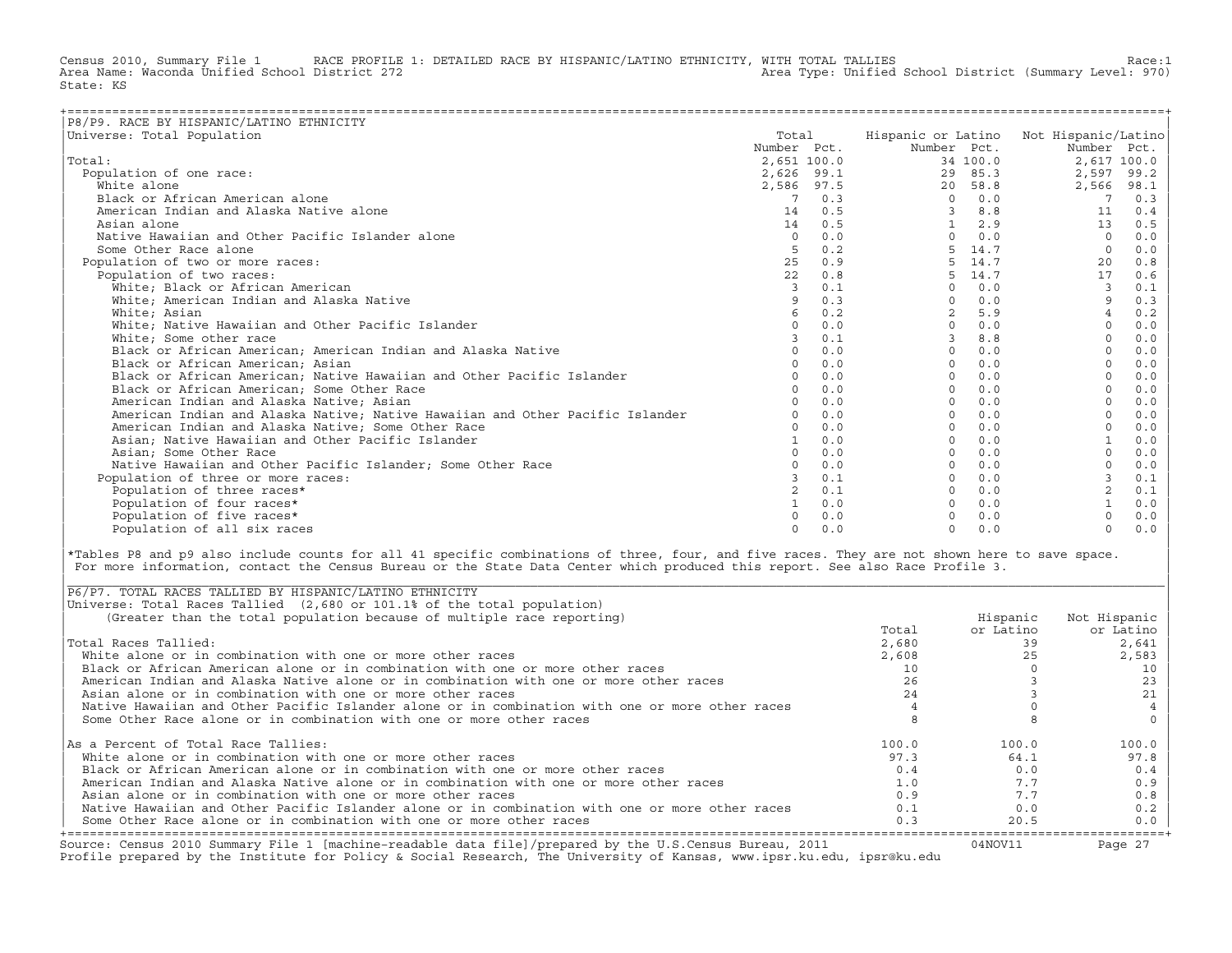Census 2010, Summary File 1 — RACE PROFILE 1: DETAILED RACE BY HISPANIC/LATINO ETHNICITY, WITH TOTAL TALLIES — Race:1

Area Name: Waconda Unified School District 272 — Area Type: Unified School District (Summary Level: 970)

State: KS

## P8/P9. RACE BY HISPANIC/LATINO ETHNICITY

Universe: Total Population

| | Total Number | Total Pct. | Hispanic or Latino Number | Hispanic or Latino Pct. | Not Hispanic/Latino Number | Not Hispanic/Latino Pct. |
|---|---|---|---|---|---|---|
| Total: | 2,651 | 100.0 | 34 | 100.0 | 2,617 | 100.0 |
| Population of one race: | 2,626 | 99.1 | 29 | 85.3 | 2,597 | 99.2 |
| White alone | 2,586 | 97.5 | 20 | 58.8 | 2,566 | 98.1 |
| Black or African American alone | 7 | 0.3 | 0 | 0.0 | 7 | 0.3 |
| American Indian and Alaska Native alone | 14 | 0.5 | 3 | 8.8 | 11 | 0.4 |
| Asian alone | 14 | 0.5 | 1 | 2.9 | 13 | 0.5 |
| Native Hawaiian and Other Pacific Islander alone | 0 | 0.0 | 0 | 0.0 | 0 | 0.0 |
| Some Other Race alone | 5 | 0.2 | 5 | 14.7 | 0 | 0.0 |
| Population of two or more races: | 25 | 0.9 | 5 | 14.7 | 20 | 0.8 |
| Population of two races: | 22 | 0.8 | 5 | 14.7 | 17 | 0.6 |
| White; Black or African American | 3 | 0.1 | 0 | 0.0 | 3 | 0.1 |
| White; American Indian and Alaska Native | 9 | 0.3 | 0 | 0.0 | 9 | 0.3 |
| White; Asian | 6 | 0.2 | 2 | 5.9 | 4 | 0.2 |
| White; Native Hawaiian and Other Pacific Islander | 0 | 0.0 | 0 | 0.0 | 0 | 0.0 |
| White; Some other race | 3 | 0.1 | 3 | 8.8 | 0 | 0.0 |
| Black or African American; American Indian and Alaska Native | 0 | 0.0 | 0 | 0.0 | 0 | 0.0 |
| Black or African American; Asian | 0 | 0.0 | 0 | 0.0 | 0 | 0.0 |
| Black or African American; Native Hawaiian and Other Pacific Islander | 0 | 0.0 | 0 | 0.0 | 0 | 0.0 |
| Black or African American; Some Other Race | 0 | 0.0 | 0 | 0.0 | 0 | 0.0 |
| American Indian and Alaska Native; Asian | 0 | 0.0 | 0 | 0.0 | 0 | 0.0 |
| American Indian and Alaska Native; Native Hawaiian and Other Pacific Islander | 0 | 0.0 | 0 | 0.0 | 0 | 0.0 |
| American Indian and Alaska Native; Some Other Race | 0 | 0.0 | 0 | 0.0 | 0 | 0.0 |
| Asian; Native Hawaiian and Other Pacific Islander | 1 | 0.0 | 0 | 0.0 | 1 | 0.0 |
| Asian; Some Other Race | 0 | 0.0 | 0 | 0.0 | 0 | 0.0 |
| Native Hawaiian and Other Pacific Islander; Some Other Race | 0 | 0.0 | 0 | 0.0 | 0 | 0.0 |
| Population of three or more races: | 3 | 0.1 | 0 | 0.0 | 3 | 0.1 |
| Population of three races* | 2 | 0.1 | 0 | 0.0 | 2 | 0.1 |
| Population of four races* | 1 | 0.0 | 0 | 0.0 | 1 | 0.0 |
| Population of five races* | 0 | 0.0 | 0 | 0.0 | 0 | 0.0 |
| Population of all six races | 0 | 0.0 | 0 | 0.0 | 0 | 0.0 |

*Tables P8 and p9 also include counts for all 41 specific combinations of three, four, and five races. They are not shown here to save space. For more information, contact the Census Bureau or the State Data Center which produced this report. See also Race Profile 3.

## P6/P7. TOTAL RACES TALLIED BY HISPANIC/LATINO ETHNICITY

Universe: Total Races Tallied (2,680 or 101.1% of the total population)
(Greater than the total population because of multiple race reporting)

| | Total | Hispanic or Latino | Not Hispanic or Latino |
|---|---|---|---|
| Total Races Tallied: | 2,680 | 39 | 2,641 |
| White alone or in combination with one or more other races | 2,608 | 25 | 2,583 |
| Black or African American alone or in combination with one or more other races | 10 | 0 | 10 |
| American Indian and Alaska Native alone or in combination with one or more other races | 26 | 3 | 23 |
| Asian alone or in combination with one or more other races | 24 | 3 | 21 |
| Native Hawaiian and Other Pacific Islander alone or in combination with one or more other races | 4 | 0 | 4 |
| Some Other Race alone or in combination with one or more other races | 8 | 8 | 0 |
| As a Percent of Total Race Tallies: | 100.0 | 100.0 | 100.0 |
| White alone or in combination with one or more other races | 97.3 | 64.1 | 97.8 |
| Black or African American alone or in combination with one or more other races | 0.4 | 0.0 | 0.4 |
| American Indian and Alaska Native alone or in combination with one or more other races | 1.0 | 7.7 | 0.9 |
| Asian alone or in combination with one or more other races | 0.9 | 7.7 | 0.8 |
| Native Hawaiian and Other Pacific Islander alone or in combination with one or more other races | 0.1 | 0.0 | 0.2 |
| Some Other Race alone or in combination with one or more other races | 0.3 | 20.5 | 0.0 |

Source: Census 2010 Summary File 1 [machine-readable data file]/prepared by the U.S.Census Bureau, 2011 — 04NOV11

Profile prepared by the Institute for Policy & Social Research, The University of Kansas, www.ipsr.ku.edu, ipsr@ku.edu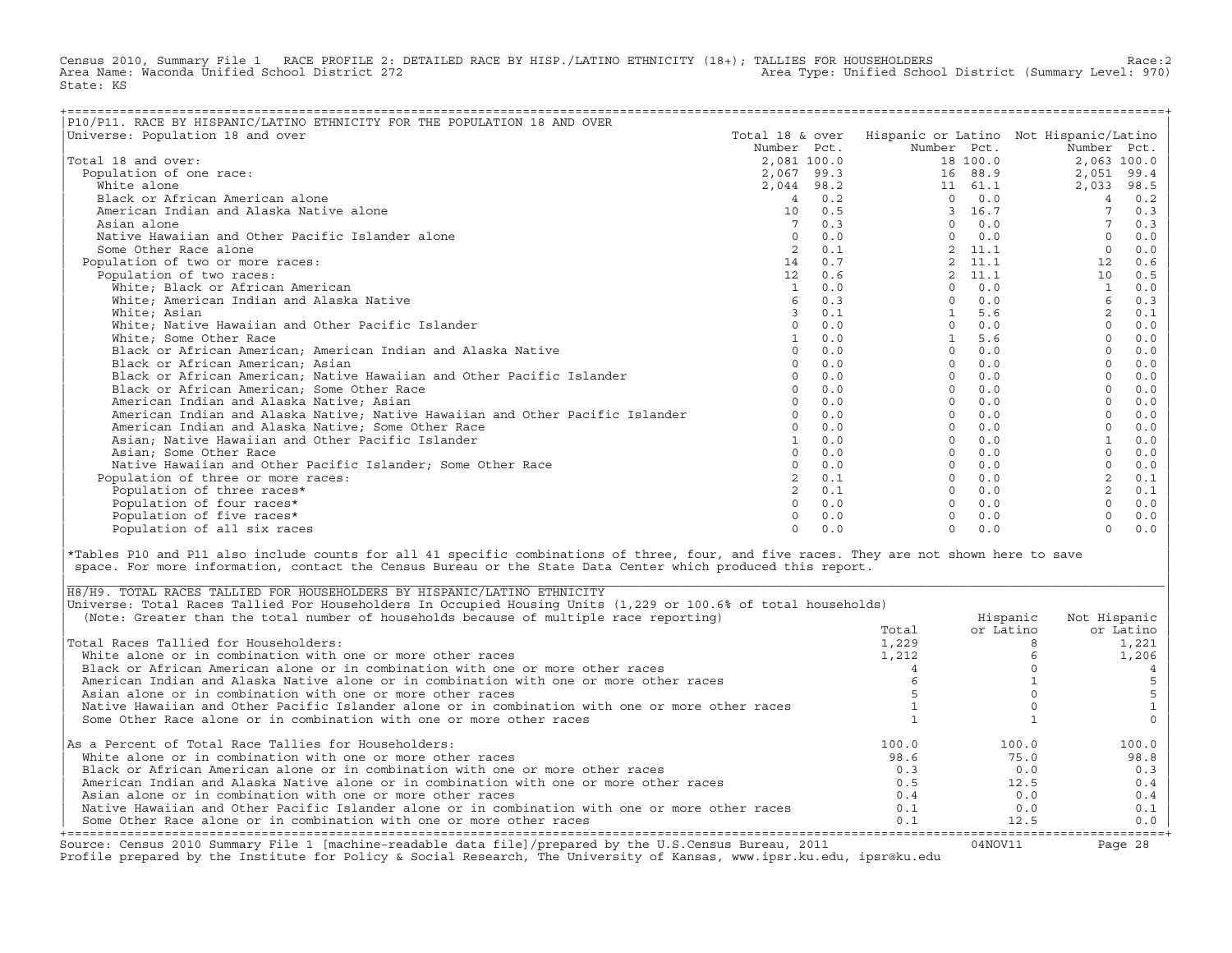Census 2010, Summary File 1 RACE PROFILE 2: DETAILED RACE BY HISP./LATINO ETHNICITY (18+); TALLIES FOR HOUSEHOLDERS Race:2
Area Name: Waconda Unified School District 272 Area Type: Unified School District (Summary Level: 970)
State: KS

## P10/P11. RACE BY HISPANIC/LATINO ETHNICITY FOR THE POPULATION 18 AND OVER

Universe: Population 18 and over

| | Total 18 & over Number | Pct. | Hispanic or Latino Number | Pct. | Not Hispanic/Latino Number | Pct. |
|---|---|---|---|---|---|---|
| Total 18 and over: | 2,081 | 100.0 | 18 | 100.0 | 2,063 | 100.0 |
| Population of one race: | 2,067 | 99.3 | 16 | 88.9 | 2,051 | 99.4 |
| White alone | 2,044 | 98.2 | 11 | 61.1 | 2,033 | 98.5 |
| Black or African American alone | 4 | 0.2 | 0 | 0.0 | 4 | 0.2 |
| American Indian and Alaska Native alone | 10 | 0.5 | 3 | 16.7 | 7 | 0.3 |
| Asian alone | 7 | 0.3 | 0 | 0.0 | 7 | 0.3 |
| Native Hawaiian and Other Pacific Islander alone | 0 | 0.0 | 0 | 0.0 | 0 | 0.0 |
| Some Other Race alone | 2 | 0.1 | 2 | 11.1 | 0 | 0.0 |
| Population of two or more races: | 14 | 0.7 | 2 | 11.1 | 12 | 0.6 |
| Population of two races: | 12 | 0.6 | 2 | 11.1 | 10 | 0.5 |
| White; Black or African American | 1 | 0.0 | 0 | 0.0 | 1 | 0.0 |
| White; American Indian and Alaska Native | 6 | 0.3 | 0 | 0.0 | 6 | 0.3 |
| White; Asian | 3 | 0.1 | 1 | 5.6 | 2 | 0.1 |
| White; Native Hawaiian and Other Pacific Islander | 0 | 0.0 | 0 | 0.0 | 0 | 0.0 |
| White; Some Other Race | 1 | 0.0 | 1 | 5.6 | 0 | 0.0 |
| Black or African American; American Indian and Alaska Native | 0 | 0.0 | 0 | 0.0 | 0 | 0.0 |
| Black or African American; Asian | 0 | 0.0 | 0 | 0.0 | 0 | 0.0 |
| Black or African American; Native Hawaiian and Other Pacific Islander | 0 | 0.0 | 0 | 0.0 | 0 | 0.0 |
| Black or African American; Some Other Race | 0 | 0.0 | 0 | 0.0 | 0 | 0.0 |
| American Indian and Alaska Native; Asian | 0 | 0.0 | 0 | 0.0 | 0 | 0.0 |
| American Indian and Alaska Native; Native Hawaiian and Other Pacific Islander | 0 | 0.0 | 0 | 0.0 | 0 | 0.0 |
| American Indian and Alaska Native; Some Other Race | 0 | 0.0 | 0 | 0.0 | 0 | 0.0 |
| Asian; Native Hawaiian and Other Pacific Islander | 1 | 0.0 | 0 | 0.0 | 1 | 0.0 |
| Asian; Some Other Race | 0 | 0.0 | 0 | 0.0 | 0 | 0.0 |
| Native Hawaiian and Other Pacific Islander; Some Other Race | 0 | 0.0 | 0 | 0.0 | 0 | 0.0 |
| Population of three or more races: | 2 | 0.1 | 0 | 0.0 | 2 | 0.1 |
| Population of three races* | 2 | 0.1 | 0 | 0.0 | 2 | 0.1 |
| Population of four races* | 0 | 0.0 | 0 | 0.0 | 0 | 0.0 |
| Population of five races* | 0 | 0.0 | 0 | 0.0 | 0 | 0.0 |
| Population of all six races | 0 | 0.0 | 0 | 0.0 | 0 | 0.0 |

*Tables P10 and P11 also include counts for all 41 specific combinations of three, four, and five races. They are not shown here to save space. For more information, contact the Census Bureau or the State Data Center which produced this report.

## H8/H9. TOTAL RACES TALLIED FOR HOUSEHOLDERS BY HISPANIC/LATINO ETHNICITY

Universe: Total Races Tallied For Householders In Occupied Housing Units (1,229 or 100.6% of total households)
(Note: Greater than the total number of households because of multiple race reporting)

| | Total | Hispanic or Latino | Not Hispanic or Latino |
|---|---|---|---|
| Total Races Tallied for Householders: | 1,229 | 8 | 1,221 |
| White alone or in combination with one or more other races | 1,212 | 6 | 1,206 |
| Black or African American alone or in combination with one or more other races | 4 | 0 | 4 |
| American Indian and Alaska Native alone or in combination with one or more other races | 6 | 1 | 5 |
| Asian alone or in combination with one or more other races | 5 | 0 | 5 |
| Native Hawaiian and Other Pacific Islander alone or in combination with one or more other races | 1 | 0 | 1 |
| Some Other Race alone or in combination with one or more other races | 1 | 1 | 0 |
| As a Percent of Total Race Tallies for Householders: | 100.0 | 100.0 | 100.0 |
| White alone or in combination with one or more other races | 98.6 | 75.0 | 98.8 |
| Black or African American alone or in combination with one or more other races | 0.3 | 0.0 | 0.3 |
| American Indian and Alaska Native alone or in combination with one or more other races | 0.5 | 12.5 | 0.4 |
| Asian alone or in combination with one or more other races | 0.4 | 0.0 | 0.4 |
| Native Hawaiian and Other Pacific Islander alone or in combination with one or more other races | 0.1 | 0.0 | 0.1 |
| Some Other Race alone or in combination with one or more other races | 0.1 | 12.5 | 0.0 |

Source: Census 2010 Summary File 1 [machine-readable data file]/prepared by the U.S.Census Bureau, 2011 04NOV11
Profile prepared by the Institute for Policy & Social Research, The University of Kansas, www.ipsr.ku.edu, ipsr@ku.edu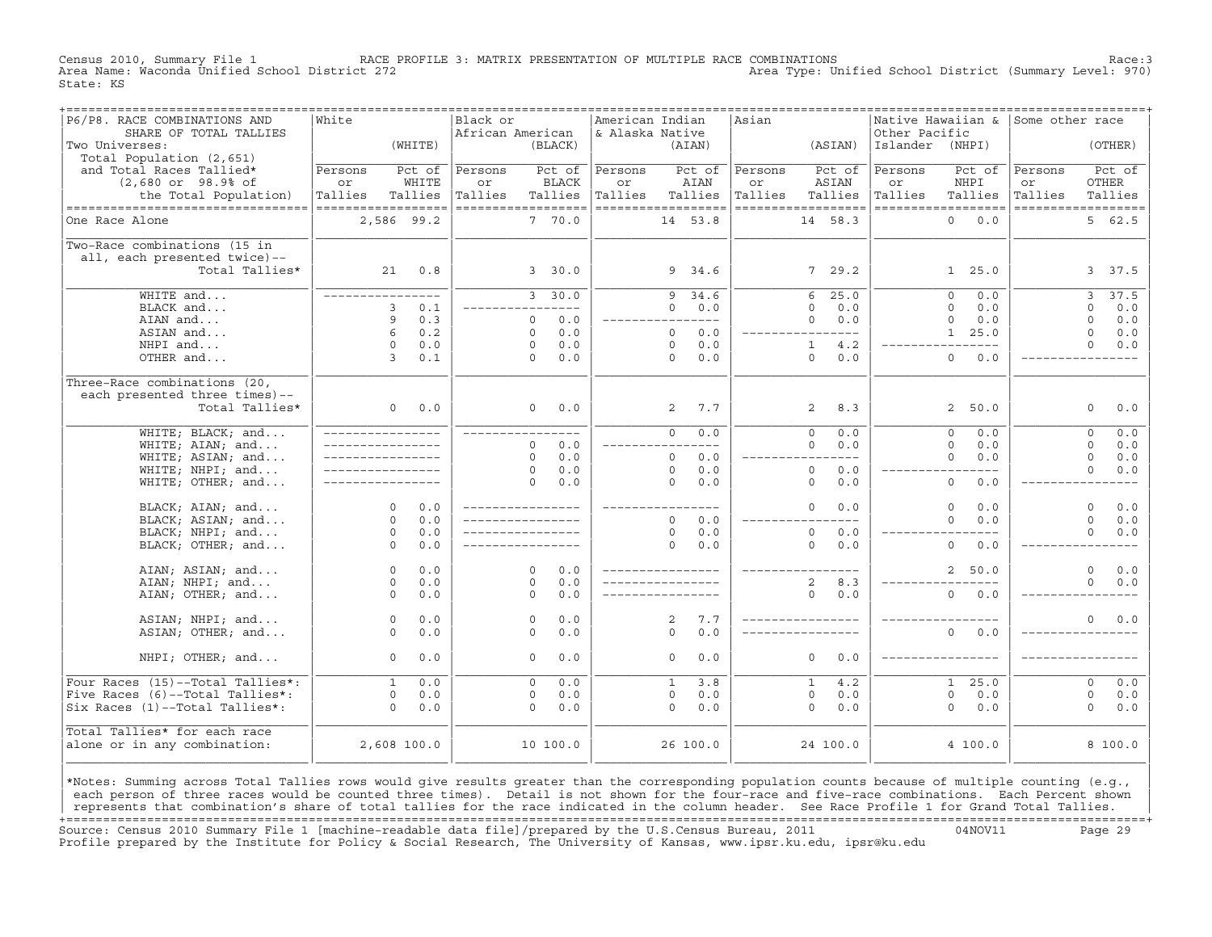Census 2010, Summary File 1 — RACE PROFILE 3: MATRIX PRESENTATION OF MULTIPLE RACE COMBINATIONS — Race:3
Area Name: Waconda Unified School District 272 — Area Type: Unified School District (Summary Level: 970)
State: KS

| P6/P8. RACE COMBINATIONS AND SHARE OF TOTAL TALLIES | White (WHITE) | | Black or African American (BLACK) | | American Indian & Alaska Native (AIAN) | | Asian (ASIAN) | | Native Hawaiian & Other Pacific Islander (NHPI) | | Some other race (OTHER) | |
|---|---|---|---|---|---|---|---|---|---|---|---|---|
| Two Universes: Total Population (2,651) and Total Races Tallied* (2,680 or 98.9% of the Total Population) | Persons or Tallies | Pct of WHITE Tallies | Persons or Tallies | Pct of BLACK Tallies | Persons or Tallies | Pct of AIAN Tallies | Persons or Tallies | Pct of ASIAN Tallies | Persons or Tallies | Pct of NHPI Tallies | Persons or Tallies | Pct of OTHER Tallies |
| One Race Alone | 2,586 | 99.2 | 7 | 70.0 | 14 | 53.8 | 14 | 58.3 | 0 | 0.0 | 5 | 62.5 |
| Two-Race combinations (15 in all, each presented twice)-- Total Tallies* | 21 | 0.8 | 3 | 30.0 | 9 | 34.6 | 7 | 29.2 | 1 | 25.0 | 3 | 37.5 |
| WHITE and... | ---- | ---- | 3 | 30.0 | 9 | 34.6 | 6 | 25.0 | 0 | 0.0 | 3 | 37.5 |
| BLACK and... | 3 | 0.1 | ---- | ---- | 0 | 0.0 | 0 | 0.0 | 0 | 0.0 | 0 | 0.0 |
| AIAN and... | 9 | 0.3 | 0 | 0.0 | ---- | ---- | 0 | 0.0 | 0 | 0.0 | 0 | 0.0 |
| ASIAN and... | 6 | 0.2 | 0 | 0.0 | 0 | 0.0 | ---- | ---- | 1 | 25.0 | 0 | 0.0 |
| NHPI and... | 0 | 0.0 | 0 | 0.0 | 0 | 0.0 | 1 | 4.2 | ---- | ---- | 0 | 0.0 |
| OTHER and... | 3 | 0.1 | 0 | 0.0 | 0 | 0.0 | 0 | 0.0 | 0 | 0.0 | ---- | ---- |
| Three-Race combinations (20, each presented three times)-- Total Tallies* | 0 | 0.0 | 0 | 0.0 | 2 | 7.7 | 2 | 8.3 | 2 | 50.0 | 0 | 0.0 |
| WHITE; BLACK; and... | ---- | ---- | ---- | ---- | 0 | 0.0 | 0 | 0.0 | 0 | 0.0 | 0 | 0.0 |
| WHITE; AIAN; and... | ---- | ---- | 0 | 0.0 | ---- | ---- | 0 | 0.0 | 0 | 0.0 | 0 | 0.0 |
| WHITE; ASIAN; and... | ---- | ---- | 0 | 0.0 | 0 | 0.0 | ---- | ---- | 0 | 0.0 | 0 | 0.0 |
| WHITE; NHPI; and... | ---- | ---- | 0 | 0.0 | 0 | 0.0 | 0 | 0.0 | ---- | ---- | 0 | 0.0 |
| WHITE; OTHER; and... | ---- | ---- | 0 | 0.0 | 0 | 0.0 | 0 | 0.0 | 0 | 0.0 | ---- | ---- |
| BLACK; AIAN; and... | 0 | 0.0 | ---- | ---- | ---- | ---- | 0 | 0.0 | 0 | 0.0 | 0 | 0.0 |
| BLACK; ASIAN; and... | 0 | 0.0 | ---- | ---- | 0 | 0.0 | ---- | ---- | 0 | 0.0 | 0 | 0.0 |
| BLACK; NHPI; and... | 0 | 0.0 | ---- | ---- | 0 | 0.0 | 0 | 0.0 | ---- | ---- | 0 | 0.0 |
| BLACK; OTHER; and... | 0 | 0.0 | ---- | ---- | 0 | 0.0 | 0 | 0.0 | 0 | 0.0 | ---- | ---- |
| AIAN; ASIAN; and... | 0 | 0.0 | 0 | 0.0 | ---- | ---- | ---- | ---- | 2 | 50.0 | 0 | 0.0 |
| AIAN; NHPI; and... | 0 | 0.0 | 0 | 0.0 | ---- | ---- | 2 | 8.3 | ---- | ---- | 0 | 0.0 |
| AIAN; OTHER; and... | 0 | 0.0 | 0 | 0.0 | ---- | ---- | 0 | 0.0 | 0 | 0.0 | ---- | ---- |
| ASIAN; NHPI; and... | 0 | 0.0 | 0 | 0.0 | 2 | 7.7 | ---- | ---- | ---- | ---- | 0 | 0.0 |
| ASIAN; OTHER; and... | 0 | 0.0 | 0 | 0.0 | 0 | 0.0 | ---- | ---- | 0 | 0.0 | ---- | ---- |
| NHPI; OTHER; and... | 0 | 0.0 | 0 | 0.0 | 0 | 0.0 | 0 | 0.0 | ---- | ---- | ---- | ---- |
| Four Races (15)--Total Tallies*: | 1 | 0.0 | 0 | 0.0 | 1 | 3.8 | 1 | 4.2 | 1 | 25.0 | 0 | 0.0 |
| Five Races (6)--Total Tallies*: | 0 | 0.0 | 0 | 0.0 | 0 | 0.0 | 0 | 0.0 | 0 | 0.0 | 0 | 0.0 |
| Six Races (1)--Total Tallies*: | 0 | 0.0 | 0 | 0.0 | 0 | 0.0 | 0 | 0.0 | 0 | 0.0 | 0 | 0.0 |
| Total Tallies* for each race alone or in any combination: | 2,608 | 100.0 | 10 | 100.0 | 26 | 100.0 | 24 | 100.0 | 4 | 100.0 | 8 | 100.0 |

*Notes: Summing across Total Tallies rows would give results greater than the corresponding population counts because of multiple counting (e.g., each person of three races would be counted three times). Detail is not shown for the four-race and five-race combinations. Each Percent shown represents that combination's share of total tallies for the race indicated in the column header. See Race Profile 1 for Grand Total Tallies.

Source: Census 2010 Summary File 1 [machine-readable data file]/prepared by the U.S.Census Bureau, 2011 — 04NOV11
Profile prepared by the Institute for Policy & Social Research, The University of Kansas, www.ipsr.ku.edu, ipsr@ku.edu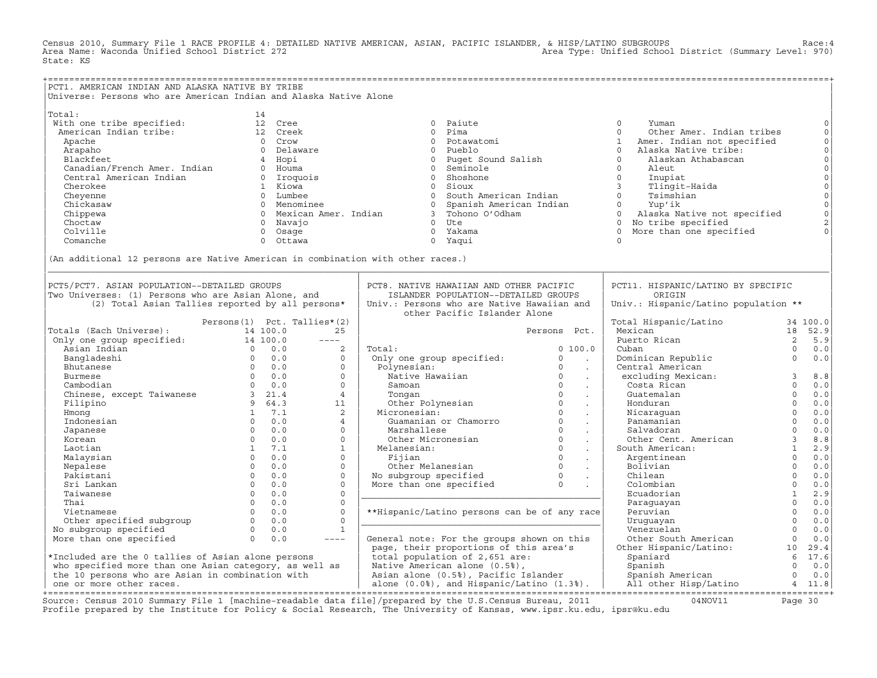Census 2010, Summary File 1 RACE PROFILE 4: DETAILED NATIVE AMERICAN, ASIAN, PACIFIC ISLANDER, & HISP/LATINO SUBGROUPS Race:4
Area Name: Waconda Unified School District 272 Area Type: Unified School District (Summary Level: 970)
State: KS

## PCT1. AMERICAN INDIAN AND ALASKA NATIVE BY TRIBE

Universe: Persons who are American Indian and Alaska Native Alone

| Tribe | Count | Tribe | Count | Tribe | Count | Tribe | Count |
|---|---|---|---|---|---|---|---|
| Total: | 14 | | | | | | |
| With one tribe specified: | 12 | Cree | 0 | Paiute | 0 | Yuman | 0 |
| American Indian tribe: | 12 | Creek | 0 | Pima | 0 | Other Amer. Indian tribes | 0 |
| Apache | 0 | Crow | 0 | Potawatomi | 1 | Amer. Indian not specified | 0 |
| Arapaho | 0 | Delaware | 0 | Pueblo | 0 | Alaska Native tribe: | 0 |
| Blackfeet | 4 | Hopi | 0 | Puget Sound Salish | 0 | Alaskan Athabascan | 0 |
| Canadian/French Amer. Indian | 0 | Houma | 0 | Seminole | 0 | Aleut | 0 |
| Central American Indian | 0 | Iroquois | 0 | Shoshone | 0 | Inupiat | 0 |
| Cherokee | 1 | Kiowa | 0 | Sioux | 3 | Tlingit-Haida | 0 |
| Cheyenne | 0 | Lumbee | 0 | South American Indian | 0 | Tsimshian | 0 |
| Chickasaw | 0 | Menominee | 0 | Spanish American Indian | 0 | Yup'ik | 0 |
| Chippewa | 0 | Mexican Amer. Indian | 3 | Tohono O'Odham | 0 | Alaska Native not specified | 0 |
| Choctaw | 0 | Navajo | 0 | Ute | 0 | No tribe specified | 2 |
| Colville | 0 | Osage | 0 | Yakama | 0 | More than one specified | 0 |
| Comanche | 0 | Ottawa | 0 | Yaqui | 0 | | |

(An additional 12 persons are Native American in combination with other races.)

## PCT5/PCT7. ASIAN POPULATION--DETAILED GROUPS

Two Universes: (1) Persons who are Asian Alone, and (2) Total Asian Tallies reported by all persons*

| | Persons(1) | Pct. | Tallies*(2) |
|---|---|---|---|
| Totals (Each Universe): | 14 | 100.0 | 25 |
| Only one group specified: | 14 | 100.0 | ---- |
| Asian Indian | 0 | 0.0 | 2 |
| Bangladeshi | 0 | 0.0 | 0 |
| Bhutanese | 0 | 0.0 | 0 |
| Burmese | 0 | 0.0 | 0 |
| Cambodian | 0 | 0.0 | 0 |
| Chinese, except Taiwanese | 3 | 21.4 | 4 |
| Filipino | 9 | 64.3 | 11 |
| Hmong | 1 | 7.1 | 2 |
| Indonesian | 0 | 0.0 | 4 |
| Japanese | 0 | 0.0 | 0 |
| Korean | 0 | 0.0 | 0 |
| Laotian | 1 | 7.1 | 1 |
| Malaysian | 0 | 0.0 | 0 |
| Nepalese | 0 | 0.0 | 0 |
| Pakistani | 0 | 0.0 | 0 |
| Sri Lankan | 0 | 0.0 | 0 |
| Taiwanese | 0 | 0.0 | 0 |
| Thai | 0 | 0.0 | 0 |
| Vietnamese | 0 | 0.0 | 0 |
| Other specified subgroup | 0 | 0.0 | 0 |
| No subgroup specified | 0 | 0.0 | 1 |
| More than one specified | 0 | 0.0 | ---- |

*Included are the 0 tallies of Asian alone persons who specified more than one Asian category, as well as the 10 persons who are Asian in combination with one or more other races.

## PCT8. NATIVE HAWAIIAN AND OTHER PACIFIC ISLANDER POPULATION--DETAILED GROUPS

Univ.: Persons who are Native Hawaiian and other Pacific Islander Alone

| | Persons | Pct. |
|---|---|---|
| Total: | 0 | 100.0 |
| Only one group specified: | 0 | . |
| Polynesian: | 0 | . |
| Native Hawaiian | 0 | . |
| Samoan | 0 | . |
| Tongan | 0 | . |
| Other Polynesian | 0 | . |
| Micronesian: | 0 | . |
| Guamanian or Chamorro | 0 | . |
| Marshallese | 0 | . |
| Other Micronesian | 0 | . |
| Melanesian: | 0 | . |
| Fijian | 0 | . |
| Other Melanesian | 0 | . |
| No subgroup specified | 0 | . |
| More than one specified | 0 | . |

**Hispanic/Latino persons can be of any race

General note: For the groups shown on this page, their proportions of this area's total population of 2,651 are: Native American alone (0.5%), Asian alone (0.5%), Pacific Islander alone (0.0%), and Hispanic/Latino (1.3%).

## PCT11. HISPANIC/LATINO BY SPECIFIC ORIGIN

Univ.: Hispanic/Latino population **

| | Count | Pct. |
|---|---|---|
| Total Hispanic/Latino | 34 | 100.0 |
| Mexican | 18 | 52.9 |
| Puerto Rican | 2 | 5.9 |
| Cuban | 0 | 0.0 |
| Dominican Republic | 0 | 0.0 |
| Central American excluding Mexican: | 3 | 8.8 |
| Costa Rican | 0 | 0.0 |
| Guatemalan | 0 | 0.0 |
| Honduran | 0 | 0.0 |
| Nicaraguan | 0 | 0.0 |
| Panamanian | 0 | 0.0 |
| Salvadoran | 0 | 0.0 |
| Other Cent. American | 3 | 8.8 |
| South American: | 1 | 2.9 |
| Argentinean | 0 | 0.0 |
| Bolivian | 0 | 0.0 |
| Chilean | 0 | 0.0 |
| Colombian | 0 | 0.0 |
| Ecuadorian | 1 | 2.9 |
| Paraguayan | 0 | 0.0 |
| Peruvian | 0 | 0.0 |
| Uruguayan | 0 | 0.0 |
| Venezuelan | 0 | 0.0 |
| Other South American | 0 | 0.0 |
| Other Hispanic/Latino: | 10 | 29.4 |
| Spaniard | 6 | 17.6 |
| Spanish | 0 | 0.0 |
| Spanish American | 0 | 0.0 |
| All other Hisp/Latino | 4 | 11.8 |

Source: Census 2010 Summary File 1 [machine-readable data file]/prepared by the U.S.Census Bureau, 2011 04NOV11
Profile prepared by the Institute for Policy & Social Research, The University of Kansas, www.ipsr.ku.edu, ipsr@ku.edu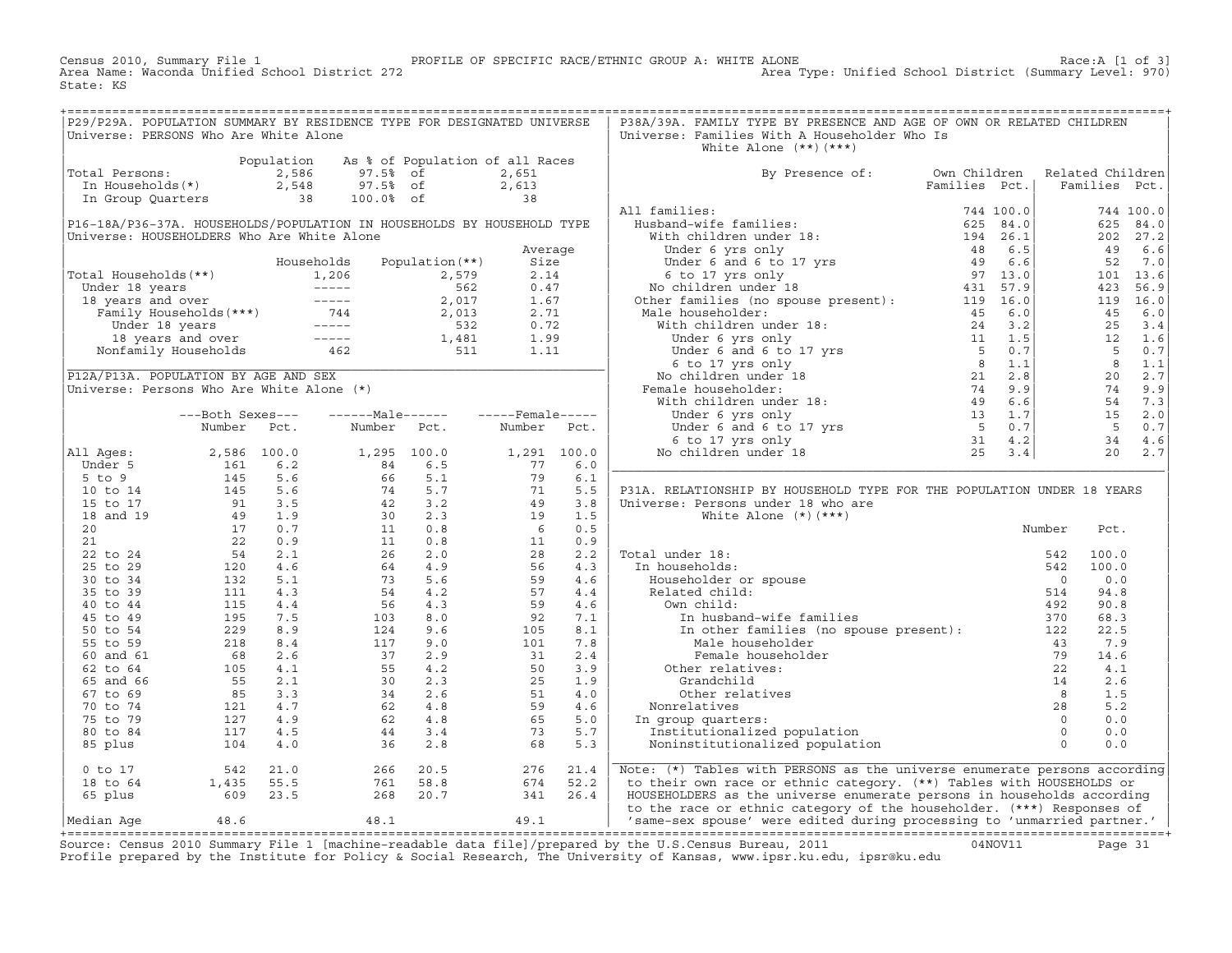Census 2010, Summary File 1 — PROFILE OF SPECIFIC RACE/ETHNIC GROUP A: WHITE ALONE — Race:A [1 of 3]
Area Name: Waconda Unified School District 272 — Area Type: Unified School District (Summary Level: 970)
State: KS

## P29/P29A. POPULATION SUMMARY BY RESIDENCE TYPE FOR DESIGNATED UNIVERSE

Universe: PERSONS Who Are White Alone

| | Population | As % of Population of all Races | |
|---|---|---|---|
| Total Persons: | 2,586 | 97.5% of | 2,651 |
| In Households(*) | 2,548 | 97.5% of | 2,613 |
| In Group Quarters | 38 | 100.0% of | 38 |

## P16-18A/P36-37A. HOUSEHOLDS/POPULATION IN HOUSEHOLDS BY HOUSEHOLD TYPE

Universe: HOUSEHOLDERS Who Are White Alone

| | Households | Population(**) | Average Size |
|---|---|---|---|
| Total Households(**) | 1,206 | 2,579 | 2.14 |
| Under 18 years | ----- | 562 | 0.47 |
| 18 years and over | ----- | 2,017 | 1.67 |
| Family Households(***) | 744 | 2,013 | 2.71 |
| Under 18 years | ----- | 532 | 0.72 |
| 18 years and over | ----- | 1,481 | 1.99 |
| Nonfamily Households | 462 | 511 | 1.11 |

## P12A/P13A. POPULATION BY AGE AND SEX

Universe: Persons Who Are White Alone (*)

| | Both Sexes Number | Both Sexes Pct. | Male Number | Male Pct. | Female Number | Female Pct. |
|---|---|---|---|---|---|---|
| All Ages: | 2,586 | 100.0 | 1,295 | 100.0 | 1,291 | 100.0 |
| Under 5 | 161 | 6.2 | 84 | 6.5 | 77 | 6.0 |
| 5 to 9 | 145 | 5.6 | 66 | 5.1 | 79 | 6.1 |
| 10 to 14 | 145 | 5.6 | 74 | 5.7 | 71 | 5.5 |
| 15 to 17 | 91 | 3.5 | 42 | 3.2 | 49 | 3.8 |
| 18 and 19 | 49 | 1.9 | 30 | 2.3 | 19 | 1.5 |
| 20 | 17 | 0.7 | 11 | 0.8 | 6 | 0.5 |
| 21 | 22 | 0.9 | 11 | 0.8 | 11 | 0.9 |
| 22 to 24 | 54 | 2.1 | 26 | 2.0 | 28 | 2.2 |
| 25 to 29 | 120 | 4.6 | 64 | 4.9 | 56 | 4.3 |
| 30 to 34 | 132 | 5.1 | 73 | 5.6 | 59 | 4.6 |
| 35 to 39 | 111 | 4.3 | 54 | 4.2 | 57 | 4.4 |
| 40 to 44 | 115 | 4.4 | 56 | 4.3 | 59 | 4.6 |
| 45 to 49 | 195 | 7.5 | 103 | 8.0 | 92 | 7.1 |
| 50 to 54 | 229 | 8.9 | 124 | 9.6 | 105 | 8.1 |
| 55 to 59 | 218 | 8.4 | 117 | 9.0 | 101 | 7.8 |
| 60 and 61 | 68 | 2.6 | 37 | 2.9 | 31 | 2.4 |
| 62 to 64 | 105 | 4.1 | 55 | 4.2 | 50 | 3.9 |
| 65 and 66 | 55 | 2.1 | 30 | 2.3 | 25 | 1.9 |
| 67 to 69 | 85 | 3.3 | 34 | 2.6 | 51 | 4.0 |
| 70 to 74 | 121 | 4.7 | 62 | 4.8 | 59 | 4.6 |
| 75 to 79 | 127 | 4.9 | 62 | 4.8 | 65 | 5.0 |
| 80 to 84 | 117 | 4.5 | 44 | 3.4 | 73 | 5.7 |
| 85 plus | 104 | 4.0 | 36 | 2.8 | 68 | 5.3 |
| 0 to 17 | 542 | 21.0 | 266 | 20.5 | 276 | 21.4 |
| 18 to 64 | 1,435 | 55.5 | 761 | 58.8 | 674 | 52.2 |
| 65 plus | 609 | 23.5 | 268 | 20.7 | 341 | 26.4 |
| Median Age | 48.6 | | 48.1 | | 49.1 | |

## P38A/39A. FAMILY TYPE BY PRESENCE AND AGE OF OWN OR RELATED CHILDREN

Universe: Families With A Householder Who Is White Alone (**)(***)

| By Presence of: | Own Children Families | Own Children Pct. | Related Children Families | Related Children Pct. |
|---|---|---|---|---|
| All families: | 744 | 100.0 | 744 | 100.0 |
| Husband-wife families: | 625 | 84.0 | 625 | 84.0 |
| With children under 18: | 194 | 26.1 | 202 | 27.2 |
| Under 6 yrs only | 48 | 6.5 | 49 | 6.6 |
| Under 6 and 6 to 17 yrs | 49 | 6.6 | 52 | 7.0 |
| 6 to 17 yrs only | 97 | 13.0 | 101 | 13.6 |
| No children under 18 | 431 | 57.9 | 423 | 56.9 |
| Other families (no spouse present): | 119 | 16.0 | 119 | 16.0 |
| Male householder: | 45 | 6.0 | 45 | 6.0 |
| With children under 18: | 24 | 3.2 | 25 | 3.4 |
| Under 6 yrs only | 11 | 1.5 | 12 | 1.6 |
| Under 6 and 6 to 17 yrs | 5 | 0.7 | 5 | 0.7 |
| 6 to 17 yrs only | 8 | 1.1 | 8 | 1.1 |
| No children under 18 | 21 | 2.8 | 20 | 2.7 |
| Female householder: | 74 | 9.9 | 74 | 9.9 |
| With children under 18: | 49 | 6.6 | 54 | 7.3 |
| Under 6 yrs only | 13 | 1.7 | 15 | 2.0 |
| Under 6 and 6 to 17 yrs | 5 | 0.7 | 5 | 0.7 |
| 6 to 17 yrs only | 31 | 4.2 | 34 | 4.6 |
| No children under 18 | 25 | 3.4 | 20 | 2.7 |

## P31A. RELATIONSHIP BY HOUSEHOLD TYPE FOR THE POPULATION UNDER 18 YEARS

Universe: Persons under 18 who are White Alone (*)(***)

| | Number | Pct. |
|---|---|---|
| Total under 18: | 542 | 100.0 |
| In households: | 542 | 100.0 |
| Householder or spouse | 0 | 0.0 |
| Related child: | 514 | 94.8 |
| Own child: | 492 | 90.8 |
| In husband-wife families | 370 | 68.3 |
| In other families (no spouse present): | 122 | 22.5 |
| Male householder | 43 | 7.9 |
| Female householder | 79 | 14.6 |
| Other relatives: | 22 | 4.1 |
| Grandchild | 14 | 2.6 |
| Other relatives | 8 | 1.5 |
| Nonrelatives | 28 | 5.2 |
| In group quarters: | 0 | 0.0 |
| Institutionalized population | 0 | 0.0 |
| Noninstitutionalized population | 0 | 0.0 |

Note: (*) Tables with PERSONS as the universe enumerate persons according to their own race or ethnic category. (**) Tables with HOUSEHOLDS or HOUSEHOLDERS as the universe enumerate persons in households according to the race or ethnic category of the householder. (***) Responses of 'same-sex spouse' were edited during processing to 'unmarried partner.'

Source: Census 2010 Summary File 1 [machine-readable data file]/prepared by the U.S.Census Bureau, 2011 04NOV11
Profile prepared by the Institute for Policy & Social Research, The University of Kansas, www.ipsr.ku.edu, ipsr@ku.edu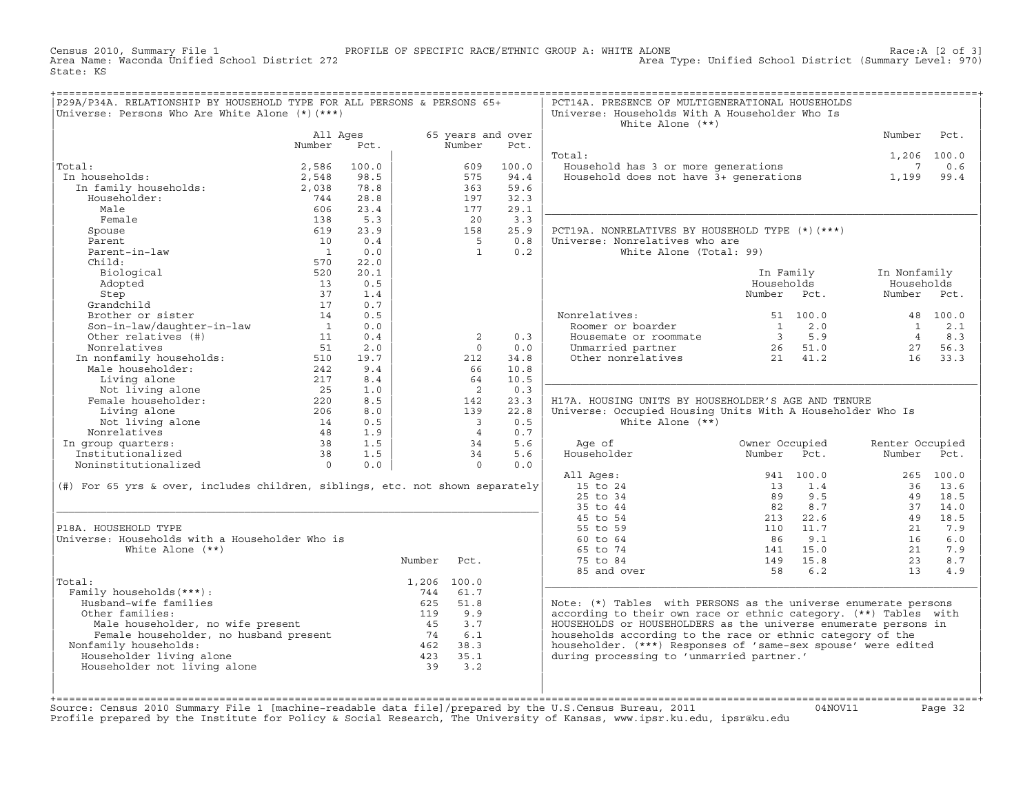Census 2010, Summary File 1 PROFILE OF SPECIFIC RACE/ETHNIC GROUP A: WHITE ALONE Race:A [2 of 3]
Area Name: Waconda Unified School District 272 Area Type: Unified School District (Summary Level: 970)
State: KS

## P29A/P34A. RELATIONSHIP BY HOUSEHOLD TYPE FOR ALL PERSONS & PERSONS 65+

Universe: Persons Who Are White Alone (*)(***)

| | All Ages Number | All Ages Pct. | 65 years and over Number | 65 years and over Pct. |
|---|---|---|---|---|
| Total: | 2,586 | 100.0 | 609 | 100.0 |
| In households: | 2,548 | 98.5 | 575 | 94.4 |
| In family households: | 2,038 | 78.8 | 363 | 59.6 |
| Householder: | 744 | 28.8 | 197 | 32.3 |
| Male | 606 | 23.4 | 177 | 29.1 |
| Female | 138 | 5.3 | 20 | 3.3 |
| Spouse | 619 | 23.9 | 158 | 25.9 |
| Parent | 10 | 0.4 | 5 | 0.8 |
| Parent-in-law | 1 | 0.0 | 1 | 0.2 |
| Child: | 570 | 22.0 | | |
| Biological | 520 | 20.1 | | |
| Adopted | 13 | 0.5 | | |
| Step | 37 | 1.4 | | |
| Grandchild | 17 | 0.7 | | |
| Brother or sister | 14 | 0.5 | | |
| Son-in-law/daughter-in-law | 1 | 0.0 | | |
| Other relatives (#) | 11 | 0.4 | 2 | 0.3 |
| Nonrelatives | 51 | 2.0 | 0 | 0.0 |
| In nonfamily households: | 510 | 19.7 | 212 | 34.8 |
| Male householder: | 242 | 9.4 | 66 | 10.8 |
| Living alone | 217 | 8.4 | 64 | 10.5 |
| Not living alone | 25 | 1.0 | 2 | 0.3 |
| Female householder: | 220 | 8.5 | 142 | 23.3 |
| Living alone | 206 | 8.0 | 139 | 22.8 |
| Not living alone | 14 | 0.5 | 3 | 0.5 |
| Nonrelatives | 48 | 1.9 | 4 | 0.7 |
| In group quarters: | 38 | 1.5 | 34 | 5.6 |
| Institutionalized | 38 | 1.5 | 34 | 5.6 |
| Noninstitutionalized | 0 | 0.0 | 0 | 0.0 |

(#) For 65 yrs & over, includes children, siblings, etc. not shown separately

## P18A. HOUSEHOLD TYPE

Universe: Households with a Householder Who is White Alone (**)

| | Number | Pct. |
|---|---|---|
| Total: | 1,206 | 100.0 |
| Family households(***): | 744 | 61.7 |
| Husband-wife families | 625 | 51.8 |
| Other families: | 119 | 9.9 |
| Male householder, no wife present | 45 | 3.7 |
| Female householder, no husband present | 74 | 6.1 |
| Nonfamily households: | 462 | 38.3 |
| Householder living alone | 423 | 35.1 |
| Householder not living alone | 39 | 3.2 |

## PCT14A. PRESENCE OF MULTIGENERATIONAL HOUSEHOLDS

Universe: Households With A Householder Who Is White Alone (**)

| | Number | Pct. |
|---|---|---|
| Total: | 1,206 | 100.0 |
| Household has 3 or more generations | 7 | 0.6 |
| Household does not have 3+ generations | 1,199 | 99.4 |

## PCT19A. NONRELATIVES BY HOUSEHOLD TYPE (*)(***)

Universe: Nonrelatives who are White Alone (Total: 99)

| | In Family Households Number | In Family Households Pct. | In Nonfamily Households Number | In Nonfamily Households Pct. |
|---|---|---|---|---|
| Nonrelatives: | 51 | 100.0 | 48 | 100.0 |
| Roomer or boarder | 1 | 2.0 | 1 | 2.1 |
| Housemate or roommate | 3 | 5.9 | 4 | 8.3 |
| Unmarried partner | 26 | 51.0 | 27 | 56.3 |
| Other nonrelatives | 21 | 41.2 | 16 | 33.3 |

## H17A. HOUSING UNITS BY HOUSEHOLDER'S AGE AND TENURE

Universe: Occupied Housing Units With A Householder Who Is White Alone (**)

| Age of Householder | Owner Occupied Number | Owner Occupied Pct. | Renter Occupied Number | Renter Occupied Pct. |
|---|---|---|---|---|
| All Ages: | 941 | 100.0 | 265 | 100.0 |
| 15 to 24 | 13 | 1.4 | 36 | 13.6 |
| 25 to 34 | 89 | 9.5 | 49 | 18.5 |
| 35 to 44 | 82 | 8.7 | 37 | 14.0 |
| 45 to 54 | 213 | 22.6 | 49 | 18.5 |
| 55 to 59 | 110 | 11.7 | 21 | 7.9 |
| 60 to 64 | 86 | 9.1 | 16 | 6.0 |
| 65 to 74 | 141 | 15.0 | 21 | 7.9 |
| 75 to 84 | 149 | 15.8 | 23 | 8.7 |
| 85 and over | 58 | 6.2 | 13 | 4.9 |

Note: (*) Tables with PERSONS as the universe enumerate persons according to their own race or ethnic category. (**) Tables with HOUSEHOLDS or HOUSEHOLDERS as the universe enumerate persons in households according to the race or ethnic category of the householder. (***) Responses of 'same-sex spouse' were edited during processing to 'unmarried partner.'

Source: Census 2010 Summary File 1 [machine-readable data file]/prepared by the U.S.Census Bureau, 2011 04NOV11
Profile prepared by the Institute for Policy & Social Research, The University of Kansas, www.ipsr.ku.edu, ipsr@ku.edu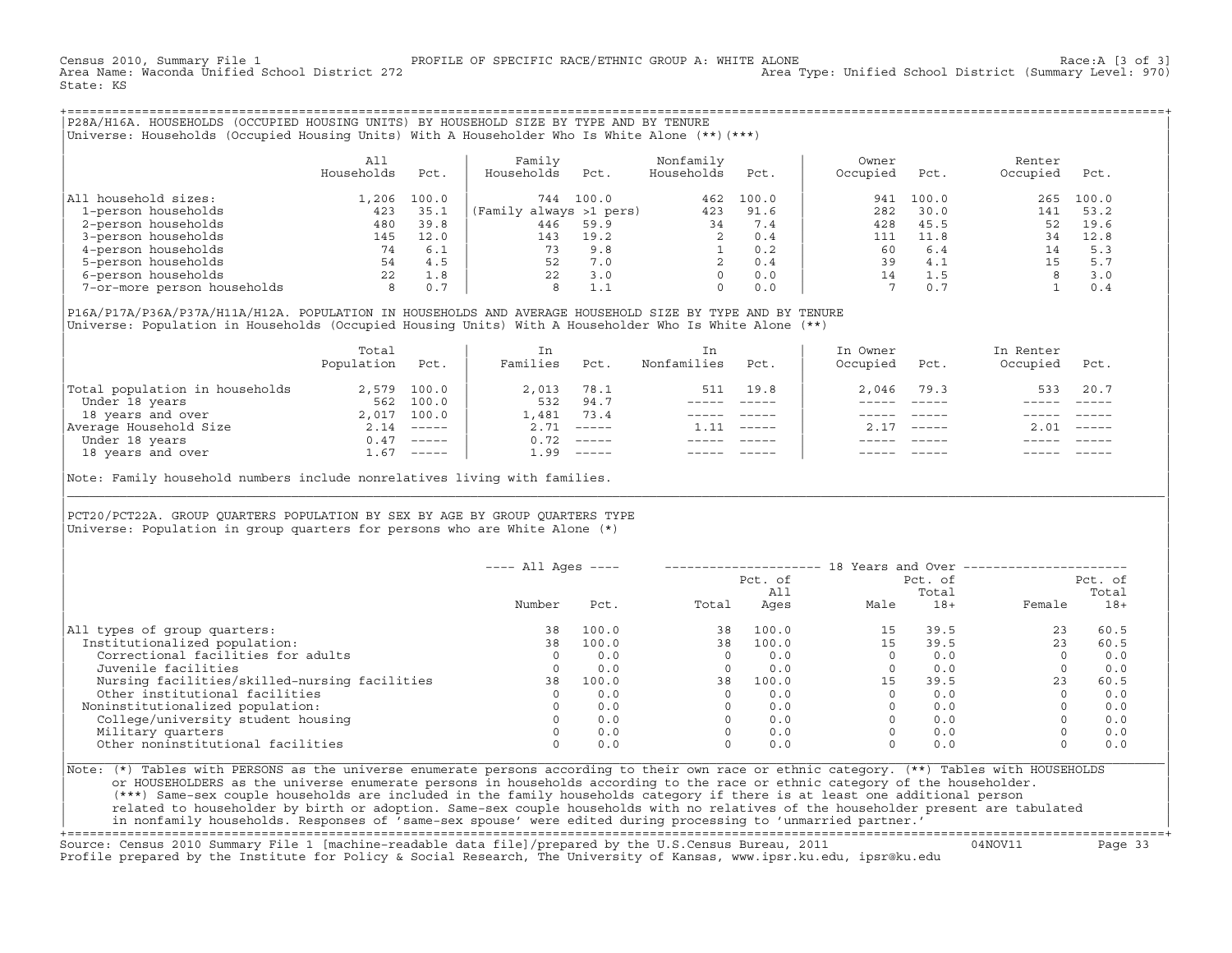Census 2010, Summary File 1 — PROFILE OF SPECIFIC RACE/ETHNIC GROUP A: WHITE ALONE — Race:A [3 of 3]
Area Name: Waconda Unified School District 272 — Area Type: Unified School District (Summary Level: 970)
State: KS

## P28A/H16A. HOUSEHOLDS (OCCUPIED HOUSING UNITS) BY HOUSEHOLD SIZE BY TYPE AND BY TENURE

Universe: Households (Occupied Housing Units) With A Householder Who Is White Alone (**)(***)

| | All Households | Pct. | Family Households | Pct. | Nonfamily Households | Pct. | Owner Occupied | Pct. | Renter Occupied | Pct. |
|---|---|---|---|---|---|---|---|---|---|---|
| All household sizes: | 1,206 | 100.0 | 744 | 100.0 | 462 | 100.0 | 941 | 100.0 | 265 | 100.0 |
| 1-person households | 423 | 35.1 | (Family always >1 pers) | | 423 | 91.6 | 282 | 30.0 | 141 | 53.2 |
| 2-person households | 480 | 39.8 | 446 | 59.9 | 34 | 7.4 | 428 | 45.5 | 52 | 19.6 |
| 3-person households | 145 | 12.0 | 143 | 19.2 | 2 | 0.4 | 111 | 11.8 | 34 | 12.8 |
| 4-person households | 74 | 6.1 | 73 | 9.8 | 1 | 0.2 | 60 | 6.4 | 14 | 5.3 |
| 5-person households | 54 | 4.5 | 52 | 7.0 | 2 | 0.4 | 39 | 4.1 | 15 | 5.7 |
| 6-person households | 22 | 1.8 | 22 | 3.0 | 0 | 0.0 | 14 | 1.5 | 8 | 3.0 |
| 7-or-more person households | 8 | 0.7 | 8 | 1.1 | 0 | 0.0 | 7 | 0.7 | 1 | 0.4 |

## P16A/P17A/P36A/P37A/H11A/H12A. POPULATION IN HOUSEHOLDS AND AVERAGE HOUSEHOLD SIZE BY TYPE AND BY TENURE

Universe: Population in Households (Occupied Housing Units) With A Householder Who Is White Alone (**)

| | Total Population | Pct. | In Families | Pct. | In Nonfamilies | Pct. | In Owner Occupied | Pct. | In Renter Occupied | Pct. |
|---|---|---|---|---|---|---|---|---|---|---|
| Total population in households | 2,579 | 100.0 | 2,013 | 78.1 | 511 | 19.8 | 2,046 | 79.3 | 533 | 20.7 |
| Under 18 years | 562 | 100.0 | 532 | 94.7 | ----- | ----- | ----- | ----- | ----- | ----- |
| 18 years and over | 2,017 | 100.0 | 1,481 | 73.4 | ----- | ----- | ----- | ----- | ----- | ----- |
| Average Household Size | 2.14 | ----- | 2.71 | ----- | 1.11 | ----- | 2.17 | ----- | 2.01 | ----- |
| Under 18 years | 0.47 | ----- | 0.72 | ----- | ----- | ----- | ----- | ----- | ----- | ----- |
| 18 years and over | 1.67 | ----- | 1.99 | ----- | ----- | ----- | ----- | ----- | ----- | ----- |

Note: Family household numbers include nonrelatives living with families.

## PCT20/PCT22A. GROUP QUARTERS POPULATION BY SEX BY AGE BY GROUP QUARTERS TYPE

Universe: Population in group quarters for persons who are White Alone (*)

| | ---- All Ages ---- | | 18 Years and Over | | | | | |
|---|---|---|---|---|---|---|---|---|
| | Number | Pct. | Total | Pct. of All Ages | Male | Pct. of Total 18+ | Female | Pct. of Total 18+ |
| All types of group quarters: | 38 | 100.0 | 38 | 100.0 | 15 | 39.5 | 23 | 60.5 |
| Institutionalized population: | 38 | 100.0 | 38 | 100.0 | 15 | 39.5 | 23 | 60.5 |
| Correctional facilities for adults | 0 | 0.0 | 0 | 0.0 | 0 | 0.0 | 0 | 0.0 |
| Juvenile facilities | 0 | 0.0 | 0 | 0.0 | 0 | 0.0 | 0 | 0.0 |
| Nursing facilities/skilled-nursing facilities | 38 | 100.0 | 38 | 100.0 | 15 | 39.5 | 23 | 60.5 |
| Other institutional facilities | 0 | 0.0 | 0 | 0.0 | 0 | 0.0 | 0 | 0.0 |
| Noninstitutionalized population: | 0 | 0.0 | 0 | 0.0 | 0 | 0.0 | 0 | 0.0 |
| College/university student housing | 0 | 0.0 | 0 | 0.0 | 0 | 0.0 | 0 | 0.0 |
| Military quarters | 0 | 0.0 | 0 | 0.0 | 0 | 0.0 | 0 | 0.0 |
| Other noninstitutional facilities | 0 | 0.0 | 0 | 0.0 | 0 | 0.0 | 0 | 0.0 |

Note: (*) Tables with PERSONS as the universe enumerate persons according to their own race or ethnic category. (**) Tables with HOUSEHOLDS or HOUSEHOLDERS as the universe enumerate persons in households according to the race or ethnic category of the householder. (***) Same-sex couple households are included in the family households category if there is at least one additional person related to householder by birth or adoption. Same-sex couple households with no relatives of the householder present are tabulated in nonfamily households. Responses of 'same-sex spouse' were edited during processing to 'unmarried partner.'

Source: Census 2010 Summary File 1 [machine-readable data file]/prepared by the U.S.Census Bureau, 2011 — 04NOV11
Profile prepared by the Institute for Policy & Social Research, The University of Kansas, www.ipsr.ku.edu, ipsr@ku.edu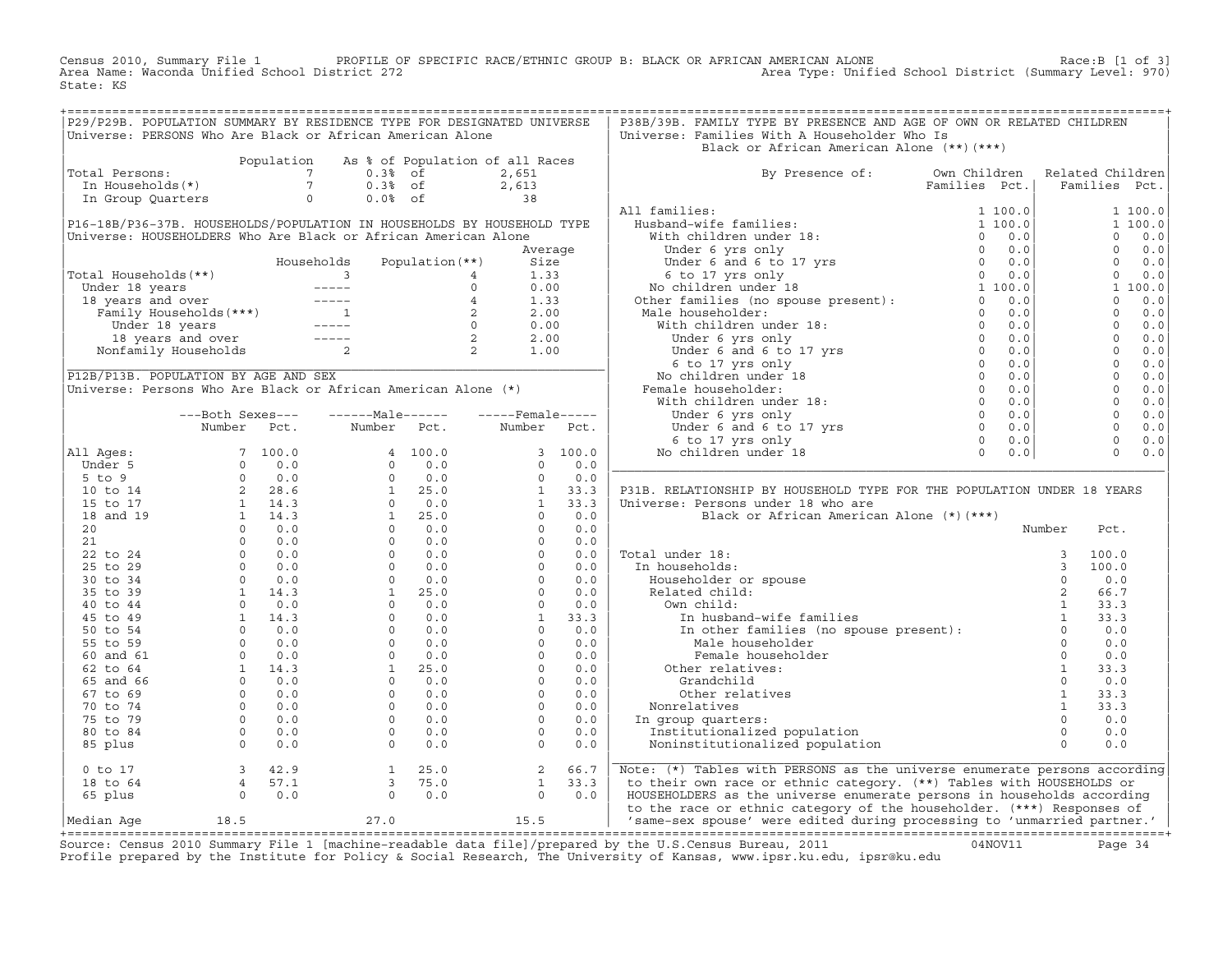Census 2010, Summary File 1 PROFILE OF SPECIFIC RACE/ETHNIC GROUP B: BLACK OR AFRICAN AMERICAN ALONE Race:B [1 of 3]
Area Name: Waconda Unified School District 272 Area Type: Unified School District (Summary Level: 970)
State: KS

## P29/P29B. POPULATION SUMMARY BY RESIDENCE TYPE FOR DESIGNATED UNIVERSE

Universe: PERSONS Who Are Black or African American Alone

| | Population | As % of Population of all Races | |
|---|---|---|---|
| Total Persons: | 7 | 0.3% of | 2,651 |
| In Households(*) | 7 | 0.3% of | 2,613 |
| In Group Quarters | 0 | 0.0% of | 38 |

## P16-18B/P36-37B. HOUSEHOLDS/POPULATION IN HOUSEHOLDS BY HOUSEHOLD TYPE

Universe: HOUSEHOLDERS Who Are Black or African American Alone

| | Households | Population(**) | Average Size |
|---|---|---|---|
| Total Households(**) | 3 | 4 | 1.33 |
| Under 18 years | ----- | 0 | 0.00 |
| 18 years and over | ----- | 4 | 1.33 |
| Family Households(***) | 1 | 2 | 2.00 |
| Under 18 years | ----- | 0 | 0.00 |
| 18 years and over | ----- | 2 | 2.00 |
| Nonfamily Households | 2 | 2 | 1.00 |

## P12B/P13B. POPULATION BY AGE AND SEX

Universe: Persons Who Are Black or African American Alone (*)

| | Both Sexes Number | Both Sexes Pct. | Male Number | Male Pct. | Female Number | Female Pct. |
|---|---|---|---|---|---|---|
| All Ages: | 7 | 100.0 | 4 | 100.0 | 3 | 100.0 |
| Under 5 | 0 | 0.0 | 0 | 0.0 | 0 | 0.0 |
| 5 to 9 | 0 | 0.0 | 0 | 0.0 | 0 | 0.0 |
| 10 to 14 | 2 | 28.6 | 1 | 25.0 | 1 | 33.3 |
| 15 to 17 | 1 | 14.3 | 0 | 0.0 | 1 | 33.3 |
| 18 and 19 | 1 | 14.3 | 1 | 25.0 | 0 | 0.0 |
| 20 | 0 | 0.0 | 0 | 0.0 | 0 | 0.0 |
| 21 | 0 | 0.0 | 0 | 0.0 | 0 | 0.0 |
| 22 to 24 | 0 | 0.0 | 0 | 0.0 | 0 | 0.0 |
| 25 to 29 | 0 | 0.0 | 0 | 0.0 | 0 | 0.0 |
| 30 to 34 | 0 | 0.0 | 0 | 0.0 | 0 | 0.0 |
| 35 to 39 | 1 | 14.3 | 1 | 25.0 | 0 | 0.0 |
| 40 to 44 | 0 | 0.0 | 0 | 0.0 | 0 | 0.0 |
| 45 to 49 | 1 | 14.3 | 0 | 0.0 | 1 | 33.3 |
| 50 to 54 | 0 | 0.0 | 0 | 0.0 | 0 | 0.0 |
| 55 to 59 | 0 | 0.0 | 0 | 0.0 | 0 | 0.0 |
| 60 and 61 | 0 | 0.0 | 0 | 0.0 | 0 | 0.0 |
| 62 to 64 | 1 | 14.3 | 1 | 25.0 | 0 | 0.0 |
| 65 and 66 | 0 | 0.0 | 0 | 0.0 | 0 | 0.0 |
| 67 to 69 | 0 | 0.0 | 0 | 0.0 | 0 | 0.0 |
| 70 to 74 | 0 | 0.0 | 0 | 0.0 | 0 | 0.0 |
| 75 to 79 | 0 | 0.0 | 0 | 0.0 | 0 | 0.0 |
| 80 to 84 | 0 | 0.0 | 0 | 0.0 | 0 | 0.0 |
| 85 plus | 0 | 0.0 | 0 | 0.0 | 0 | 0.0 |
| 0 to 17 | 3 | 42.9 | 1 | 25.0 | 2 | 66.7 |
| 18 to 64 | 4 | 57.1 | 3 | 75.0 | 1 | 33.3 |
| 65 plus | 0 | 0.0 | 0 | 0.0 | 0 | 0.0 |
| Median Age | 18.5 | | 27.0 | | 15.5 | |

## P38B/39B. FAMILY TYPE BY PRESENCE AND AGE OF OWN OR RELATED CHILDREN

Universe: Families With A Householder Who Is Black or African American Alone (**)(***)

| By Presence of: | Own Children Families | Own Children Pct. | Related Children Families | Related Children Pct. |
|---|---|---|---|---|
| All families: | 1 | 100.0 | 1 | 100.0 |
| Husband-wife families: | 1 | 100.0 | 1 | 100.0 |
| With children under 18: | 0 | 0.0 | 0 | 0.0 |
| Under 6 yrs only | 0 | 0.0 | 0 | 0.0 |
| Under 6 and 6 to 17 yrs | 0 | 0.0 | 0 | 0.0 |
| 6 to 17 yrs only | 0 | 0.0 | 0 | 0.0 |
| No children under 18 | 1 | 100.0 | 1 | 100.0 |
| Other families (no spouse present): | 0 | 0.0 | 0 | 0.0 |
| Male householder: | 0 | 0.0 | 0 | 0.0 |
| With children under 18: | 0 | 0.0 | 0 | 0.0 |
| Under 6 yrs only | 0 | 0.0 | 0 | 0.0 |
| Under 6 and 6 to 17 yrs | 0 | 0.0 | 0 | 0.0 |
| 6 to 17 yrs only | 0 | 0.0 | 0 | 0.0 |
| No children under 18 | 0 | 0.0 | 0 | 0.0 |
| Female householder: | 0 | 0.0 | 0 | 0.0 |
| With children under 18: | 0 | 0.0 | 0 | 0.0 |
| Under 6 yrs only | 0 | 0.0 | 0 | 0.0 |
| Under 6 and 6 to 17 yrs | 0 | 0.0 | 0 | 0.0 |
| 6 to 17 yrs only | 0 | 0.0 | 0 | 0.0 |
| No children under 18 | 0 | 0.0 | 0 | 0.0 |

## P31B. RELATIONSHIP BY HOUSEHOLD TYPE FOR THE POPULATION UNDER 18 YEARS

Universe: Persons under 18 who are Black or African American Alone (*)(***)

| | Number | Pct. |
|---|---|---|
| Total under 18: | 3 | 100.0 |
| In households: | 3 | 100.0 |
| Householder or spouse | 0 | 0.0 |
| Related child: | 2 | 66.7 |
| Own child: | 1 | 33.3 |
| In husband-wife families | 1 | 33.3 |
| In other families (no spouse present): | 0 | 0.0 |
| Male householder | 0 | 0.0 |
| Female householder | 0 | 0.0 |
| Other relatives: | 1 | 33.3 |
| Grandchild | 0 | 0.0 |
| Other relatives | 1 | 33.3 |
| Nonrelatives | 1 | 33.3 |
| In group quarters: | 0 | 0.0 |
| Institutionalized population | 0 | 0.0 |
| Noninstitutionalized population | 0 | 0.0 |

Note: (*) Tables with PERSONS as the universe enumerate persons according to their own race or ethnic category. (**) Tables with HOUSEHOLDS or HOUSEHOLDERS as the universe enumerate persons in households according to the race or ethnic category of the householder. (***) Responses of 'same-sex spouse' were edited during processing to 'unmarried partner.'

Source: Census 2010 Summary File 1 [machine-readable data file]/prepared by the U.S.Census Bureau, 2011 04NOV11
Profile prepared by the Institute for Policy & Social Research, The University of Kansas, www.ipsr.ku.edu, ipsr@ku.edu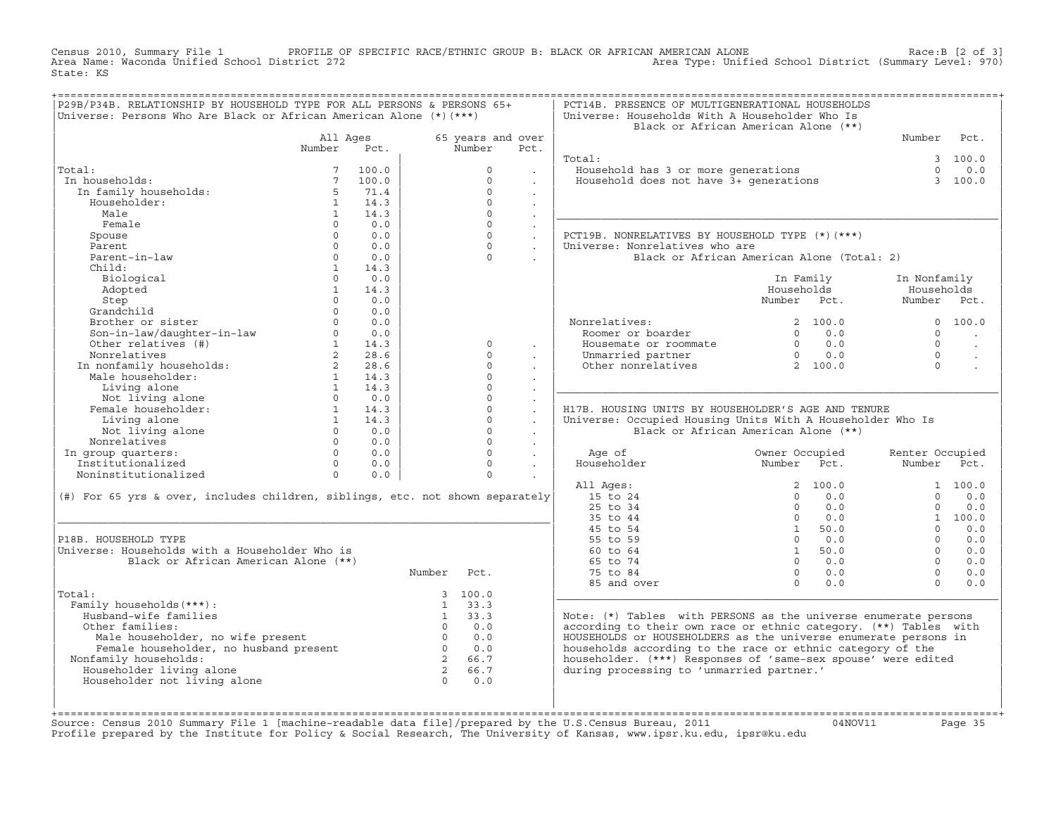Census 2010, Summary File 1 PROFILE OF SPECIFIC RACE/ETHNIC GROUP B: BLACK OR AFRICAN AMERICAN ALONE Race:B [2 of 3]
Area Name: Waconda Unified School District 272 Area Type: Unified School District (Summary Level: 970)
State: KS

## P29B/P34B. RELATIONSHIP BY HOUSEHOLD TYPE FOR ALL PERSONS & PERSONS 65+

Universe: Persons Who Are Black or African American Alone (*)(***)

| | All Ages Number | All Ages Pct. | 65 years and over Number | 65 years and over Pct. |
|---|---|---|---|---|
| Total: | 7 | 100.0 | 0 | . |
| In households: | 7 | 100.0 | 0 | . |
| In family households: | 5 | 71.4 | 0 | . |
| Householder: | 1 | 14.3 | 0 | . |
| Male | 1 | 14.3 | 0 | . |
| Female | 0 | 0.0 | 0 | . |
| Spouse | 0 | 0.0 | 0 | . |
| Parent | 0 | 0.0 | 0 | . |
| Parent-in-law | 0 | 0.0 | 0 | . |
| Child: | 1 | 14.3 | | |
| Biological | 0 | 0.0 | | |
| Adopted | 1 | 14.3 | | |
| Step | 0 | 0.0 | | |
| Grandchild | 0 | 0.0 | | |
| Brother or sister | 0 | 0.0 | | |
| Son-in-law/daughter-in-law | 0 | 0.0 | | |
| Other relatives (#) | 1 | 14.3 | 0 | . |
| Nonrelatives | 2 | 28.6 | 0 | . |
| In nonfamily households: | 2 | 28.6 | 0 | . |
| Male householder: | 1 | 14.3 | 0 | . |
| Living alone | 1 | 14.3 | 0 | . |
| Not living alone | 0 | 0.0 | 0 | . |
| Female householder: | 1 | 14.3 | 0 | . |
| Living alone | 1 | 14.3 | 0 | . |
| Not living alone | 0 | 0.0 | 0 | . |
| Nonrelatives | 0 | 0.0 | 0 | . |
| In group quarters: | 0 | 0.0 | 0 | . |
| Institutionalized | 0 | 0.0 | 0 | . |
| Noninstitutionalized | 0 | 0.0 | 0 | . |

(#) For 65 yrs & over, includes children, siblings, etc. not shown separately

## P18B. HOUSEHOLD TYPE

Universe: Households with a Householder Who is Black or African American Alone (**)

| | Number | Pct. |
|---|---|---|
| Total: | 3 | 100.0 |
| Family households(***): | 1 | 33.3 |
| Husband-wife families | 1 | 33.3 |
| Other families: | 0 | 0.0 |
| Male householder, no wife present | 0 | 0.0 |
| Female householder, no husband present | 0 | 0.0 |
| Nonfamily households: | 2 | 66.7 |
| Householder living alone | 2 | 66.7 |
| Householder not living alone | 0 | 0.0 |

## PCT14B. PRESENCE OF MULTIGENERATIONAL HOUSEHOLDS

Universe: Households With A Householder Who Is Black or African American Alone (**)

| | Number | Pct. |
|---|---|---|
| Total: | 3 | 100.0 |
| Household has 3 or more generations | 0 | 0.0 |
| Household does not have 3+ generations | 3 | 100.0 |

## PCT19B. NONRELATIVES BY HOUSEHOLD TYPE (*)(***)

Universe: Nonrelatives who are Black or African American Alone (Total: 2)

| | In Family Households Number | In Family Households Pct. | In Nonfamily Households Number | In Nonfamily Households Pct. |
|---|---|---|---|---|
| Nonrelatives: | 2 | 100.0 | 0 | 100.0 |
| Roomer or boarder | 0 | 0.0 | 0 | . |
| Housemate or roommate | 0 | 0.0 | 0 | . |
| Unmarried partner | 0 | 0.0 | 0 | . |
| Other nonrelatives | 2 | 100.0 | 0 | . |

## H17B. HOUSING UNITS BY HOUSEHOLDER'S AGE AND TENURE

Universe: Occupied Housing Units With A Householder Who Is Black or African American Alone (**)

| Age of Householder | Owner Occupied Number | Owner Occupied Pct. | Renter Occupied Number | Renter Occupied Pct. |
|---|---|---|---|---|
| All Ages: | 2 | 100.0 | 1 | 100.0 |
| 15 to 24 | 0 | 0.0 | 0 | 0.0 |
| 25 to 34 | 0 | 0.0 | 0 | 0.0 |
| 35 to 44 | 0 | 0.0 | 1 | 100.0 |
| 45 to 54 | 1 | 50.0 | 0 | 0.0 |
| 55 to 59 | 0 | 0.0 | 0 | 0.0 |
| 60 to 64 | 1 | 50.0 | 0 | 0.0 |
| 65 to 74 | 0 | 0.0 | 0 | 0.0 |
| 75 to 84 | 0 | 0.0 | 0 | 0.0 |
| 85 and over | 0 | 0.0 | 0 | 0.0 |

Note: (*) Tables with PERSONS as the universe enumerate persons according to their own race or ethnic category. (**) Tables with HOUSEHOLDS or HOUSEHOLDERS as the universe enumerate persons in households according to the race or ethnic category of the householder. (***) Responses of 'same-sex spouse' were edited during processing to 'unmarried partner.'

Source: Census 2010 Summary File 1 [machine-readable data file]/prepared by the U.S.Census Bureau, 2011 04NOV11
Profile prepared by the Institute for Policy & Social Research, The University of Kansas, www.ipsr.ku.edu, ipsr@ku.edu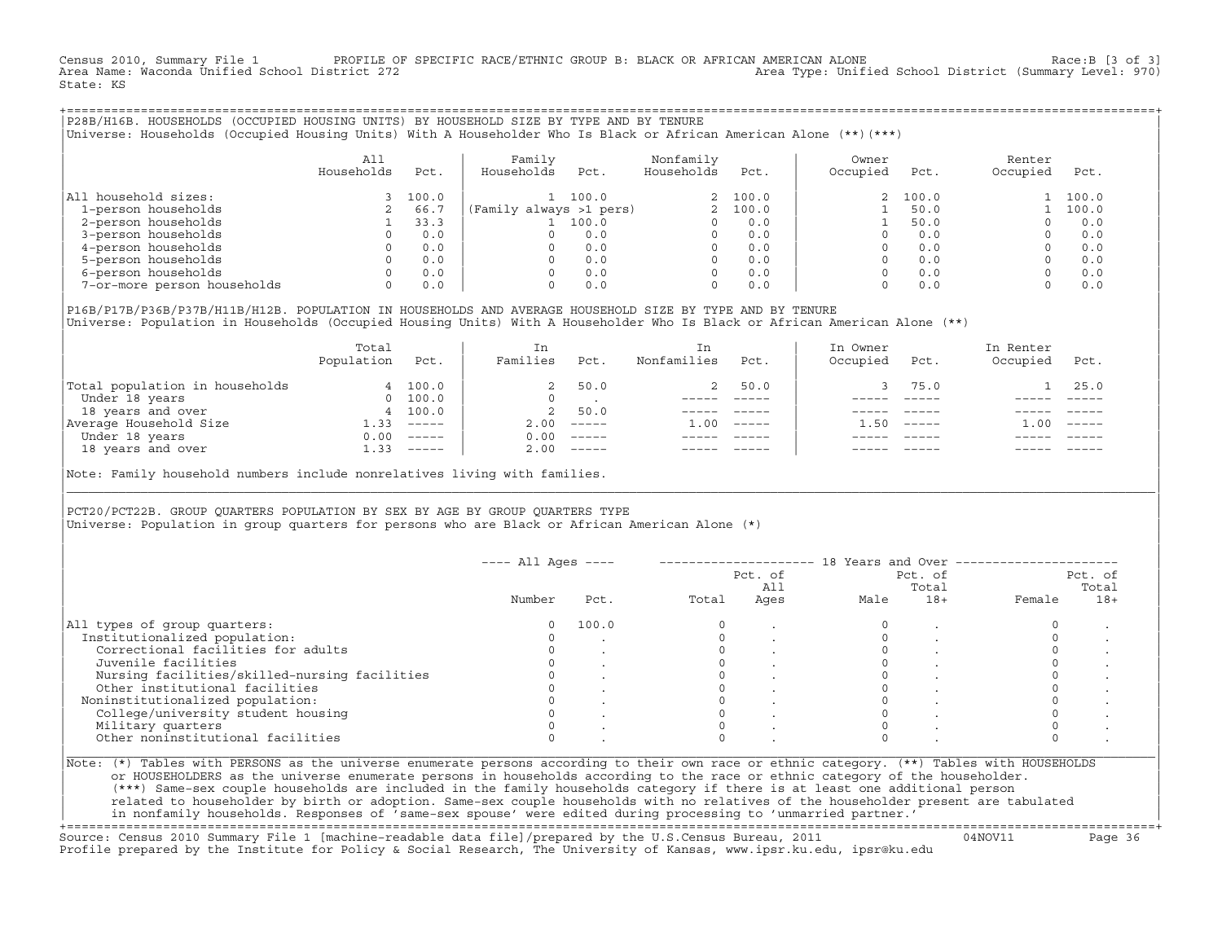Census 2010, Summary File 1 PROFILE OF SPECIFIC RACE/ETHNIC GROUP B: BLACK OR AFRICAN AMERICAN ALONE Race:B [3 of 3]
Area Name: Waconda Unified School District 272 Area Type: Unified School District (Summary Level: 970)
State: KS

## P28B/H16B. HOUSEHOLDS (OCCUPIED HOUSING UNITS) BY HOUSEHOLD SIZE BY TYPE AND BY TENURE

Universe: Households (Occupied Housing Units) With A Householder Who Is Black or African American Alone (**)(***)

| | All Households | Pct. | Family Households | Pct. | Nonfamily Households | Pct. | Owner Occupied | Pct. | Renter Occupied | Pct. |
|---|---|---|---|---|---|---|---|---|---|---|
| All household sizes: | 3 | 100.0 | 1 | 100.0 | 2 | 100.0 | 2 | 100.0 | 1 | 100.0 |
| 1-person households | 2 | 66.7 | (Family always >1 pers) | | 2 | 100.0 | 1 | 50.0 | 1 | 100.0 |
| 2-person households | 1 | 33.3 | 1 | 100.0 | 0 | 0.0 | 1 | 50.0 | 0 | 0.0 |
| 3-person households | 0 | 0.0 | 0 | 0.0 | 0 | 0.0 | 0 | 0.0 | 0 | 0.0 |
| 4-person households | 0 | 0.0 | 0 | 0.0 | 0 | 0.0 | 0 | 0.0 | 0 | 0.0 |
| 5-person households | 0 | 0.0 | 0 | 0.0 | 0 | 0.0 | 0 | 0.0 | 0 | 0.0 |
| 6-person households | 0 | 0.0 | 0 | 0.0 | 0 | 0.0 | 0 | 0.0 | 0 | 0.0 |
| 7-or-more person households | 0 | 0.0 | 0 | 0.0 | 0 | 0.0 | 0 | 0.0 | 0 | 0.0 |

## P16B/P17B/P36B/P37B/H11B/H12B. POPULATION IN HOUSEHOLDS AND AVERAGE HOUSEHOLD SIZE BY TYPE AND BY TENURE

Universe: Population in Households (Occupied Housing Units) With A Householder Who Is Black or African American Alone (**)

| | Total Population | Pct. | In Families | Pct. | In Nonfamilies | Pct. | In Owner Occupied | Pct. | In Renter Occupied | Pct. |
|---|---|---|---|---|---|---|---|---|---|---|
| Total population in households | 4 | 100.0 | 2 | 50.0 | 2 | 50.0 | 3 | 75.0 | 1 | 25.0 |
| Under 18 years | 0 | 100.0 | 0 | . | ----- | ----- | ----- | ----- | ----- | ----- |
| 18 years and over | 4 | 100.0 | 2 | 50.0 | ----- | ----- | ----- | ----- | ----- | ----- |
| Average Household Size | 1.33 | ----- | 2.00 | ----- | 1.00 | ----- | 1.50 | ----- | 1.00 | ----- |
| Under 18 years | 0.00 | ----- | 0.00 | ----- | ----- | ----- | ----- | ----- | ----- | ----- |
| 18 years and over | 1.33 | ----- | 2.00 | ----- | ----- | ----- | ----- | ----- | ----- | ----- |

Note: Family household numbers include nonrelatives living with families.

## PCT20/PCT22B. GROUP QUARTERS POPULATION BY SEX BY AGE BY GROUP QUARTERS TYPE

Universe: Population in group quarters for persons who are Black or African American Alone (*)

| | All Ages | | 18 Years and Over | | | | | |
|---|---|---|---|---|---|---|---|---|
| | Number | Pct. | Total | Pct. of All Ages | Male | Pct. of Total 18+ | Female | Pct. of Total 18+ |
| All types of group quarters: | 0 | 100.0 | 0 | . | 0 | . | 0 | . |
| Institutionalized population: | 0 | . | 0 | . | 0 | . | 0 | . |
| Correctional facilities for adults | 0 | . | 0 | . | 0 | . | 0 | . |
| Juvenile facilities | 0 | . | 0 | . | 0 | . | 0 | . |
| Nursing facilities/skilled-nursing facilities | 0 | . | 0 | . | 0 | . | 0 | . |
| Other institutional facilities | 0 | . | 0 | . | 0 | . | 0 | . |
| Noninstitutionalized population: | 0 | . | 0 | . | 0 | . | 0 | . |
| College/university student housing | 0 | . | 0 | . | 0 | . | 0 | . |
| Military quarters | 0 | . | 0 | . | 0 | . | 0 | . |
| Other noninstitutional facilities | 0 | . | 0 | . | 0 | . | 0 | . |

Note: (*) Tables with PERSONS as the universe enumerate persons according to their own race or ethnic category. (**) Tables with HOUSEHOLDS or HOUSEHOLDERS as the universe enumerate persons in households according to the race or ethnic category of the householder. (***) Same-sex couple households are included in the family households category if there is at least one additional person related to householder by birth or adoption. Same-sex couple households with no relatives of the householder present are tabulated in nonfamily households. Responses of 'same-sex spouse' were edited during processing to 'unmarried partner.'

Source: Census 2010 Summary File 1 [machine-readable data file]/prepared by the U.S.Census Bureau, 2011 04NOV11
Profile prepared by the Institute for Policy & Social Research, The University of Kansas, www.ipsr.ku.edu, ipsr@ku.edu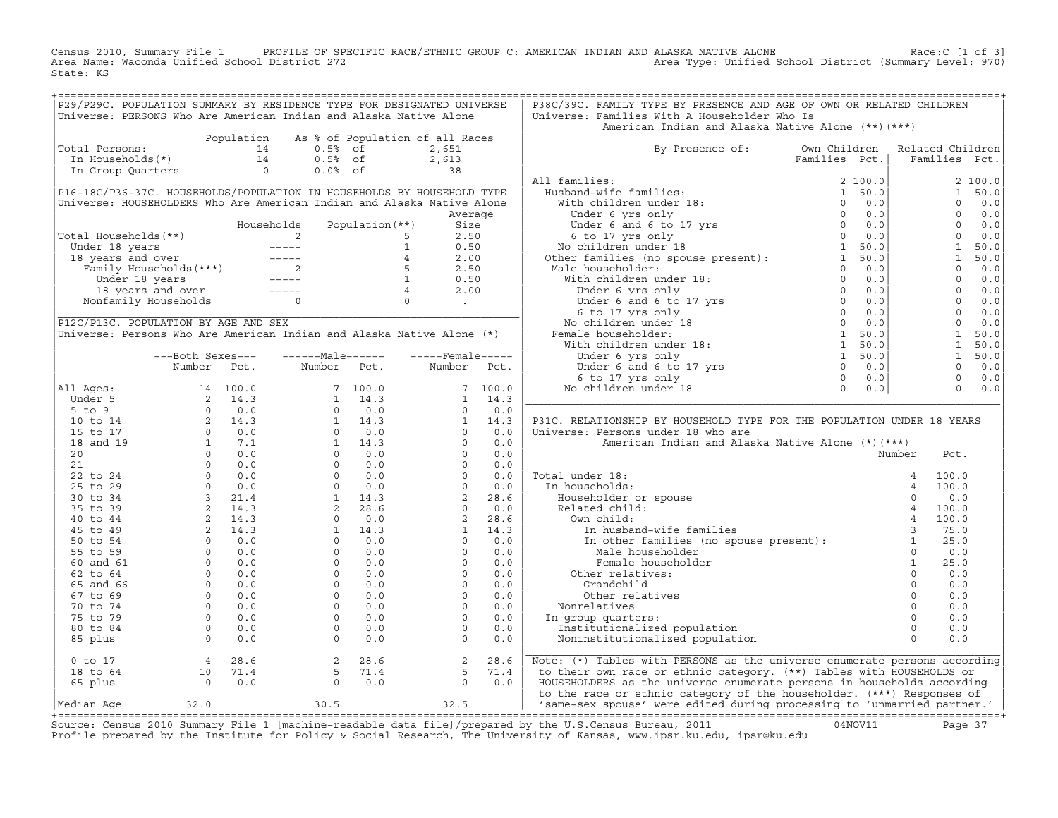Census 2010, Summary File 1 PROFILE OF SPECIFIC RACE/ETHNIC GROUP C: AMERICAN INDIAN AND ALASKA NATIVE ALONE Race:C [1 of 3]
Area Name: Waconda Unified School District 272 Area Type: Unified School District (Summary Level: 970)
State: KS

## P29/P29C. POPULATION SUMMARY BY RESIDENCE TYPE FOR DESIGNATED UNIVERSE

Universe: PERSONS Who Are American Indian and Alaska Native Alone

| | Population | As % of Population of all Races | |
|---|---|---|---|
| Total Persons: | 14 | 0.5% of | 2,651 |
| In Households(*) | 14 | 0.5% of | 2,613 |
| In Group Quarters | 0 | 0.0% of | 38 |

## P16-18C/P36-37C. HOUSEHOLDS/POPULATION IN HOUSEHOLDS BY HOUSEHOLD TYPE

Universe: HOUSEHOLDERS Who Are American Indian and Alaska Native Alone

| | Households | Population(**) | Average Size |
|---|---|---|---|
| Total Households(**) | 2 | 5 | 2.50 |
| Under 18 years | ----- | 1 | 0.50 |
| 18 years and over | ----- | 4 | 2.00 |
| Family Households(***) | 2 | 5 | 2.50 |
| Under 18 years | ----- | 1 | 0.50 |
| 18 years and over | ----- | 4 | 2.00 |
| Nonfamily Households | 0 | 0 | . |

## P12C/P13C. POPULATION BY AGE AND SEX

Universe: Persons Who Are American Indian and Alaska Native Alone (*)

| | Both Sexes Number | Both Sexes Pct. | Male Number | Male Pct. | Female Number | Female Pct. |
|---|---|---|---|---|---|---|
| All Ages: | 14 | 100.0 | 7 | 100.0 | 7 | 100.0 |
| Under 5 | 2 | 14.3 | 1 | 14.3 | 1 | 14.3 |
| 5 to 9 | 0 | 0.0 | 0 | 0.0 | 0 | 0.0 |
| 10 to 14 | 2 | 14.3 | 1 | 14.3 | 1 | 14.3 |
| 15 to 17 | 0 | 0.0 | 0 | 0.0 | 0 | 0.0 |
| 18 and 19 | 1 | 7.1 | 1 | 14.3 | 0 | 0.0 |
| 20 | 0 | 0.0 | 0 | 0.0 | 0 | 0.0 |
| 21 | 0 | 0.0 | 0 | 0.0 | 0 | 0.0 |
| 22 to 24 | 0 | 0.0 | 0 | 0.0 | 0 | 0.0 |
| 25 to 29 | 0 | 0.0 | 0 | 0.0 | 0 | 0.0 |
| 30 to 34 | 3 | 21.4 | 1 | 14.3 | 2 | 28.6 |
| 35 to 39 | 2 | 14.3 | 2 | 28.6 | 0 | 0.0 |
| 40 to 44 | 2 | 14.3 | 0 | 0.0 | 2 | 28.6 |
| 45 to 49 | 2 | 14.3 | 1 | 14.3 | 1 | 14.3 |
| 50 to 54 | 0 | 0.0 | 0 | 0.0 | 0 | 0.0 |
| 55 to 59 | 0 | 0.0 | 0 | 0.0 | 0 | 0.0 |
| 60 and 61 | 0 | 0.0 | 0 | 0.0 | 0 | 0.0 |
| 62 to 64 | 0 | 0.0 | 0 | 0.0 | 0 | 0.0 |
| 65 and 66 | 0 | 0.0 | 0 | 0.0 | 0 | 0.0 |
| 67 to 69 | 0 | 0.0 | 0 | 0.0 | 0 | 0.0 |
| 70 to 74 | 0 | 0.0 | 0 | 0.0 | 0 | 0.0 |
| 75 to 79 | 0 | 0.0 | 0 | 0.0 | 0 | 0.0 |
| 80 to 84 | 0 | 0.0 | 0 | 0.0 | 0 | 0.0 |
| 85 plus | 0 | 0.0 | 0 | 0.0 | 0 | 0.0 |
| 0 to 17 | 4 | 28.6 | 2 | 28.6 | 2 | 28.6 |
| 18 to 64 | 10 | 71.4 | 5 | 71.4 | 5 | 71.4 |
| 65 plus | 0 | 0.0 | 0 | 0.0 | 0 | 0.0 |
| Median Age | 32.0 | | 30.5 | | 32.5 | |

## P38C/39C. FAMILY TYPE BY PRESENCE AND AGE OF OWN OR RELATED CHILDREN

Universe: Families With A Householder Who Is American Indian and Alaska Native Alone (**)(***)

| By Presence of: | Own Children Families | Own Children Pct. | Related Children Families | Related Children Pct. |
|---|---|---|---|---|
| All families: | 2 | 100.0 | 2 | 100.0 |
| Husband-wife families: | 1 | 50.0 | 1 | 50.0 |
| With children under 18: | 0 | 0.0 | 0 | 0.0 |
| Under 6 yrs only | 0 | 0.0 | 0 | 0.0 |
| Under 6 and 6 to 17 yrs | 0 | 0.0 | 0 | 0.0 |
| 6 to 17 yrs only | 0 | 0.0 | 0 | 0.0 |
| No children under 18 | 1 | 50.0 | 1 | 50.0 |
| Other families (no spouse present): | 1 | 50.0 | 1 | 50.0 |
| Male householder: | 0 | 0.0 | 0 | 0.0 |
| With children under 18: | 0 | 0.0 | 0 | 0.0 |
| Under 6 yrs only | 0 | 0.0 | 0 | 0.0 |
| Under 6 and 6 to 17 yrs | 0 | 0.0 | 0 | 0.0 |
| 6 to 17 yrs only | 0 | 0.0 | 0 | 0.0 |
| No children under 18 | 0 | 0.0 | 0 | 0.0 |
| Female householder: | 1 | 50.0 | 1 | 50.0 |
| With children under 18: | 1 | 50.0 | 1 | 50.0 |
| Under 6 yrs only | 1 | 50.0 | 1 | 50.0 |
| Under 6 and 6 to 17 yrs | 0 | 0.0 | 0 | 0.0 |
| 6 to 17 yrs only | 0 | 0.0 | 0 | 0.0 |
| No children under 18 | 0 | 0.0 | 0 | 0.0 |

## P31C. RELATIONSHIP BY HOUSEHOLD TYPE FOR THE POPULATION UNDER 18 YEARS

Universe: Persons under 18 who are American Indian and Alaska Native Alone (*)(***)

| | Number | Pct. |
|---|---|---|
| Total under 18: | 4 | 100.0 |
| In households: | 4 | 100.0 |
| Householder or spouse | 0 | 0.0 |
| Related child: | 4 | 100.0 |
| Own child: | 4 | 100.0 |
| In husband-wife families | 3 | 75.0 |
| In other families (no spouse present): | 1 | 25.0 |
| Male householder | 0 | 0.0 |
| Female householder | 1 | 25.0 |
| Other relatives: | 0 | 0.0 |
| Grandchild | 0 | 0.0 |
| Other relatives | 0 | 0.0 |
| Nonrelatives | 0 | 0.0 |
| In group quarters: | 0 | 0.0 |
| Institutionalized population | 0 | 0.0 |
| Noninstitutionalized population | 0 | 0.0 |

Note: (*) Tables with PERSONS as the universe enumerate persons according to their own race or ethnic category. (**) Tables with HOUSEHOLDS or HOUSEHOLDERS as the universe enumerate persons in households according to the race or ethnic category of the householder. (***) Responses of 'same-sex spouse' were edited during processing to 'unmarried partner.'

Source: Census 2010 Summary File 1 [machine-readable data file]/prepared by the U.S.Census Bureau, 2011 04NOV11
Profile prepared by the Institute for Policy & Social Research, The University of Kansas, www.ipsr.ku.edu, ipsr@ku.edu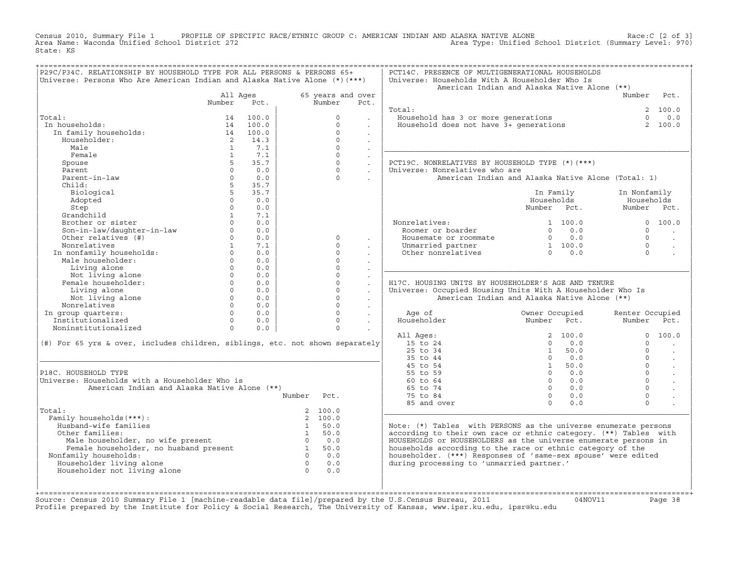Census 2010, Summary File 1 PROFILE OF SPECIFIC RACE/ETHNIC GROUP C: AMERICAN INDIAN AND ALASKA NATIVE ALONE Race:C [2 of 3]
Area Name: Waconda Unified School District 272 Area Type: Unified School District (Summary Level: 970)
State: KS

## P29C/P34C. RELATIONSHIP BY HOUSEHOLD TYPE FOR ALL PERSONS & PERSONS 65+

Universe: Persons Who Are American Indian and Alaska Native Alone (*)(***)

| | All Ages Number | All Ages Pct. | 65 years and over Number | 65 years and over Pct. |
|---|---|---|---|---|
| Total: | 14 | 100.0 | 0 | . |
| In households: | 14 | 100.0 | 0 | . |
| In family households: | 14 | 100.0 | 0 | . |
| Householder: | 2 | 14.3 | 0 | . |
| Male | 1 | 7.1 | 0 | . |
| Female | 1 | 7.1 | 0 | . |
| Spouse | 5 | 35.7 | 0 | . |
| Parent | 0 | 0.0 | 0 | . |
| Parent-in-law | 0 | 0.0 | 0 | . |
| Child: | 5 | 35.7 | | |
| Biological | 5 | 35.7 | | |
| Adopted | 0 | 0.0 | | |
| Step | 0 | 0.0 | | |
| Grandchild | 1 | 7.1 | | |
| Brother or sister | 0 | 0.0 | | |
| Son-in-law/daughter-in-law | 0 | 0.0 | | |
| Other relatives (#) | 0 | 0.0 | 0 | . |
| Nonrelatives | 1 | 7.1 | 0 | . |
| In nonfamily households: | 0 | 0.0 | 0 | . |
| Male householder: | 0 | 0.0 | 0 | . |
| Living alone | 0 | 0.0 | 0 | . |
| Not living alone | 0 | 0.0 | 0 | . |
| Female householder: | 0 | 0.0 | 0 | . |
| Living alone | 0 | 0.0 | 0 | . |
| Not living alone | 0 | 0.0 | 0 | . |
| Nonrelatives | 0 | 0.0 | 0 | . |
| In group quarters: | 0 | 0.0 | 0 | . |
| Institutionalized | 0 | 0.0 | 0 | . |
| Noninstitutionalized | 0 | 0.0 | 0 | . |

(#) For 65 yrs & over, includes children, siblings, etc. not shown separately

## P18C. HOUSEHOLD TYPE

Universe: Households with a Householder Who is American Indian and Alaska Native Alone (**)

| | Number | Pct. |
|---|---|---|
| Total: | 2 | 100.0 |
| Family households(***): | 2 | 100.0 |
| Husband-wife families | 1 | 50.0 |
| Other families: | 1 | 50.0 |
| Male householder, no wife present | 0 | 0.0 |
| Female householder, no husband present | 1 | 50.0 |
| Nonfamily households: | 0 | 0.0 |
| Householder living alone | 0 | 0.0 |
| Householder not living alone | 0 | 0.0 |

## PCT14C. PRESENCE OF MULTIGENERATIONAL HOUSEHOLDS

Universe: Households With A Householder Who Is American Indian and Alaska Native Alone (**)

| | Number | Pct. |
|---|---|---|
| Total: | 2 | 100.0 |
| Household has 3 or more generations | 0 | 0.0 |
| Household does not have 3+ generations | 2 | 100.0 |

## PCT19C. NONRELATIVES BY HOUSEHOLD TYPE (*)(***)

Universe: Nonrelatives who are American Indian and Alaska Native Alone (Total: 1)

| | In Family Households Number | In Family Households Pct. | In Nonfamily Households Number | In Nonfamily Households Pct. |
|---|---|---|---|---|
| Nonrelatives: | 1 | 100.0 | 0 | 100.0 |
| Roomer or boarder | 0 | 0.0 | 0 | . |
| Housemate or roommate | 0 | 0.0 | 0 | . |
| Unmarried partner | 1 | 100.0 | 0 | . |
| Other nonrelatives | 0 | 0.0 | 0 | . |

## H17C. HOUSING UNITS BY HOUSEHOLDER'S AGE AND TENURE

Universe: Occupied Housing Units With A Householder Who Is American Indian and Alaska Native Alone (**)

| Age of Householder | Owner Occupied Number | Owner Occupied Pct. | Renter Occupied Number | Renter Occupied Pct. |
|---|---|---|---|---|
| All Ages: | 2 | 100.0 | 0 | 100.0 |
| 15 to 24 | 0 | 0.0 | 0 | . |
| 25 to 34 | 1 | 50.0 | 0 | . |
| 35 to 44 | 0 | 0.0 | 0 | . |
| 45 to 54 | 1 | 50.0 | 0 | . |
| 55 to 59 | 0 | 0.0 | 0 | . |
| 60 to 64 | 0 | 0.0 | 0 | . |
| 65 to 74 | 0 | 0.0 | 0 | . |
| 75 to 84 | 0 | 0.0 | 0 | . |
| 85 and over | 0 | 0.0 | 0 | . |

Note: (*) Tables with PERSONS as the universe enumerate persons according to their own race or ethnic category. (**) Tables with HOUSEHOLDS or HOUSEHOLDERS as the universe enumerate persons in households according to the race or ethnic category of the householder. (***) Responses of 'same-sex spouse' were edited during processing to 'unmarried partner.'

Source: Census 2010 Summary File 1 [machine-readable data file]/prepared by the U.S.Census Bureau, 2011 04NOV11
Profile prepared by the Institute for Policy & Social Research, The University of Kansas, www.ipsr.ku.edu, ipsr@ku.edu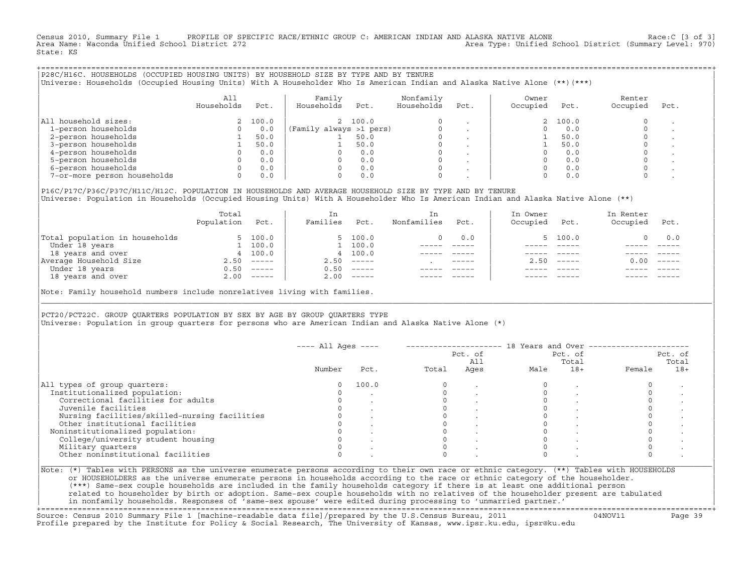Census 2010, Summary File 1 PROFILE OF SPECIFIC RACE/ETHNIC GROUP C: AMERICAN INDIAN AND ALASKA NATIVE ALONE Race:C [3 of 3]
Area Name: Waconda Unified School District 272 Area Type: Unified School District (Summary Level: 970)
State: KS

## P28C/H16C. HOUSEHOLDS (OCCUPIED HOUSING UNITS) BY HOUSEHOLD SIZE BY TYPE AND BY TENURE

Universe: Households (Occupied Housing Units) With A Householder Who Is American Indian and Alaska Native Alone (**)(***)

| | All Households | Pct. | Family Households | Pct. | Nonfamily Households | Pct. | Owner Occupied | Pct. | Renter Occupied | Pct. |
|---|---|---|---|---|---|---|---|---|---|---|
| All household sizes: | 2 | 100.0 | 2 | 100.0 | 0 | . | 2 | 100.0 | 0 | . |
| 1-person households | 0 | 0.0 | (Family always >1 pers) | | 0 | . | 0 | 0.0 | 0 | . |
| 2-person households | 1 | 50.0 | 1 | 50.0 | 0 | . | 1 | 50.0 | 0 | . |
| 3-person households | 1 | 50.0 | 1 | 50.0 | 0 | . | 1 | 50.0 | 0 | . |
| 4-person households | 0 | 0.0 | 0 | 0.0 | 0 | . | 0 | 0.0 | 0 | . |
| 5-person households | 0 | 0.0 | 0 | 0.0 | 0 | . | 0 | 0.0 | 0 | . |
| 6-person households | 0 | 0.0 | 0 | 0.0 | 0 | . | 0 | 0.0 | 0 | . |
| 7-or-more person households | 0 | 0.0 | 0 | 0.0 | 0 | . | 0 | 0.0 | 0 | . |

## P16C/P17C/P36C/P37C/H11C/H12C. POPULATION IN HOUSEHOLDS AND AVERAGE HOUSEHOLD SIZE BY TYPE AND BY TENURE

Universe: Population in Households (Occupied Housing Units) With A Householder Who Is American Indian and Alaska Native Alone (**)

| | Total Population | Pct. | In Families | Pct. | In Nonfamilies | Pct. | In Owner Occupied | Pct. | In Renter Occupied | Pct. |
|---|---|---|---|---|---|---|---|---|---|---|
| Total population in households | 5 | 100.0 | 5 | 100.0 | 0 | 0.0 | 5 | 100.0 | 0 | 0.0 |
| Under 18 years | 1 | 100.0 | 1 | 100.0 | ----- | ----- | ----- | ----- | ----- | ----- |
| 18 years and over | 4 | 100.0 | 4 | 100.0 | ----- | ----- | ----- | ----- | ----- | ----- |
| Average Household Size | 2.50 | ----- | 2.50 | ----- | . | ----- | 2.50 | ----- | 0.00 | ----- |
| Under 18 years | 0.50 | ----- | 0.50 | ----- | ----- | ----- | ----- | ----- | ----- | ----- |
| 18 years and over | 2.00 | ----- | 2.00 | ----- | ----- | ----- | ----- | ----- | ----- | ----- |

Note: Family household numbers include nonrelatives living with families.

## PCT20/PCT22C. GROUP QUARTERS POPULATION BY SEX BY AGE BY GROUP QUARTERS TYPE

Universe: Population in group quarters for persons who are American Indian and Alaska Native Alone (*)

| | All Ages | | 18 Years and Over | | | | | |
|---|---|---|---|---|---|---|---|---|
| | Number | Pct. | Total | Pct. of All Ages | Male | Pct. of Total 18+ | Female | Pct. of Total 18+ |
| All types of group quarters: | 0 | 100.0 | 0 | . | 0 | . | 0 | . |
| Institutionalized population: | 0 | . | 0 | . | 0 | . | 0 | . |
| Correctional facilities for adults | 0 | . | 0 | . | 0 | . | 0 | . |
| Juvenile facilities | 0 | . | 0 | . | 0 | . | 0 | . |
| Nursing facilities/skilled-nursing facilities | 0 | . | 0 | . | 0 | . | 0 | . |
| Other institutional facilities | 0 | . | 0 | . | 0 | . | 0 | . |
| Noninstitutionalized population: | 0 | . | 0 | . | 0 | . | 0 | . |
| College/university student housing | 0 | . | 0 | . | 0 | . | 0 | . |
| Military quarters | 0 | . | 0 | . | 0 | . | 0 | . |
| Other noninstitutional facilities | 0 | . | 0 | . | 0 | . | 0 | . |

Note: (*) Tables with PERSONS as the universe enumerate persons according to their own race or ethnic category. (**) Tables with HOUSEHOLDS or HOUSEHOLDERS as the universe enumerate persons in households according to the race or ethnic category of the householder. (***) Same-sex couple households are included in the family households category if there is at least one additional person related to householder by birth or adoption. Same-sex couple households with no relatives of the householder present are tabulated in nonfamily households. Responses of 'same-sex spouse' were edited during processing to 'unmarried partner.'

Source: Census 2010 Summary File 1 [machine-readable data file]/prepared by the U.S.Census Bureau, 2011 04NOV11
Profile prepared by the Institute for Policy & Social Research, The University of Kansas, www.ipsr.ku.edu, ipsr@ku.edu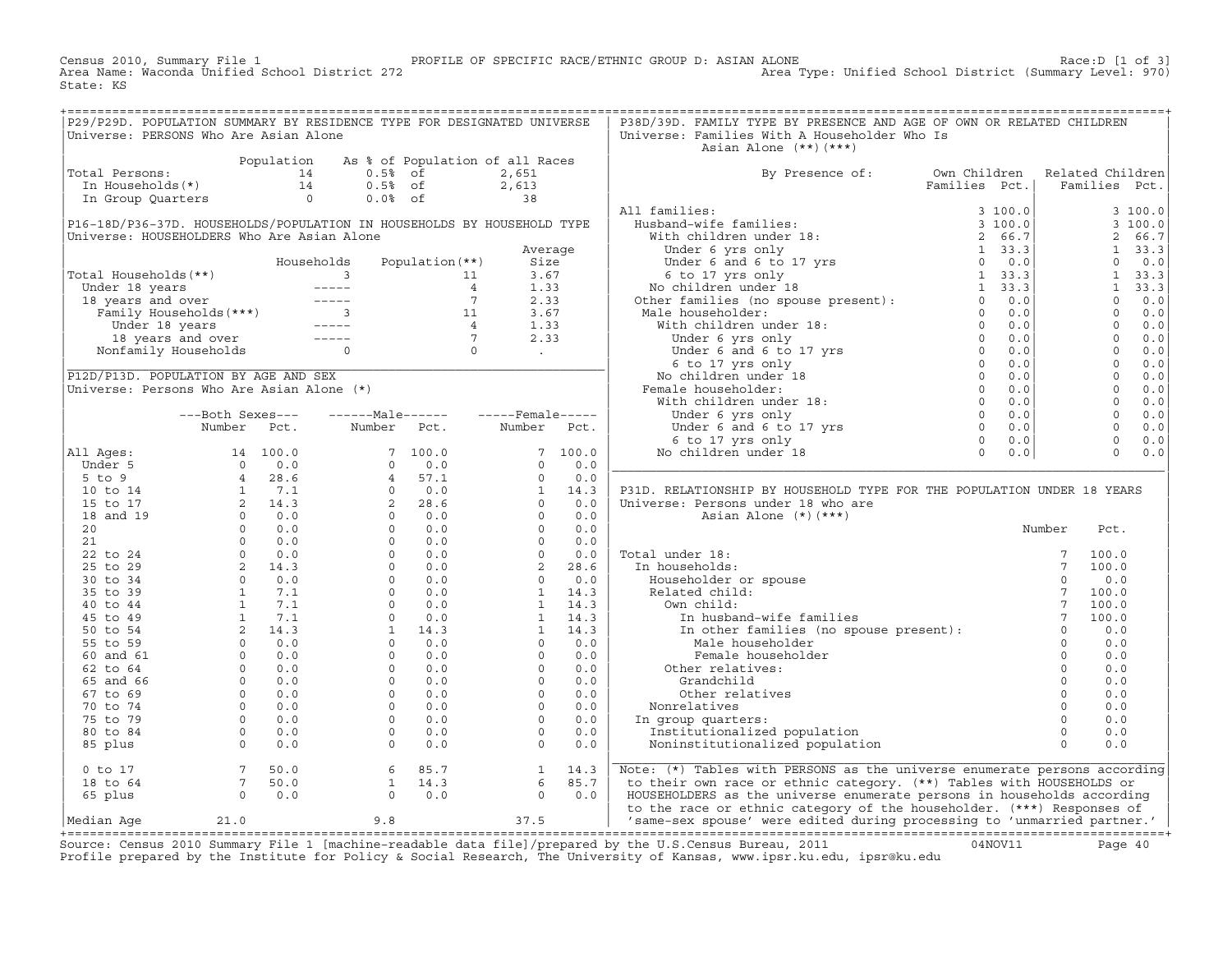Census 2010, Summary File 1 PROFILE OF SPECIFIC RACE/ETHNIC GROUP D: ASIAN ALONE Race:D [1 of 3]
Area Name: Waconda Unified School District 272 Area Type: Unified School District (Summary Level: 970)
State: KS

## P29/P29D. POPULATION SUMMARY BY RESIDENCE TYPE FOR DESIGNATED UNIVERSE

Universe: PERSONS Who Are Asian Alone

| | Population | As % of Population of all Races | |
|---|---|---|---|
| Total Persons: | 14 | 0.5% of | 2,651 |
| In Households(*) | 14 | 0.5% of | 2,613 |
| In Group Quarters | 0 | 0.0% of | 38 |

## P16-18D/P36-37D. HOUSEHOLDS/POPULATION IN HOUSEHOLDS BY HOUSEHOLD TYPE

Universe: HOUSEHOLDERS Who Are Asian Alone

| | Households | Population(**) | Average Size |
|---|---|---|---|
| Total Households(**) | 3 | 11 | 3.67 |
| Under 18 years | ----- | 4 | 1.33 |
| 18 years and over | ----- | 7 | 2.33 |
| Family Households(***) | 3 | 11 | 3.67 |
| Under 18 years | ----- | 4 | 1.33 |
| 18 years and over | ----- | 7 | 2.33 |
| Nonfamily Households | 0 | 0 | . |

## P12D/P13D. POPULATION BY AGE AND SEX

Universe: Persons Who Are Asian Alone (*)

| | Both Sexes Number | Both Sexes Pct. | Male Number | Male Pct. | Female Number | Female Pct. |
|---|---|---|---|---|---|---|
| All Ages: | 14 | 100.0 | 7 | 100.0 | 7 | 100.0 |
| Under 5 | 0 | 0.0 | 0 | 0.0 | 0 | 0.0 |
| 5 to 9 | 4 | 28.6 | 4 | 57.1 | 0 | 0.0 |
| 10 to 14 | 1 | 7.1 | 0 | 0.0 | 1 | 14.3 |
| 15 to 17 | 2 | 14.3 | 2 | 28.6 | 0 | 0.0 |
| 18 and 19 | 0 | 0.0 | 0 | 0.0 | 0 | 0.0 |
| 20 | 0 | 0.0 | 0 | 0.0 | 0 | 0.0 |
| 21 | 0 | 0.0 | 0 | 0.0 | 0 | 0.0 |
| 22 to 24 | 0 | 0.0 | 0 | 0.0 | 0 | 0.0 |
| 25 to 29 | 2 | 14.3 | 0 | 0.0 | 2 | 28.6 |
| 30 to 34 | 0 | 0.0 | 0 | 0.0 | 0 | 0.0 |
| 35 to 39 | 1 | 7.1 | 0 | 0.0 | 1 | 14.3 |
| 40 to 44 | 1 | 7.1 | 0 | 0.0 | 1 | 14.3 |
| 45 to 49 | 1 | 7.1 | 0 | 0.0 | 1 | 14.3 |
| 50 to 54 | 2 | 14.3 | 1 | 14.3 | 1 | 14.3 |
| 55 to 59 | 0 | 0.0 | 0 | 0.0 | 0 | 0.0 |
| 60 and 61 | 0 | 0.0 | 0 | 0.0 | 0 | 0.0 |
| 62 to 64 | 0 | 0.0 | 0 | 0.0 | 0 | 0.0 |
| 65 and 66 | 0 | 0.0 | 0 | 0.0 | 0 | 0.0 |
| 67 to 69 | 0 | 0.0 | 0 | 0.0 | 0 | 0.0 |
| 70 to 74 | 0 | 0.0 | 0 | 0.0 | 0 | 0.0 |
| 75 to 79 | 0 | 0.0 | 0 | 0.0 | 0 | 0.0 |
| 80 to 84 | 0 | 0.0 | 0 | 0.0 | 0 | 0.0 |
| 85 plus | 0 | 0.0 | 0 | 0.0 | 0 | 0.0 |
| 0 to 17 | 7 | 50.0 | 6 | 85.7 | 1 | 14.3 |
| 18 to 64 | 7 | 50.0 | 1 | 14.3 | 6 | 85.7 |
| 65 plus | 0 | 0.0 | 0 | 0.0 | 0 | 0.0 |
| Median Age | 21.0 | | 9.8 | | 37.5 | |

## P38D/39D. FAMILY TYPE BY PRESENCE AND AGE OF OWN OR RELATED CHILDREN

Universe: Families With A Householder Who Is Asian Alone (**)(***)

| By Presence of: | Own Children Families | Own Children Pct. | Related Children Families | Related Children Pct. |
|---|---|---|---|---|
| All families: | 3 | 100.0 | 3 | 100.0 |
| Husband-wife families: | 3 | 100.0 | 3 | 100.0 |
| With children under 18: | 2 | 66.7 | 2 | 66.7 |
| Under 6 yrs only | 1 | 33.3 | 1 | 33.3 |
| Under 6 and 6 to 17 yrs | 0 | 0.0 | 0 | 0.0 |
| 6 to 17 yrs only | 1 | 33.3 | 1 | 33.3 |
| No children under 18 | 1 | 33.3 | 1 | 33.3 |
| Other families (no spouse present): | 0 | 0.0 | 0 | 0.0 |
| Male householder: | 0 | 0.0 | 0 | 0.0 |
| With children under 18: | 0 | 0.0 | 0 | 0.0 |
| Under 6 yrs only | 0 | 0.0 | 0 | 0.0 |
| Under 6 and 6 to 17 yrs | 0 | 0.0 | 0 | 0.0 |
| 6 to 17 yrs only | 0 | 0.0 | 0 | 0.0 |
| No children under 18 | 0 | 0.0 | 0 | 0.0 |
| Female householder: | 0 | 0.0 | 0 | 0.0 |
| With children under 18: | 0 | 0.0 | 0 | 0.0 |
| Under 6 yrs only | 0 | 0.0 | 0 | 0.0 |
| Under 6 and 6 to 17 yrs | 0 | 0.0 | 0 | 0.0 |
| 6 to 17 yrs only | 0 | 0.0 | 0 | 0.0 |
| No children under 18 | 0 | 0.0 | 0 | 0.0 |

## P31D. RELATIONSHIP BY HOUSEHOLD TYPE FOR THE POPULATION UNDER 18 YEARS

Universe: Persons under 18 who are Asian Alone (*)(***)

| | Number | Pct. |
|---|---|---|
| Total under 18: | 7 | 100.0 |
| In households: | 7 | 100.0 |
| Householder or spouse | 0 | 0.0 |
| Related child: | 7 | 100.0 |
| Own child: | 7 | 100.0 |
| In husband-wife families | 7 | 100.0 |
| In other families (no spouse present): | 0 | 0.0 |
| Male householder | 0 | 0.0 |
| Female householder | 0 | 0.0 |
| Other relatives: | 0 | 0.0 |
| Grandchild | 0 | 0.0 |
| Other relatives | 0 | 0.0 |
| Nonrelatives | 0 | 0.0 |
| In group quarters: | 0 | 0.0 |
| Institutionalized population | 0 | 0.0 |
| Noninstitutionalized population | 0 | 0.0 |

Note: (*) Tables with PERSONS as the universe enumerate persons according to their own race or ethnic category. (**) Tables with HOUSEHOLDS or HOUSEHOLDERS as the universe enumerate persons in households according to the race or ethnic category of the householder. (***) Responses of 'same-sex spouse' were edited during processing to 'unmarried partner.'

Source: Census 2010 Summary File 1 [machine-readable data file]/prepared by the U.S.Census Bureau, 2011 04NOV11
Profile prepared by the Institute for Policy & Social Research, The University of Kansas, www.ipsr.ku.edu, ipsr@ku.edu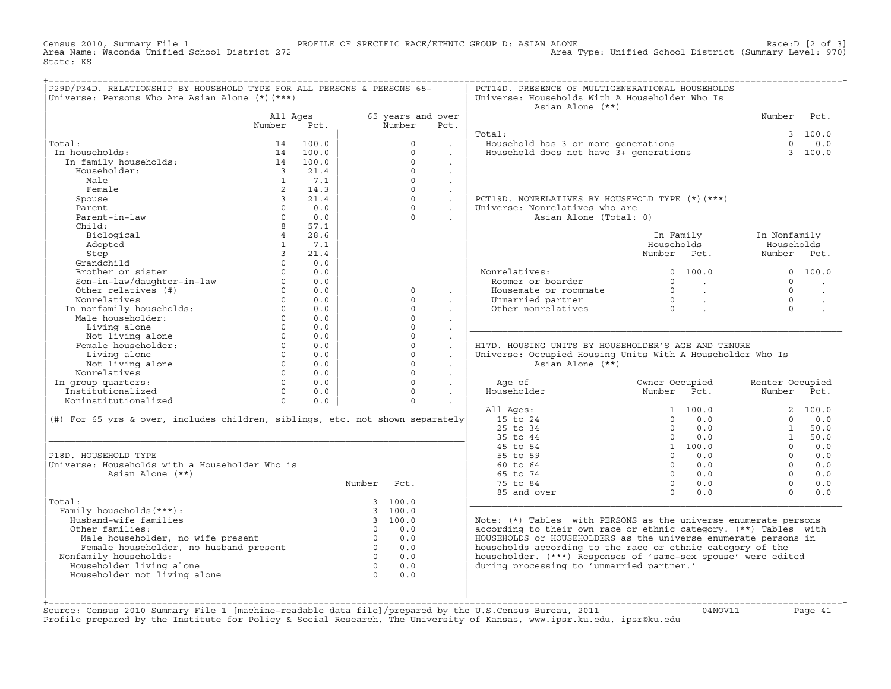Census 2010, Summary File 1 PROFILE OF SPECIFIC RACE/ETHNIC GROUP D: ASIAN ALONE Race:D [2 of 3]
Area Name: Waconda Unified School District 272 Area Type: Unified School District (Summary Level: 970)
State: KS

## P29D/P34D. RELATIONSHIP BY HOUSEHOLD TYPE FOR ALL PERSONS & PERSONS 65+
Universe: Persons Who Are Asian Alone (*)(***)

| | All Ages Number | All Ages Pct. | 65 years and over Number | 65 years and over Pct. |
|---|---|---|---|---|
| Total: | 14 | 100.0 | 0 | . |
| In households: | 14 | 100.0 | 0 | . |
| In family households: | 14 | 100.0 | 0 | . |
| Householder: | 3 | 21.4 | 0 | . |
| Male | 1 | 7.1 | 0 | . |
| Female | 2 | 14.3 | 0 | . |
| Spouse | 3 | 21.4 | 0 | . |
| Parent | 0 | 0.0 | 0 | . |
| Parent-in-law | 0 | 0.0 | 0 | . |
| Child: | 8 | 57.1 | | |
| Biological | 4 | 28.6 | | |
| Adopted | 1 | 7.1 | | |
| Step | 3 | 21.4 | | |
| Grandchild | 0 | 0.0 | | |
| Brother or sister | 0 | 0.0 | | |
| Son-in-law/daughter-in-law | 0 | 0.0 | | |
| Other relatives (#) | 0 | 0.0 | 0 | . |
| Nonrelatives | 0 | 0.0 | 0 | . |
| In nonfamily households: | 0 | 0.0 | 0 | . |
| Male householder: | 0 | 0.0 | 0 | . |
| Living alone | 0 | 0.0 | 0 | . |
| Not living alone | 0 | 0.0 | 0 | . |
| Female householder: | 0 | 0.0 | 0 | . |
| Living alone | 0 | 0.0 | 0 | . |
| Not living alone | 0 | 0.0 | 0 | . |
| Nonrelatives | 0 | 0.0 | 0 | . |
| In group quarters: | 0 | 0.0 | 0 | . |
| Institutionalized | 0 | 0.0 | 0 | . |
| Noninstitutionalized | 0 | 0.0 | 0 | . |

(#) For 65 yrs & over, includes children, siblings, etc. not shown separately

## P18D. HOUSEHOLD TYPE
Universe: Households with a Householder Who is Asian Alone (**)

| | Number | Pct. |
|---|---|---|
| Total: | 3 | 100.0 |
| Family households(***): | 3 | 100.0 |
| Husband-wife families | 3 | 100.0 |
| Other families: | 0 | 0.0 |
| Male householder, no wife present | 0 | 0.0 |
| Female householder, no husband present | 0 | 0.0 |
| Nonfamily households: | 0 | 0.0 |
| Householder living alone | 0 | 0.0 |
| Householder not living alone | 0 | 0.0 |

## PCT14D. PRESENCE OF MULTIGENERATIONAL HOUSEHOLDS
Universe: Households With A Householder Who Is Asian Alone (**)

| | Number | Pct. |
|---|---|---|
| Total: | 3 | 100.0 |
| Household has 3 or more generations | 0 | 0.0 |
| Household does not have 3+ generations | 3 | 100.0 |

## PCT19D. NONRELATIVES BY HOUSEHOLD TYPE (*)(***)
Universe: Nonrelatives who are Asian Alone (Total: 0)

| | In Family Households Number | In Family Households Pct. | In Nonfamily Households Number | In Nonfamily Households Pct. |
|---|---|---|---|---|
| Nonrelatives: | 0 | 100.0 | 0 | 100.0 |
| Roomer or boarder | 0 | . | 0 | . |
| Housemate or roommate | 0 | . | 0 | . |
| Unmarried partner | 0 | . | 0 | . |
| Other nonrelatives | 0 | . | 0 | . |

## H17D. HOUSING UNITS BY HOUSEHOLDER'S AGE AND TENURE
Universe: Occupied Housing Units With A Householder Who Is Asian Alone (**)

| Age of Householder | Owner Occupied Number | Owner Occupied Pct. | Renter Occupied Number | Renter Occupied Pct. |
|---|---|---|---|---|
| All Ages: | 1 | 100.0 | 2 | 100.0 |
| 15 to 24 | 0 | 0.0 | 0 | 0.0 |
| 25 to 34 | 0 | 0.0 | 1 | 50.0 |
| 35 to 44 | 0 | 0.0 | 1 | 50.0 |
| 45 to 54 | 1 | 100.0 | 0 | 0.0 |
| 55 to 59 | 0 | 0.0 | 0 | 0.0 |
| 60 to 64 | 0 | 0.0 | 0 | 0.0 |
| 65 to 74 | 0 | 0.0 | 0 | 0.0 |
| 75 to 84 | 0 | 0.0 | 0 | 0.0 |
| 85 and over | 0 | 0.0 | 0 | 0.0 |

Note: (*) Tables with PERSONS as the universe enumerate persons according to their own race or ethnic category. (**) Tables with HOUSEHOLDS or HOUSEHOLDERS as the universe enumerate persons in households according to the race or ethnic category of the householder. (***) Responses of 'same-sex spouse' were edited during processing to 'unmarried partner.'

Source: Census 2010 Summary File 1 [machine-readable data file]/prepared by the U.S.Census Bureau, 2011 04NOV11
Profile prepared by the Institute for Policy & Social Research, The University of Kansas, www.ipsr.ku.edu, ipsr@ku.edu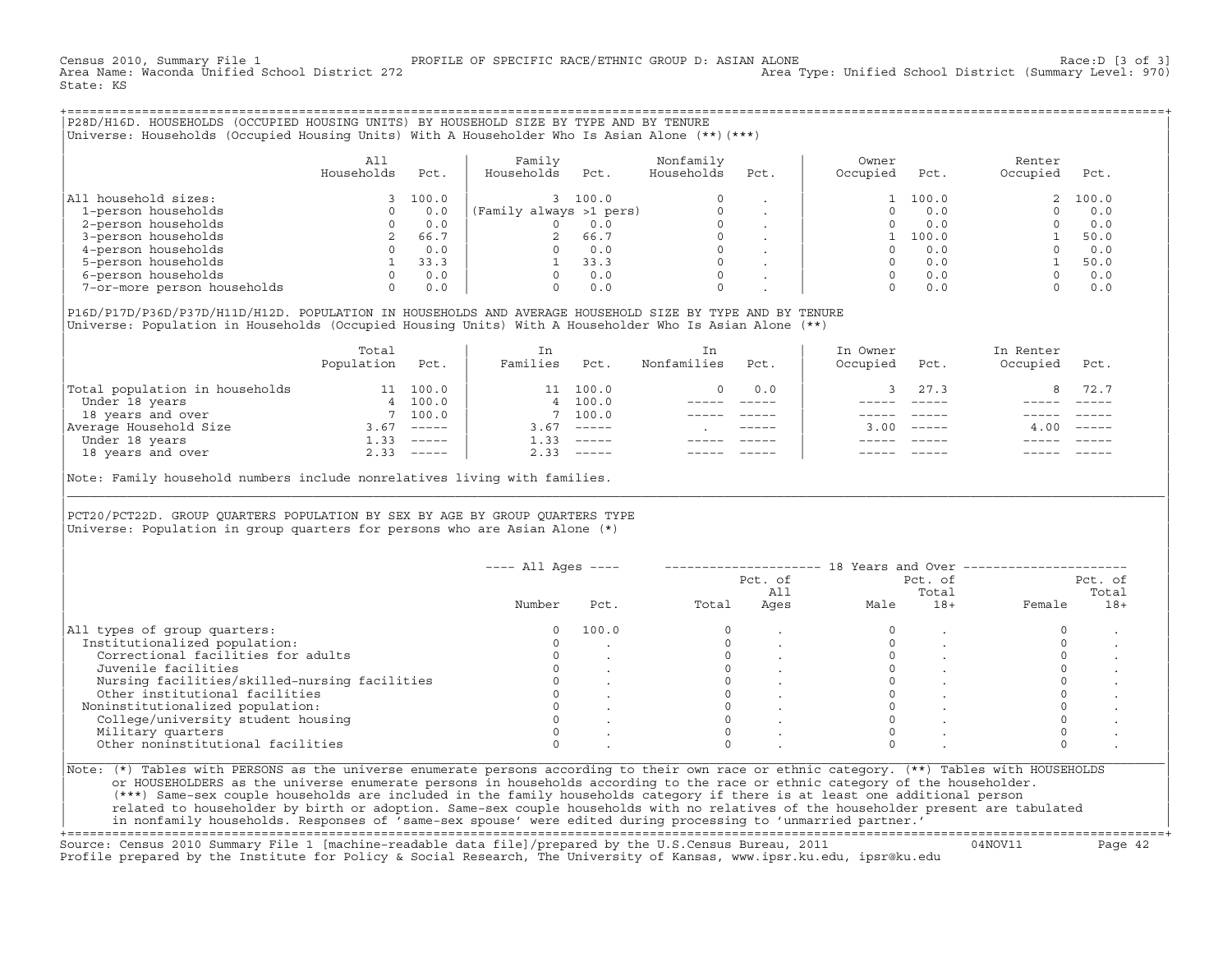Census 2010, Summary File 1 PROFILE OF SPECIFIC RACE/ETHNIC GROUP D: ASIAN ALONE Race:D [3 of 3]
Area Name: Waconda Unified School District 272 Area Type: Unified School District (Summary Level: 970)
State: KS

## P28D/H16D. HOUSEHOLDS (OCCUPIED HOUSING UNITS) BY HOUSEHOLD SIZE BY TYPE AND BY TENURE

Universe: Households (Occupied Housing Units) With A Householder Who Is Asian Alone (**)(***)

| | All Households | Pct. | Family Households | Pct. | Nonfamily Households | Pct. | Owner Occupied | Pct. | Renter Occupied | Pct. |
|---|---|---|---|---|---|---|---|---|---|---|
| All household sizes: | 3 | 100.0 | 3 | 100.0 | 0 | . | 1 | 100.0 | 2 | 100.0 |
| 1-person households | 0 | 0.0 | (Family always >1 pers) | | 0 | . | 0 | 0.0 | 0 | 0.0 |
| 2-person households | 0 | 0.0 | 0 | 0.0 | 0 | . | 0 | 0.0 | 0 | 0.0 |
| 3-person households | 2 | 66.7 | 2 | 66.7 | 0 | . | 1 | 100.0 | 1 | 50.0 |
| 4-person households | 0 | 0.0 | 0 | 0.0 | 0 | . | 0 | 0.0 | 0 | 0.0 |
| 5-person households | 1 | 33.3 | 1 | 33.3 | 0 | . | 0 | 0.0 | 1 | 50.0 |
| 6-person households | 0 | 0.0 | 0 | 0.0 | 0 | . | 0 | 0.0 | 0 | 0.0 |
| 7-or-more person households | 0 | 0.0 | 0 | 0.0 | 0 | . | 0 | 0.0 | 0 | 0.0 |

## P16D/P17D/P36D/P37D/H11D/H12D. POPULATION IN HOUSEHOLDS AND AVERAGE HOUSEHOLD SIZE BY TYPE AND BY TENURE

Universe: Population in Households (Occupied Housing Units) With A Householder Who Is Asian Alone (**)

| | Total Population | Pct. | In Families | Pct. | In Nonfamilies | Pct. | In Owner Occupied | Pct. | In Renter Occupied | Pct. |
|---|---|---|---|---|---|---|---|---|---|---|
| Total population in households | 11 | 100.0 | 11 | 100.0 | 0 | 0.0 | 3 | 27.3 | 8 | 72.7 |
| Under 18 years | 4 | 100.0 | 4 | 100.0 | ----- | ----- | ----- | ----- | ----- | ----- |
| 18 years and over | 7 | 100.0 | 7 | 100.0 | ----- | ----- | ----- | ----- | ----- | ----- |
| Average Household Size | 3.67 | ----- | 3.67 | ----- | . | ----- | 3.00 | ----- | 4.00 | ----- |
| Under 18 years | 1.33 | ----- | 1.33 | ----- | ----- | ----- | ----- | ----- | ----- | ----- |
| 18 years and over | 2.33 | ----- | 2.33 | ----- | ----- | ----- | ----- | ----- | ----- | ----- |

Note: Family household numbers include nonrelatives living with families.

## PCT20/PCT22D. GROUP QUARTERS POPULATION BY SEX BY AGE BY GROUP QUARTERS TYPE

Universe: Population in group quarters for persons who are Asian Alone (*)

| | All Ages | | 18 Years and Over | | | | | |
|---|---|---|---|---|---|---|---|---|
| | Number | Pct. | Total | Pct. of All Ages | Male | Pct. of Total 18+ | Female | Pct. of Total 18+ |
| All types of group quarters: | 0 | 100.0 | 0 | . | 0 | . | 0 | . |
| Institutionalized population: | 0 | . | 0 | . | 0 | . | 0 | . |
| Correctional facilities for adults | 0 | . | 0 | . | 0 | . | 0 | . |
| Juvenile facilities | 0 | . | 0 | . | 0 | . | 0 | . |
| Nursing facilities/skilled-nursing facilities | 0 | . | 0 | . | 0 | . | 0 | . |
| Other institutional facilities | 0 | . | 0 | . | 0 | . | 0 | . |
| Noninstitutionalized population: | 0 | . | 0 | . | 0 | . | 0 | . |
| College/university student housing | 0 | . | 0 | . | 0 | . | 0 | . |
| Military quarters | 0 | . | 0 | . | 0 | . | 0 | . |
| Other noninstitutional facilities | 0 | . | 0 | . | 0 | . | 0 | . |

Note: (*) Tables with PERSONS as the universe enumerate persons according to their own race or ethnic category. (**) Tables with HOUSEHOLDS or HOUSEHOLDERS as the universe enumerate persons in households according to the race or ethnic category of the householder. (***) Same-sex couple households are included in the family households category if there is at least one additional person related to householder by birth or adoption. Same-sex couple households with no relatives of the householder present are tabulated in nonfamily households. Responses of 'same-sex spouse' were edited during processing to 'unmarried partner.'

Source: Census 2010 Summary File 1 [machine-readable data file]/prepared by the U.S.Census Bureau, 2011 04NOV11
Profile prepared by the Institute for Policy & Social Research, The University of Kansas, www.ipsr.ku.edu, ipsr@ku.edu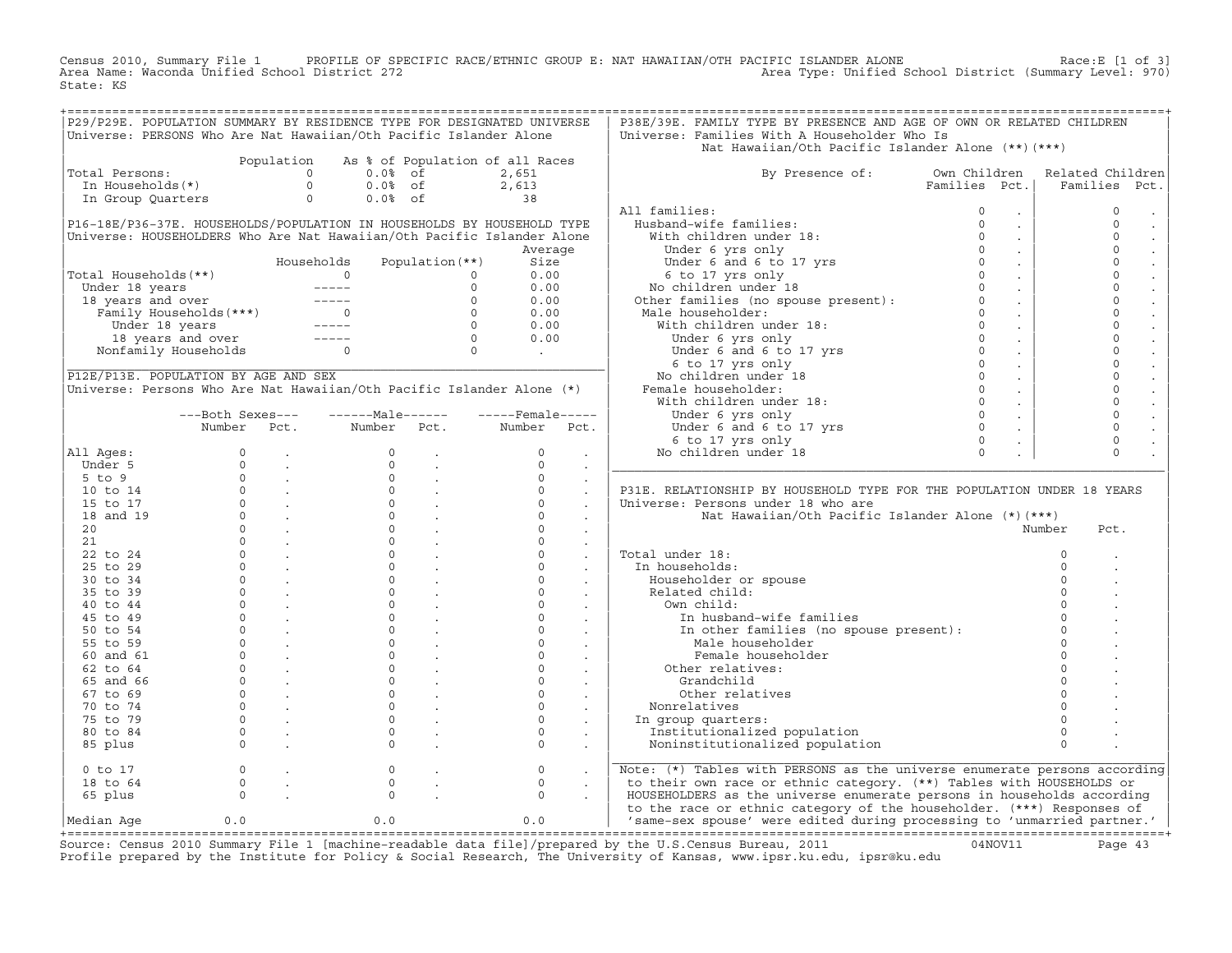Census 2010, Summary File 1 PROFILE OF SPECIFIC RACE/ETHNIC GROUP E: NAT HAWAIIAN/OTH PACIFIC ISLANDER ALONE Race:E [1 of 3]
Area Name: Waconda Unified School District 272 Area Type: Unified School District (Summary Level: 970)
State: KS

## P29/P29E. POPULATION SUMMARY BY RESIDENCE TYPE FOR DESIGNATED UNIVERSE

Universe: PERSONS Who Are Nat Hawaiian/Oth Pacific Islander Alone

| | Population | As % of Population of all Races | |
|---|---|---|---|
| Total Persons: | 0 | 0.0% of | 2,651 |
| In Households(*) | 0 | 0.0% of | 2,613 |
| In Group Quarters | 0 | 0.0% of | 38 |

## P16-18E/P36-37E. HOUSEHOLDS/POPULATION IN HOUSEHOLDS BY HOUSEHOLD TYPE

Universe: HOUSEHOLDERS Who Are Nat Hawaiian/Oth Pacific Islander Alone

| | Households | Population(**) | Average Size |
|---|---|---|---|
| Total Households(**) | 0 | 0 | 0.00 |
| Under 18 years | ----- | 0 | 0.00 |
| 18 years and over | ----- | 0 | 0.00 |
| Family Households(***) | 0 | 0 | 0.00 |
| Under 18 years | ----- | 0 | 0.00 |
| 18 years and over | ----- | 0 | 0.00 |
| Nonfamily Households | 0 | 0 | . |

## P12E/P13E. POPULATION BY AGE AND SEX

Universe: Persons Who Are Nat Hawaiian/Oth Pacific Islander Alone (*)

| | Both Sexes Number | Both Sexes Pct. | Male Number | Male Pct. | Female Number | Female Pct. |
|---|---|---|---|---|---|---|
| All Ages: | 0 | . | 0 | . | 0 | . |
| Under 5 | 0 | . | 0 | . | 0 | . |
| 5 to 9 | 0 | . | 0 | . | 0 | . |
| 10 to 14 | 0 | . | 0 | . | 0 | . |
| 15 to 17 | 0 | . | 0 | . | 0 | . |
| 18 and 19 | 0 | . | 0 | . | 0 | . |
| 20 | 0 | . | 0 | . | 0 | . |
| 21 | 0 | . | 0 | . | 0 | . |
| 22 to 24 | 0 | . | 0 | . | 0 | . |
| 25 to 29 | 0 | . | 0 | . | 0 | . |
| 30 to 34 | 0 | . | 0 | . | 0 | . |
| 35 to 39 | 0 | . | 0 | . | 0 | . |
| 40 to 44 | 0 | . | 0 | . | 0 | . |
| 45 to 49 | 0 | . | 0 | . | 0 | . |
| 50 to 54 | 0 | . | 0 | . | 0 | . |
| 55 to 59 | 0 | . | 0 | . | 0 | . |
| 60 and 61 | 0 | . | 0 | . | 0 | . |
| 62 to 64 | 0 | . | 0 | . | 0 | . |
| 65 and 66 | 0 | . | 0 | . | 0 | . |
| 67 to 69 | 0 | . | 0 | . | 0 | . |
| 70 to 74 | 0 | . | 0 | . | 0 | . |
| 75 to 79 | 0 | . | 0 | . | 0 | . |
| 80 to 84 | 0 | . | 0 | . | 0 | . |
| 85 plus | 0 | . | 0 | . | 0 | . |
| 0 to 17 | 0 | . | 0 | . | 0 | . |
| 18 to 64 | 0 | . | 0 | . | 0 | . |
| 65 plus | 0 | . | 0 | . | 0 | . |
| Median Age | 0.0 | | 0.0 | | 0.0 | |

## P38E/39E. FAMILY TYPE BY PRESENCE AND AGE OF OWN OR RELATED CHILDREN

Universe: Families With A Householder Who Is Nat Hawaiian/Oth Pacific Islander Alone (**)(***)

| By Presence of: | Own Children Families | Own Children Pct. | Related Children Families | Related Children Pct. |
|---|---|---|---|---|
| All families: | 0 | . | 0 | . |
| Husband-wife families: | 0 | . | 0 | . |
| With children under 18: | 0 | . | 0 | . |
| Under 6 yrs only | 0 | . | 0 | . |
| Under 6 and 6 to 17 yrs | 0 | . | 0 | . |
| 6 to 17 yrs only | 0 | . | 0 | . |
| No children under 18 | 0 | . | 0 | . |
| Other families (no spouse present): | 0 | . | 0 | . |
| Male householder: | 0 | . | 0 | . |
| With children under 18: | 0 | . | 0 | . |
| Under 6 yrs only | 0 | . | 0 | . |
| Under 6 and 6 to 17 yrs | 0 | . | 0 | . |
| 6 to 17 yrs only | 0 | . | 0 | . |
| No children under 18 | 0 | . | 0 | . |
| Female householder: | 0 | . | 0 | . |
| With children under 18: | 0 | . | 0 | . |
| Under 6 yrs only | 0 | . | 0 | . |
| Under 6 and 6 to 17 yrs | 0 | . | 0 | . |
| 6 to 17 yrs only | 0 | . | 0 | . |
| No children under 18 | 0 | . | 0 | . |

## P31E. RELATIONSHIP BY HOUSEHOLD TYPE FOR THE POPULATION UNDER 18 YEARS

Universe: Persons under 18 who are Nat Hawaiian/Oth Pacific Islander Alone (*)(***)

| | Number | Pct. |
|---|---|---|
| Total under 18: | 0 | . |
| In households: | 0 | . |
| Householder or spouse | 0 | . |
| Related child: | 0 | . |
| Own child: | 0 | . |
| In husband-wife families | 0 | . |
| In other families (no spouse present): | 0 | . |
| Male householder | 0 | . |
| Female householder | 0 | . |
| Other relatives: | 0 | . |
| Grandchild | 0 | . |
| Other relatives | 0 | . |
| Nonrelatives | 0 | . |
| In group quarters: | 0 | . |
| Institutionalized population | 0 | . |
| Noninstitutionalized population | 0 | . |

Note: (*) Tables with PERSONS as the universe enumerate persons according to their own race or ethnic category. (**) Tables with HOUSEHOLDS or HOUSEHOLDERS as the universe enumerate persons in households according to the race or ethnic category of the householder. (***) Responses of 'same-sex spouse' were edited during processing to 'unmarried partner.'

Source: Census 2010 Summary File 1 [machine-readable data file]/prepared by the U.S.Census Bureau, 2011 04NOV11
Profile prepared by the Institute for Policy & Social Research, The University of Kansas, www.ipsr.ku.edu, ipsr@ku.edu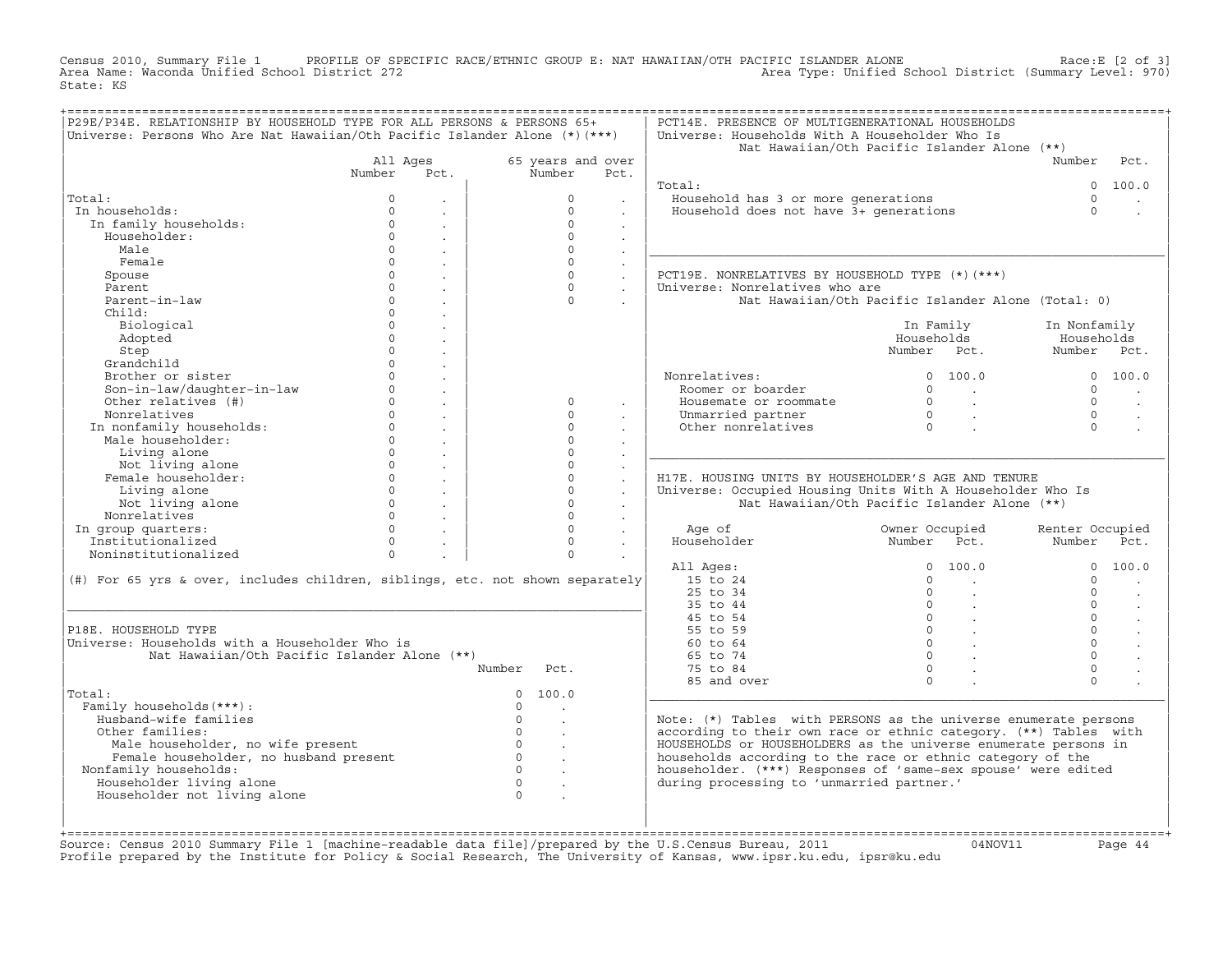Census 2010, Summary File 1 PROFILE OF SPECIFIC RACE/ETHNIC GROUP E: NAT HAWAIIAN/OTH PACIFIC ISLANDER ALONE Race:E [2 of 3]
Area Name: Waconda Unified School District 272 Area Type: Unified School District (Summary Level: 970)
State: KS

## P29E/P34E. RELATIONSHIP BY HOUSEHOLD TYPE FOR ALL PERSONS & PERSONS 65+

Universe: Persons Who Are Nat Hawaiian/Oth Pacific Islander Alone (*)(***)

| | All Ages Number | All Ages Pct. | 65 years and over Number | 65 years and over Pct. |
|---|---|---|---|---|
| Total: | 0 | . | 0 | . |
| In households: | 0 | . | 0 | . |
| In family households: | 0 | . | 0 | . |
| Householder: | 0 | . | 0 | . |
| Male | 0 | . | 0 | . |
| Female | 0 | . | 0 | . |
| Spouse | 0 | . | 0 | . |
| Parent | 0 | . | 0 | . |
| Parent-in-law | 0 | . | 0 | . |
| Child: | 0 | . | | |
| Biological | 0 | . | | |
| Adopted | 0 | . | | |
| Step | 0 | . | | |
| Grandchild | 0 | . | | |
| Brother or sister | 0 | . | | |
| Son-in-law/daughter-in-law | 0 | . | | |
| Other relatives (#) | 0 | . | 0 | . |
| Nonrelatives | 0 | . | 0 | . |
| In nonfamily households: | 0 | . | 0 | . |
| Male householder: | 0 | . | 0 | . |
| Living alone | 0 | . | 0 | . |
| Not living alone | 0 | . | 0 | . |
| Female householder: | 0 | . | 0 | . |
| Living alone | 0 | . | 0 | . |
| Not living alone | 0 | . | 0 | . |
| Nonrelatives | 0 | . | 0 | . |
| In group quarters: | 0 | . | 0 | . |
| Institutionalized | 0 | . | 0 | . |
| Noninstitutionalized | 0 | . | 0 | . |

(#) For 65 yrs & over, includes children, siblings, etc. not shown separately

## P18E. HOUSEHOLD TYPE

Universe: Households with a Householder Who is Nat Hawaiian/Oth Pacific Islander Alone (**)

| | Number | Pct. |
|---|---|---|
| Total: | 0 | 100.0 |
| Family households(***): | 0 | . |
| Husband-wife families | 0 | . |
| Other families: | 0 | . |
| Male householder, no wife present | 0 | . |
| Female householder, no husband present | 0 | . |
| Nonfamily households: | 0 | . |
| Householder living alone | 0 | . |
| Householder not living alone | 0 | . |

## PCT14E. PRESENCE OF MULTIGENERATIONAL HOUSEHOLDS

Universe: Households With A Householder Who Is Nat Hawaiian/Oth Pacific Islander Alone (**)

| | Number | Pct. |
|---|---|---|
| Total: | 0 | 100.0 |
| Household has 3 or more generations | 0 | . |
| Household does not have 3+ generations | 0 | . |

## PCT19E. NONRELATIVES BY HOUSEHOLD TYPE (*)(***)

Universe: Nonrelatives who are Nat Hawaiian/Oth Pacific Islander Alone (Total: 0)

| | In Family Households Number | In Family Households Pct. | In Nonfamily Households Number | In Nonfamily Households Pct. |
|---|---|---|---|---|
| Nonrelatives: | 0 | 100.0 | 0 | 100.0 |
| Roomer or boarder | 0 | . | 0 | . |
| Housemate or roommate | 0 | . | 0 | . |
| Unmarried partner | 0 | . | 0 | . |
| Other nonrelatives | 0 | . | 0 | . |

## H17E. HOUSING UNITS BY HOUSEHOLDER'S AGE AND TENURE

Universe: Occupied Housing Units With A Householder Who Is Nat Hawaiian/Oth Pacific Islander Alone (**)

| Age of Householder | Owner Occupied Number | Owner Occupied Pct. | Renter Occupied Number | Renter Occupied Pct. |
|---|---|---|---|---|
| All Ages: | 0 | 100.0 | 0 | 100.0 |
| 15 to 24 | 0 | . | 0 | . |
| 25 to 34 | 0 | . | 0 | . |
| 35 to 44 | 0 | . | 0 | . |
| 45 to 54 | 0 | . | 0 | . |
| 55 to 59 | 0 | . | 0 | . |
| 60 to 64 | 0 | . | 0 | . |
| 65 to 74 | 0 | . | 0 | . |
| 75 to 84 | 0 | . | 0 | . |
| 85 and over | 0 | . | 0 | . |

Note: (*) Tables with PERSONS as the universe enumerate persons according to their own race or ethnic category. (**) Tables with HOUSEHOLDS or HOUSEHOLDERS as the universe enumerate persons in households according to the race or ethnic category of the householder. (***) Responses of 'same-sex spouse' were edited during processing to 'unmarried partner.'

Source: Census 2010 Summary File 1 [machine-readable data file]/prepared by the U.S.Census Bureau, 2011 04NOV11
Profile prepared by the Institute for Policy & Social Research, The University of Kansas, www.ipsr.ku.edu, ipsr@ku.edu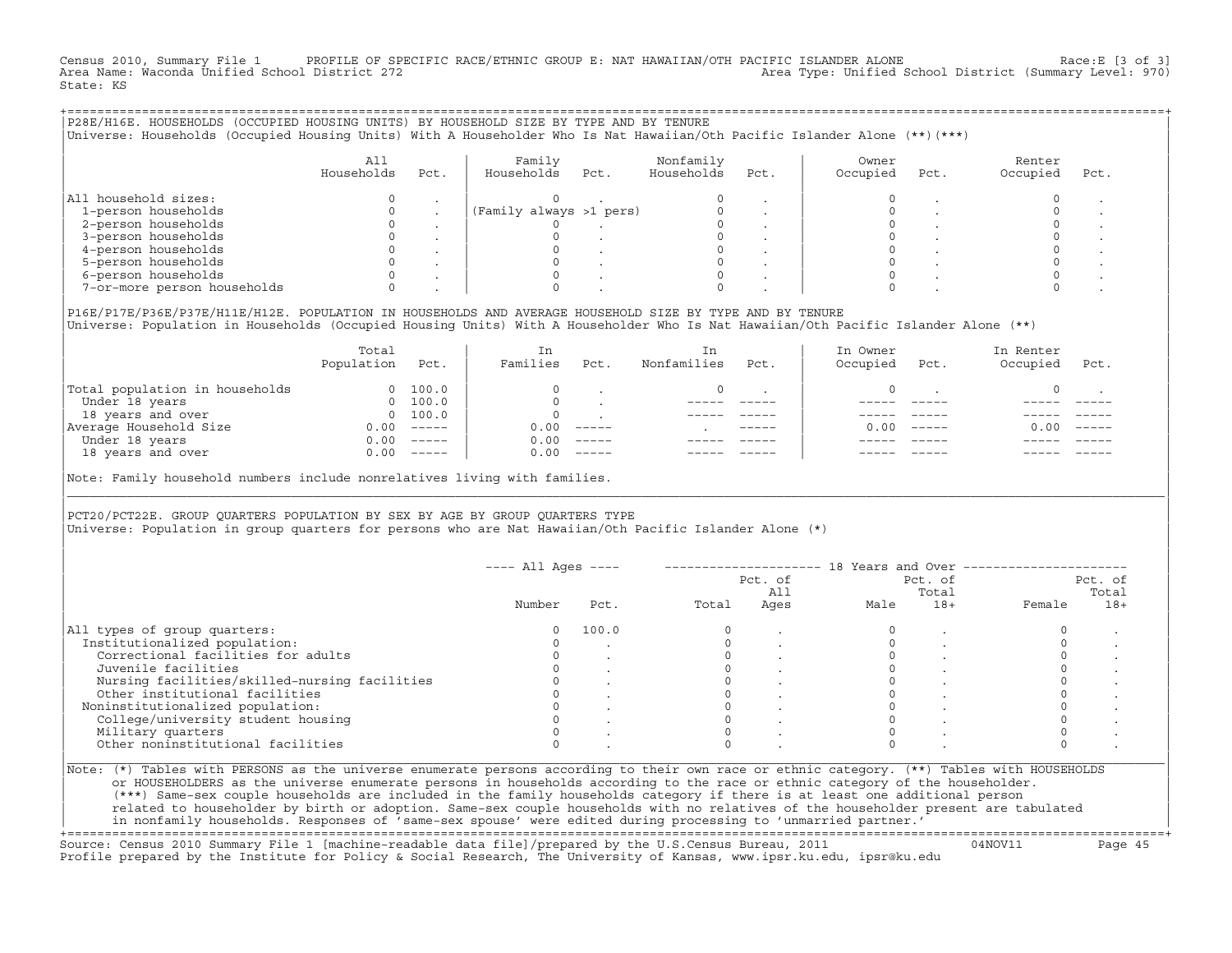Census 2010, Summary File 1 PROFILE OF SPECIFIC RACE/ETHNIC GROUP E: NAT HAWAIIAN/OTH PACIFIC ISLANDER ALONE Race:E [3 of 3]
Area Name: Waconda Unified School District 272 Area Type: Unified School District (Summary Level: 970)
State: KS

## P28E/H16E. HOUSEHOLDS (OCCUPIED HOUSING UNITS) BY HOUSEHOLD SIZE BY TYPE AND BY TENURE

Universe: Households (Occupied Housing Units) With A Householder Who Is Nat Hawaiian/Oth Pacific Islander Alone (**)(***)

| | All Households | Pct. | Family Households | Pct. | Nonfamily Households | Pct. | Owner Occupied | Pct. | Renter Occupied | Pct. |
|---|---|---|---|---|---|---|---|---|---|---|
| All household sizes: | 0 | . | 0 | . | 0 | . | 0 | . | 0 | . |
| 1-person households | 0 | . | (Family always >1 pers) | | 0 | . | 0 | . | 0 | . |
| 2-person households | 0 | . | 0 | . | 0 | . | 0 | . | 0 | . |
| 3-person households | 0 | . | 0 | . | 0 | . | 0 | . | 0 | . |
| 4-person households | 0 | . | 0 | . | 0 | . | 0 | . | 0 | . |
| 5-person households | 0 | . | 0 | . | 0 | . | 0 | . | 0 | . |
| 6-person households | 0 | . | 0 | . | 0 | . | 0 | . | 0 | . |
| 7-or-more person households | 0 | . | 0 | . | 0 | . | 0 | . | 0 | . |

## P16E/P17E/P36E/P37E/H11E/H12E. POPULATION IN HOUSEHOLDS AND AVERAGE HOUSEHOLD SIZE BY TYPE AND BY TENURE

Universe: Population in Households (Occupied Housing Units) With A Householder Who Is Nat Hawaiian/Oth Pacific Islander Alone (**)

| | Total Population | Pct. | In Families | Pct. | In Nonfamilies | Pct. | In Owner Occupied | Pct. | In Renter Occupied | Pct. |
|---|---|---|---|---|---|---|---|---|---|---|
| Total population in households | 0 | 100.0 | 0 | . | 0 | . | 0 | . | 0 | . |
| Under 18 years | 0 | 100.0 | 0 | . | ----- | ----- | ----- | ----- | ----- | ----- |
| 18 years and over | 0 | 100.0 | 0 | . | ----- | ----- | ----- | ----- | ----- | ----- |
| Average Household Size | 0.00 | ----- | 0.00 | ----- | . | ----- | 0.00 | ----- | 0.00 | ----- |
| Under 18 years | 0.00 | ----- | 0.00 | ----- | ----- | ----- | ----- | ----- | ----- | ----- |
| 18 years and over | 0.00 | ----- | 0.00 | ----- | ----- | ----- | ----- | ----- | ----- | ----- |

Note: Family household numbers include nonrelatives living with families.

## PCT20/PCT22E. GROUP QUARTERS POPULATION BY SEX BY AGE BY GROUP QUARTERS TYPE

Universe: Population in group quarters for persons who are Nat Hawaiian/Oth Pacific Islander Alone (*)

| | ---- All Ages ---- | | 18 Years and Over | | | | | |
|---|---|---|---|---|---|---|---|---|
| | Number | Pct. | Total | Pct. of All Ages | Male | Pct. of Total 18+ | Female | Pct. of Total 18+ |
| All types of group quarters: | 0 | 100.0 | 0 | . | 0 | . | 0 | . |
| Institutionalized population: | 0 | . | 0 | . | 0 | . | 0 | . |
| Correctional facilities for adults | 0 | . | 0 | . | 0 | . | 0 | . |
| Juvenile facilities | 0 | . | 0 | . | 0 | . | 0 | . |
| Nursing facilities/skilled-nursing facilities | 0 | . | 0 | . | 0 | . | 0 | . |
| Other institutional facilities | 0 | . | 0 | . | 0 | . | 0 | . |
| Noninstitutionalized population: | 0 | . | 0 | . | 0 | . | 0 | . |
| College/university student housing | 0 | . | 0 | . | 0 | . | 0 | . |
| Military quarters | 0 | . | 0 | . | 0 | . | 0 | . |
| Other noninstitutional facilities | 0 | . | 0 | . | 0 | . | 0 | . |

Note: (*) Tables with PERSONS as the universe enumerate persons according to their own race or ethnic category. (**) Tables with HOUSEHOLDS or HOUSEHOLDERS as the universe enumerate persons in households according to the race or ethnic category of the householder. (***) Same-sex couple households are included in the family households category if there is at least one additional person related to householder by birth or adoption. Same-sex couple households with no relatives of the householder present are tabulated in nonfamily households. Responses of 'same-sex spouse' were edited during processing to 'unmarried partner.'

Source: Census 2010 Summary File 1 [machine-readable data file]/prepared by the U.S.Census Bureau, 2011 04NOV11
Profile prepared by the Institute for Policy & Social Research, The University of Kansas, www.ipsr.ku.edu, ipsr@ku.edu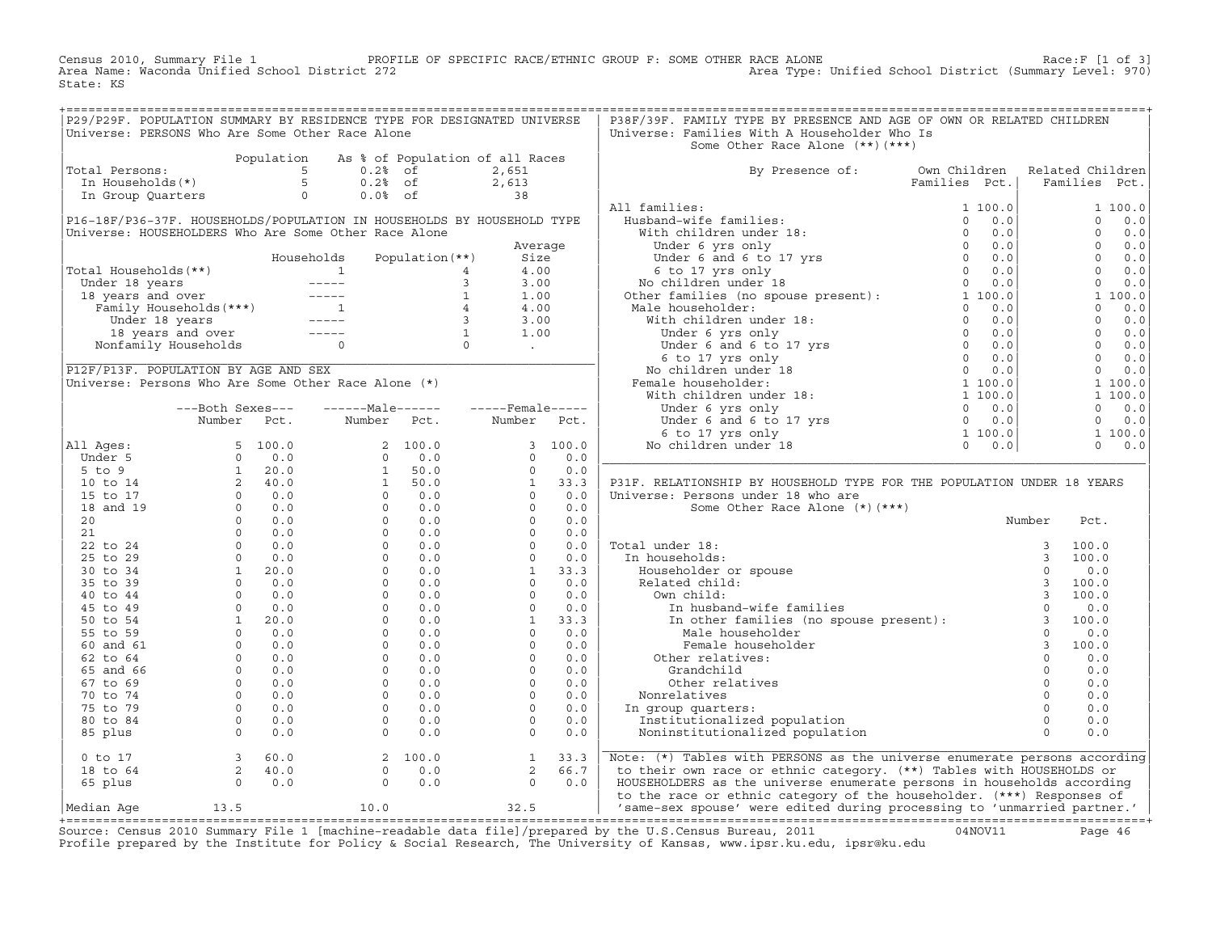Census 2010, Summary File 1 — PROFILE OF SPECIFIC RACE/ETHNIC GROUP F: SOME OTHER RACE ALONE — Race:F [1 of 3]
Area Name: Waconda Unified School District 272 — Area Type: Unified School District (Summary Level: 970)
State: KS

## P29/P29F. POPULATION SUMMARY BY RESIDENCE TYPE FOR DESIGNATED UNIVERSE

Universe: PERSONS Who Are Some Other Race Alone

| | Population | As % of Population of all Races | |
|---|---|---|---|
| Total Persons: | 5 | 0.2% of | 2,651 |
| In Households(*) | 5 | 0.2% of | 2,613 |
| In Group Quarters | 0 | 0.0% of | 38 |

## P16-18F/P36-37F. HOUSEHOLDS/POPULATION IN HOUSEHOLDS BY HOUSEHOLD TYPE

Universe: HOUSEHOLDERS Who Are Some Other Race Alone

| | Households | Population(**) | Average Size |
|---|---|---|---|
| Total Households(**) | 1 | 4 | 4.00 |
| Under 18 years | ----- | 3 | 3.00 |
| 18 years and over | ----- | 1 | 1.00 |
| Family Households(***) | 1 | 4 | 4.00 |
| Under 18 years | ----- | 3 | 3.00 |
| 18 years and over | ----- | 1 | 1.00 |
| Nonfamily Households | 0 | 0 | . |

## P12F/P13F. POPULATION BY AGE AND SEX

Universe: Persons Who Are Some Other Race Alone (*)

| | Both Sexes Number | Both Sexes Pct. | Male Number | Male Pct. | Female Number | Female Pct. |
|---|---|---|---|---|---|---|
| All Ages: | 5 | 100.0 | 2 | 100.0 | 3 | 100.0 |
| Under 5 | 0 | 0.0 | 0 | 0.0 | 0 | 0.0 |
| 5 to 9 | 1 | 20.0 | 1 | 50.0 | 0 | 0.0 |
| 10 to 14 | 2 | 40.0 | 1 | 50.0 | 1 | 33.3 |
| 15 to 17 | 0 | 0.0 | 0 | 0.0 | 0 | 0.0 |
| 18 and 19 | 0 | 0.0 | 0 | 0.0 | 0 | 0.0 |
| 20 | 0 | 0.0 | 0 | 0.0 | 0 | 0.0 |
| 21 | 0 | 0.0 | 0 | 0.0 | 0 | 0.0 |
| 22 to 24 | 0 | 0.0 | 0 | 0.0 | 0 | 0.0 |
| 25 to 29 | 0 | 0.0 | 0 | 0.0 | 0 | 0.0 |
| 30 to 34 | 1 | 20.0 | 0 | 0.0 | 1 | 33.3 |
| 35 to 39 | 0 | 0.0 | 0 | 0.0 | 0 | 0.0 |
| 40 to 44 | 0 | 0.0 | 0 | 0.0 | 0 | 0.0 |
| 45 to 49 | 0 | 0.0 | 0 | 0.0 | 0 | 0.0 |
| 50 to 54 | 1 | 20.0 | 0 | 0.0 | 1 | 33.3 |
| 55 to 59 | 0 | 0.0 | 0 | 0.0 | 0 | 0.0 |
| 60 and 61 | 0 | 0.0 | 0 | 0.0 | 0 | 0.0 |
| 62 to 64 | 0 | 0.0 | 0 | 0.0 | 0 | 0.0 |
| 65 and 66 | 0 | 0.0 | 0 | 0.0 | 0 | 0.0 |
| 67 to 69 | 0 | 0.0 | 0 | 0.0 | 0 | 0.0 |
| 70 to 74 | 0 | 0.0 | 0 | 0.0 | 0 | 0.0 |
| 75 to 79 | 0 | 0.0 | 0 | 0.0 | 0 | 0.0 |
| 80 to 84 | 0 | 0.0 | 0 | 0.0 | 0 | 0.0 |
| 85 plus | 0 | 0.0 | 0 | 0.0 | 0 | 0.0 |
| 0 to 17 | 3 | 60.0 | 2 | 100.0 | 1 | 33.3 |
| 18 to 64 | 2 | 40.0 | 0 | 0.0 | 2 | 66.7 |
| 65 plus | 0 | 0.0 | 0 | 0.0 | 0 | 0.0 |
| Median Age | 13.5 | | 10.0 | | 32.5 | |

## P38F/39F. FAMILY TYPE BY PRESENCE AND AGE OF OWN OR RELATED CHILDREN

Universe: Families With A Householder Who Is Some Other Race Alone (**)(***)

| By Presence of: | Own Children Families | Own Children Pct. | Related Children Families | Related Children Pct. |
|---|---|---|---|---|
| All families: | 1 | 100.0 | 1 | 100.0 |
| Husband-wife families: | 0 | 0.0 | 0 | 0.0 |
| With children under 18: | 0 | 0.0 | 0 | 0.0 |
| Under 6 yrs only | 0 | 0.0 | 0 | 0.0 |
| Under 6 and 6 to 17 yrs | 0 | 0.0 | 0 | 0.0 |
| 6 to 17 yrs only | 0 | 0.0 | 0 | 0.0 |
| No children under 18 | 0 | 0.0 | 0 | 0.0 |
| Other families (no spouse present): | 1 | 100.0 | 1 | 100.0 |
| Male householder: | 0 | 0.0 | 0 | 0.0 |
| With children under 18: | 0 | 0.0 | 0 | 0.0 |
| Under 6 yrs only | 0 | 0.0 | 0 | 0.0 |
| Under 6 and 6 to 17 yrs | 0 | 0.0 | 0 | 0.0 |
| 6 to 17 yrs only | 0 | 0.0 | 0 | 0.0 |
| No children under 18 | 0 | 0.0 | 0 | 0.0 |
| Female householder: | 1 | 100.0 | 1 | 100.0 |
| With children under 18: | 1 | 100.0 | 1 | 100.0 |
| Under 6 yrs only | 0 | 0.0 | 0 | 0.0 |
| Under 6 and 6 to 17 yrs | 0 | 0.0 | 0 | 0.0 |
| 6 to 17 yrs only | 1 | 100.0 | 1 | 100.0 |
| No children under 18 | 0 | 0.0 | 0 | 0.0 |

## P31F. RELATIONSHIP BY HOUSEHOLD TYPE FOR THE POPULATION UNDER 18 YEARS

Universe: Persons under 18 who are Some Other Race Alone (*)(***)

| | Number | Pct. |
|---|---|---|
| Total under 18: | 3 | 100.0 |
| In households: | 3 | 100.0 |
| Householder or spouse | 0 | 0.0 |
| Related child: | 3 | 100.0 |
| Own child: | 3 | 100.0 |
| In husband-wife families | 0 | 0.0 |
| In other families (no spouse present): | 3 | 100.0 |
| Male householder | 0 | 0.0 |
| Female householder | 3 | 100.0 |
| Other relatives: | 0 | 0.0 |
| Grandchild | 0 | 0.0 |
| Other relatives | 0 | 0.0 |
| Nonrelatives | 0 | 0.0 |
| In group quarters: | 0 | 0.0 |
| Institutionalized population | 0 | 0.0 |
| Noninstitutionalized population | 0 | 0.0 |

Note: (*) Tables with PERSONS as the universe enumerate persons according to their own race or ethnic category. (**) Tables with HOUSEHOLDS or HOUSEHOLDERS as the universe enumerate persons in households according to the race or ethnic category of the householder. (***) Responses of 'same-sex spouse' were edited during processing to 'unmarried partner.'

Source: Census 2010 Summary File 1 [machine-readable data file]/prepared by the U.S.Census Bureau, 2011 04NOV11
Profile prepared by the Institute for Policy & Social Research, The University of Kansas, www.ipsr.ku.edu, ipsr@ku.edu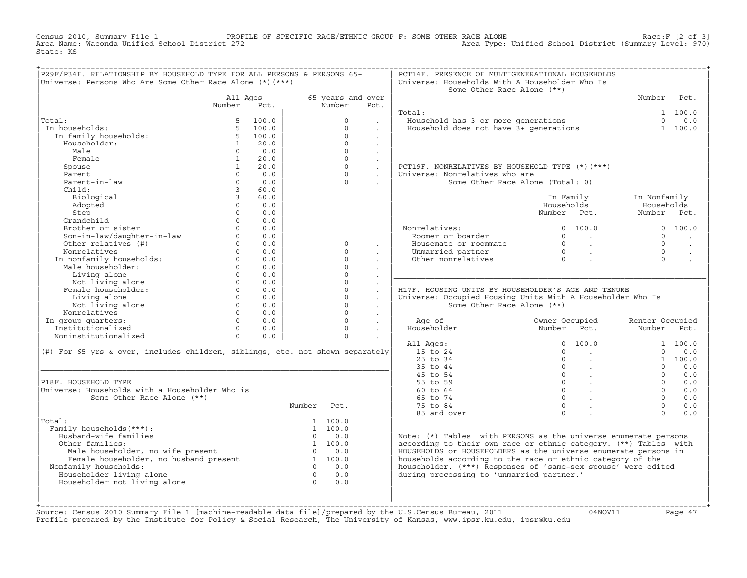Census 2010, Summary File 1 PROFILE OF SPECIFIC RACE/ETHNIC GROUP F: SOME OTHER RACE ALONE Race:F [2 of 3]
Area Name: Waconda Unified School District 272 Area Type: Unified School District (Summary Level: 970)
State: KS

## P29F/P34F. RELATIONSHIP BY HOUSEHOLD TYPE FOR ALL PERSONS & PERSONS 65+

Universe: Persons Who Are Some Other Race Alone (*)(***)

| | All Ages Number | All Ages Pct. | 65 years and over Number | 65 years and over Pct. |
|---|---|---|---|---|
| Total: | 5 | 100.0 | 0 | . |
| In households: | 5 | 100.0 | 0 | . |
| In family households: | 5 | 100.0 | 0 | . |
| Householder: | 1 | 20.0 | 0 | . |
| Male | 0 | 0.0 | 0 | . |
| Female | 1 | 20.0 | 0 | . |
| Spouse | 1 | 20.0 | 0 | . |
| Parent | 0 | 0.0 | 0 | . |
| Parent-in-law | 0 | 0.0 | 0 | . |
| Child: | 3 | 60.0 | | |
| Biological | 3 | 60.0 | | |
| Adopted | 0 | 0.0 | | |
| Step | 0 | 0.0 | | |
| Grandchild | 0 | 0.0 | | |
| Brother or sister | 0 | 0.0 | | |
| Son-in-law/daughter-in-law | 0 | 0.0 | | |
| Other relatives (#) | 0 | 0.0 | 0 | . |
| Nonrelatives | 0 | 0.0 | 0 | . |
| In nonfamily households: | 0 | 0.0 | 0 | . |
| Male householder: | 0 | 0.0 | 0 | . |
| Living alone | 0 | 0.0 | 0 | . |
| Not living alone | 0 | 0.0 | 0 | . |
| Female householder: | 0 | 0.0 | 0 | . |
| Living alone | 0 | 0.0 | 0 | . |
| Not living alone | 0 | 0.0 | 0 | . |
| Nonrelatives | 0 | 0.0 | 0 | . |
| In group quarters: | 0 | 0.0 | 0 | . |
| Institutionalized | 0 | 0.0 | 0 | . |
| Noninstitutionalized | 0 | 0.0 | 0 | . |

(#) For 65 yrs & over, includes children, siblings, etc. not shown separately

## P18F. HOUSEHOLD TYPE

Universe: Households with a Householder Who is Some Other Race Alone (**)

| | Number | Pct. |
|---|---|---|
| Total: | 1 | 100.0 |
| Family households(***): | 1 | 100.0 |
| Husband-wife families | 0 | 0.0 |
| Other families: | 1 | 100.0 |
| Male householder, no wife present | 0 | 0.0 |
| Female householder, no husband present | 1 | 100.0 |
| Nonfamily households: | 0 | 0.0 |
| Householder living alone | 0 | 0.0 |
| Householder not living alone | 0 | 0.0 |

## PCT14F. PRESENCE OF MULTIGENERATIONAL HOUSEHOLDS

Universe: Households With A Householder Who Is Some Other Race Alone (**)

| | Number | Pct. |
|---|---|---|
| Total: | 1 | 100.0 |
| Household has 3 or more generations | 0 | 0.0 |
| Household does not have 3+ generations | 1 | 100.0 |

## PCT19F. NONRELATIVES BY HOUSEHOLD TYPE (*)(***)

Universe: Nonrelatives who are Some Other Race Alone (Total: 0)

| | In Family Households Number | In Family Households Pct. | In Nonfamily Households Number | In Nonfamily Households Pct. |
|---|---|---|---|---|
| Nonrelatives: | 0 | 100.0 | 0 | 100.0 |
| Roomer or boarder | 0 | . | 0 | . |
| Housemate or roommate | 0 | . | 0 | . |
| Unmarried partner | 0 | . | 0 | . |
| Other nonrelatives | 0 | . | 0 | . |

## H17F. HOUSING UNITS BY HOUSEHOLDER'S AGE AND TENURE

Universe: Occupied Housing Units With A Householder Who Is Some Other Race Alone (**)

| Age of Householder | Owner Occupied Number | Owner Occupied Pct. | Renter Occupied Number | Renter Occupied Pct. |
|---|---|---|---|---|
| All Ages: | 0 | 100.0 | 1 | 100.0 |
| 15 to 24 | 0 | . | 0 | 0.0 |
| 25 to 34 | 0 | . | 1 | 100.0 |
| 35 to 44 | 0 | . | 0 | 0.0 |
| 45 to 54 | 0 | . | 0 | 0.0 |
| 55 to 59 | 0 | . | 0 | 0.0 |
| 60 to 64 | 0 | . | 0 | 0.0 |
| 65 to 74 | 0 | . | 0 | 0.0 |
| 75 to 84 | 0 | . | 0 | 0.0 |
| 85 and over | 0 | . | 0 | 0.0 |

Note: (*) Tables with PERSONS as the universe enumerate persons according to their own race or ethnic category. (**) Tables with HOUSEHOLDS or HOUSEHOLDERS as the universe enumerate persons in households according to the race or ethnic category of the householder. (***) Responses of 'same-sex spouse' were edited during processing to 'unmarried partner.'

Source: Census 2010 Summary File 1 [machine-readable data file]/prepared by the U.S.Census Bureau, 2011 04NOV11
Profile prepared by the Institute for Policy & Social Research, The University of Kansas, www.ipsr.ku.edu, ipsr@ku.edu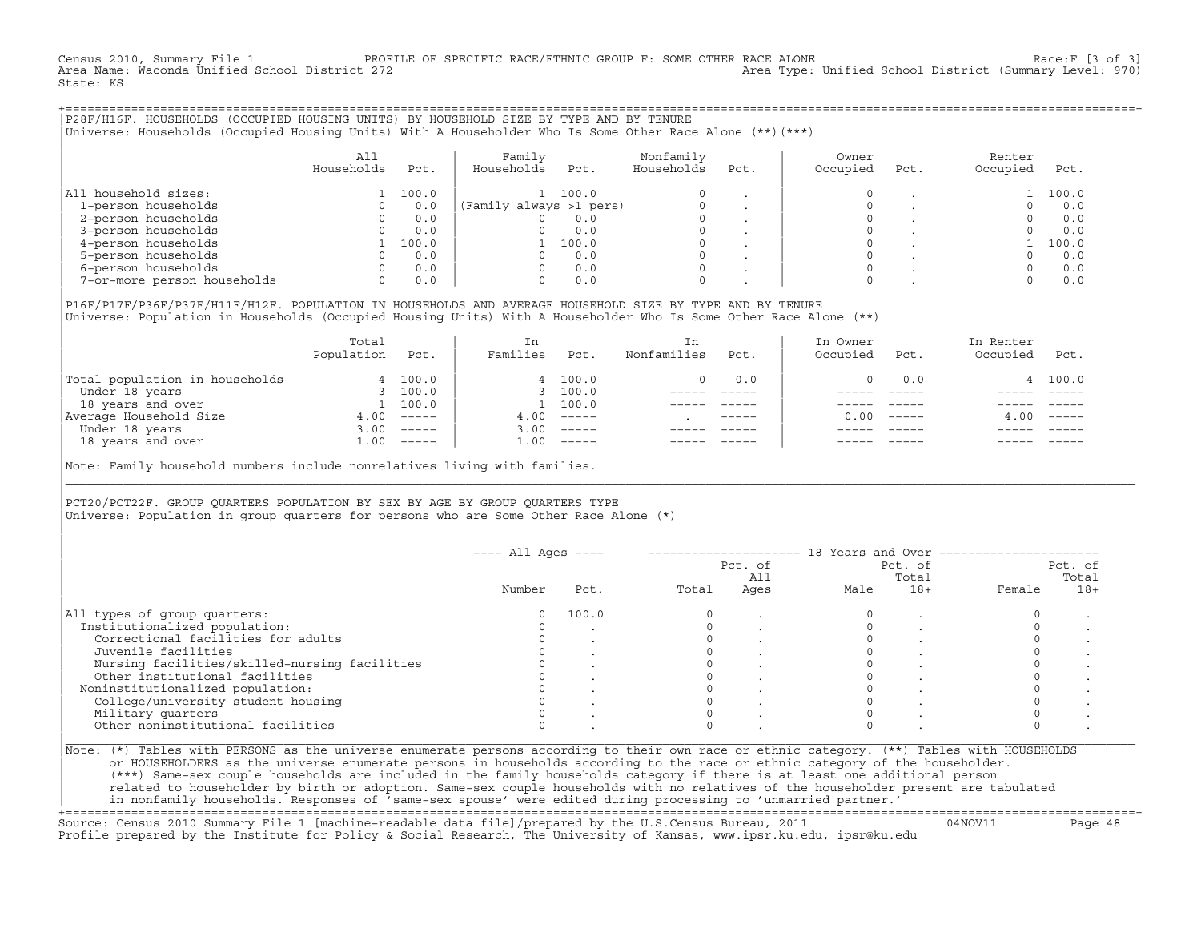Census 2010, Summary File 1 PROFILE OF SPECIFIC RACE/ETHNIC GROUP F: SOME OTHER RACE ALONE Race:F [3 of 3]
Area Name: Waconda Unified School District 272 Area Type: Unified School District (Summary Level: 970)
State: KS

## P28F/H16F. HOUSEHOLDS (OCCUPIED HOUSING UNITS) BY HOUSEHOLD SIZE BY TYPE AND BY TENURE

Universe: Households (Occupied Housing Units) With A Householder Who Is Some Other Race Alone (**)(***)

| | All Households | Pct. | Family Households | Pct. | Nonfamily Households | Pct. | Owner Occupied | Pct. | Renter Occupied | Pct. |
|---|---|---|---|---|---|---|---|---|---|---|
| All household sizes: | 1 | 100.0 | 1 | 100.0 | 0 | . | 0 | . | 1 | 100.0 |
| 1-person households | 0 | 0.0 | (Family always >1 pers) | | 0 | . | 0 | . | 0 | 0.0 |
| 2-person households | 0 | 0.0 | 0 | 0.0 | 0 | . | 0 | . | 0 | 0.0 |
| 3-person households | 0 | 0.0 | 0 | 0.0 | 0 | . | 0 | . | 0 | 0.0 |
| 4-person households | 1 | 100.0 | 1 | 100.0 | 0 | . | 0 | . | 1 | 100.0 |
| 5-person households | 0 | 0.0 | 0 | 0.0 | 0 | . | 0 | . | 0 | 0.0 |
| 6-person households | 0 | 0.0 | 0 | 0.0 | 0 | . | 0 | . | 0 | 0.0 |
| 7-or-more person households | 0 | 0.0 | 0 | 0.0 | 0 | . | 0 | . | 0 | 0.0 |

## P16F/P17F/P36F/P37F/H11F/H12F. POPULATION IN HOUSEHOLDS AND AVERAGE HOUSEHOLD SIZE BY TYPE AND BY TENURE

Universe: Population in Households (Occupied Housing Units) With A Householder Who Is Some Other Race Alone (**)

| | Total Population | Pct. | In Families | Pct. | In Nonfamilies | Pct. | In Owner Occupied | Pct. | In Renter Occupied | Pct. |
|---|---|---|---|---|---|---|---|---|---|---|
| Total population in households | 4 | 100.0 | 4 | 100.0 | 0 | 0.0 | 0 | 0.0 | 4 | 100.0 |
| Under 18 years | 3 | 100.0 | 3 | 100.0 | ----- | ----- | ----- | ----- | ----- | ----- |
| 18 years and over | 1 | 100.0 | 1 | 100.0 | ----- | ----- | ----- | ----- | ----- | ----- |
| Average Household Size | 4.00 | ----- | 4.00 | ----- | . | ----- | 0.00 | ----- | 4.00 | ----- |
| Under 18 years | 3.00 | ----- | 3.00 | ----- | ----- | ----- | ----- | ----- | ----- | ----- |
| 18 years and over | 1.00 | ----- | 1.00 | ----- | ----- | ----- | ----- | ----- | ----- | ----- |

Note: Family household numbers include nonrelatives living with families.

## PCT20/PCT22F. GROUP QUARTERS POPULATION BY SEX BY AGE BY GROUP QUARTERS TYPE

Universe: Population in group quarters for persons who are Some Other Race Alone (*)

| | All Ages | | 18 Years and Over | | | | | |
|---|---|---|---|---|---|---|---|---|
| | Number | Pct. | Total | Pct. of All Ages | Male | Pct. of Total 18+ | Female | Pct. of Total 18+ |
| All types of group quarters: | 0 | 100.0 | 0 | . | 0 | . | 0 | . |
| Institutionalized population: | 0 | . | 0 | . | 0 | . | 0 | . |
| Correctional facilities for adults | 0 | . | 0 | . | 0 | . | 0 | . |
| Juvenile facilities | 0 | . | 0 | . | 0 | . | 0 | . |
| Nursing facilities/skilled-nursing facilities | 0 | . | 0 | . | 0 | . | 0 | . |
| Other institutional facilities | 0 | . | 0 | . | 0 | . | 0 | . |
| Noninstitutionalized population: | 0 | . | 0 | . | 0 | . | 0 | . |
| College/university student housing | 0 | . | 0 | . | 0 | . | 0 | . |
| Military quarters | 0 | . | 0 | . | 0 | . | 0 | . |
| Other noninstitutional facilities | 0 | . | 0 | . | 0 | . | 0 | . |

Note: (*) Tables with PERSONS as the universe enumerate persons according to their own race or ethnic category. (**) Tables with HOUSEHOLDS or HOUSEHOLDERS as the universe enumerate persons in households according to the race or ethnic category of the householder. (***) Same-sex couple households are included in the family households category if there is at least one additional person related to householder by birth or adoption. Same-sex couple households with no relatives of the householder present are tabulated in nonfamily households. Responses of 'same-sex spouse' were edited during processing to 'unmarried partner.'

Source: Census 2010 Summary File 1 [machine-readable data file]/prepared by the U.S.Census Bureau, 2011 04NOV11
Profile prepared by the Institute for Policy & Social Research, The University of Kansas, www.ipsr.ku.edu, ipsr@ku.edu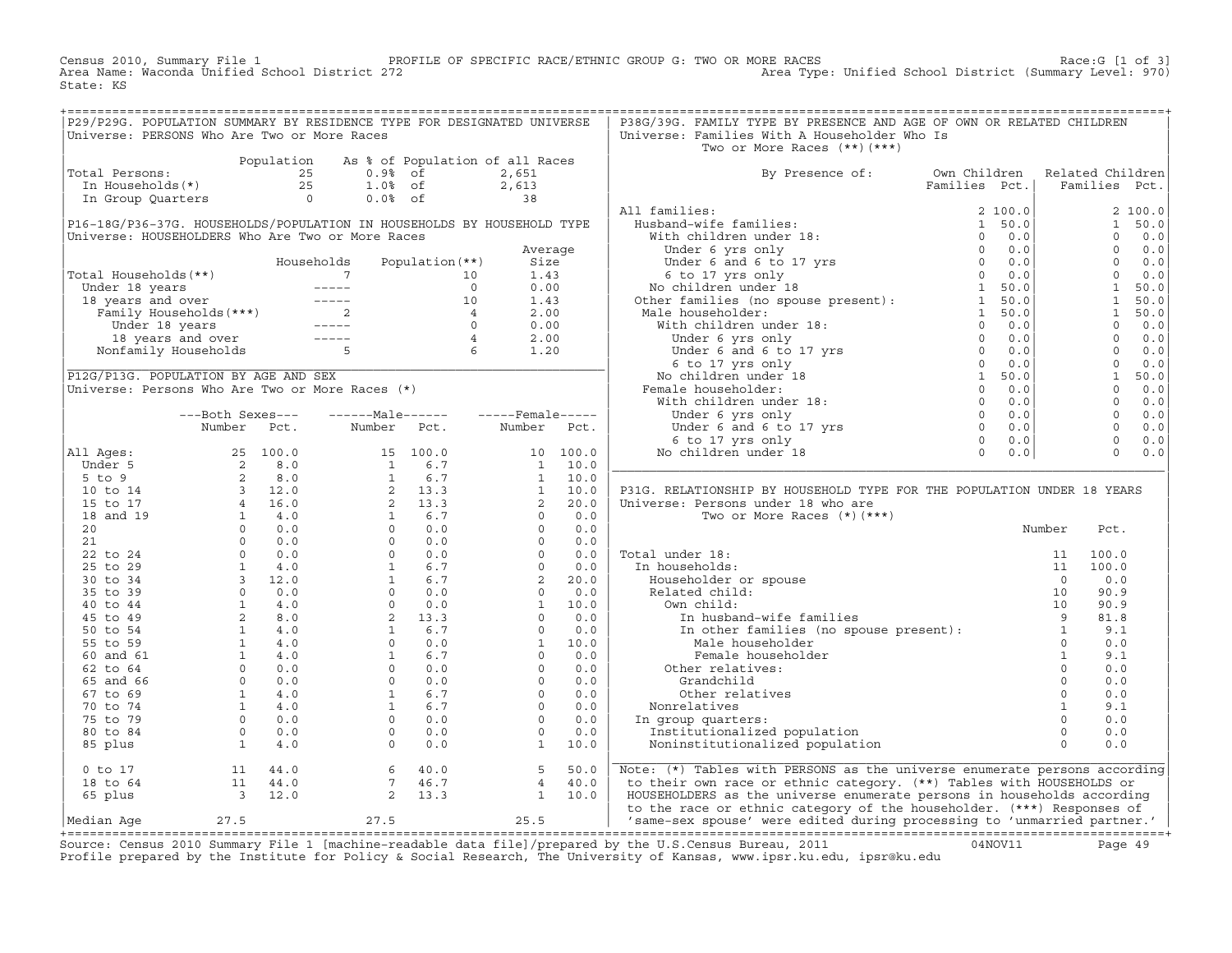Census 2010, Summary File 1 — PROFILE OF SPECIFIC RACE/ETHNIC GROUP G: TWO OR MORE RACES — Race:G [1 of 3]
Area Name: Waconda Unified School District 272 — Area Type: Unified School District (Summary Level: 970)
State: KS

## P29/P29G. POPULATION SUMMARY BY RESIDENCE TYPE FOR DESIGNATED UNIVERSE

Universe: PERSONS Who Are Two or More Races

| | Population | As % of Population of all Races | |
|---|---|---|---|
| Total Persons: | 25 | 0.9% of | 2,651 |
| In Households(*) | 25 | 1.0% of | 2,613 |
| In Group Quarters | 0 | 0.0% of | 38 |

## P16-18G/P36-37G. HOUSEHOLDS/POPULATION IN HOUSEHOLDS BY HOUSEHOLD TYPE

Universe: HOUSEHOLDERS Who Are Two or More Races

| | Households | Population(**) | Average Size |
|---|---|---|---|
| Total Households(**) | 7 | 10 | 1.43 |
| Under 18 years | ----- | 0 | 0.00 |
| 18 years and over | ----- | 10 | 1.43 |
| Family Households(***) | 2 | 4 | 2.00 |
| Under 18 years | ----- | 0 | 0.00 |
| 18 years and over | ----- | 4 | 2.00 |
| Nonfamily Households | 5 | 6 | 1.20 |

## P12G/P13G. POPULATION BY AGE AND SEX

Universe: Persons Who Are Two or More Races (*)

| | Both Sexes Number | Both Sexes Pct. | Male Number | Male Pct. | Female Number | Female Pct. |
|---|---|---|---|---|---|---|
| All Ages: | 25 | 100.0 | 15 | 100.0 | 10 | 100.0 |
| Under 5 | 2 | 8.0 | 1 | 6.7 | 1 | 10.0 |
| 5 to 9 | 2 | 8.0 | 1 | 6.7 | 1 | 10.0 |
| 10 to 14 | 3 | 12.0 | 2 | 13.3 | 1 | 10.0 |
| 15 to 17 | 4 | 16.0 | 2 | 13.3 | 2 | 20.0 |
| 18 and 19 | 1 | 4.0 | 1 | 6.7 | 0 | 0.0 |
| 20 | 0 | 0.0 | 0 | 0.0 | 0 | 0.0 |
| 21 | 0 | 0.0 | 0 | 0.0 | 0 | 0.0 |
| 22 to 24 | 0 | 0.0 | 0 | 0.0 | 0 | 0.0 |
| 25 to 29 | 1 | 4.0 | 1 | 6.7 | 0 | 0.0 |
| 30 to 34 | 3 | 12.0 | 1 | 6.7 | 2 | 20.0 |
| 35 to 39 | 0 | 0.0 | 0 | 0.0 | 0 | 0.0 |
| 40 to 44 | 1 | 4.0 | 0 | 0.0 | 1 | 10.0 |
| 45 to 49 | 2 | 8.0 | 2 | 13.3 | 0 | 0.0 |
| 50 to 54 | 1 | 4.0 | 1 | 6.7 | 0 | 0.0 |
| 55 to 59 | 1 | 4.0 | 0 | 0.0 | 1 | 10.0 |
| 60 and 61 | 1 | 4.0 | 1 | 6.7 | 0 | 0.0 |
| 62 to 64 | 0 | 0.0 | 0 | 0.0 | 0 | 0.0 |
| 65 and 66 | 0 | 0.0 | 0 | 0.0 | 0 | 0.0 |
| 67 to 69 | 1 | 4.0 | 1 | 6.7 | 0 | 0.0 |
| 70 to 74 | 1 | 4.0 | 1 | 6.7 | 0 | 0.0 |
| 75 to 79 | 0 | 0.0 | 0 | 0.0 | 0 | 0.0 |
| 80 to 84 | 0 | 0.0 | 0 | 0.0 | 0 | 0.0 |
| 85 plus | 1 | 4.0 | 0 | 0.0 | 1 | 10.0 |
| 0 to 17 | 11 | 44.0 | 6 | 40.0 | 5 | 50.0 |
| 18 to 64 | 11 | 44.0 | 7 | 46.7 | 4 | 40.0 |
| 65 plus | 3 | 12.0 | 2 | 13.3 | 1 | 10.0 |
| Median Age | 27.5 | | 27.5 | | 25.5 | |

## P38G/39G. FAMILY TYPE BY PRESENCE AND AGE OF OWN OR RELATED CHILDREN

Universe: Families With A Householder Who Is Two or More Races (**)(***)

| By Presence of: | Own Children Families | Own Children Pct. | Related Children Families | Related Children Pct. |
|---|---|---|---|---|
| All families: | 2 | 100.0 | 2 | 100.0 |
| Husband-wife families: | 1 | 50.0 | 1 | 50.0 |
| With children under 18: | 0 | 0.0 | 0 | 0.0 |
| Under 6 yrs only | 0 | 0.0 | 0 | 0.0 |
| Under 6 and 6 to 17 yrs | 0 | 0.0 | 0 | 0.0 |
| 6 to 17 yrs only | 0 | 0.0 | 0 | 0.0 |
| No children under 18 | 1 | 50.0 | 1 | 50.0 |
| Other families (no spouse present): | 1 | 50.0 | 1 | 50.0 |
| Male householder: | 1 | 50.0 | 1 | 50.0 |
| With children under 18: | 0 | 0.0 | 0 | 0.0 |
| Under 6 yrs only | 0 | 0.0 | 0 | 0.0 |
| Under 6 and 6 to 17 yrs | 0 | 0.0 | 0 | 0.0 |
| 6 to 17 yrs only | 0 | 0.0 | 0 | 0.0 |
| No children under 18 | 1 | 50.0 | 1 | 50.0 |
| Female householder: | 0 | 0.0 | 0 | 0.0 |
| With children under 18: | 0 | 0.0 | 0 | 0.0 |
| Under 6 yrs only | 0 | 0.0 | 0 | 0.0 |
| Under 6 and 6 to 17 yrs | 0 | 0.0 | 0 | 0.0 |
| 6 to 17 yrs only | 0 | 0.0 | 0 | 0.0 |
| No children under 18 | 0 | 0.0 | 0 | 0.0 |

## P31G. RELATIONSHIP BY HOUSEHOLD TYPE FOR THE POPULATION UNDER 18 YEARS

Universe: Persons under 18 who are Two or More Races (*)(***)

| | Number | Pct. |
|---|---|---|
| Total under 18: | 11 | 100.0 |
| In households: | 11 | 100.0 |
| Householder or spouse | 0 | 0.0 |
| Related child: | 10 | 90.9 |
| Own child: | 10 | 90.9 |
| In husband-wife families | 9 | 81.8 |
| In other families (no spouse present): | 1 | 9.1 |
| Male householder | 0 | 0.0 |
| Female householder | 1 | 9.1 |
| Other relatives: | 0 | 0.0 |
| Grandchild | 0 | 0.0 |
| Other relatives | 0 | 0.0 |
| Nonrelatives | 1 | 9.1 |
| In group quarters: | 0 | 0.0 |
| Institutionalized population | 0 | 0.0 |
| Noninstitutionalized population | 0 | 0.0 |

Note: (*) Tables with PERSONS as the universe enumerate persons according to their own race or ethnic category. (**) Tables with HOUSEHOLDS or HOUSEHOLDERS as the universe enumerate persons in households according to the race or ethnic category of the householder. (***) Responses of 'same-sex spouse' were edited during processing to 'unmarried partner.'

Source: Census 2010 Summary File 1 [machine-readable data file]/prepared by the U.S.Census Bureau, 2011 04NOV11
Profile prepared by the Institute for Policy & Social Research, The University of Kansas, www.ipsr.ku.edu, ipsr@ku.edu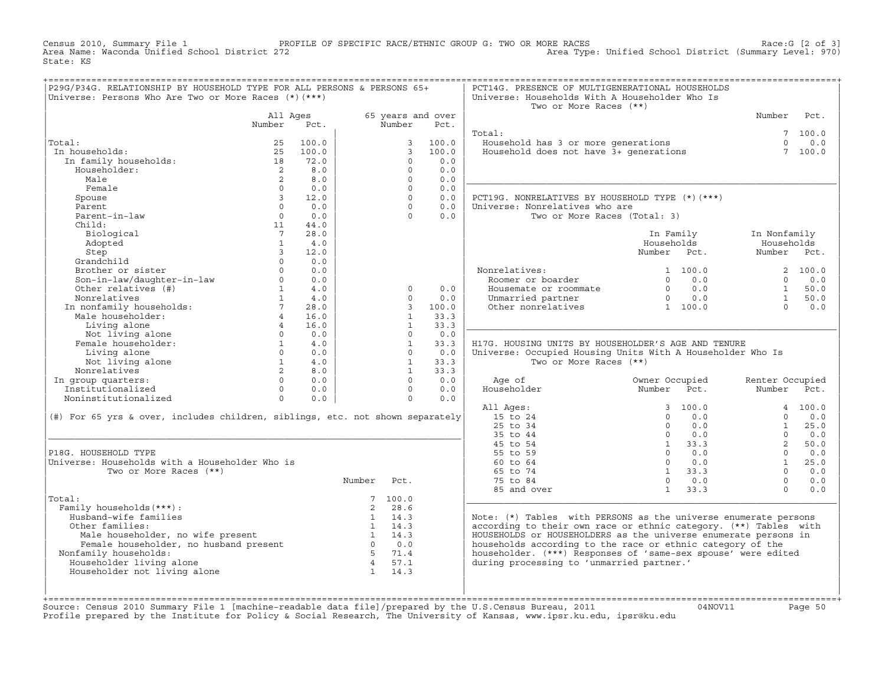Census 2010, Summary File 1 PROFILE OF SPECIFIC RACE/ETHNIC GROUP G: TWO OR MORE RACES Race:G [2 of 3]
Area Name: Waconda Unified School District 272 Area Type: Unified School District (Summary Level: 970)
State: KS

## P29G/P34G. RELATIONSHIP BY HOUSEHOLD TYPE FOR ALL PERSONS & PERSONS 65+

Universe: Persons Who Are Two or More Races (*)(***)

| | All Ages Number | All Ages Pct. | 65 years and over Number | 65 years and over Pct. |
|---|---|---|---|---|
| Total: | 25 | 100.0 | 3 | 100.0 |
| In households: | 25 | 100.0 | 3 | 100.0 |
| In family households: | 18 | 72.0 | 0 | 0.0 |
| Householder: | 2 | 8.0 | 0 | 0.0 |
| Male | 2 | 8.0 | 0 | 0.0 |
| Female | 0 | 0.0 | 0 | 0.0 |
| Spouse | 3 | 12.0 | 0 | 0.0 |
| Parent | 0 | 0.0 | 0 | 0.0 |
| Parent-in-law | 0 | 0.0 | 0 | 0.0 |
| Child: | 11 | 44.0 | | |
| Biological | 7 | 28.0 | | |
| Adopted | 1 | 4.0 | | |
| Step | 3 | 12.0 | | |
| Grandchild | 0 | 0.0 | | |
| Brother or sister | 0 | 0.0 | | |
| Son-in-law/daughter-in-law | 0 | 0.0 | | |
| Other relatives (#) | 1 | 4.0 | 0 | 0.0 |
| Nonrelatives | 1 | 4.0 | 0 | 0.0 |
| In nonfamily households: | 7 | 28.0 | 3 | 100.0 |
| Male householder: | 4 | 16.0 | 1 | 33.3 |
| Living alone | 4 | 16.0 | 1 | 33.3 |
| Not living alone | 0 | 0.0 | 0 | 0.0 |
| Female householder: | 1 | 4.0 | 1 | 33.3 |
| Living alone | 0 | 0.0 | 0 | 0.0 |
| Not living alone | 1 | 4.0 | 1 | 33.3 |
| Nonrelatives | 2 | 8.0 | 1 | 33.3 |
| In group quarters: | 0 | 0.0 | 0 | 0.0 |
| Institutionalized | 0 | 0.0 | 0 | 0.0 |
| Noninstitutionalized | 0 | 0.0 | 0 | 0.0 |

(#) For 65 yrs & over, includes children, siblings, etc. not shown separately

## P18G. HOUSEHOLD TYPE

Universe: Households with a Householder Who is Two or More Races (**)

| | Number | Pct. |
|---|---|---|
| Total: | 7 | 100.0 |
| Family households(***): | 2 | 28.6 |
| Husband-wife families | 1 | 14.3 |
| Other families: | 1 | 14.3 |
| Male householder, no wife present | 1 | 14.3 |
| Female householder, no husband present | 0 | 0.0 |
| Nonfamily households: | 5 | 71.4 |
| Householder living alone | 4 | 57.1 |
| Householder not living alone | 1 | 14.3 |

## PCT14G. PRESENCE OF MULTIGENERATIONAL HOUSEHOLDS

Universe: Households With A Householder Who Is Two or More Races (**)

| | Number | Pct. |
|---|---|---|
| Total: | 7 | 100.0 |
| Household has 3 or more generations | 0 | 0.0 |
| Household does not have 3+ generations | 7 | 100.0 |

## PCT19G. NONRELATIVES BY HOUSEHOLD TYPE (*)(***)

Universe: Nonrelatives who are Two or More Races (Total: 3)

| | In Family Households Number | In Family Households Pct. | In Nonfamily Households Number | In Nonfamily Households Pct. |
|---|---|---|---|---|
| Nonrelatives: | 1 | 100.0 | 2 | 100.0 |
| Roomer or boarder | 0 | 0.0 | 0 | 0.0 |
| Housemate or roommate | 0 | 0.0 | 1 | 50.0 |
| Unmarried partner | 0 | 0.0 | 1 | 50.0 |
| Other nonrelatives | 1 | 100.0 | 0 | 0.0 |

## H17G. HOUSING UNITS BY HOUSEHOLDER'S AGE AND TENURE

Universe: Occupied Housing Units With A Householder Who Is Two or More Races (**)

| Age of Householder | Owner Occupied Number | Owner Occupied Pct. | Renter Occupied Number | Renter Occupied Pct. |
|---|---|---|---|---|
| All Ages: | 3 | 100.0 | 4 | 100.0 |
| 15 to 24 | 0 | 0.0 | 0 | 0.0 |
| 25 to 34 | 0 | 0.0 | 1 | 25.0 |
| 35 to 44 | 0 | 0.0 | 0 | 0.0 |
| 45 to 54 | 1 | 33.3 | 2 | 50.0 |
| 55 to 59 | 0 | 0.0 | 0 | 0.0 |
| 60 to 64 | 0 | 0.0 | 1 | 25.0 |
| 65 to 74 | 1 | 33.3 | 0 | 0.0 |
| 75 to 84 | 0 | 0.0 | 0 | 0.0 |
| 85 and over | 1 | 33.3 | 0 | 0.0 |

Note: (*) Tables with PERSONS as the universe enumerate persons according to their own race or ethnic category. (**) Tables with HOUSEHOLDS or HOUSEHOLDERS as the universe enumerate persons in households according to the race or ethnic category of the householder. (***) Responses of 'same-sex spouse' were edited during processing to 'unmarried partner.'

Source: Census 2010 Summary File 1 [machine-readable data file]/prepared by the U.S.Census Bureau, 2011 04NOV11
Profile prepared by the Institute for Policy & Social Research, The University of Kansas, www.ipsr.ku.edu, ipsr@ku.edu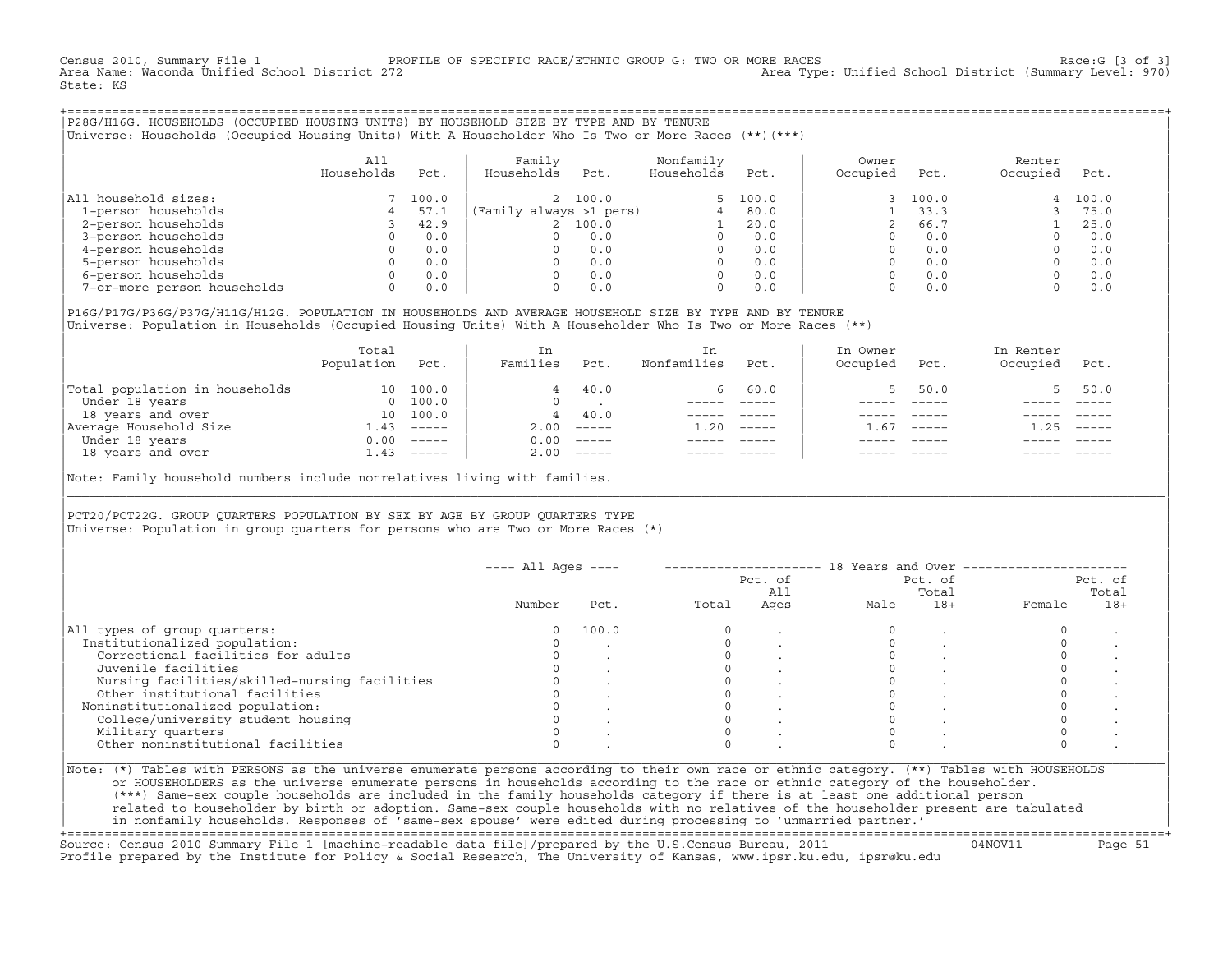Census 2010, Summary File 1 — PROFILE OF SPECIFIC RACE/ETHNIC GROUP G: TWO OR MORE RACES — Race:G [3 of 3]

Area Name: Waconda Unified School District 272 — Area Type: Unified School District (Summary Level: 970)

State: KS

## P28G/H16G. HOUSEHOLDS (OCCUPIED HOUSING UNITS) BY HOUSEHOLD SIZE BY TYPE AND BY TENURE

Universe: Households (Occupied Housing Units) With A Householder Who Is Two or More Races (**)(***)

| | All Households | Pct. | Family Households | Pct. | Nonfamily Households | Pct. | Owner Occupied | Pct. | Renter Occupied | Pct. |
|---|---|---|---|---|---|---|---|---|---|---|
| All household sizes: | 7 | 100.0 | 2 | 100.0 | 5 | 100.0 | 3 | 100.0 | 4 | 100.0 |
| 1-person households | 4 | 57.1 | (Family always >1 pers) | | 4 | 80.0 | 1 | 33.3 | 3 | 75.0 |
| 2-person households | 3 | 42.9 | 2 | 100.0 | 1 | 20.0 | 2 | 66.7 | 1 | 25.0 |
| 3-person households | 0 | 0.0 | 0 | 0.0 | 0 | 0.0 | 0 | 0.0 | 0 | 0.0 |
| 4-person households | 0 | 0.0 | 0 | 0.0 | 0 | 0.0 | 0 | 0.0 | 0 | 0.0 |
| 5-person households | 0 | 0.0 | 0 | 0.0 | 0 | 0.0 | 0 | 0.0 | 0 | 0.0 |
| 6-person households | 0 | 0.0 | 0 | 0.0 | 0 | 0.0 | 0 | 0.0 | 0 | 0.0 |
| 7-or-more person households | 0 | 0.0 | 0 | 0.0 | 0 | 0.0 | 0 | 0.0 | 0 | 0.0 |

## P16G/P17G/P36G/P37G/H11G/H12G. POPULATION IN HOUSEHOLDS AND AVERAGE HOUSEHOLD SIZE BY TYPE AND BY TENURE

Universe: Population in Households (Occupied Housing Units) With A Householder Who Is Two or More Races (**)

| | Total Population | Pct. | In Families | Pct. | In Nonfamilies | Pct. | In Owner Occupied | Pct. | In Renter Occupied | Pct. |
|---|---|---|---|---|---|---|---|---|---|---|
| Total population in households | 10 | 100.0 | 4 | 40.0 | 6 | 60.0 | 5 | 50.0 | 5 | 50.0 |
| Under 18 years | 0 | 100.0 | 0 | . | ----- | ----- | ----- | ----- | ----- | ----- |
| 18 years and over | 10 | 100.0 | 4 | 40.0 | ----- | ----- | ----- | ----- | ----- | ----- |
| Average Household Size | 1.43 | ----- | 2.00 | ----- | 1.20 | ----- | 1.67 | ----- | 1.25 | ----- |
| Under 18 years | 0.00 | ----- | 0.00 | ----- | ----- | ----- | ----- | ----- | ----- | ----- |
| 18 years and over | 1.43 | ----- | 2.00 | ----- | ----- | ----- | ----- | ----- | ----- | ----- |

Note: Family household numbers include nonrelatives living with families.

## PCT20/PCT22G. GROUP QUARTERS POPULATION BY SEX BY AGE BY GROUP QUARTERS TYPE

Universe: Population in group quarters for persons who are Two or More Races (*)

| | All Ages Number | All Ages Pct. | 18 Years and Over Total | Pct. of All Ages | Male | Pct. of Total 18+ | Female | Pct. of Total 18+ |
|---|---|---|---|---|---|---|---|---|
| All types of group quarters: | 0 | 100.0 | 0 | . | 0 | . | 0 | . |
| Institutionalized population: | 0 | . | 0 | . | 0 | . | 0 | . |
| Correctional facilities for adults | 0 | . | 0 | . | 0 | . | 0 | . |
| Juvenile facilities | 0 | . | 0 | . | 0 | . | 0 | . |
| Nursing facilities/skilled-nursing facilities | 0 | . | 0 | . | 0 | . | 0 | . |
| Other institutional facilities | 0 | . | 0 | . | 0 | . | 0 | . |
| Noninstitutionalized population: | 0 | . | 0 | . | 0 | . | 0 | . |
| College/university student housing | 0 | . | 0 | . | 0 | . | 0 | . |
| Military quarters | 0 | . | 0 | . | 0 | . | 0 | . |
| Other noninstitutional facilities | 0 | . | 0 | . | 0 | . | 0 | . |

Note: (*) Tables with PERSONS as the universe enumerate persons according to their own race or ethnic category. (**) Tables with HOUSEHOLDS or HOUSEHOLDERS as the universe enumerate persons in households according to the race or ethnic category of the householder. (***) Same-sex couple households are included in the family households category if there is at least one additional person related to householder by birth or adoption. Same-sex couple households with no relatives of the householder present are tabulated in nonfamily households. Responses of 'same-sex spouse' were edited during processing to 'unmarried partner.'

Source: Census 2010 Summary File 1 [machine-readable data file]/prepared by the U.S.Census Bureau, 2011 — 04NOV11

Profile prepared by the Institute for Policy & Social Research, The University of Kansas, www.ipsr.ku.edu, ipsr@ku.edu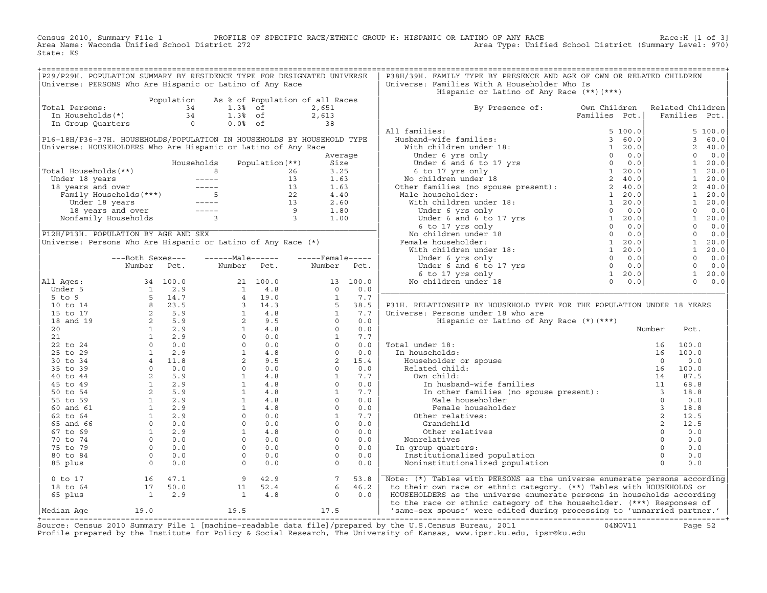Census 2010, Summary File 1 — PROFILE OF SPECIFIC RACE/ETHNIC GROUP H: HISPANIC OR LATINO OF ANY RACE — Race:H [1 of 3]
Area Name: Waconda Unified School District 272 — Area Type: Unified School District (Summary Level: 970)
State: KS

## P29/P29H. POPULATION SUMMARY BY RESIDENCE TYPE FOR DESIGNATED UNIVERSE

Universe: PERSONS Who Are Hispanic or Latino of Any Race

| | Population | As % of Population of all Races | |
|---|---|---|---|
| Total Persons: | 34 | 1.3% of | 2,651 |
| In Households(*) | 34 | 1.3% of | 2,613 |
| In Group Quarters | 0 | 0.0% of | 38 |

## P16-18H/P36-37H. HOUSEHOLDS/POPULATION IN HOUSEHOLDS BY HOUSEHOLD TYPE

Universe: HOUSEHOLDERS Who Are Hispanic or Latino of Any Race

| | Households | Population(**) | Average Size |
|---|---|---|---|
| Total Households(**) | 8 | 26 | 3.25 |
| Under 18 years | ----- | 13 | 1.63 |
| 18 years and over | ----- | 13 | 1.63 |
| Family Households(***) | 5 | 22 | 4.40 |
| Under 18 years | ----- | 13 | 2.60 |
| 18 years and over | ----- | 9 | 1.80 |
| Nonfamily Households | 3 | 3 | 1.00 |

## P12H/P13H. POPULATION BY AGE AND SEX

Universe: Persons Who Are Hispanic or Latino of Any Race (*)

| | Both Sexes Number | Both Sexes Pct. | Male Number | Male Pct. | Female Number | Female Pct. |
|---|---|---|---|---|---|---|
| All Ages: | 34 | 100.0 | 21 | 100.0 | 13 | 100.0 |
| Under 5 | 1 | 2.9 | 1 | 4.8 | 0 | 0.0 |
| 5 to 9 | 5 | 14.7 | 4 | 19.0 | 1 | 7.7 |
| 10 to 14 | 8 | 23.5 | 3 | 14.3 | 5 | 38.5 |
| 15 to 17 | 2 | 5.9 | 1 | 4.8 | 1 | 7.7 |
| 18 and 19 | 2 | 5.9 | 2 | 9.5 | 0 | 0.0 |
| 20 | 1 | 2.9 | 1 | 4.8 | 0 | 0.0 |
| 21 | 1 | 2.9 | 0 | 0.0 | 1 | 7.7 |
| 22 to 24 | 0 | 0.0 | 0 | 0.0 | 0 | 0.0 |
| 25 to 29 | 1 | 2.9 | 1 | 4.8 | 0 | 0.0 |
| 30 to 34 | 4 | 11.8 | 2 | 9.5 | 2 | 15.4 |
| 35 to 39 | 0 | 0.0 | 0 | 0.0 | 0 | 0.0 |
| 40 to 44 | 2 | 5.9 | 1 | 4.8 | 1 | 7.7 |
| 45 to 49 | 1 | 2.9 | 1 | 4.8 | 0 | 0.0 |
| 50 to 54 | 2 | 5.9 | 1 | 4.8 | 1 | 7.7 |
| 55 to 59 | 1 | 2.9 | 1 | 4.8 | 0 | 0.0 |
| 60 and 61 | 1 | 2.9 | 1 | 4.8 | 0 | 0.0 |
| 62 to 64 | 1 | 2.9 | 0 | 0.0 | 1 | 7.7 |
| 65 and 66 | 0 | 0.0 | 0 | 0.0 | 0 | 0.0 |
| 67 to 69 | 1 | 2.9 | 1 | 4.8 | 0 | 0.0 |
| 70 to 74 | 0 | 0.0 | 0 | 0.0 | 0 | 0.0 |
| 75 to 79 | 0 | 0.0 | 0 | 0.0 | 0 | 0.0 |
| 80 to 84 | 0 | 0.0 | 0 | 0.0 | 0 | 0.0 |
| 85 plus | 0 | 0.0 | 0 | 0.0 | 0 | 0.0 |
| 0 to 17 | 16 | 47.1 | 9 | 42.9 | 7 | 53.8 |
| 18 to 64 | 17 | 50.0 | 11 | 52.4 | 6 | 46.2 |
| 65 plus | 1 | 2.9 | 1 | 4.8 | 0 | 0.0 |
| Median Age | 19.0 | | 19.5 | | 17.5 | |

## P38H/39H. FAMILY TYPE BY PRESENCE AND AGE OF OWN OR RELATED CHILDREN

Universe: Families With A Householder Who Is Hispanic or Latino of Any Race (**)(***)

| By Presence of: | Own Children Families | Own Children Pct. | Related Children Families | Related Children Pct. |
|---|---|---|---|---|
| All families: | 5 | 100.0 | 5 | 100.0 |
| Husband-wife families: | 3 | 60.0 | 3 | 60.0 |
| With children under 18: | 1 | 20.0 | 2 | 40.0 |
| Under 6 yrs only | 0 | 0.0 | 0 | 0.0 |
| Under 6 and 6 to 17 yrs | 0 | 0.0 | 1 | 20.0 |
| 6 to 17 yrs only | 1 | 20.0 | 1 | 20.0 |
| No children under 18 | 2 | 40.0 | 1 | 20.0 |
| Other families (no spouse present): | 2 | 40.0 | 2 | 40.0 |
| Male householder: | 1 | 20.0 | 1 | 20.0 |
| With children under 18: | 1 | 20.0 | 1 | 20.0 |
| Under 6 yrs only | 0 | 0.0 | 0 | 0.0 |
| Under 6 and 6 to 17 yrs | 1 | 20.0 | 1 | 20.0 |
| 6 to 17 yrs only | 0 | 0.0 | 0 | 0.0 |
| No children under 18 | 0 | 0.0 | 0 | 0.0 |
| Female householder: | 1 | 20.0 | 1 | 20.0 |
| With children under 18: | 1 | 20.0 | 1 | 20.0 |
| Under 6 yrs only | 0 | 0.0 | 0 | 0.0 |
| Under 6 and 6 to 17 yrs | 0 | 0.0 | 0 | 0.0 |
| 6 to 17 yrs only | 1 | 20.0 | 1 | 20.0 |
| No children under 18 | 0 | 0.0 | 0 | 0.0 |

## P31H. RELATIONSHIP BY HOUSEHOLD TYPE FOR THE POPULATION UNDER 18 YEARS

Universe: Persons under 18 who are Hispanic or Latino of Any Race (*)(***)

| | Number | Pct. |
|---|---|---|
| Total under 18: | 16 | 100.0 |
| In households: | 16 | 100.0 |
| Householder or spouse | 0 | 0.0 |
| Related child: | 16 | 100.0 |
| Own child: | 14 | 87.5 |
| In husband-wife families | 11 | 68.8 |
| In other families (no spouse present): | 3 | 18.8 |
| Male householder | 0 | 0.0 |
| Female householder | 3 | 18.8 |
| Other relatives: | 2 | 12.5 |
| Grandchild | 2 | 12.5 |
| Other relatives | 0 | 0.0 |
| Nonrelatives | 0 | 0.0 |
| In group quarters: | 0 | 0.0 |
| Institutionalized population | 0 | 0.0 |
| Noninstitutionalized population | 0 | 0.0 |

Note: (*) Tables with PERSONS as the universe enumerate persons according to their own race or ethnic category. (**) Tables with HOUSEHOLDS or HOUSEHOLDERS as the universe enumerate persons in households according to the race or ethnic category of the householder. (***) Responses of 'same-sex spouse' were edited during processing to 'unmarried partner.'

Source: Census 2010 Summary File 1 [machine-readable data file]/prepared by the U.S.Census Bureau, 2011 04NOV11
Profile prepared by the Institute for Policy & Social Research, The University of Kansas, www.ipsr.ku.edu, ipsr@ku.edu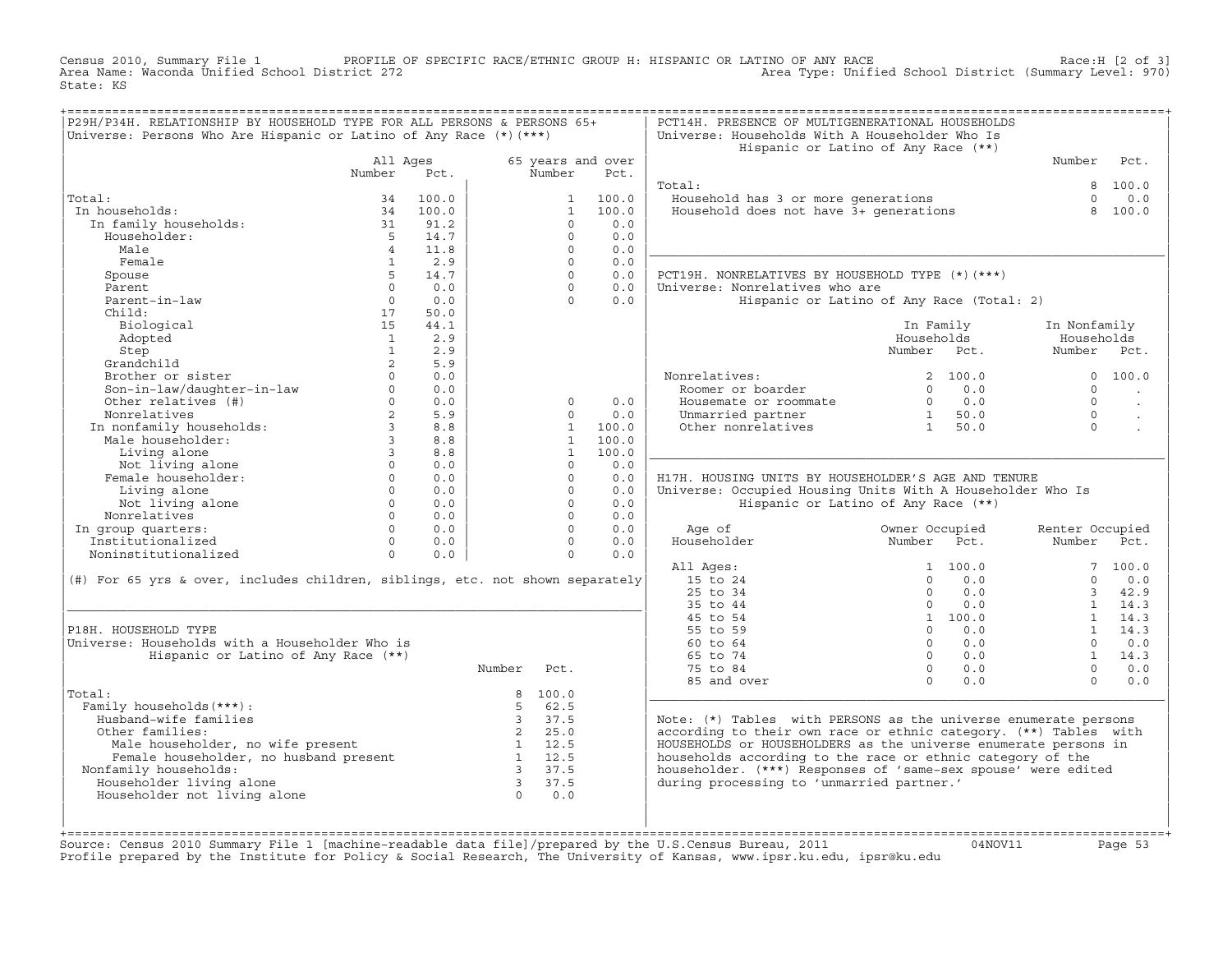Census 2010, Summary File 1 — PROFILE OF SPECIFIC RACE/ETHNIC GROUP H: HISPANIC OR LATINO OF ANY RACE — Race:H [2 of 3]
Area Name: Waconda Unified School District 272 — Area Type: Unified School District (Summary Level: 970)
State: KS

## P29H/P34H. RELATIONSHIP BY HOUSEHOLD TYPE FOR ALL PERSONS & PERSONS 65+

Universe: Persons Who Are Hispanic or Latino of Any Race (*)(***)

| | All Ages Number | All Ages Pct. | 65 years and over Number | 65 years and over Pct. |
|---|---|---|---|---|
| Total: | 34 | 100.0 | 1 | 100.0 |
| In households: | 34 | 100.0 | 1 | 100.0 |
| In family households: | 31 | 91.2 | 0 | 0.0 |
| Householder: | 5 | 14.7 | 0 | 0.0 |
| Male | 4 | 11.8 | 0 | 0.0 |
| Female | 1 | 2.9 | 0 | 0.0 |
| Spouse | 5 | 14.7 | 0 | 0.0 |
| Parent | 0 | 0.0 | 0 | 0.0 |
| Parent-in-law | 0 | 0.0 | 0 | 0.0 |
| Child: | 17 | 50.0 | | |
| Biological | 15 | 44.1 | | |
| Adopted | 1 | 2.9 | | |
| Step | 1 | 2.9 | | |
| Grandchild | 2 | 5.9 | | |
| Brother or sister | 0 | 0.0 | | |
| Son-in-law/daughter-in-law | 0 | 0.0 | | |
| Other relatives (#) | 0 | 0.0 | 0 | 0.0 |
| Nonrelatives | 2 | 5.9 | 0 | 0.0 |
| In nonfamily households: | 3 | 8.8 | 1 | 100.0 |
| Male householder: | 3 | 8.8 | 1 | 100.0 |
| Living alone | 3 | 8.8 | 1 | 100.0 |
| Not living alone | 0 | 0.0 | 0 | 0.0 |
| Female householder: | 0 | 0.0 | 0 | 0.0 |
| Living alone | 0 | 0.0 | 0 | 0.0 |
| Not living alone | 0 | 0.0 | 0 | 0.0 |
| Nonrelatives | 0 | 0.0 | 0 | 0.0 |
| In group quarters: | 0 | 0.0 | 0 | 0.0 |
| Institutionalized | 0 | 0.0 | 0 | 0.0 |
| Noninstitutionalized | 0 | 0.0 | 0 | 0.0 |

(#) For 65 yrs & over, includes children, siblings, etc. not shown separately

## P18H. HOUSEHOLD TYPE

Universe: Households with a Householder Who is Hispanic or Latino of Any Race (**)

| | Number | Pct. |
|---|---|---|
| Total: | 8 | 100.0 |
| Family households(***): | 5 | 62.5 |
| Husband-wife families | 3 | 37.5 |
| Other families: | 2 | 25.0 |
| Male householder, no wife present | 1 | 12.5 |
| Female householder, no husband present | 1 | 12.5 |
| Nonfamily households: | 3 | 37.5 |
| Householder living alone | 3 | 37.5 |
| Householder not living alone | 0 | 0.0 |

## PCT14H. PRESENCE OF MULTIGENERATIONAL HOUSEHOLDS

Universe: Households With A Householder Who Is Hispanic or Latino of Any Race (**)

| | Number | Pct. |
|---|---|---|
| Total: | 8 | 100.0 |
| Household has 3 or more generations | 0 | 0.0 |
| Household does not have 3+ generations | 8 | 100.0 |

## PCT19H. NONRELATIVES BY HOUSEHOLD TYPE (*)(***)

Universe: Nonrelatives who are Hispanic or Latino of Any Race (Total: 2)

| | In Family Households Number | In Family Households Pct. | In Nonfamily Households Number | In Nonfamily Households Pct. |
|---|---|---|---|---|
| Nonrelatives: | 2 | 100.0 | 0 | 100.0 |
| Roomer or boarder | 0 | 0.0 | 0 | . |
| Housemate or roommate | 0 | 0.0 | 0 | . |
| Unmarried partner | 1 | 50.0 | 0 | . |
| Other nonrelatives | 1 | 50.0 | 0 | . |

## H17H. HOUSING UNITS BY HOUSEHOLDER'S AGE AND TENURE

Universe: Occupied Housing Units With A Householder Who Is Hispanic or Latino of Any Race (**)

| Age of Householder | Owner Occupied Number | Owner Occupied Pct. | Renter Occupied Number | Renter Occupied Pct. |
|---|---|---|---|---|
| All Ages: | 1 | 100.0 | 7 | 100.0 |
| 15 to 24 | 0 | 0.0 | 0 | 0.0 |
| 25 to 34 | 0 | 0.0 | 3 | 42.9 |
| 35 to 44 | 0 | 0.0 | 1 | 14.3 |
| 45 to 54 | 1 | 100.0 | 1 | 14.3 |
| 55 to 59 | 0 | 0.0 | 1 | 14.3 |
| 60 to 64 | 0 | 0.0 | 0 | 0.0 |
| 65 to 74 | 0 | 0.0 | 1 | 14.3 |
| 75 to 84 | 0 | 0.0 | 0 | 0.0 |
| 85 and over | 0 | 0.0 | 0 | 0.0 |

Note: (*) Tables with PERSONS as the universe enumerate persons according to their own race or ethnic category. (**) Tables with HOUSEHOLDS or HOUSEHOLDERS as the universe enumerate persons in households according to the race or ethnic category of the householder. (***) Responses of 'same-sex spouse' were edited during processing to 'unmarried partner.'

Source: Census 2010 Summary File 1 [machine-readable data file]/prepared by the U.S.Census Bureau, 2011 — 04NOV11
Profile prepared by the Institute for Policy & Social Research, The University of Kansas, www.ipsr.ku.edu, ipsr@ku.edu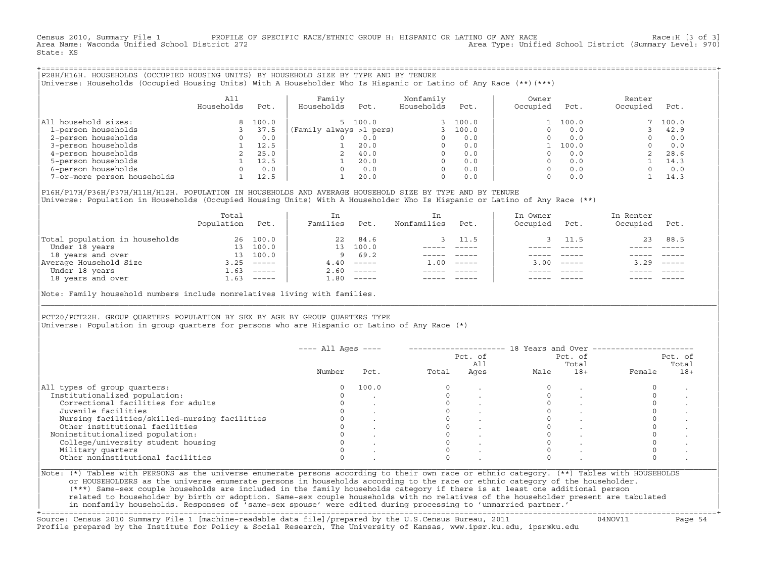Census 2010, Summary File 1 PROFILE OF SPECIFIC RACE/ETHNIC GROUP H: HISPANIC OR LATINO OF ANY RACE Race:H [3 of 3]
Area Name: Waconda Unified School District 272 Area Type: Unified School District (Summary Level: 970)
State: KS

## P28H/H16H. HOUSEHOLDS (OCCUPIED HOUSING UNITS) BY HOUSEHOLD SIZE BY TYPE AND BY TENURE

Universe: Households (Occupied Housing Units) With A Householder Who Is Hispanic or Latino of Any Race (**)(***)

| | All Households | Pct. | Family Households | Pct. | Nonfamily Households | Pct. | Owner Occupied | Pct. | Renter Occupied | Pct. |
|---|---|---|---|---|---|---|---|---|---|---|
| All household sizes: | 8 | 100.0 | 5 | 100.0 | 3 | 100.0 | 1 | 100.0 | 7 | 100.0 |
| 1-person households | 3 | 37.5 | (Family always >1 pers) | | 3 | 100.0 | 0 | 0.0 | 3 | 42.9 |
| 2-person households | 0 | 0.0 | 0 | 0.0 | 0 | 0.0 | 0 | 0.0 | 0 | 0.0 |
| 3-person households | 1 | 12.5 | 1 | 20.0 | 0 | 0.0 | 1 | 100.0 | 0 | 0.0 |
| 4-person households | 2 | 25.0 | 2 | 40.0 | 0 | 0.0 | 0 | 0.0 | 2 | 28.6 |
| 5-person households | 1 | 12.5 | 1 | 20.0 | 0 | 0.0 | 0 | 0.0 | 1 | 14.3 |
| 6-person households | 0 | 0.0 | 0 | 0.0 | 0 | 0.0 | 0 | 0.0 | 0 | 0.0 |
| 7-or-more person households | 1 | 12.5 | 1 | 20.0 | 0 | 0.0 | 0 | 0.0 | 1 | 14.3 |

## P16H/P17H/P36H/P37H/H11H/H12H. POPULATION IN HOUSEHOLDS AND AVERAGE HOUSEHOLD SIZE BY TYPE AND BY TENURE

Universe: Population in Households (Occupied Housing Units) With A Householder Who Is Hispanic or Latino of Any Race (**)

| | Total Population | Pct. | In Families | Pct. | In Nonfamilies | Pct. | In Owner Occupied | Pct. | In Renter Occupied | Pct. |
|---|---|---|---|---|---|---|---|---|---|---|
| Total population in households | 26 | 100.0 | 22 | 84.6 | 3 | 11.5 | 3 | 11.5 | 23 | 88.5 |
| Under 18 years | 13 | 100.0 | 13 | 100.0 | ----- | ----- | ----- | ----- | ----- | ----- |
| 18 years and over | 13 | 100.0 | 9 | 69.2 | ----- | ----- | ----- | ----- | ----- | ----- |
| Average Household Size | 3.25 | ----- | 4.40 | ----- | 1.00 | ----- | 3.00 | ----- | 3.29 | ----- |
| Under 18 years | 1.63 | ----- | 2.60 | ----- | ----- | ----- | ----- | ----- | ----- | ----- |
| 18 years and over | 1.63 | ----- | 1.80 | ----- | ----- | ----- | ----- | ----- | ----- | ----- |

Note: Family household numbers include nonrelatives living with families.

## PCT20/PCT22H. GROUP QUARTERS POPULATION BY SEX BY AGE BY GROUP QUARTERS TYPE

Universe: Population in group quarters for persons who are Hispanic or Latino of Any Race (*)

| | All Ages | | 18 Years and Over | | | | | |
|---|---|---|---|---|---|---|---|---|
| | Number | Pct. | Total | Pct. of All Ages | Male | Pct. of Total 18+ | Female | Pct. of Total 18+ |
| All types of group quarters: | 0 | 100.0 | 0 | . | 0 | . | 0 | . |
| Institutionalized population: | 0 | . | 0 | . | 0 | . | 0 | . |
| Correctional facilities for adults | 0 | . | 0 | . | 0 | . | 0 | . |
| Juvenile facilities | 0 | . | 0 | . | 0 | . | 0 | . |
| Nursing facilities/skilled-nursing facilities | 0 | . | 0 | . | 0 | . | 0 | . |
| Other institutional facilities | 0 | . | 0 | . | 0 | . | 0 | . |
| Noninstitutionalized population: | 0 | . | 0 | . | 0 | . | 0 | . |
| College/university student housing | 0 | . | 0 | . | 0 | . | 0 | . |
| Military quarters | 0 | . | 0 | . | 0 | . | 0 | . |
| Other noninstitutional facilities | 0 | . | 0 | . | 0 | . | 0 | . |

Note: (*) Tables with PERSONS as the universe enumerate persons according to their own race or ethnic category. (**) Tables with HOUSEHOLDS or HOUSEHOLDERS as the universe enumerate persons in households according to the race or ethnic category of the householder. (***) Same-sex couple households are included in the family households category if there is at least one additional person related to householder by birth or adoption. Same-sex couple households with no relatives of the householder present are tabulated in nonfamily households. Responses of 'same-sex spouse' were edited during processing to 'unmarried partner.'

Source: Census 2010 Summary File 1 [machine-readable data file]/prepared by the U.S.Census Bureau, 2011 04NOV11
Profile prepared by the Institute for Policy & Social Research, The University of Kansas, www.ipsr.ku.edu, ipsr@ku.edu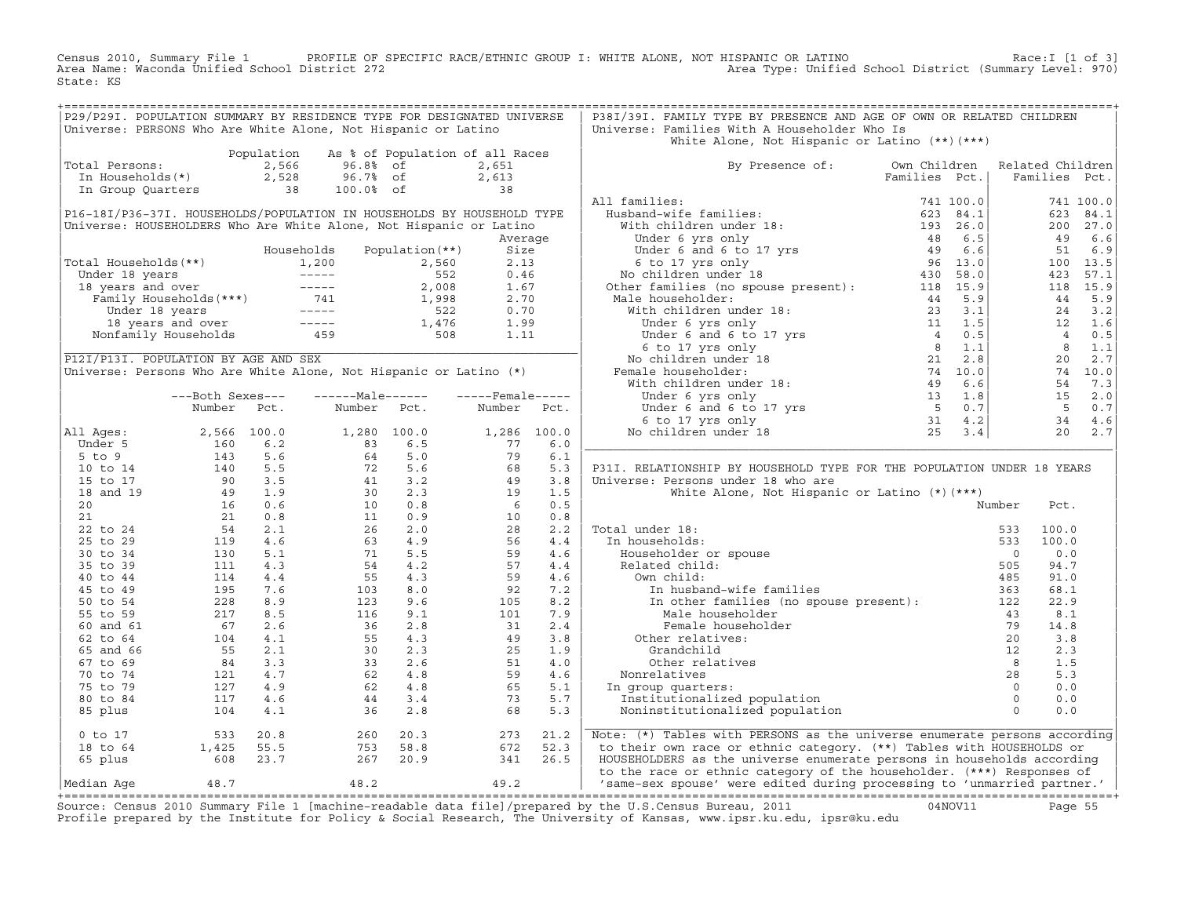Census 2010, Summary File 1 PROFILE OF SPECIFIC RACE/ETHNIC GROUP I: WHITE ALONE, NOT HISPANIC OR LATINO Race:I [1 of 3]
Area Name: Waconda Unified School District 272 Area Type: Unified School District (Summary Level: 970)
State: KS

## P29/P29I. POPULATION SUMMARY BY RESIDENCE TYPE FOR DESIGNATED UNIVERSE

Universe: PERSONS Who Are White Alone, Not Hispanic or Latino

| | Population | As % of Population of all Races | |
|---|---|---|---|
| Total Persons: | 2,566 | 96.8% of | 2,651 |
| In Households(*) | 2,528 | 96.7% of | 2,613 |
| In Group Quarters | 38 | 100.0% of | 38 |

## P16-18I/P36-37I. HOUSEHOLDS/POPULATION IN HOUSEHOLDS BY HOUSEHOLD TYPE

Universe: HOUSEHOLDERS Who Are White Alone, Not Hispanic or Latino

| | Households | Population(**) | Average Size |
|---|---|---|---|
| Total Households(**) | 1,200 | 2,560 | 2.13 |
| Under 18 years | ----- | 552 | 0.46 |
| 18 years and over | ----- | 2,008 | 1.67 |
| Family Households(***) | 741 | 1,998 | 2.70 |
| Under 18 years | ----- | 522 | 0.70 |
| 18 years and over | ----- | 1,476 | 1.99 |
| Nonfamily Households | 459 | 508 | 1.11 |

## P12I/P13I. POPULATION BY AGE AND SEX

Universe: Persons Who Are White Alone, Not Hispanic or Latino (*)

| | Both Sexes Number | Both Sexes Pct. | Male Number | Male Pct. | Female Number | Female Pct. |
|---|---|---|---|---|---|---|
| All Ages: | 2,566 | 100.0 | 1,280 | 100.0 | 1,286 | 100.0 |
| Under 5 | 160 | 6.2 | 83 | 6.5 | 77 | 6.0 |
| 5 to 9 | 143 | 5.6 | 64 | 5.0 | 79 | 6.1 |
| 10 to 14 | 140 | 5.5 | 72 | 5.6 | 68 | 5.3 |
| 15 to 17 | 90 | 3.5 | 41 | 3.2 | 49 | 3.8 |
| 18 and 19 | 49 | 1.9 | 30 | 2.3 | 19 | 1.5 |
| 20 | 16 | 0.6 | 10 | 0.8 | 6 | 0.5 |
| 21 | 21 | 0.8 | 11 | 0.9 | 10 | 0.8 |
| 22 to 24 | 54 | 2.1 | 26 | 2.0 | 28 | 2.2 |
| 25 to 29 | 119 | 4.6 | 63 | 4.9 | 56 | 4.4 |
| 30 to 34 | 130 | 5.1 | 71 | 5.5 | 59 | 4.6 |
| 35 to 39 | 111 | 4.3 | 54 | 4.2 | 57 | 4.4 |
| 40 to 44 | 114 | 4.4 | 55 | 4.3 | 59 | 4.6 |
| 45 to 49 | 195 | 7.6 | 103 | 8.0 | 92 | 7.2 |
| 50 to 54 | 228 | 8.9 | 123 | 9.6 | 105 | 8.2 |
| 55 to 59 | 217 | 8.5 | 116 | 9.1 | 101 | 7.9 |
| 60 and 61 | 67 | 2.6 | 36 | 2.8 | 31 | 2.4 |
| 62 to 64 | 104 | 4.1 | 55 | 4.3 | 49 | 3.8 |
| 65 and 66 | 55 | 2.1 | 30 | 2.3 | 25 | 1.9 |
| 67 to 69 | 84 | 3.3 | 33 | 2.6 | 51 | 4.0 |
| 70 to 74 | 121 | 4.7 | 62 | 4.8 | 59 | 4.6 |
| 75 to 79 | 127 | 4.9 | 62 | 4.8 | 65 | 5.1 |
| 80 to 84 | 117 | 4.6 | 44 | 3.4 | 73 | 5.7 |
| 85 plus | 104 | 4.1 | 36 | 2.8 | 68 | 5.3 |
| 0 to 17 | 533 | 20.8 | 260 | 20.3 | 273 | 21.2 |
| 18 to 64 | 1,425 | 55.5 | 753 | 58.8 | 672 | 52.3 |
| 65 plus | 608 | 23.7 | 267 | 20.9 | 341 | 26.5 |
| Median Age | 48.7 | | 48.2 | | 49.2 | |

## P38I/39I. FAMILY TYPE BY PRESENCE AND AGE OF OWN OR RELATED CHILDREN

Universe: Families With A Householder Who Is White Alone, Not Hispanic or Latino (**)(***)

| By Presence of: | Own Children Families | Own Children Pct. | Related Children Families | Related Children Pct. |
|---|---|---|---|---|
| All families: | 741 | 100.0 | 741 | 100.0 |
| Husband-wife families: | 623 | 84.1 | 623 | 84.1 |
| With children under 18: | 193 | 26.0 | 200 | 27.0 |
| Under 6 yrs only | 48 | 6.5 | 49 | 6.6 |
| Under 6 and 6 to 17 yrs | 49 | 6.6 | 51 | 6.9 |
| 6 to 17 yrs only | 96 | 13.0 | 100 | 13.5 |
| No children under 18 | 430 | 58.0 | 423 | 57.1 |
| Other families (no spouse present): | 118 | 15.9 | 118 | 15.9 |
| Male householder: | 44 | 5.9 | 44 | 5.9 |
| With children under 18: | 23 | 3.1 | 24 | 3.2 |
| Under 6 yrs only | 11 | 1.5 | 12 | 1.6 |
| Under 6 and 6 to 17 yrs | 4 | 0.5 | 4 | 0.5 |
| 6 to 17 yrs only | 8 | 1.1 | 8 | 1.1 |
| No children under 18 | 21 | 2.8 | 20 | 2.7 |
| Female householder: | 74 | 10.0 | 74 | 10.0 |
| With children under 18: | 49 | 6.6 | 54 | 7.3 |
| Under 6 yrs only | 13 | 1.8 | 15 | 2.0 |
| Under 6 and 6 to 17 yrs | 5 | 0.7 | 5 | 0.7 |
| 6 to 17 yrs only | 31 | 4.2 | 34 | 4.6 |
| No children under 18 | 25 | 3.4 | 20 | 2.7 |

## P31I. RELATIONSHIP BY HOUSEHOLD TYPE FOR THE POPULATION UNDER 18 YEARS

Universe: Persons under 18 who are White Alone, Not Hispanic or Latino (*)(***)

| | Number | Pct. |
|---|---|---|
| Total under 18: | 533 | 100.0 |
| In households: | 533 | 100.0 |
| Householder or spouse | 0 | 0.0 |
| Related child: | 505 | 94.7 |
| Own child: | 485 | 91.0 |
| In husband-wife families | 363 | 68.1 |
| In other families (no spouse present): | 122 | 22.9 |
| Male householder | 43 | 8.1 |
| Female householder | 79 | 14.8 |
| Other relatives: | 20 | 3.8 |
| Grandchild | 12 | 2.3 |
| Other relatives | 8 | 1.5 |
| Nonrelatives | 28 | 5.3 |
| In group quarters: | 0 | 0.0 |
| Institutionalized population | 0 | 0.0 |
| Noninstitutionalized population | 0 | 0.0 |

Note: (*) Tables with PERSONS as the universe enumerate persons according to their own race or ethnic category. (**) Tables with HOUSEHOLDS or HOUSEHOLDERS as the universe enumerate persons in households according to the race or ethnic category of the householder. (***) Responses of 'same-sex spouse' were edited during processing to 'unmarried partner.'

Source: Census 2010 Summary File 1 [machine-readable data file]/prepared by the U.S.Census Bureau, 2011 04NOV11
Profile prepared by the Institute for Policy & Social Research, The University of Kansas, www.ipsr.ku.edu, ipsr@ku.edu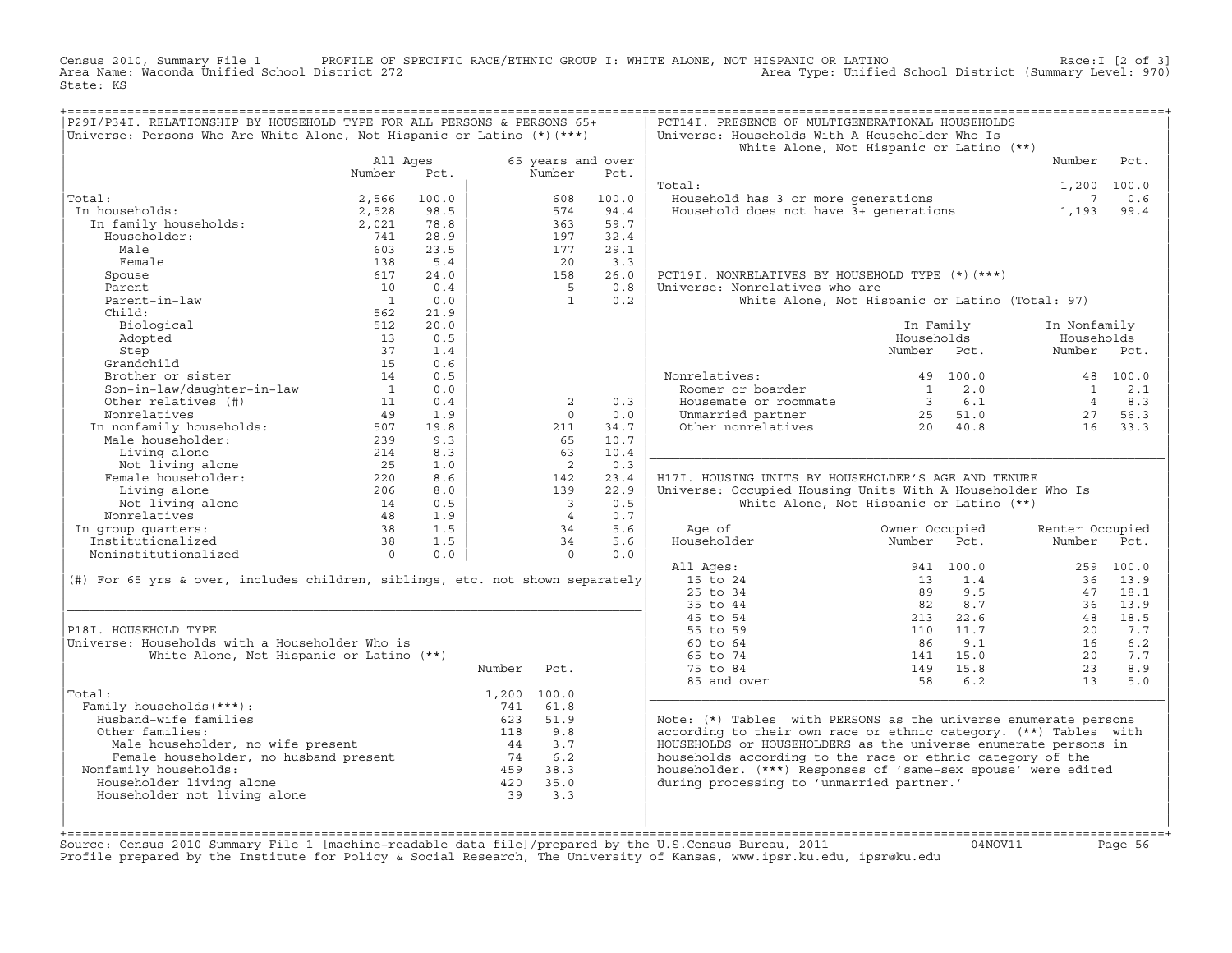Census 2010, Summary File 1 PROFILE OF SPECIFIC RACE/ETHNIC GROUP I: WHITE ALONE, NOT HISPANIC OR LATINO Race:I [2 of 3]
Area Name: Waconda Unified School District 272 Area Type: Unified School District (Summary Level: 970)
State: KS

## P29I/P34I. RELATIONSHIP BY HOUSEHOLD TYPE FOR ALL PERSONS & PERSONS 65+

Universe: Persons Who Are White Alone, Not Hispanic or Latino (*)(***)

| | All Ages Number | All Ages Pct. | 65 years and over Number | 65 years and over Pct. |
|---|---|---|---|---|
| Total: | 2,566 | 100.0 | 608 | 100.0 |
| In households: | 2,528 | 98.5 | 574 | 94.4 |
| In family households: | 2,021 | 78.8 | 363 | 59.7 |
| Householder: | 741 | 28.9 | 197 | 32.4 |
| Male | 603 | 23.5 | 177 | 29.1 |
| Female | 138 | 5.4 | 20 | 3.3 |
| Spouse | 617 | 24.0 | 158 | 26.0 |
| Parent | 10 | 0.4 | 5 | 0.8 |
| Parent-in-law | 1 | 0.0 | 1 | 0.2 |
| Child: | 562 | 21.9 | | |
| Biological | 512 | 20.0 | | |
| Adopted | 13 | 0.5 | | |
| Step | 37 | 1.4 | | |
| Grandchild | 15 | 0.6 | | |
| Brother or sister | 14 | 0.5 | | |
| Son-in-law/daughter-in-law | 1 | 0.0 | | |
| Other relatives (#) | 11 | 0.4 | 2 | 0.3 |
| Nonrelatives | 49 | 1.9 | 0 | 0.0 |
| In nonfamily households: | 507 | 19.8 | 211 | 34.7 |
| Male householder: | 239 | 9.3 | 65 | 10.7 |
| Living alone | 214 | 8.3 | 63 | 10.4 |
| Not living alone | 25 | 1.0 | 2 | 0.3 |
| Female householder: | 220 | 8.6 | 142 | 23.4 |
| Living alone | 206 | 8.0 | 139 | 22.9 |
| Not living alone | 14 | 0.5 | 3 | 0.5 |
| Nonrelatives | 48 | 1.9 | 4 | 0.7 |
| In group quarters: | 38 | 1.5 | 34 | 5.6 |
| Institutionalized | 38 | 1.5 | 34 | 5.6 |
| Noninstitutionalized | 0 | 0.0 | 0 | 0.0 |

(#) For 65 yrs & over, includes children, siblings, etc. not shown separately

## P18I. HOUSEHOLD TYPE

Universe: Households with a Householder Who is White Alone, Not Hispanic or Latino (**)

| | Number | Pct. |
|---|---|---|
| Total: | 1,200 | 100.0 |
| Family households(***): | 741 | 61.8 |
| Husband-wife families | 623 | 51.9 |
| Other families: | 118 | 9.8 |
| Male householder, no wife present | 44 | 3.7 |
| Female householder, no husband present | 74 | 6.2 |
| Nonfamily households: | 459 | 38.3 |
| Householder living alone | 420 | 35.0 |
| Householder not living alone | 39 | 3.3 |

## PCT14I. PRESENCE OF MULTIGENERATIONAL HOUSEHOLDS

Universe: Households With A Householder Who Is White Alone, Not Hispanic or Latino (**)

| | Number | Pct. |
|---|---|---|
| Total: | 1,200 | 100.0 |
| Household has 3 or more generations | 7 | 0.6 |
| Household does not have 3+ generations | 1,193 | 99.4 |

## PCT19I. NONRELATIVES BY HOUSEHOLD TYPE (*)(***)

Universe: Nonrelatives who are White Alone, Not Hispanic or Latino (Total: 97)

| | In Family Households Number | In Family Households Pct. | In Nonfamily Households Number | In Nonfamily Households Pct. |
|---|---|---|---|---|
| Nonrelatives: | 49 | 100.0 | 48 | 100.0 |
| Roomer or boarder | 1 | 2.0 | 1 | 2.1 |
| Housemate or roommate | 3 | 6.1 | 4 | 8.3 |
| Unmarried partner | 25 | 51.0 | 27 | 56.3 |
| Other nonrelatives | 20 | 40.8 | 16 | 33.3 |

## H17I. HOUSING UNITS BY HOUSEHOLDER'S AGE AND TENURE

Universe: Occupied Housing Units With A Householder Who Is White Alone, Not Hispanic or Latino (**)

| Age of Householder | Owner Occupied Number | Owner Occupied Pct. | Renter Occupied Number | Renter Occupied Pct. |
|---|---|---|---|---|
| All Ages: | 941 | 100.0 | 259 | 100.0 |
| 15 to 24 | 13 | 1.4 | 36 | 13.9 |
| 25 to 34 | 89 | 9.5 | 47 | 18.1 |
| 35 to 44 | 82 | 8.7 | 36 | 13.9 |
| 45 to 54 | 213 | 22.6 | 48 | 18.5 |
| 55 to 59 | 110 | 11.7 | 20 | 7.7 |
| 60 to 64 | 86 | 9.1 | 16 | 6.2 |
| 65 to 74 | 141 | 15.0 | 20 | 7.7 |
| 75 to 84 | 149 | 15.8 | 23 | 8.9 |
| 85 and over | 58 | 6.2 | 13 | 5.0 |

Note: (*) Tables with PERSONS as the universe enumerate persons according to their own race or ethnic category. (**) Tables with HOUSEHOLDS or HOUSEHOLDERS as the universe enumerate persons in households according to the race or ethnic category of the householder. (***) Responses of 'same-sex spouse' were edited during processing to 'unmarried partner.'

Source: Census 2010 Summary File 1 [machine-readable data file]/prepared by the U.S.Census Bureau, 2011 04NOV11
Profile prepared by the Institute for Policy & Social Research, The University of Kansas, www.ipsr.ku.edu, ipsr@ku.edu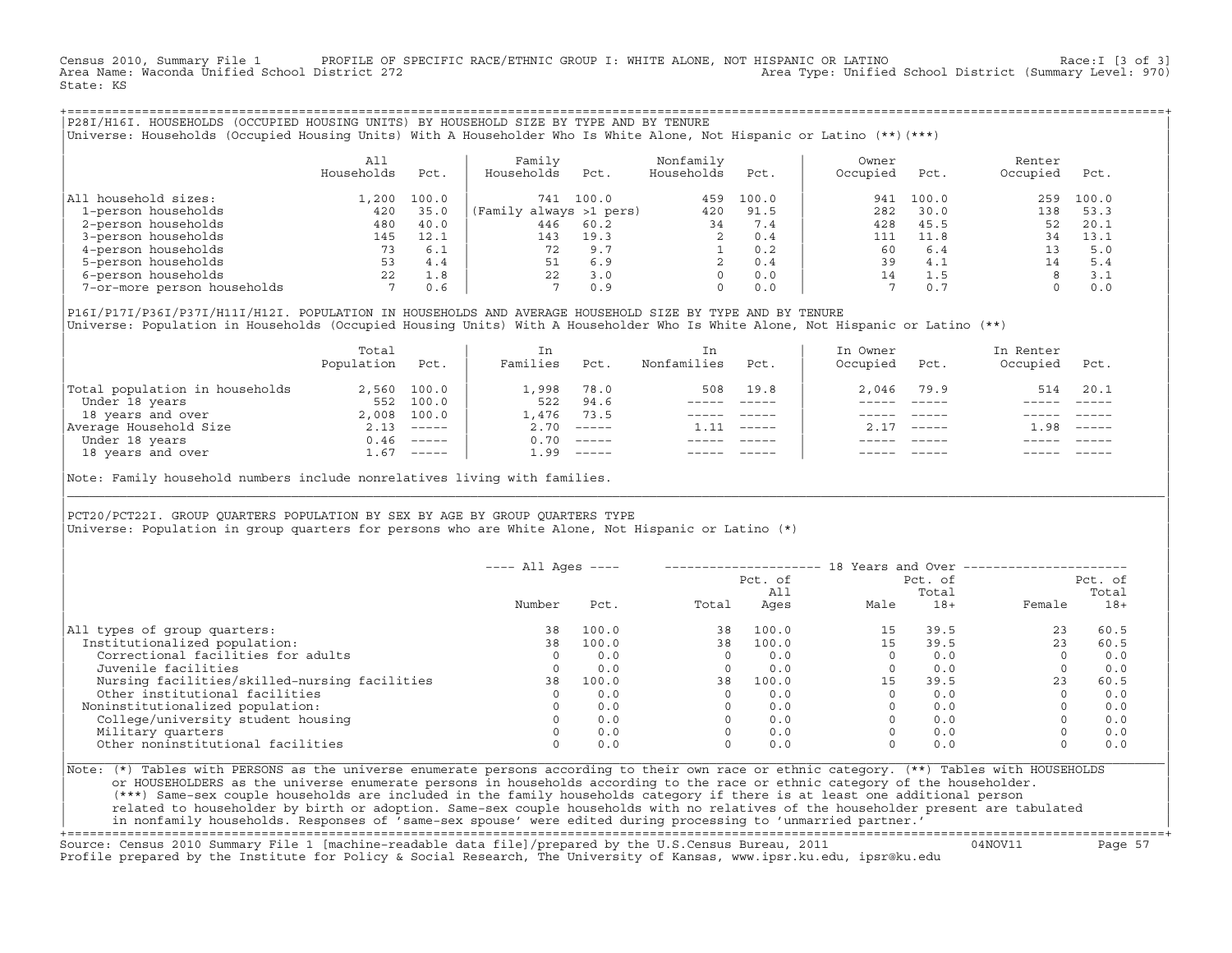Census 2010, Summary File 1 PROFILE OF SPECIFIC RACE/ETHNIC GROUP I: WHITE ALONE, NOT HISPANIC OR LATINO Race:I [3 of 3]
Area Name: Waconda Unified School District 272 Area Type: Unified School District (Summary Level: 970)
State: KS

## P28I/H16I. HOUSEHOLDS (OCCUPIED HOUSING UNITS) BY HOUSEHOLD SIZE BY TYPE AND BY TENURE

Universe: Households (Occupied Housing Units) With A Householder Who Is White Alone, Not Hispanic or Latino (**)(***)

| | All Households | Pct. | Family Households | Pct. | Nonfamily Households | Pct. | Owner Occupied | Pct. | Renter Occupied | Pct. |
|---|---|---|---|---|---|---|---|---|---|---|
| All household sizes: | 1,200 | 100.0 | 741 | 100.0 | 459 | 100.0 | 941 | 100.0 | 259 | 100.0 |
| 1-person households | 420 | 35.0 | (Family always >1 pers) | | 420 | 91.5 | 282 | 30.0 | 138 | 53.3 |
| 2-person households | 480 | 40.0 | 446 | 60.2 | 34 | 7.4 | 428 | 45.5 | 52 | 20.1 |
| 3-person households | 145 | 12.1 | 143 | 19.3 | 2 | 0.4 | 111 | 11.8 | 34 | 13.1 |
| 4-person households | 73 | 6.1 | 72 | 9.7 | 1 | 0.2 | 60 | 6.4 | 13 | 5.0 |
| 5-person households | 53 | 4.4 | 51 | 6.9 | 2 | 0.4 | 39 | 4.1 | 14 | 5.4 |
| 6-person households | 22 | 1.8 | 22 | 3.0 | 0 | 0.0 | 14 | 1.5 | 8 | 3.1 |
| 7-or-more person households | 7 | 0.6 | 7 | 0.9 | 0 | 0.0 | 7 | 0.7 | 0 | 0.0 |

## P16I/P17I/P36I/P37I/H11I/H12I. POPULATION IN HOUSEHOLDS AND AVERAGE HOUSEHOLD SIZE BY TYPE AND BY TENURE

Universe: Population in Households (Occupied Housing Units) With A Householder Who Is White Alone, Not Hispanic or Latino (**)

| | Total Population | Pct. | In Families | Pct. | In Nonfamilies | Pct. | In Owner Occupied | Pct. | In Renter Occupied | Pct. |
|---|---|---|---|---|---|---|---|---|---|---|
| Total population in households | 2,560 | 100.0 | 1,998 | 78.0 | 508 | 19.8 | 2,046 | 79.9 | 514 | 20.1 |
| Under 18 years | 552 | 100.0 | 522 | 94.6 | ----- | ----- | ----- | ----- | ----- | ----- |
| 18 years and over | 2,008 | 100.0 | 1,476 | 73.5 | ----- | ----- | ----- | ----- | ----- | ----- |
| Average Household Size | 2.13 | ----- | 2.70 | ----- | 1.11 | ----- | 2.17 | ----- | 1.98 | ----- |
| Under 18 years | 0.46 | ----- | 0.70 | ----- | ----- | ----- | ----- | ----- | ----- | ----- |
| 18 years and over | 1.67 | ----- | 1.99 | ----- | ----- | ----- | ----- | ----- | ----- | ----- |

Note: Family household numbers include nonrelatives living with families.

## PCT20/PCT22I. GROUP QUARTERS POPULATION BY SEX BY AGE BY GROUP QUARTERS TYPE

Universe: Population in group quarters for persons who are White Alone, Not Hispanic or Latino (*)

| | All Ages | | 18 Years and Over | | | | | |
|---|---|---|---|---|---|---|---|---|
| | Number | Pct. | Total | Pct. of All Ages | Male | Pct. of Total 18+ | Female | Pct. of Total 18+ |
| All types of group quarters: | 38 | 100.0 | 38 | 100.0 | 15 | 39.5 | 23 | 60.5 |
| Institutionalized population: | 38 | 100.0 | 38 | 100.0 | 15 | 39.5 | 23 | 60.5 |
| Correctional facilities for adults | 0 | 0.0 | 0 | 0.0 | 0 | 0.0 | 0 | 0.0 |
| Juvenile facilities | 0 | 0.0 | 0 | 0.0 | 0 | 0.0 | 0 | 0.0 |
| Nursing facilities/skilled-nursing facilities | 38 | 100.0 | 38 | 100.0 | 15 | 39.5 | 23 | 60.5 |
| Other institutional facilities | 0 | 0.0 | 0 | 0.0 | 0 | 0.0 | 0 | 0.0 |
| Noninstitutionalized population: | 0 | 0.0 | 0 | 0.0 | 0 | 0.0 | 0 | 0.0 |
| College/university student housing | 0 | 0.0 | 0 | 0.0 | 0 | 0.0 | 0 | 0.0 |
| Military quarters | 0 | 0.0 | 0 | 0.0 | 0 | 0.0 | 0 | 0.0 |
| Other noninstitutional facilities | 0 | 0.0 | 0 | 0.0 | 0 | 0.0 | 0 | 0.0 |

Note: (*) Tables with PERSONS as the universe enumerate persons according to their own race or ethnic category. (**) Tables with HOUSEHOLDS or HOUSEHOLDERS as the universe enumerate persons in households according to the race or ethnic category of the householder. (***) Same-sex couple households are included in the family households category if there is at least one additional person related to householder by birth or adoption. Same-sex couple households with no relatives of the householder present are tabulated in nonfamily households. Responses of 'same-sex spouse' were edited during processing to 'unmarried partner.'

Source: Census 2010 Summary File 1 [machine-readable data file]/prepared by the U.S.Census Bureau, 2011 04NOV11
Profile prepared by the Institute for Policy & Social Research, The University of Kansas, www.ipsr.ku.edu, ipsr@ku.edu